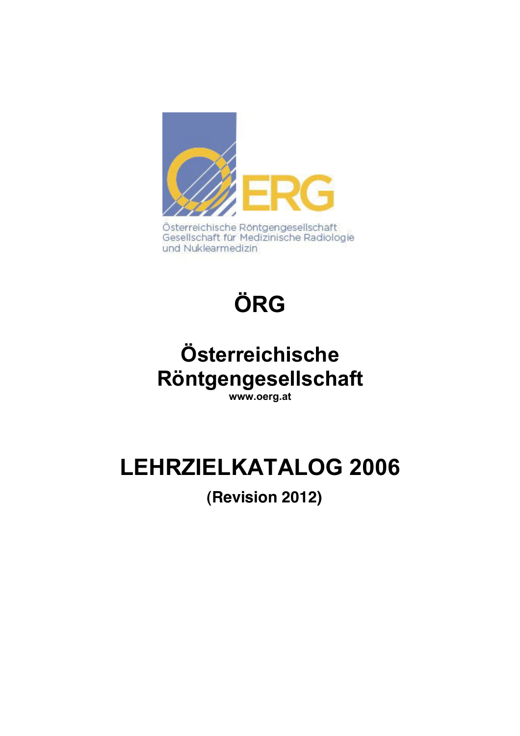Österreichische Röntgengesellschaft
Gesellschaft für Medizinische Radiologie
und Nuklearmedizin

# ÖRG

## Österreichische Röntgengesellschaft

**www.oerg.at**

# LEHRZIELKATALOG 2006

**(Revision 2012)**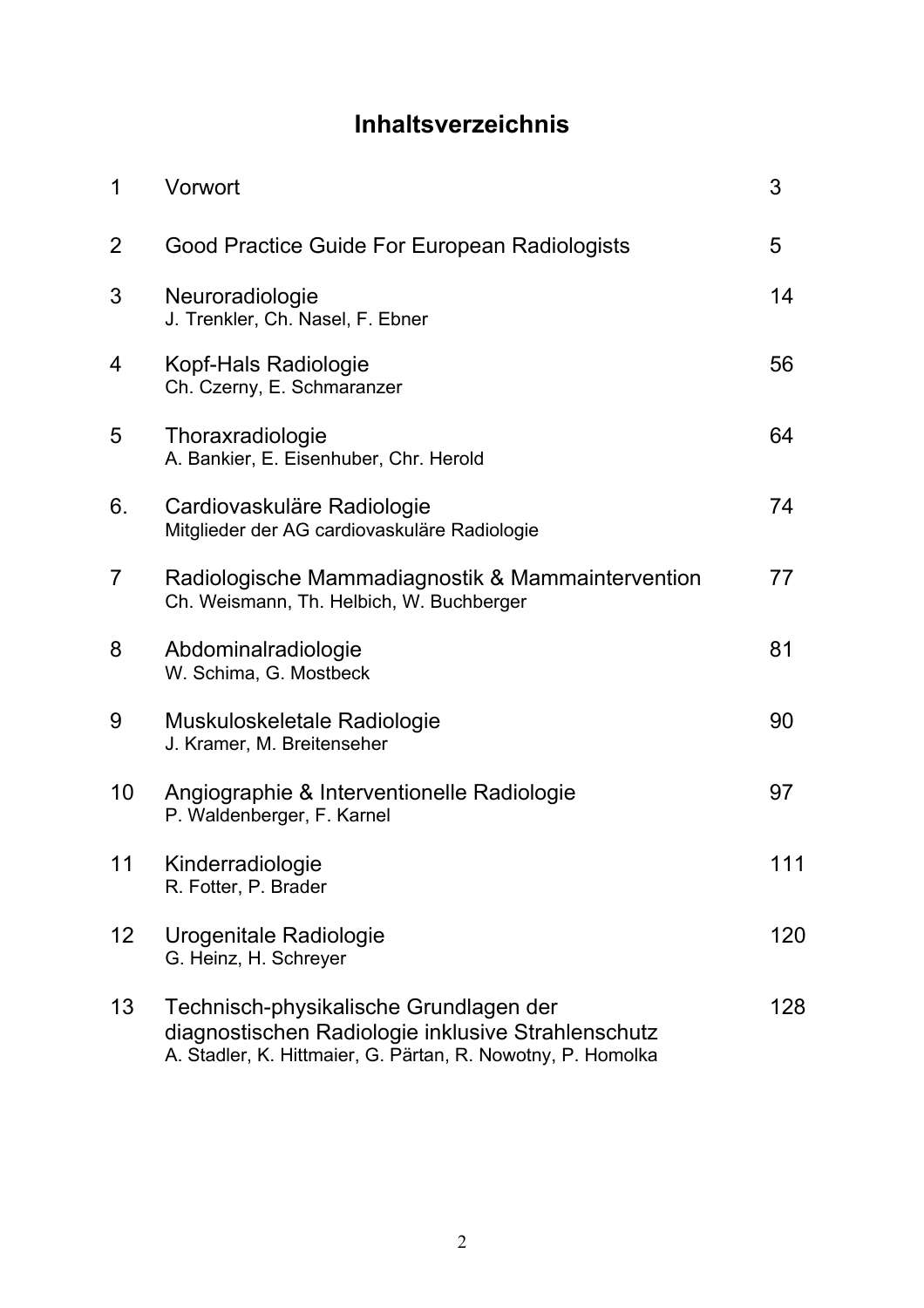# Inhaltsverzeichnis

| | | |
|---|---|---|
| 1 | Vorwort | 3 |
| 2 | Good Practice Guide For European Radiologists | 5 |
| 3 | Neuroradiologie<br>J. Trenkler, Ch. Nasel, F. Ebner | 14 |
| 4 | Kopf-Hals Radiologie<br>Ch. Czerny, E. Schmaranzer | 56 |
| 5 | Thoraxradiologie<br>A. Bankier, E. Eisenhuber, Chr. Herold | 64 |
| 6. | Cardiovaskuläre Radiologie<br>Mitglieder der AG cardiovaskuläre Radiologie | 74 |
| 7 | Radiologische Mammadiagnostik & Mammaintervention<br>Ch. Weismann, Th. Helbich, W. Buchberger | 77 |
| 8 | Abdominalradiologie<br>W. Schima, G. Mostbeck | 81 |
| 9 | Muskuloskeletale Radiologie<br>J. Kramer, M. Breitenseher | 90 |
| 10 | Angiographie & Interventionelle Radiologie<br>P. Waldenberger, F. Karnel | 97 |
| 11 | Kinderradiologie<br>R. Fotter, P. Brader | 111 |
| 12 | Urogenitale Radiologie<br>G. Heinz, H. Schreyer | 120 |
| 13 | Technisch-physikalische Grundlagen der diagnostischen Radiologie inklusive Strahlenschutz<br>A. Stadler, K. Hittmaier, G. Pärtan, R. Nowotny, P. Homolka | 128 |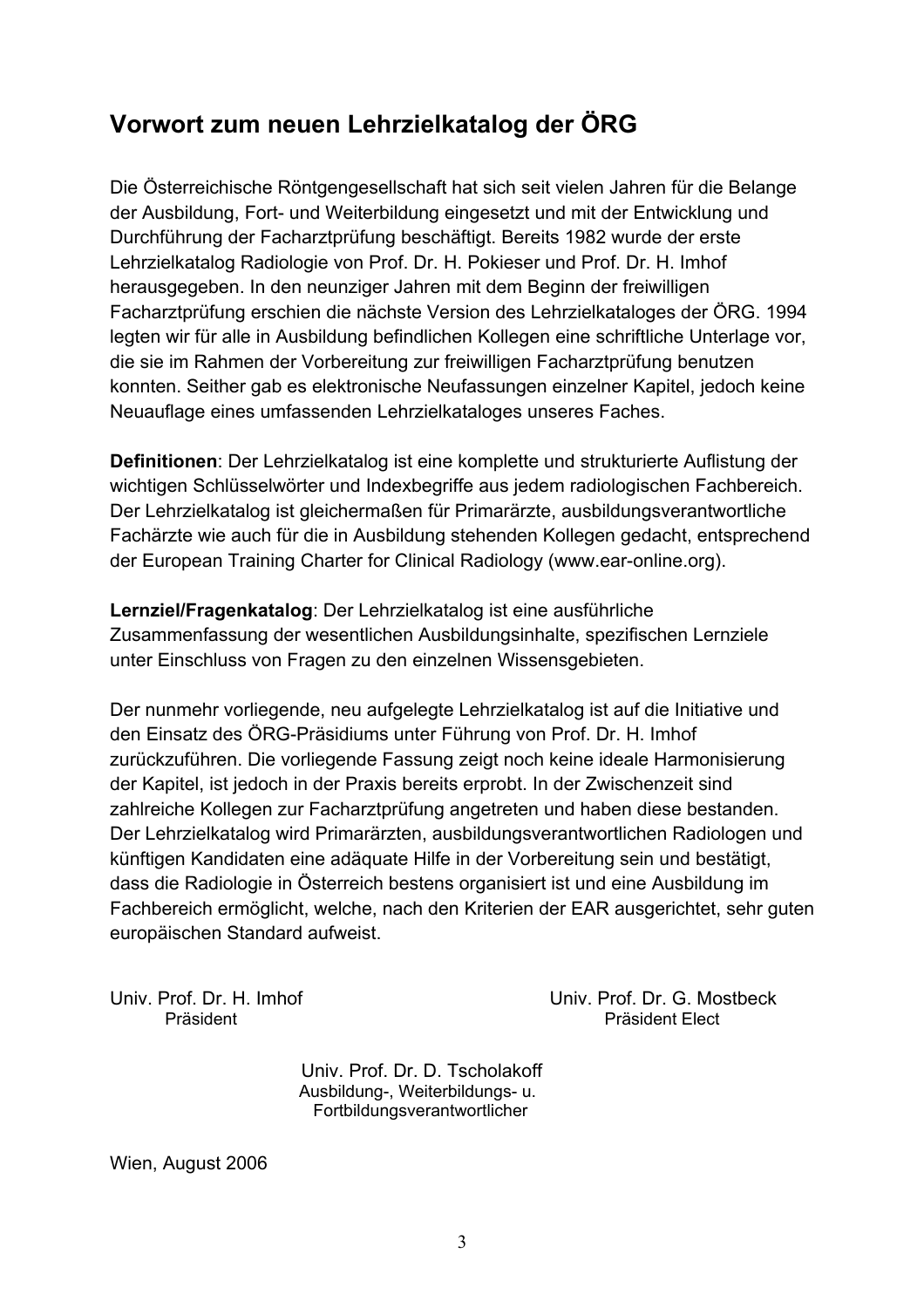## Vorwort zum neuen Lehrzielkatalog der ÖRG

Die Österreichische Röntgengesellschaft hat sich seit vielen Jahren für die Belange der Ausbildung, Fort- und Weiterbildung eingesetzt und mit der Entwicklung und Durchführung der Facharztprüfung beschäftigt. Bereits 1982 wurde der erste Lehrzielkatalog Radiologie von Prof. Dr. H. Pokieser und Prof. Dr. H. Imhof herausgegeben. In den neunziger Jahren mit dem Beginn der freiwilligen Facharztprüfung erschien die nächste Version des Lehrzielkataloges der ÖRG. 1994 legten wir für alle in Ausbildung befindlichen Kollegen eine schriftliche Unterlage vor, die sie im Rahmen der Vorbereitung zur freiwilligen Facharztprüfung benutzen konnten. Seither gab es elektronische Neufassungen einzelner Kapitel, jedoch keine Neuauflage eines umfassenden Lehrzielkataloges unseres Faches.

**Definitionen**: Der Lehrzielkatalog ist eine komplette und strukturierte Auflistung der wichtigen Schlüsselwörter und Indexbegriffe aus jedem radiologischen Fachbereich. Der Lehrzielkatalog ist gleichermaßen für Primarärzte, ausbildungsverantwortliche Fachärzte wie auch für die in Ausbildung stehenden Kollegen gedacht, entsprechend der European Training Charter for Clinical Radiology (www.ear-online.org).

**Lernziel/Fragenkatalog**: Der Lehrzielkatalog ist eine ausführliche Zusammenfassung der wesentlichen Ausbildungsinhalte, spezifischen Lernziele unter Einschluss von Fragen zu den einzelnen Wissensgebieten.

Der nunmehr vorliegende, neu aufgelegte Lehrzielkatalog ist auf die Initiative und den Einsatz des ÖRG-Präsidiums unter Führung von Prof. Dr. H. Imhof zurückzuführen. Die vorliegende Fassung zeigt noch keine ideale Harmonisierung der Kapitel, ist jedoch in der Praxis bereits erprobt. In der Zwischenzeit sind zahlreiche Kollegen zur Facharztprüfung angetreten und haben diese bestanden. Der Lehrzielkatalog wird Primarärzten, ausbildungsverantwortlichen Radiologen und künftigen Kandidaten eine adäquate Hilfe in der Vorbereitung sein und bestätigt, dass die Radiologie in Österreich bestens organisiert ist und eine Ausbildung im Fachbereich ermöglicht, welche, nach den Kriterien der EAR ausgerichtet, sehr guten europäischen Standard aufweist.

Univ. Prof. Dr. H. Imhof
Präsident

Univ. Prof. Dr. G. Mostbeck
Präsident Elect

Univ. Prof. Dr. D. Tscholakoff
Ausbildung-, Weiterbildungs- u. Fortbildungsverantwortlicher

Wien, August 2006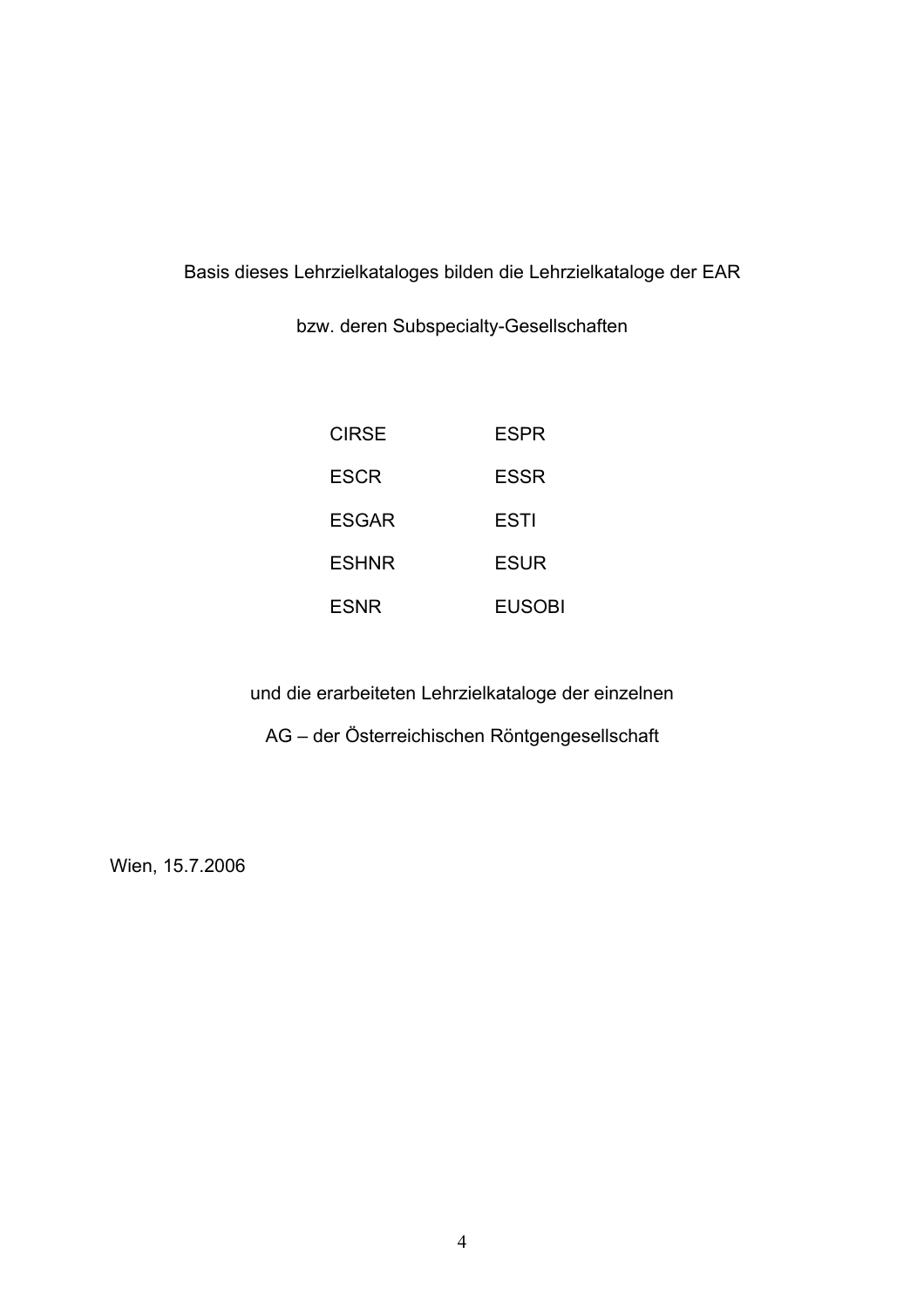Basis dieses Lehrzielkataloges bilden die Lehrzielkataloge der EAR

bzw. deren Subspecialty-Gesellschaften

| | |
|---|---|
| CIRSE | ESPR |
| ESCR | ESSR |
| ESGAR | ESTI |
| ESHNR | ESUR |
| ESNR | EUSOBI |

und die erarbeiteten Lehrzielkataloge der einzelnen

AG – der Österreichischen Röntgengesellschaft

Wien, 15.7.2006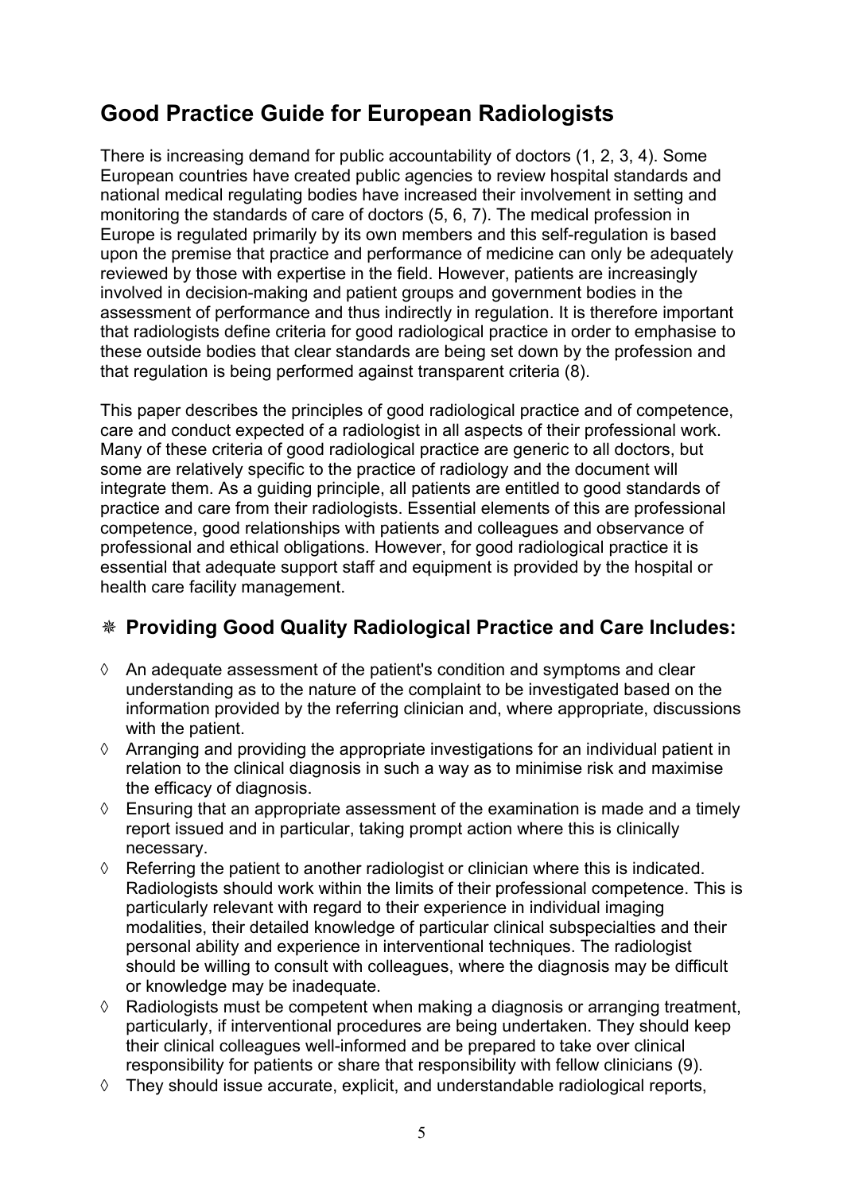# Good Practice Guide for European Radiologists

There is increasing demand for public accountability of doctors (1, 2, 3, 4). Some European countries have created public agencies to review hospital standards and national medical regulating bodies have increased their involvement in setting and monitoring the standards of care of doctors (5, 6, 7). The medical profession in Europe is regulated primarily by its own members and this self-regulation is based upon the premise that practice and performance of medicine can only be adequately reviewed by those with expertise in the field. However, patients are increasingly involved in decision-making and patient groups and government bodies in the assessment of performance and thus indirectly in regulation. It is therefore important that radiologists define criteria for good radiological practice in order to emphasise to these outside bodies that clear standards are being set down by the profession and that regulation is being performed against transparent criteria (8).

This paper describes the principles of good radiological practice and of competence, care and conduct expected of a radiologist in all aspects of their professional work. Many of these criteria of good radiological practice are generic to all doctors, but some are relatively specific to the practice of radiology and the document will integrate them. As a guiding principle, all patients are entitled to good standards of practice and care from their radiologists. Essential elements of this are professional competence, good relationships with patients and colleagues and observance of professional and ethical obligations. However, for good radiological practice it is essential that adequate support staff and equipment is provided by the hospital or health care facility management.

## ❋ Providing Good Quality Radiological Practice and Care Includes:

- An adequate assessment of the patient's condition and symptoms and clear understanding as to the nature of the complaint to be investigated based on the information provided by the referring clinician and, where appropriate, discussions with the patient.
- Arranging and providing the appropriate investigations for an individual patient in relation to the clinical diagnosis in such a way as to minimise risk and maximise the efficacy of diagnosis.
- Ensuring that an appropriate assessment of the examination is made and a timely report issued and in particular, taking prompt action where this is clinically necessary.
- Referring the patient to another radiologist or clinician where this is indicated. Radiologists should work within the limits of their professional competence. This is particularly relevant with regard to their experience in individual imaging modalities, their detailed knowledge of particular clinical subspecialties and their personal ability and experience in interventional techniques. The radiologist should be willing to consult with colleagues, where the diagnosis may be difficult or knowledge may be inadequate.
- Radiologists must be competent when making a diagnosis or arranging treatment, particularly, if interventional procedures are being undertaken. They should keep their clinical colleagues well-informed and be prepared to take over clinical responsibility for patients or share that responsibility with fellow clinicians (9).
- They should issue accurate, explicit, and understandable radiological reports,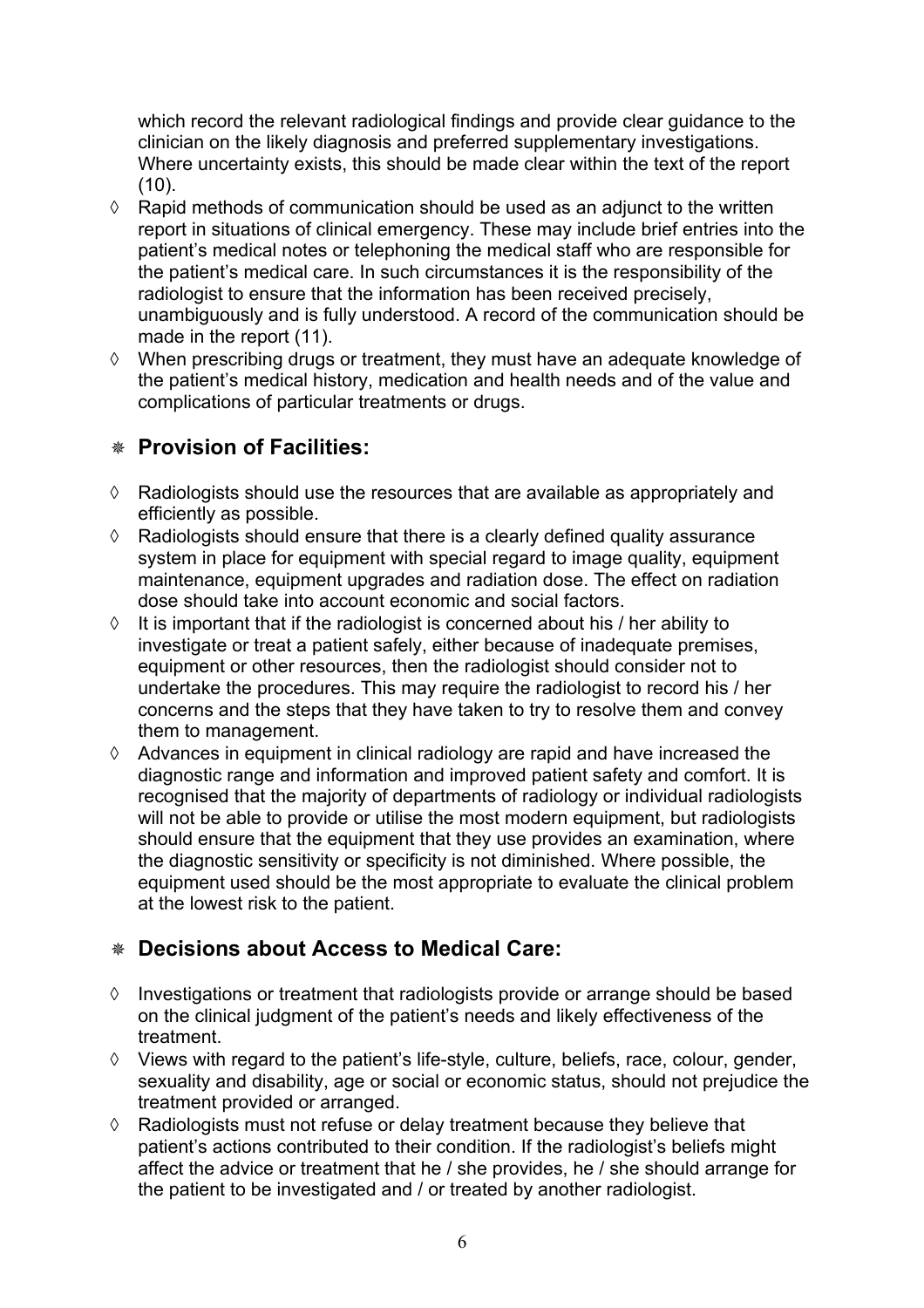which record the relevant radiological findings and provide clear guidance to the clinician on the likely diagnosis and preferred supplementary investigations. Where uncertainty exists, this should be made clear within the text of the report (10).

- ◊ Rapid methods of communication should be used as an adjunct to the written report in situations of clinical emergency. These may include brief entries into the patient's medical notes or telephoning the medical staff who are responsible for the patient's medical care. In such circumstances it is the responsibility of the radiologist to ensure that the information has been received precisely, unambiguously and is fully understood. A record of the communication should be made in the report (11).
- ◊ When prescribing drugs or treatment, they must have an adequate knowledge of the patient's medical history, medication and health needs and of the value and complications of particular treatments or drugs.

## ❋ Provision of Facilities:

- ◊ Radiologists should use the resources that are available as appropriately and efficiently as possible.
- ◊ Radiologists should ensure that there is a clearly defined quality assurance system in place for equipment with special regard to image quality, equipment maintenance, equipment upgrades and radiation dose. The effect on radiation dose should take into account economic and social factors.
- ◊ It is important that if the radiologist is concerned about his / her ability to investigate or treat a patient safely, either because of inadequate premises, equipment or other resources, then the radiologist should consider not to undertake the procedures. This may require the radiologist to record his / her concerns and the steps that they have taken to try to resolve them and convey them to management.
- ◊ Advances in equipment in clinical radiology are rapid and have increased the diagnostic range and information and improved patient safety and comfort. It is recognised that the majority of departments of radiology or individual radiologists will not be able to provide or utilise the most modern equipment, but radiologists should ensure that the equipment that they use provides an examination, where the diagnostic sensitivity or specificity is not diminished. Where possible, the equipment used should be the most appropriate to evaluate the clinical problem at the lowest risk to the patient.

## ❋ Decisions about Access to Medical Care:

- ◊ Investigations or treatment that radiologists provide or arrange should be based on the clinical judgment of the patient's needs and likely effectiveness of the treatment.
- ◊ Views with regard to the patient's life-style, culture, beliefs, race, colour, gender, sexuality and disability, age or social or economic status, should not prejudice the treatment provided or arranged.
- ◊ Radiologists must not refuse or delay treatment because they believe that patient's actions contributed to their condition. If the radiologist's beliefs might affect the advice or treatment that he / she provides, he / she should arrange for the patient to be investigated and / or treated by another radiologist.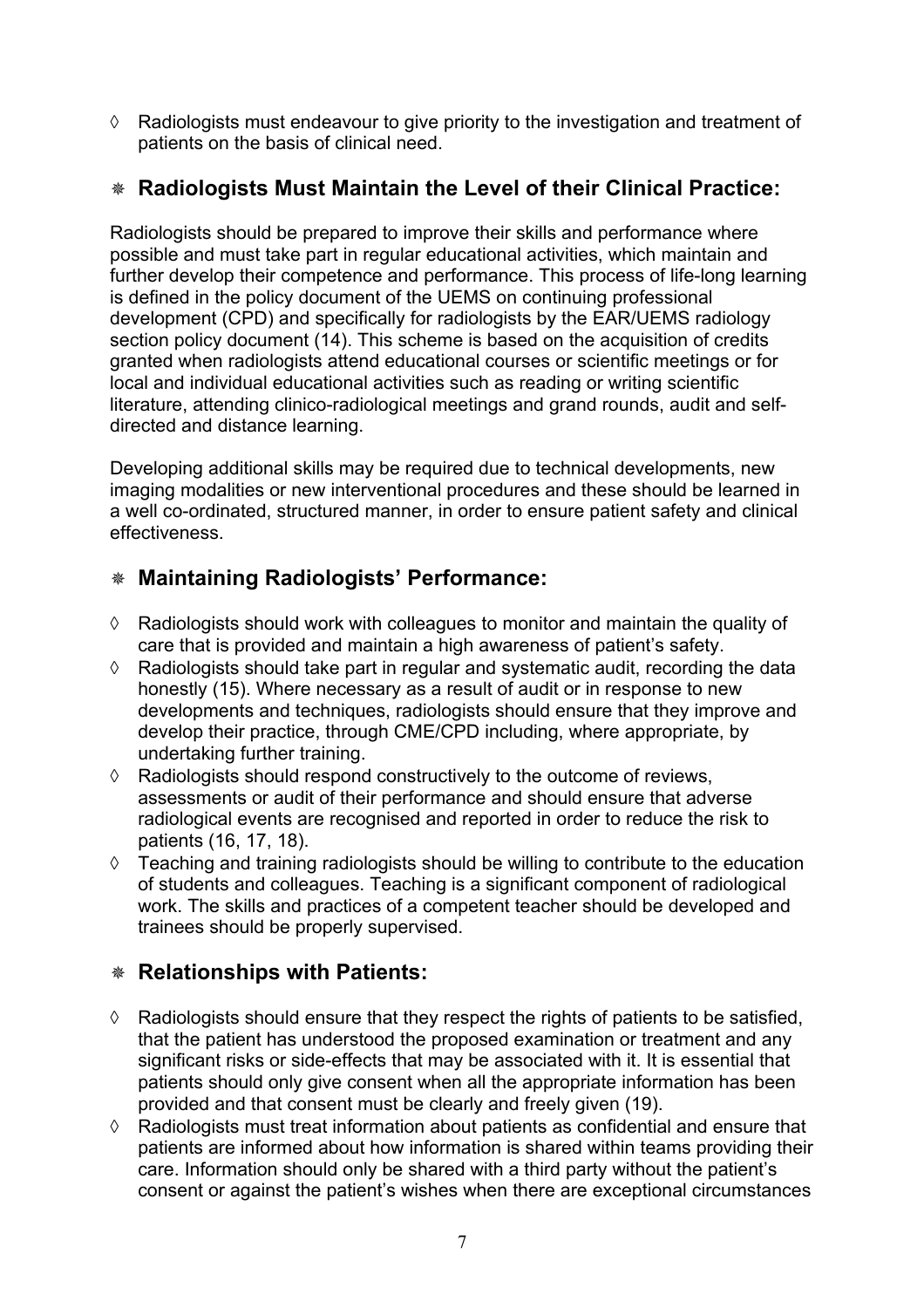- ◊ Radiologists must endeavour to give priority to the investigation and treatment of patients on the basis of clinical need.

## ❋ Radiologists Must Maintain the Level of their Clinical Practice:

Radiologists should be prepared to improve their skills and performance where possible and must take part in regular educational activities, which maintain and further develop their competence and performance. This process of life-long learning is defined in the policy document of the UEMS on continuing professional development (CPD) and specifically for radiologists by the EAR/UEMS radiology section policy document (14). This scheme is based on the acquisition of credits granted when radiologists attend educational courses or scientific meetings or for local and individual educational activities such as reading or writing scientific literature, attending clinico-radiological meetings and grand rounds, audit and self-directed and distance learning.

Developing additional skills may be required due to technical developments, new imaging modalities or new interventional procedures and these should be learned in a well co-ordinated, structured manner, in order to ensure patient safety and clinical effectiveness.

## ❋ Maintaining Radiologists' Performance:

- ◊ Radiologists should work with colleagues to monitor and maintain the quality of care that is provided and maintain a high awareness of patient's safety.
- ◊ Radiologists should take part in regular and systematic audit, recording the data honestly (15). Where necessary as a result of audit or in response to new developments and techniques, radiologists should ensure that they improve and develop their practice, through CME/CPD including, where appropriate, by undertaking further training.
- ◊ Radiologists should respond constructively to the outcome of reviews, assessments or audit of their performance and should ensure that adverse radiological events are recognised and reported in order to reduce the risk to patients (16, 17, 18).
- ◊ Teaching and training radiologists should be willing to contribute to the education of students and colleagues. Teaching is a significant component of radiological work. The skills and practices of a competent teacher should be developed and trainees should be properly supervised.

## ❋ Relationships with Patients:

- ◊ Radiologists should ensure that they respect the rights of patients to be satisfied, that the patient has understood the proposed examination or treatment and any significant risks or side-effects that may be associated with it. It is essential that patients should only give consent when all the appropriate information has been provided and that consent must be clearly and freely given (19).
- ◊ Radiologists must treat information about patients as confidential and ensure that patients are informed about how information is shared within teams providing their care. Information should only be shared with a third party without the patient's consent or against the patient's wishes when there are exceptional circumstances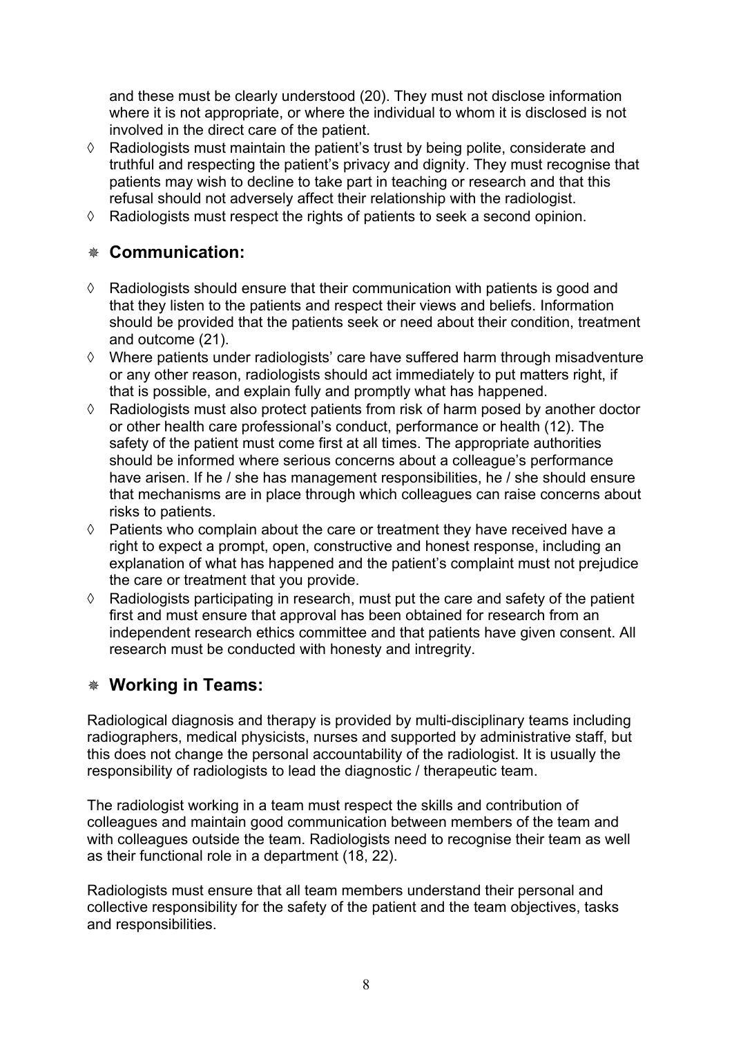and these must be clearly understood (20). They must not disclose information where it is not appropriate, or where the individual to whom it is disclosed is not involved in the direct care of the patient.

- ◊ Radiologists must maintain the patient's trust by being polite, considerate and truthful and respecting the patient's privacy and dignity. They must recognise that patients may wish to decline to take part in teaching or research and that this refusal should not adversely affect their relationship with the radiologist.
- ◊ Radiologists must respect the rights of patients to seek a second opinion.

## ❋ Communication:

- ◊ Radiologists should ensure that their communication with patients is good and that they listen to the patients and respect their views and beliefs. Information should be provided that the patients seek or need about their condition, treatment and outcome (21).
- ◊ Where patients under radiologists' care have suffered harm through misadventure or any other reason, radiologists should act immediately to put matters right, if that is possible, and explain fully and promptly what has happened.
- ◊ Radiologists must also protect patients from risk of harm posed by another doctor or other health care professional's conduct, performance or health (12). The safety of the patient must come first at all times. The appropriate authorities should be informed where serious concerns about a colleague's performance have arisen. If he / she has management responsibilities, he / she should ensure that mechanisms are in place through which colleagues can raise concerns about risks to patients.
- ◊ Patients who complain about the care or treatment they have received have a right to expect a prompt, open, constructive and honest response, including an explanation of what has happened and the patient's complaint must not prejudice the care or treatment that you provide.
- ◊ Radiologists participating in research, must put the care and safety of the patient first and must ensure that approval has been obtained for research from an independent research ethics committee and that patients have given consent. All research must be conducted with honesty and intregrity.

## ❋ Working in Teams:

Radiological diagnosis and therapy is provided by multi-disciplinary teams including radiographers, medical physicists, nurses and supported by administrative staff, but this does not change the personal accountability of the radiologist. It is usually the responsibility of radiologists to lead the diagnostic / therapeutic team.

The radiologist working in a team must respect the skills and contribution of colleagues and maintain good communication between members of the team and with colleagues outside the team. Radiologists need to recognise their team as well as their functional role in a department (18, 22).

Radiologists must ensure that all team members understand their personal and collective responsibility for the safety of the patient and the team objectives, tasks and responsibilities.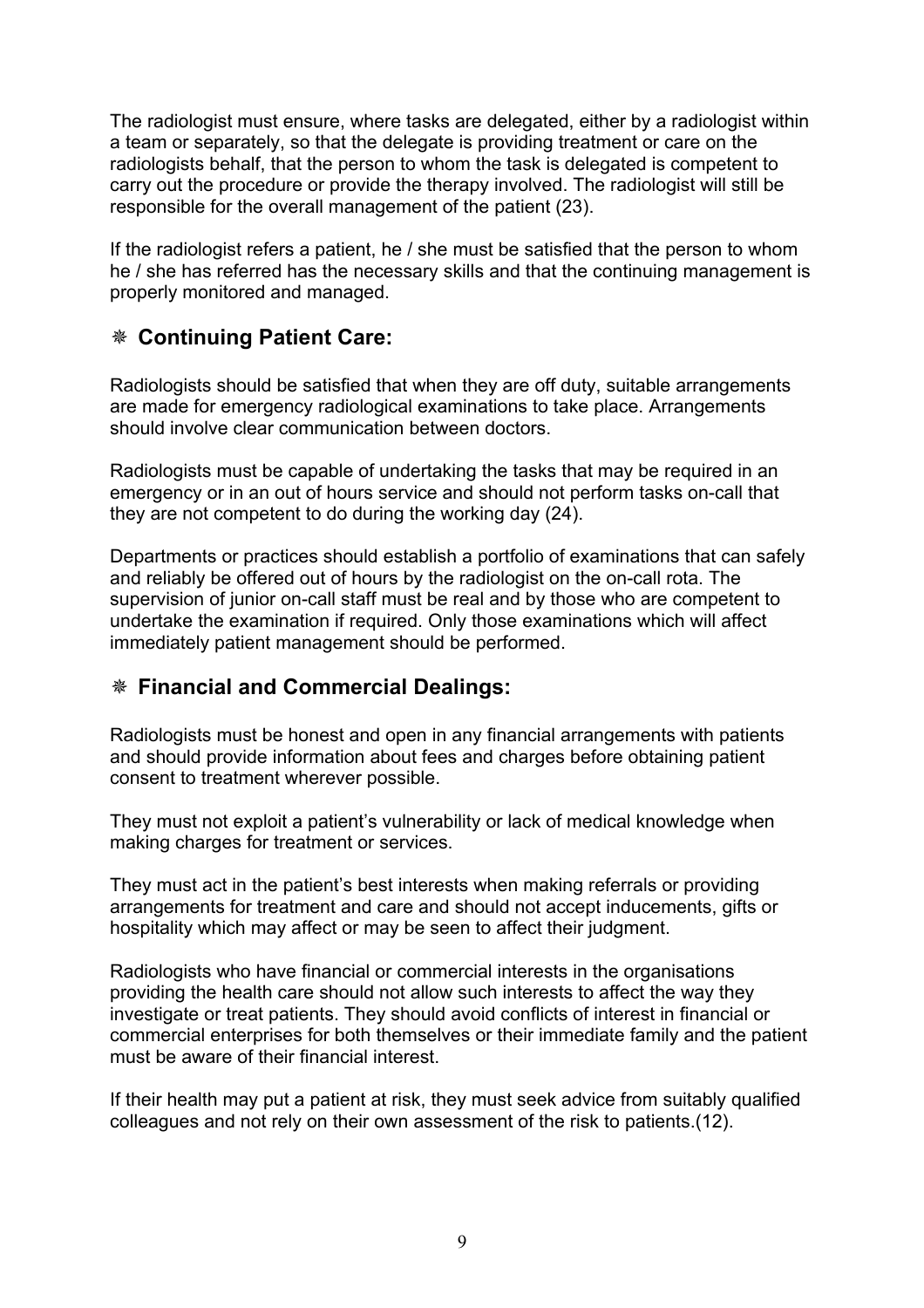The radiologist must ensure, where tasks are delegated, either by a radiologist within a team or separately, so that the delegate is providing treatment or care on the radiologists behalf, that the person to whom the task is delegated is competent to carry out the procedure or provide the therapy involved. The radiologist will still be responsible for the overall management of the patient (23).

If the radiologist refers a patient, he / she must be satisfied that the person to whom he / she has referred has the necessary skills and that the continuing management is properly monitored and managed.

## ❋ Continuing Patient Care:

Radiologists should be satisfied that when they are off duty, suitable arrangements are made for emergency radiological examinations to take place. Arrangements should involve clear communication between doctors.

Radiologists must be capable of undertaking the tasks that may be required in an emergency or in an out of hours service and should not perform tasks on-call that they are not competent to do during the working day (24).

Departments or practices should establish a portfolio of examinations that can safely and reliably be offered out of hours by the radiologist on the on-call rota. The supervision of junior on-call staff must be real and by those who are competent to undertake the examination if required. Only those examinations which will affect immediately patient management should be performed.

## ❋ Financial and Commercial Dealings:

Radiologists must be honest and open in any financial arrangements with patients and should provide information about fees and charges before obtaining patient consent to treatment wherever possible.

They must not exploit a patient's vulnerability or lack of medical knowledge when making charges for treatment or services.

They must act in the patient's best interests when making referrals or providing arrangements for treatment and care and should not accept inducements, gifts or hospitality which may affect or may be seen to affect their judgment.

Radiologists who have financial or commercial interests in the organisations providing the health care should not allow such interests to affect the way they investigate or treat patients. They should avoid conflicts of interest in financial or commercial enterprises for both themselves or their immediate family and the patient must be aware of their financial interest.

If their health may put a patient at risk, they must seek advice from suitably qualified colleagues and not rely on their own assessment of the risk to patients.(12).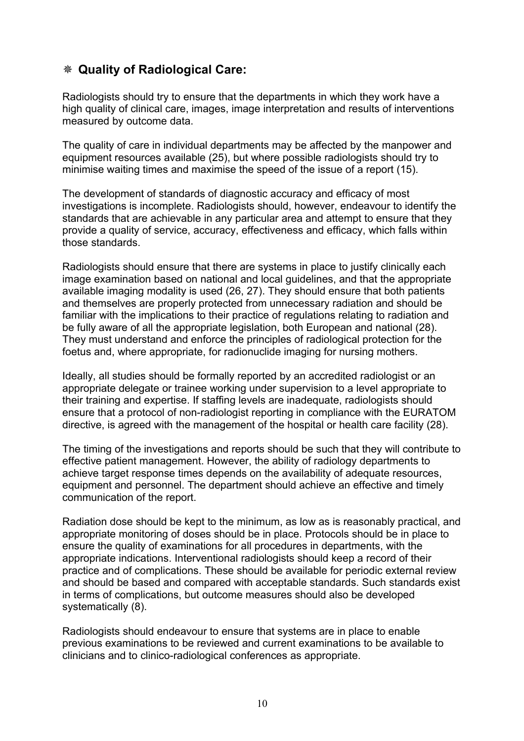## ❈ Quality of Radiological Care:

Radiologists should try to ensure that the departments in which they work have a high quality of clinical care, images, image interpretation and results of interventions measured by outcome data.

The quality of care in individual departments may be affected by the manpower and equipment resources available (25), but where possible radiologists should try to minimise waiting times and maximise the speed of the issue of a report (15).

The development of standards of diagnostic accuracy and efficacy of most investigations is incomplete. Radiologists should, however, endeavour to identify the standards that are achievable in any particular area and attempt to ensure that they provide a quality of service, accuracy, effectiveness and efficacy, which falls within those standards.

Radiologists should ensure that there are systems in place to justify clinically each image examination based on national and local guidelines, and that the appropriate available imaging modality is used (26, 27). They should ensure that both patients and themselves are properly protected from unnecessary radiation and should be familiar with the implications to their practice of regulations relating to radiation and be fully aware of all the appropriate legislation, both European and national (28). They must understand and enforce the principles of radiological protection for the foetus and, where appropriate, for radionuclide imaging for nursing mothers.

Ideally, all studies should be formally reported by an accredited radiologist or an appropriate delegate or trainee working under supervision to a level appropriate to their training and expertise. If staffing levels are inadequate, radiologists should ensure that a protocol of non-radiologist reporting in compliance with the EURATOM directive, is agreed with the management of the hospital or health care facility (28).

The timing of the investigations and reports should be such that they will contribute to effective patient management. However, the ability of radiology departments to achieve target response times depends on the availability of adequate resources, equipment and personnel. The department should achieve an effective and timely communication of the report.

Radiation dose should be kept to the minimum, as low as is reasonably practical, and appropriate monitoring of doses should be in place. Protocols should be in place to ensure the quality of examinations for all procedures in departments, with the appropriate indications. Interventional radiologists should keep a record of their practice and of complications. These should be available for periodic external review and should be based and compared with acceptable standards. Such standards exist in terms of complications, but outcome measures should also be developed systematically (8).

Radiologists should endeavour to ensure that systems are in place to enable previous examinations to be reviewed and current examinations to be available to clinicians and to clinico-radiological conferences as appropriate.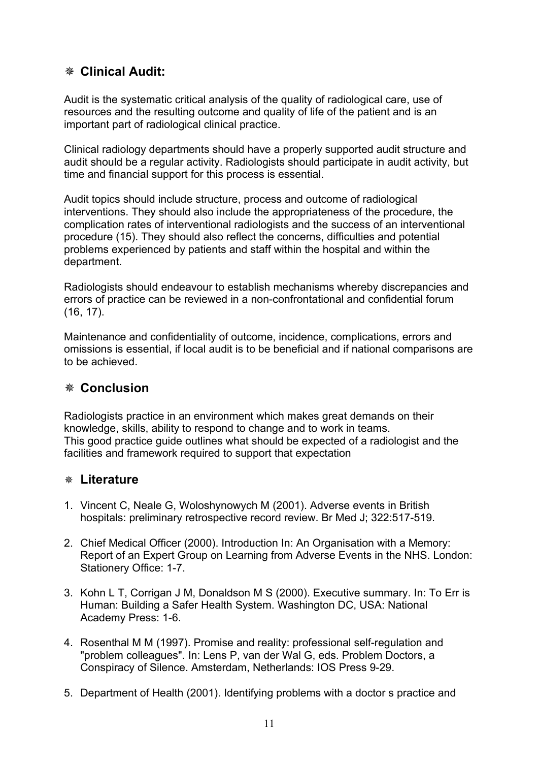## ❋ Clinical Audit:

Audit is the systematic critical analysis of the quality of radiological care, use of resources and the resulting outcome and quality of life of the patient and is an important part of radiological clinical practice.

Clinical radiology departments should have a properly supported audit structure and audit should be a regular activity. Radiologists should participate in audit activity, but time and financial support for this process is essential.

Audit topics should include structure, process and outcome of radiological interventions. They should also include the appropriateness of the procedure, the complication rates of interventional radiologists and the success of an interventional procedure (15). They should also reflect the concerns, difficulties and potential problems experienced by patients and staff within the hospital and within the department.

Radiologists should endeavour to establish mechanisms whereby discrepancies and errors of practice can be reviewed in a non-confrontational and confidential forum (16, 17).

Maintenance and confidentiality of outcome, incidence, complications, errors and omissions is essential, if local audit is to be beneficial and if national comparisons are to be achieved.

## ❋ Conclusion

Radiologists practice in an environment which makes great demands on their knowledge, skills, ability to respond to change and to work in teams.
This good practice guide outlines what should be expected of a radiologist and the facilities and framework required to support that expectation

## ❋ Literature

1. Vincent C, Neale G, Woloshynowych M (2001). Adverse events in British hospitals: preliminary retrospective record review. Br Med J; 322:517-519.

2. Chief Medical Officer (2000). Introduction In: An Organisation with a Memory: Report of an Expert Group on Learning from Adverse Events in the NHS. London: Stationery Office: 1-7.

3. Kohn L T, Corrigan J M, Donaldson M S (2000). Executive summary. In: To Err is Human: Building a Safer Health System. Washington DC, USA: National Academy Press: 1-6.

4. Rosenthal M M (1997). Promise and reality: professional self-regulation and "problem colleagues". In: Lens P, van der Wal G, eds. Problem Doctors, a Conspiracy of Silence. Amsterdam, Netherlands: IOS Press 9-29.

5. Department of Health (2001). Identifying problems with a doctor s practice and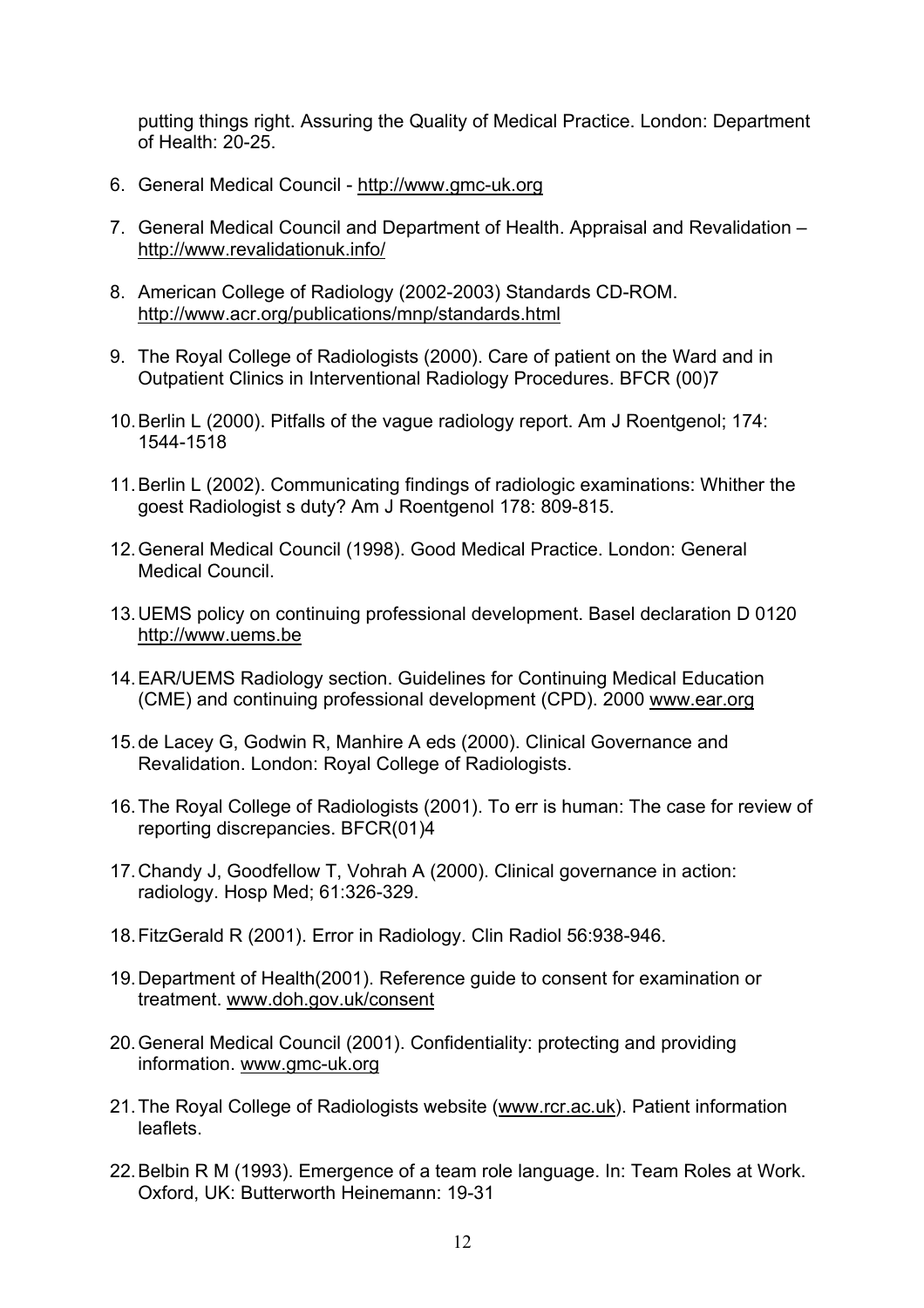putting things right. Assuring the Quality of Medical Practice. London: Department of Health: 20-25.

6. General Medical Council - http://www.gmc-uk.org

7. General Medical Council and Department of Health. Appraisal and Revalidation – http://www.revalidationuk.info/

8. American College of Radiology (2002-2003) Standards CD-ROM. http://www.acr.org/publications/mnp/standards.html

9. The Royal College of Radiologists (2000). Care of patient on the Ward and in Outpatient Clinics in Interventional Radiology Procedures. BFCR (00)7

10. Berlin L (2000). Pitfalls of the vague radiology report. Am J Roentgenol; 174: 1544-1518

11. Berlin L (2002). Communicating findings of radiologic examinations: Whither the goest Radiologist s duty? Am J Roentgenol 178: 809-815.

12. General Medical Council (1998). Good Medical Practice. London: General Medical Council.

13. UEMS policy on continuing professional development. Basel declaration D 0120 http://www.uems.be

14. EAR/UEMS Radiology section. Guidelines for Continuing Medical Education (CME) and continuing professional development (CPD). 2000 www.ear.org

15. de Lacey G, Godwin R, Manhire A eds (2000). Clinical Governance and Revalidation. London: Royal College of Radiologists.

16. The Royal College of Radiologists (2001). To err is human: The case for review of reporting discrepancies. BFCR(01)4

17. Chandy J, Goodfellow T, Vohrah A (2000). Clinical governance in action: radiology. Hosp Med; 61:326-329.

18. FitzGerald R (2001). Error in Radiology. Clin Radiol 56:938-946.

19. Department of Health(2001). Reference guide to consent for examination or treatment. www.doh.gov.uk/consent

20. General Medical Council (2001). Confidentiality: protecting and providing information. www.gmc-uk.org

21. The Royal College of Radiologists website (www.rcr.ac.uk). Patient information leaflets.

22. Belbin R M (1993). Emergence of a team role language. In: Team Roles at Work. Oxford, UK: Butterworth Heinemann: 19-31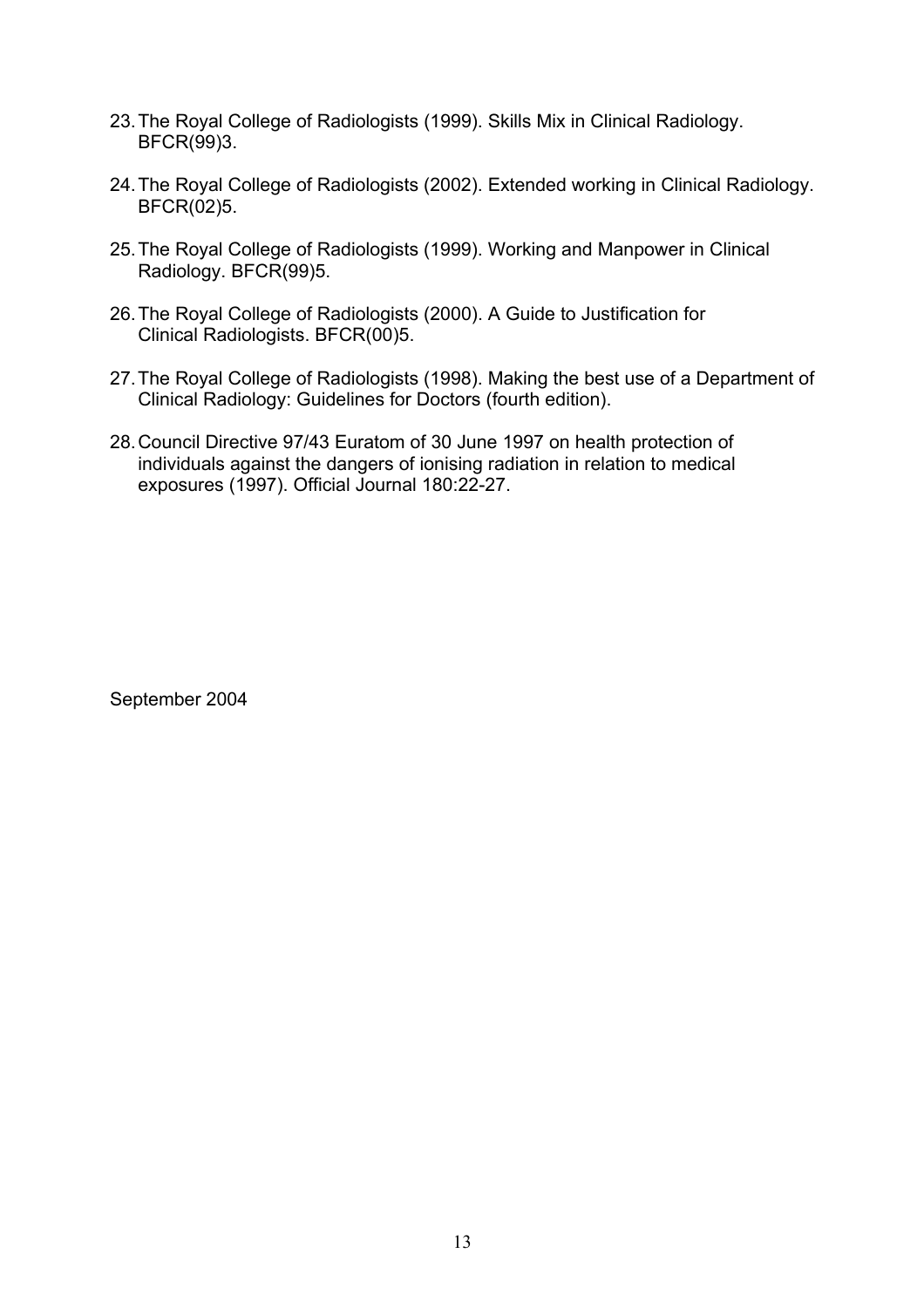23. The Royal College of Radiologists (1999). Skills Mix in Clinical Radiology. BFCR(99)3.

24. The Royal College of Radiologists (2002). Extended working in Clinical Radiology. BFCR(02)5.

25. The Royal College of Radiologists (1999). Working and Manpower in Clinical Radiology. BFCR(99)5.

26. The Royal College of Radiologists (2000). A Guide to Justification for Clinical Radiologists. BFCR(00)5.

27. The Royal College of Radiologists (1998). Making the best use of a Department of Clinical Radiology: Guidelines for Doctors (fourth edition).

28. Council Directive 97/43 Euratom of 30 June 1997 on health protection of individuals against the dangers of ionising radiation in relation to medical exposures (1997). Official Journal 180:22-27.

September 2004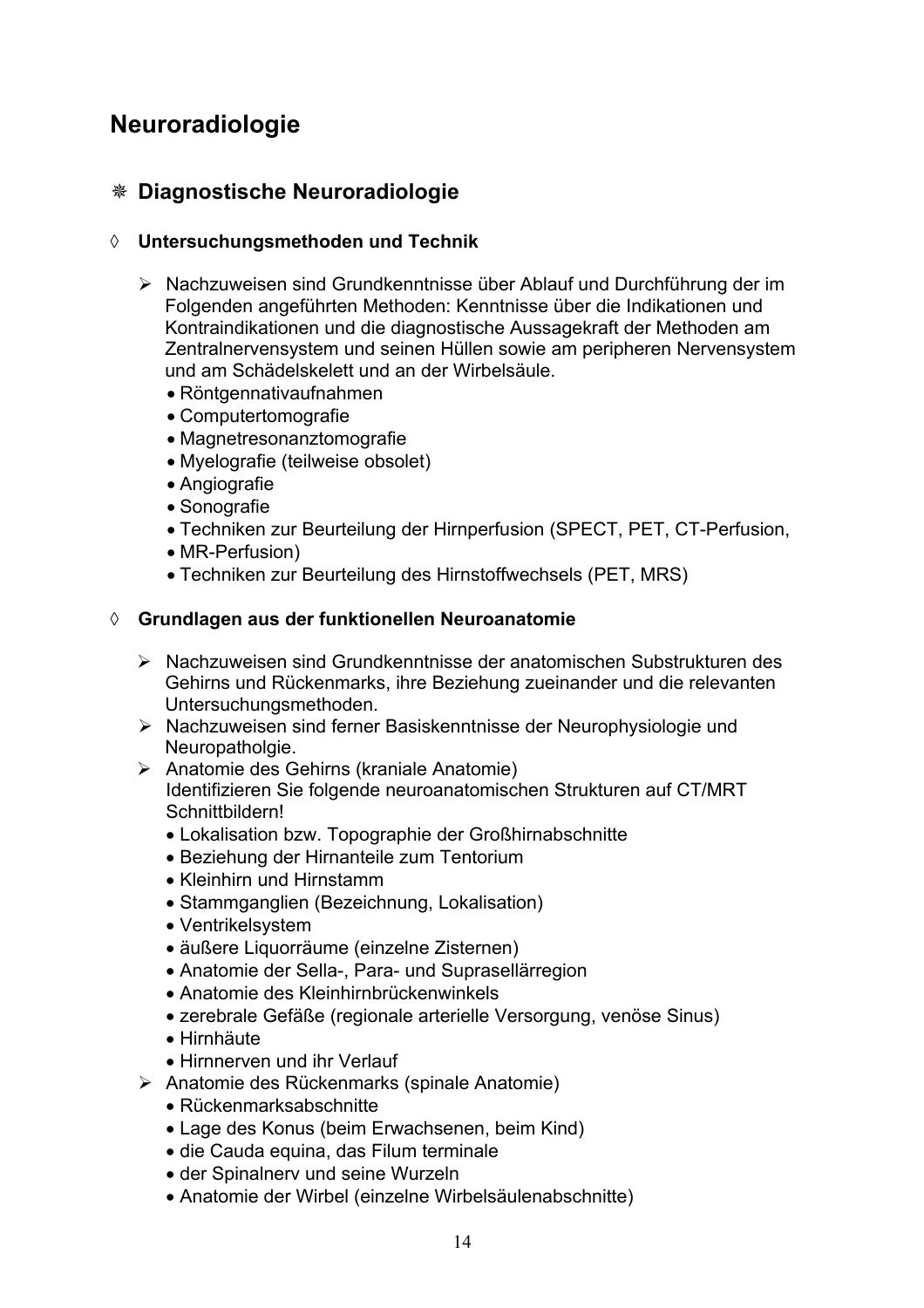# Neuroradiologie

## ❋ Diagnostische Neuroradiologie

### ◊ Untersuchungsmethoden und Technik

- Nachzuweisen sind Grundkenntnisse über Ablauf und Durchführung der im Folgenden angeführten Methoden: Kenntnisse über die Indikationen und Kontraindikationen und die diagnostische Aussagekraft der Methoden am Zentralnervensystem und seinen Hüllen sowie am peripheren Nervensystem und am Schädelskelett und an der Wirbelsäule.
  - Röntgennativaufnahmen
  - Computertomografie
  - Magnetresonanztomografie
  - Myelografie (teilweise obsolet)
  - Angiografie
  - Sonografie
  - Techniken zur Beurteilung der Hirnperfusion (SPECT, PET, CT-Perfusion,
  - MR-Perfusion)
  - Techniken zur Beurteilung des Hirnstoffwechsels (PET, MRS)

### ◊ Grundlagen aus der funktionellen Neuroanatomie

- Nachzuweisen sind Grundkenntnisse der anatomischen Substrukturen des Gehirns und Rückenmarks, ihre Beziehung zueinander und die relevanten Untersuchungsmethoden.
- Nachzuweisen sind ferner Basiskenntnisse der Neurophysiologie und Neuropatholgie.
- Anatomie des Gehirns (kraniale Anatomie)
  Identifizieren Sie folgende neuroanatomischen Strukturen auf CT/MRT Schnittbildern!
  - Lokalisation bzw. Topographie der Großhirnabschnitte
  - Beziehung der Hirnanteile zum Tentorium
  - Kleinhirn und Hirnstamm
  - Stammganglien (Bezeichnung, Lokalisation)
  - Ventrikelsystem
  - äußere Liquorräume (einzelne Zisternen)
  - Anatomie der Sella-, Para- und Suprasellärregion
  - Anatomie des Kleinhirnbrückenwinkels
  - zerebrale Gefäße (regionale arterielle Versorgung, venöse Sinus)
  - Hirnhäute
  - Hirnnerven und ihr Verlauf
- Anatomie des Rückenmarks (spinale Anatomie)
  - Rückenmarksabschnitte
  - Lage des Konus (beim Erwachsenen, beim Kind)
  - die Cauda equina, das Filum terminale
  - der Spinalnerv und seine Wurzeln
  - Anatomie der Wirbel (einzelne Wirbelsäulenabschnitte)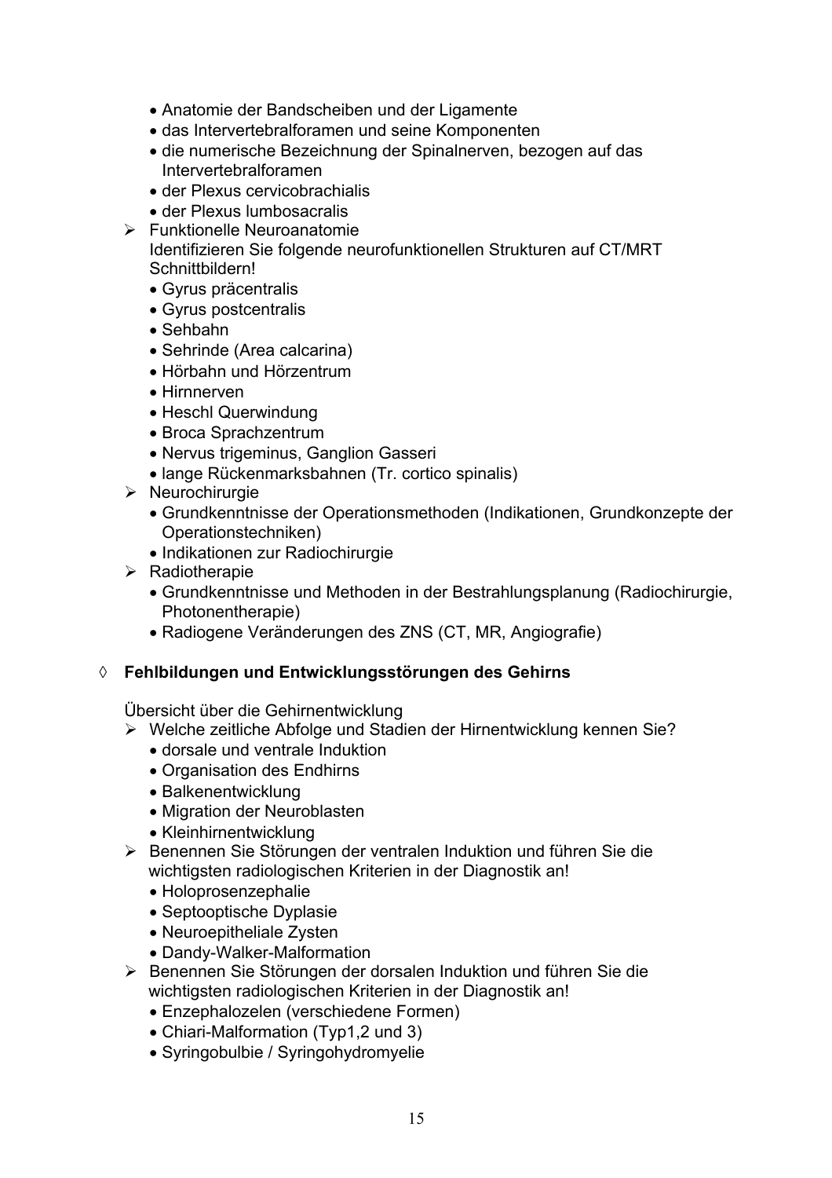- Anatomie der Bandscheiben und der Ligamente
- das Intervertebralforamen und seine Komponenten
- die numerische Bezeichnung der Spinalnerven, bezogen auf das Intervertebralforamen
- der Plexus cervicobrachialis
- der Plexus lumbosacralis

➢ Funktionelle Neuroanatomie
Identifizieren Sie folgende neurofunktionellen Strukturen auf CT/MRT Schnittbildern!
- Gyrus präcentralis
- Gyrus postcentralis
- Sehbahn
- Sehrinde (Area calcarina)
- Hörbahn und Hörzentrum
- Hirnnerven
- Heschl Querwindung
- Broca Sprachzentrum
- Nervus trigeminus, Ganglion Gasseri
- lange Rückenmarksbahnen (Tr. cortico spinalis)

➢ Neurochirurgie
- Grundkenntnisse der Operationsmethoden (Indikationen, Grundkonzepte der Operationstechniken)
- Indikationen zur Radiochirurgie

➢ Radiotherapie
- Grundkenntnisse und Methoden in der Bestrahlungsplanung (Radiochirurgie, Photonentherapie)
- Radiogene Veränderungen des ZNS (CT, MR, Angiografie)

◊ **Fehlbildungen und Entwicklungsstörungen des Gehirns**

Übersicht über die Gehirnentwicklung

➢ Welche zeitliche Abfolge und Stadien der Hirnentwicklung kennen Sie?
- dorsale und ventrale Induktion
- Organisation des Endhirns
- Balkenentwicklung
- Migration der Neuroblasten
- Kleinhirnentwicklung

➢ Benennen Sie Störungen der ventralen Induktion und führen Sie die wichtigsten radiologischen Kriterien in der Diagnostik an!
- Holoprosenzephalie
- Septooptische Dyplasie
- Neuroepitheliale Zysten
- Dandy-Walker-Malformation

➢ Benennen Sie Störungen der dorsalen Induktion und führen Sie die wichtigsten radiologischen Kriterien in der Diagnostik an!
- Enzephalozelen (verschiedene Formen)
- Chiari-Malformation (Typ1,2 und 3)
- Syringobulbie / Syringohydromyelie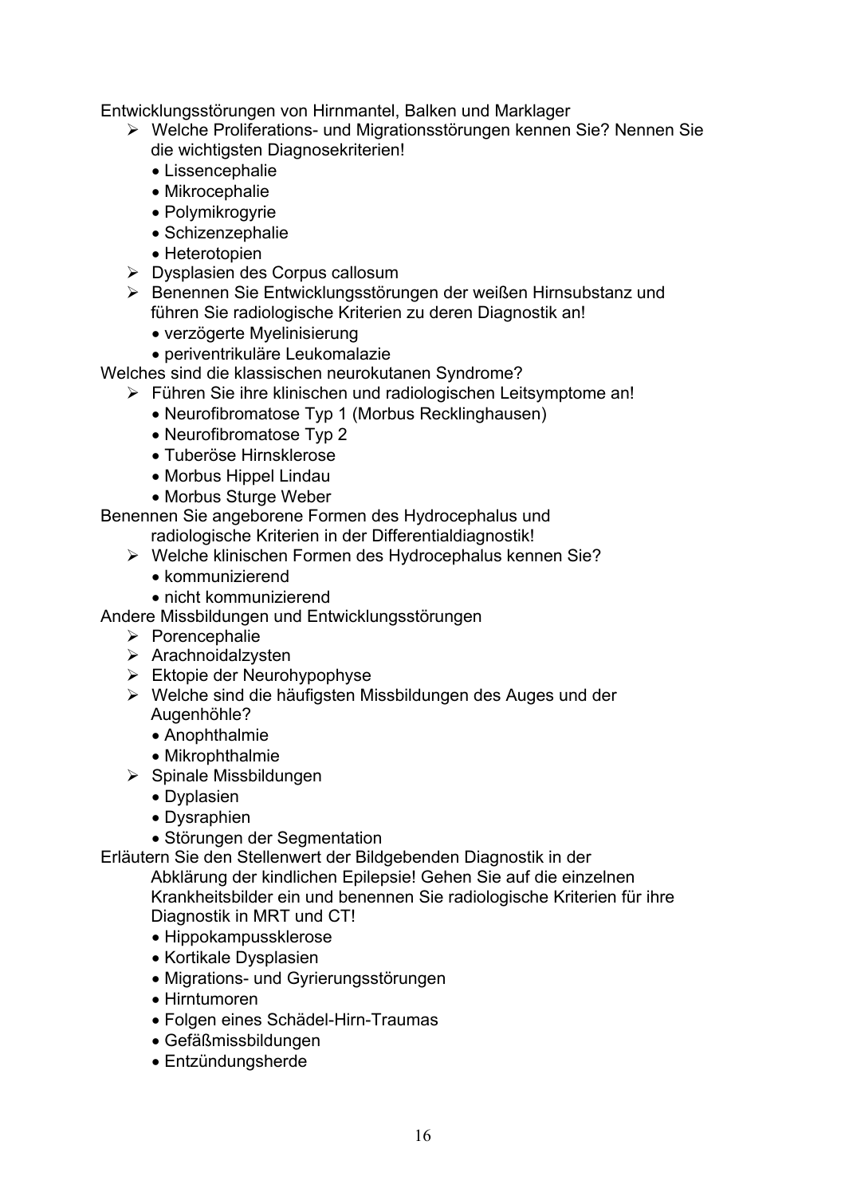Entwicklungsstörungen von Hirnmantel, Balken und Marklager

- Welche Proliferations- und Migrationsstörungen kennen Sie? Nennen Sie die wichtigsten Diagnosekriterien!
  - Lissencephalie
  - Mikrocephalie
  - Polymikrogyrie
  - Schizenzephalie
  - Heterotopien
- Dysplasien des Corpus callosum
- Benennen Sie Entwicklungsstörungen der weißen Hirnsubstanz und führen Sie radiologische Kriterien zu deren Diagnostik an!
  - verzögerte Myelinisierung
  - periventrikuläre Leukomalazie

Welches sind die klassischen neurokutanen Syndrome?

- Führen Sie ihre klinischen und radiologischen Leitsymptome an!
  - Neurofibromatose Typ 1 (Morbus Recklinghausen)
  - Neurofibromatose Typ 2
  - Tuberöse Hirnsklerose
  - Morbus Hippel Lindau
  - Morbus Sturge Weber

Benennen Sie angeborene Formen des Hydrocephalus und radiologische Kriterien in der Differentialdiagnostik!

- Welche klinischen Formen des Hydrocephalus kennen Sie?
  - kommunizierend
  - nicht kommunizierend

Andere Missbildungen und Entwicklungsstörungen

- Porencephalie
- Arachnoidalzysten
- Ektopie der Neurohypophyse
- Welche sind die häufigsten Missbildungen des Auges und der Augenhöhle?
  - Anophthalmie
  - Mikrophthalmie
- Spinale Missbildungen
  - Dyplasien
  - Dysraphien
  - Störungen der Segmentation

Erläutern Sie den Stellenwert der Bildgebenden Diagnostik in der Abklärung der kindlichen Epilepsie! Gehen Sie auf die einzelnen Krankheitsbilder ein und benennen Sie radiologische Kriterien für ihre Diagnostik in MRT und CT!

- Hippokampussklerose
- Kortikale Dysplasien
- Migrations- und Gyrierungsstörungen
- Hirntumoren
- Folgen eines Schädel-Hirn-Traumas
- Gefäßmissbildungen
- Entzündungsherde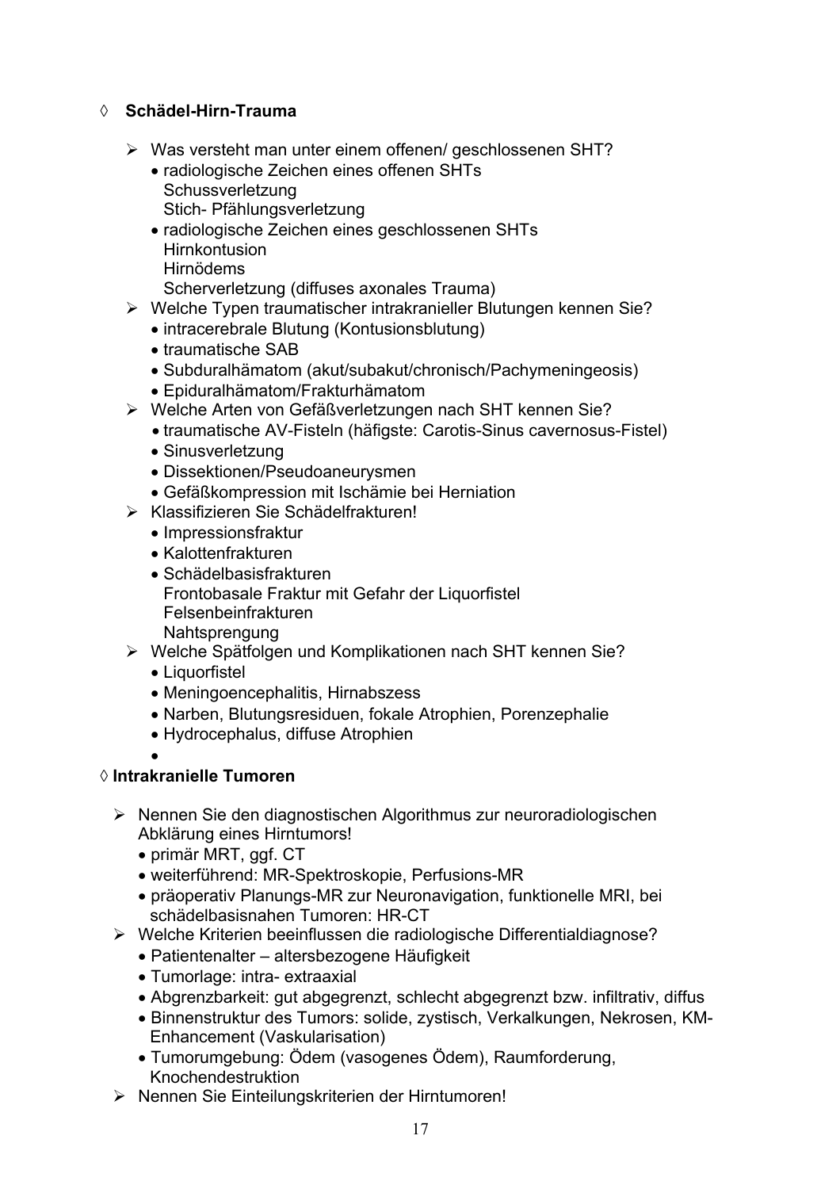◊ **Schädel-Hirn-Trauma**

- Was versteht man unter einem offenen/ geschlossenen SHT?
  - radiologische Zeichen eines offenen SHTs
    Schussverletzung
    Stich- Pfählungsverletzung
  - radiologische Zeichen eines geschlossenen SHTs
    Hirnkontusion
    Hirnödems
    Scherverletzung (diffuses axonales Trauma)
- Welche Typen traumatischer intrakranieller Blutungen kennen Sie?
  - intracerebrale Blutung (Kontusionsblutung)
  - traumatische SAB
  - Subduralhämatom (akut/subakut/chronisch/Pachymeningeosis)
  - Epiduralhämatom/Frakturhämatom
- Welche Arten von Gefäßverletzungen nach SHT kennen Sie?
  - traumatische AV-Fisteln (häfigste: Carotis-Sinus cavernosus-Fistel)
  - Sinusverletzung
  - Dissektionen/Pseudoaneurysmen
  - Gefäßkompression mit Ischämie bei Herniation
- Klassifizieren Sie Schädelfrakturen!
  - Impressionsfraktur
  - Kalottenfrakturen
  - Schädelbasisfrakturen
    Frontobasale Fraktur mit Gefahr der Liquorfistel
    Felsenbeinfrakturen
    Nahtsprengung
- Welche Spätfolgen und Komplikationen nach SHT kennen Sie?
  - Liquorfistel
  - Meningoencephalitis, Hirnabszess
  - Narben, Blutungsresiduen, fokale Atrophien, Porenzephalie
  - Hydrocephalus, diffuse Atrophien
  - 

◊ **Intrakranielle Tumoren**

- Nennen Sie den diagnostischen Algorithmus zur neuroradiologischen Abklärung eines Hirntumors!
  - primär MRT, ggf. CT
  - weiterführend: MR-Spektroskopie, Perfusions-MR
  - präoperativ Planungs-MR zur Neuronavigation, funktionelle MRI, bei schädelbasisnahen Tumoren: HR-CT
- Welche Kriterien beeinflussen die radiologische Differentialdiagnose?
  - Patientenalter – altersbezogene Häufigkeit
  - Tumorlage: intra- extraaxial
  - Abgrenzbarkeit: gut abgegrenzt, schlecht abgegrenzt bzw. infiltrativ, diffus
  - Binnenstruktur des Tumors: solide, zystisch, Verkalkungen, Nekrosen, KM-Enhancement (Vaskularisation)
  - Tumorumgebung: Ödem (vasogenes Ödem), Raumforderung, Knochendestruktion
- Nennen Sie Einteilungskriterien der Hirntumoren!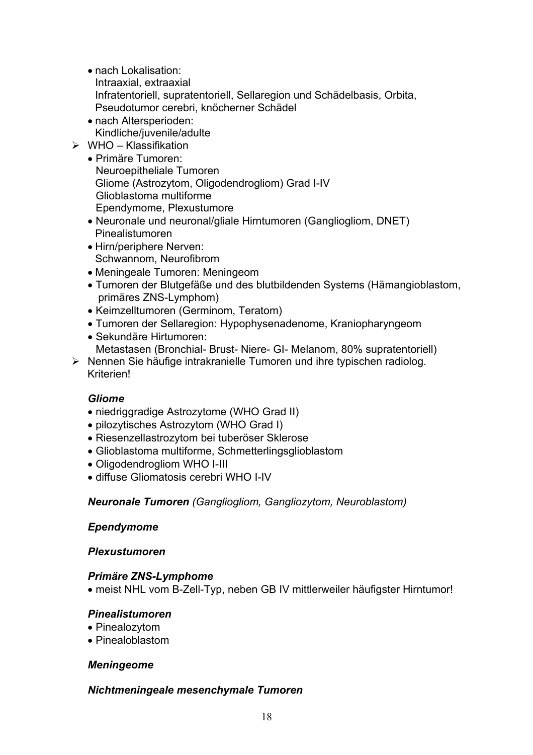- nach Lokalisation:
  Intraaxial, extraaxial
  Infratentoriell, supratentoriell, Sellaregion und Schädelbasis, Orbita, Pseudotumor cerebri, knöcherner Schädel
- nach Altersperioden:
  Kindliche/juvenile/adulte

➢ WHO – Klassifikation
- Primäre Tumoren:
  Neuroepitheliale Tumoren
  Gliome (Astrozytom, Oligodendrogliom) Grad I-IV
  Glioblastoma multiforme
  Ependymome, Plexustumore
- Neuronale und neuronal/gliale Hirntumoren (Gangliogliom, DNET)
  Pinealistumoren
- Hirn/periphere Nerven:
  Schwannom, Neurofibrom
- Meningeale Tumoren: Meningeom
- Tumoren der Blutgefäße und des blutbildenden Systems (Hämangioblastom, primäres ZNS-Lymphom)
- Keimzelltumoren (Germinom, Teratom)
- Tumoren der Sellaregion: Hypophysenadenome, Kraniopharyngeom
- Sekundäre Hirtumoren:
  Metastasen (Bronchial- Brust- Niere- GI- Melanom, 80% supratentoriell)

➢ Nennen Sie häufige intrakranielle Tumoren und ihre typischen radiolog. Kriterien!

***Gliome***
- niedriggradige Astrozytome (WHO Grad II)
- pilozytisches Astrozytom (WHO Grad I)
- Riesenzellastrozytom bei tuberöser Sklerose
- Glioblastoma multiforme, Schmetterlingsglioblastom
- Oligodendrogliom WHO I-III
- diffuse Gliomatosis cerebri WHO I-IV

***Neuronale Tumoren*** *(Gangliogliom, Gangliozytom, Neuroblastom)*

***Ependymome***

***Plexustumoren***

***Primäre ZNS-Lymphome***
- meist NHL vom B-Zell-Typ, neben GB IV mittlerweiler häufigster Hirntumor!

***Pinealistumoren***
- Pinealozytom
- Pinealoblastom

***Meningeome***

***Nichtmeningeale mesenchymale Tumoren***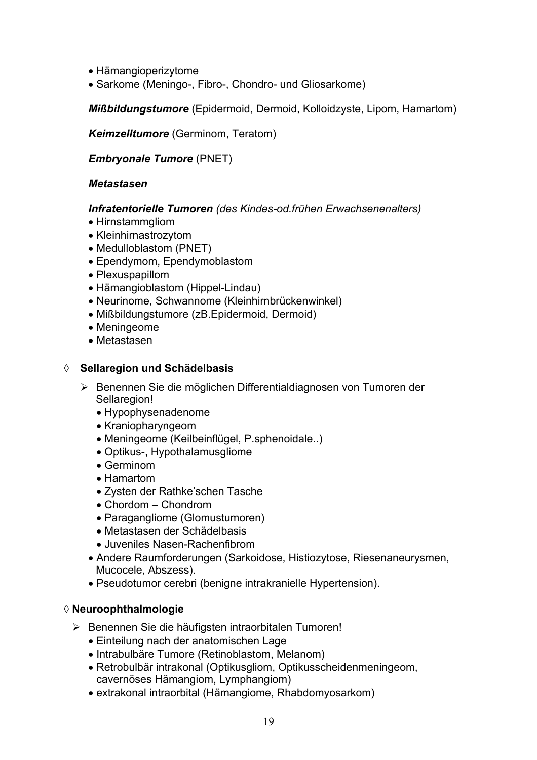- Hämangioperizytome
- Sarkome (Meningo-, Fibro-, Chondro- und Gliosarkome)

***Mißbildungstumore*** (Epidermoid, Dermoid, Kolloidzyste, Lipom, Hamartom)

***Keimzelltumore*** (Germinom, Teratom)

***Embryonale Tumore*** (PNET)

***Metastasen***

***Infratentorielle Tumoren*** *(des Kindes-od.frühen Erwachsenenalters)*

- Hirnstammgliom
- Kleinhirnastrozytom
- Medulloblastom (PNET)
- Ependymom, Ependymoblastom
- Plexuspapillom
- Hämangioblastom (Hippel-Lindau)
- Neurinome, Schwannome (Kleinhirnbrückenwinkel)
- Mißbildungstumore (zB.Epidermoid, Dermoid)
- Meningeome
- Metastasen

## ◊ Sellaregion und Schädelbasis

- ➢ Benennen Sie die möglichen Differentialdiagnosen von Tumoren der Sellaregion!
  - Hypophysenadenome
  - Kraniopharyngeom
  - Meningeome (Keilbeinflügel, P.sphenoidale..)
  - Optikus-, Hypothalamusgliome
  - Germinom
  - Hamartom
  - Zysten der Rathke'schen Tasche
  - Chordom – Chondrom
  - Paragangliome (Glomustumoren)
  - Metastasen der Schädelbasis
  - Juveniles Nasen-Rachenfibrom
  - Andere Raumforderungen (Sarkoidose, Histiozytose, Riesenaneurysmen, Mucocele, Abszess).
  - Pseudotumor cerebri (benigne intrakranielle Hypertension).

## ◊ Neuroophthalmologie

- ➢ Benennen Sie die häufigsten intraorbitalen Tumoren!
  - Einteilung nach der anatomischen Lage
  - Intrabulbäre Tumore (Retinoblastom, Melanom)
  - Retrobulbär intrakonal (Optikusgliom, Optikusscheidenmeningeom, cavernöses Hämangiom, Lymphangiom)
  - extrakonal intraorbital (Hämangiome, Rhabdomyosarkom)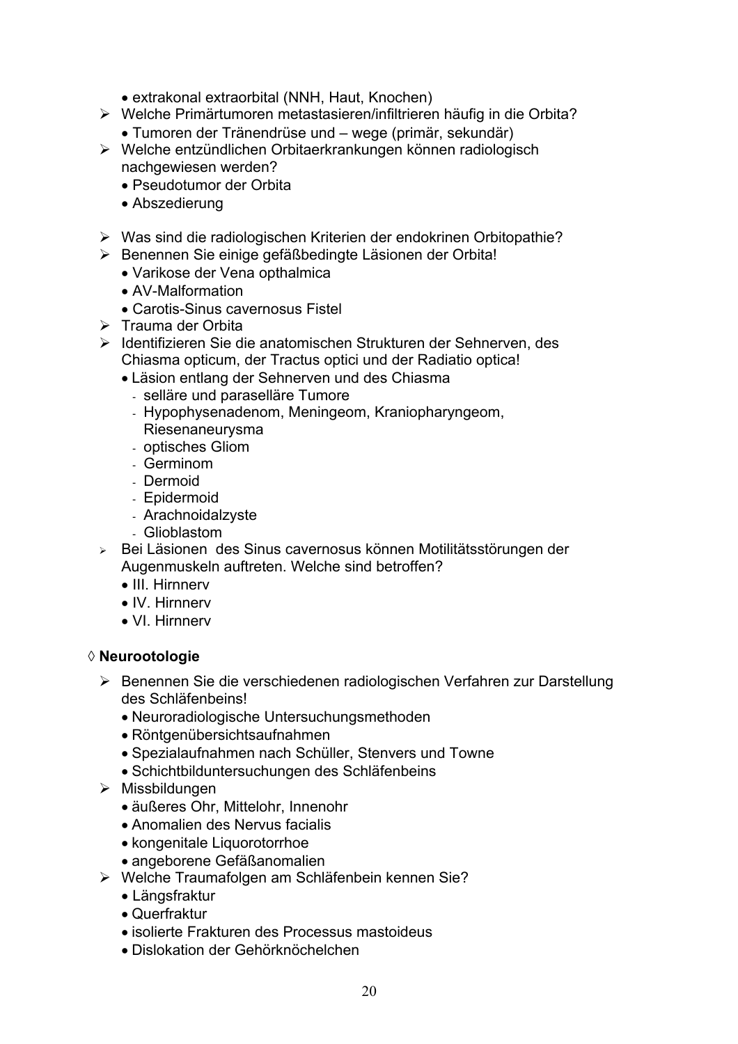- extrakonal extraorbital (NNH, Haut, Knochen)

- Welche Primärtumoren metastasieren/infiltrieren häufig in die Orbita?
  - Tumoren der Tränendrüse und – wege (primär, sekundär)
- Welche entzündlichen Orbitaerkrankungen können radiologisch nachgewiesen werden?
  - Pseudotumor der Orbita
  - Abszedierung

- Was sind die radiologischen Kriterien der endokrinen Orbitopathie?
- Benennen Sie einige gefäßbedingte Läsionen der Orbita!
  - Varikose der Vena opthalmica
  - AV-Malformation
  - Carotis-Sinus cavernosus Fistel
- Trauma der Orbita
- Identifizieren Sie die anatomischen Strukturen der Sehnerven, des Chiasma opticum, der Tractus optici und der Radiatio optica!
  - Läsion entlang der Sehnerven und des Chiasma
    - selläre und paraselläre Tumore
    - Hypophysenadenom, Meningeom, Kraniopharyngeom, Riesenaneurysma
    - optisches Gliom
    - Germinom
    - Dermoid
    - Epidermoid
    - Arachnoidalzyste
    - Glioblastom
- Bei Läsionen des Sinus cavernosus können Motilitätsstörungen der Augenmuskeln auftreten. Welche sind betroffen?
  - III. Hirnnerv
  - IV. Hirnnerv
  - VI. Hirnnerv

◊ **Neurootologie**

- Benennen Sie die verschiedenen radiologischen Verfahren zur Darstellung des Schläfenbeins!
  - Neuroradiologische Untersuchungsmethoden
  - Röntgenübersichtsaufnahmen
  - Spezialaufnahmen nach Schüller, Stenvers und Towne
  - Schichtbilduntersuchungen des Schläfenbeins
- Missbildungen
  - äußeres Ohr, Mittelohr, Innenohr
  - Anomalien des Nervus facialis
  - kongenitale Liquorotorrhoe
  - angeborene Gefäßanomalien
- Welche Traumafolgen am Schläfenbein kennen Sie?
  - Längsfraktur
  - Querfraktur
  - isolierte Frakturen des Processus mastoideus
  - Dislokation der Gehörknöchelchen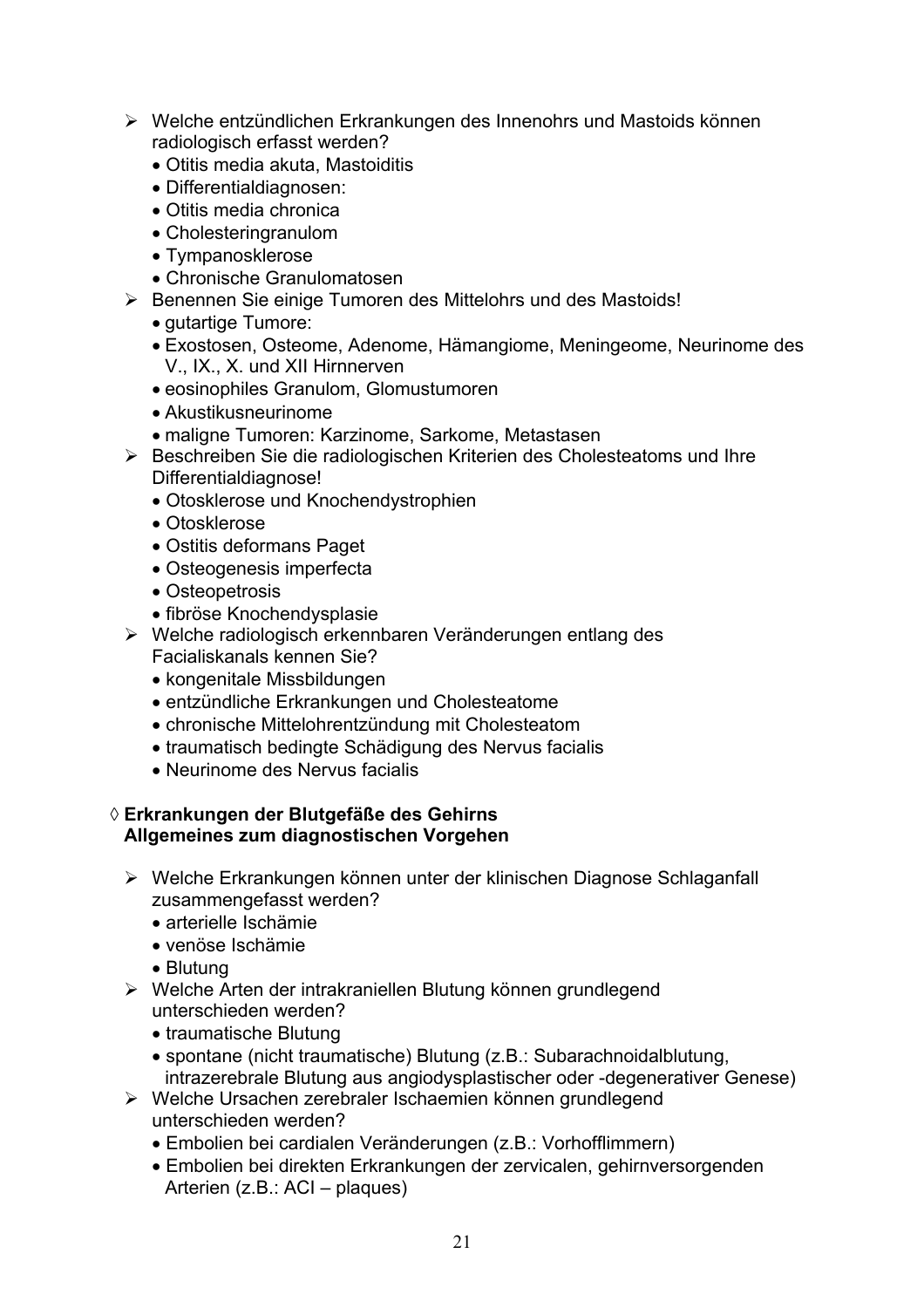- ➢ Welche entzündlichen Erkrankungen des Innenohrs und Mastoids können radiologisch erfasst werden?
  - Otitis media akuta, Mastoiditis
  - Differentialdiagnosen:
  - Otitis media chronica
  - Cholesteringranulom
  - Tympanosklerose
  - Chronische Granulomatosen
- ➢ Benennen Sie einige Tumoren des Mittelohrs und des Mastoids!
  - gutartige Tumore:
  - Exostosen, Osteome, Adenome, Hämangiome, Meningeome, Neurinome des V., IX., X. und XII Hirnnerven
  - eosinophiles Granulom, Glomustumoren
  - Akustikusneurinome
  - maligne Tumoren: Karzinome, Sarkome, Metastasen
- ➢ Beschreiben Sie die radiologischen Kriterien des Cholesteatoms und Ihre Differentialdiagnose!
  - Otosklerose und Knochendystrophien
  - Otosklerose
  - Ostitis deformans Paget
  - Osteogenesis imperfecta
  - Osteopetrosis
  - fibröse Knochendysplasie
- ➢ Welche radiologisch erkennbaren Veränderungen entlang des Facialiskanals kennen Sie?
  - kongenitale Missbildungen
  - entzündliche Erkrankungen und Cholesteatome
  - chronische Mittelohrentzündung mit Cholesteatom
  - traumatisch bedingte Schädigung des Nervus facialis
  - Neurinome des Nervus facialis

◊ **Erkrankungen der Blutgefäße des Gehirns**
**Allgemeines zum diagnostischen Vorgehen**

- ➢ Welche Erkrankungen können unter der klinischen Diagnose Schlaganfall zusammengefasst werden?
  - arterielle Ischämie
  - venöse Ischämie
  - Blutung
- ➢ Welche Arten der intrakraniellen Blutung können grundlegend unterschieden werden?
  - traumatische Blutung
  - spontane (nicht traumatische) Blutung (z.B.: Subarachnoidalblutung, intrazerebrale Blutung aus angiodysplastischer oder -degenerativer Genese)
- ➢ Welche Ursachen zerebraler Ischaemien können grundlegend unterschieden werden?
  - Embolien bei cardialen Veränderungen (z.B.: Vorhofflimmern)
  - Embolien bei direkten Erkrankungen der zervicalen, gehirnversorgenden Arterien (z.B.: ACI – plaques)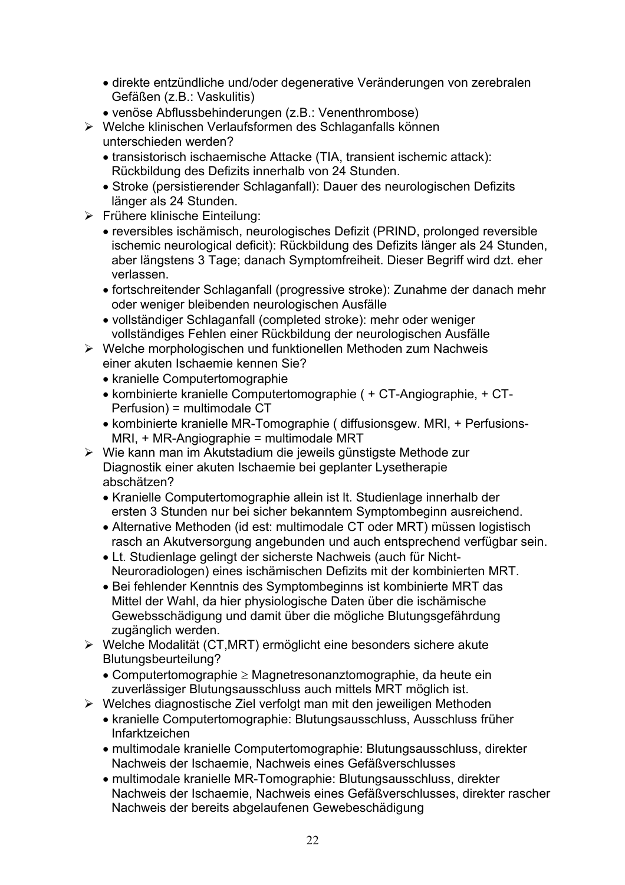- direkte entzündliche und/oder degenerative Veränderungen von zerebralen Gefäßen (z.B.: Vaskulitis)
- venöse Abflussbehinderungen (z.B.: Venenthrombose)

➢ Welche klinischen Verlaufsformen des Schlaganfalls können unterschieden werden?
- transistorisch ischaemische Attacke (TIA, transient ischemic attack): Rückbildung des Defizits innerhalb von 24 Stunden.
- Stroke (persistierender Schlaganfall): Dauer des neurologischen Defizits länger als 24 Stunden.

➢ Frühere klinische Einteilung:
- reversibles ischämisch, neurologisches Defizit (PRIND, prolonged reversible ischemic neurological deficit): Rückbildung des Defizits länger als 24 Stunden, aber längstens 3 Tage; danach Symptomfreiheit. Dieser Begriff wird dzt. eher verlassen.
- fortschreitender Schlaganfall (progressive stroke): Zunahme der danach mehr oder weniger bleibenden neurologischen Ausfälle
- vollständiger Schlaganfall (completed stroke): mehr oder weniger vollständiges Fehlen einer Rückbildung der neurologischen Ausfälle

➢ Welche morphologischen und funktionellen Methoden zum Nachweis einer akuten Ischaemie kennen Sie?
- kranielle Computertomographie
- kombinierte kranielle Computertomographie ( + CT-Angiographie, + CT-Perfusion) = multimodale CT
- kombinierte kranielle MR-Tomographie ( diffusionsgew. MRI, + Perfusions-MRI, + MR-Angiographie = multimodale MRT

➢ Wie kann man im Akutstadium die jeweils günstigste Methode zur Diagnostik einer akuten Ischaemie bei geplanter Lysetherapie abschätzen?
- Kranielle Computertomographie allein ist lt. Studienlage innerhalb der ersten 3 Stunden nur bei sicher bekanntem Symptombeginn ausreichend.
- Alternative Methoden (id est: multimodale CT oder MRT) müssen logistisch rasch an Akutversorgung angebunden und auch entsprechend verfügbar sein.
- Lt. Studienlage gelingt der sicherste Nachweis (auch für Nicht-Neuroradiologen) eines ischämischen Defizits mit der kombinierten MRT.
- Bei fehlender Kenntnis des Symptombeginns ist kombinierte MRT das Mittel der Wahl, da hier physiologische Daten über die ischämische Gewebsschädigung und damit über die mögliche Blutungsgefährdung zugänglich werden.

➢ Welche Modalität (CT,MRT) ermöglicht eine besonders sichere akute Blutungsbeurteilung?
- Computertomographie $\geq$ Magnetresonanztomographie, da heute ein zuverlässiger Blutungsausschluss auch mittels MRT möglich ist.

➢ Welches diagnostische Ziel verfolgt man mit den jeweiligen Methoden
- kranielle Computertomographie: Blutungsausschluss, Ausschluss früher Infarktzeichen
- multimodale kranielle Computertomographie: Blutungsausschluss, direkter Nachweis der Ischaemie, Nachweis eines Gefäßverschlusses
- multimodale kranielle MR-Tomographie: Blutungsausschluss, direkter Nachweis der Ischaemie, Nachweis eines Gefäßverschlusses, direkter rascher Nachweis der bereits abgelaufenen Gewebeschädigung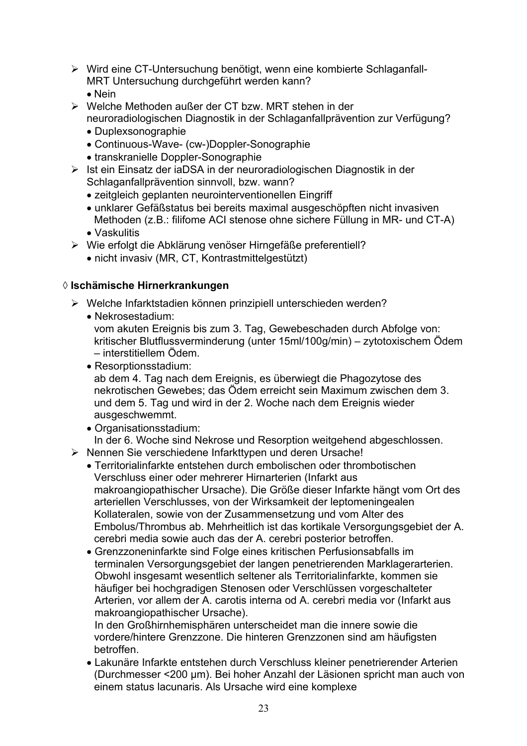- Wird eine CT-Untersuchung benötigt, wenn eine kombierte Schlaganfall-MRT Untersuchung durchgeführt werden kann?
  - Nein
- Welche Methoden außer der CT bzw. MRT stehen in der neuroradiologischen Diagnostik in der Schlaganfallprävention zur Verfügung?
  - Duplexsonographie
  - Continuous-Wave- (cw-)Doppler-Sonographie
  - transkranielle Doppler-Sonographie
- Ist ein Einsatz der iaDSA in der neuroradiologischen Diagnostik in der Schlaganfallprävention sinnvoll, bzw. wann?
  - zeitgleich geplanten neurointerventionellen Eingriff
  - unklarer Gefäßstatus bei bereits maximal ausgeschöpften nicht invasiven Methoden (z.B.: filifome ACI stenose ohne sichere Füllung in MR- und CT-A)
  - Vaskulitis
- Wie erfolgt die Abklärung venöser Hirngefäße preferentiell?
  - nicht invasiv (MR, CT, Kontrastmittelgestützt)

### ◊ Ischämische Hirnerkrankungen

- Welche Infarktstadien können prinzipiell unterschieden werden?
  - Nekrosestadium:
    vom akuten Ereignis bis zum 3. Tag, Gewebeschaden durch Abfolge von: kritischer Blutflussverminderung (unter 15ml/100g/min) – zytotoxischem Ödem – interstitiellem Ödem.
  - Resorptionsstadium:
    ab dem 4. Tag nach dem Ereignis, es überwiegt die Phagozytose des nekrotischen Gewebes; das Ödem erreicht sein Maximum zwischen dem 3. und dem 5. Tag und wird in der 2. Woche nach dem Ereignis wieder ausgeschwemmt.
  - Organisationsstadium:
    In der 6. Woche sind Nekrose und Resorption weitgehend abgeschlossen.
- Nennen Sie verschiedene Infarkttypen und deren Ursache!
  - Territorialinfarkte entstehen durch embolischen oder thrombotischen Verschluss einer oder mehrerer Hirnarterien (Infarkt aus makroangiopathischer Ursache). Die Größe dieser Infarkte hängt vom Ort des arteriellen Verschlusses, von der Wirksamkeit der leptomeningealen Kollateralen, sowie von der Zusammensetzung und vom Alter des Embolus/Thrombus ab. Mehrheitlich ist das kortikale Versorgungsgebiet der A. cerebri media sowie auch das der A. cerebri posterior betroffen.
  - Grenzzoneninfarkte sind Folge eines kritischen Perfusionsabfalls im terminalen Versorgungsgebiet der langen penetrierenden Marklagerarterien. Obwohl insgesamt wesentlich seltener als Territorialinfarkte, kommen sie häufiger bei hochgradigen Stenosen oder Verschlüssen vorgeschalteter Arterien, vor allem der A. carotis interna od A. cerebri media vor (Infarkt aus makroangiopathischer Ursache).
    In den Großhirnhemisphären unterscheidet man die innere sowie die vordere/hintere Grenzzone. Die hinteren Grenzzonen sind am häufigsten betroffen.
  - Lakunäre Infarkte entstehen durch Verschluss kleiner penetrierender Arterien (Durchmesser <200 µm). Bei hoher Anzahl der Läsionen spricht man auch von einem status lacunaris. Als Ursache wird eine komplexe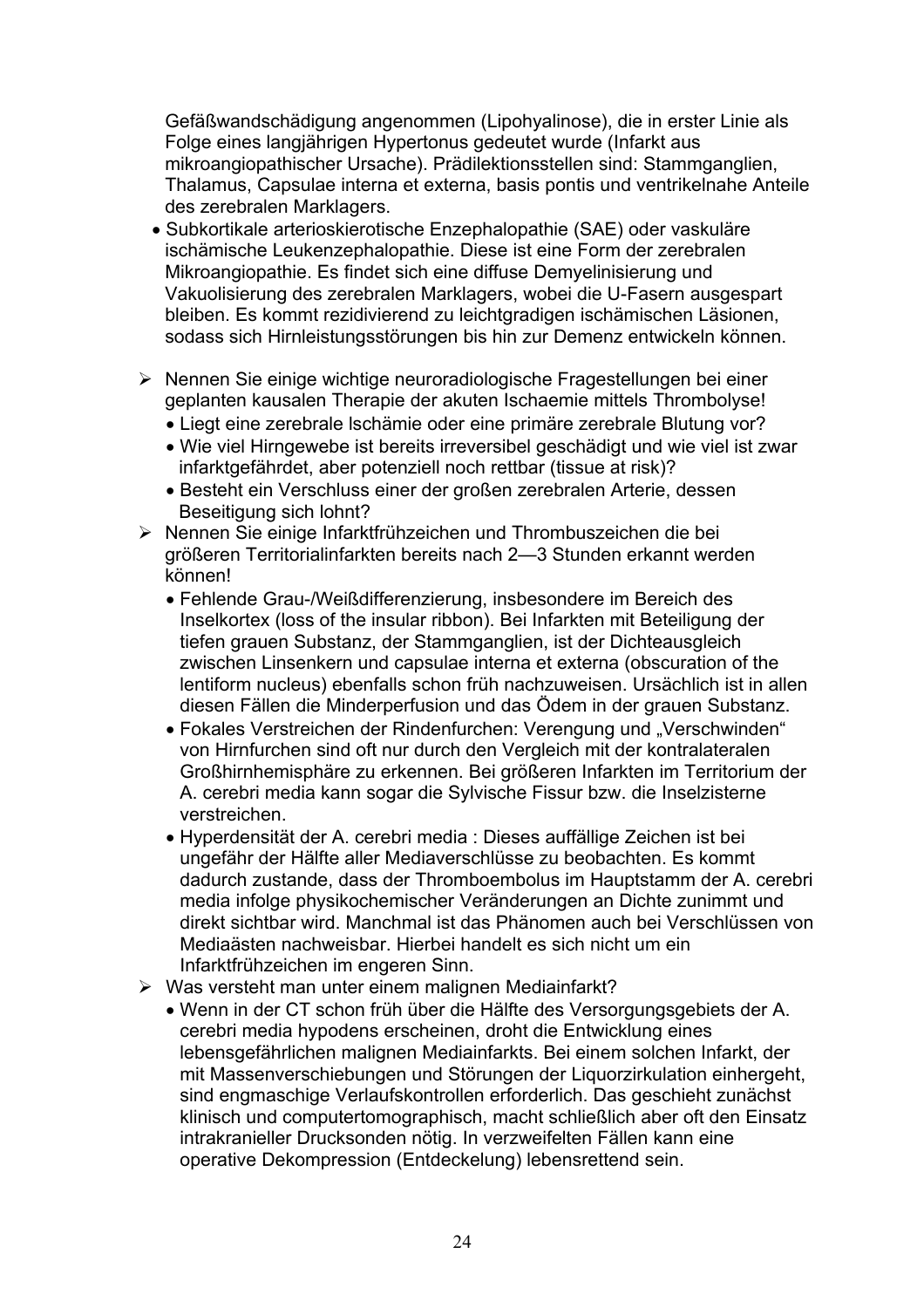Gefäßwandschädigung angenommen (Lipohyalinose), die in erster Linie als Folge eines langjährigen Hypertonus gedeutet wurde (Infarkt aus mikroangiopathischer Ursache). Prädilektionsstellen sind: Stammganglien, Thalamus, Capsulae interna et externa, basis pontis und ventrikelnahe Anteile des zerebralen Marklagers.

- Subkortikale arterioskierotische Enzephalopathie (SAE) oder vaskuläre ischämische Leukenzephalopathie. Diese ist eine Form der zerebralen Mikroangiopathie. Es findet sich eine diffuse Demyelinisierung und Vakuolisierung des zerebralen Marklagers, wobei die U-Fasern ausgespart bleiben. Es kommt rezidivierend zu leichtgradigen ischämischen Läsionen, sodass sich Hirnleistungsstörungen bis hin zur Demenz entwickeln können.

➢ Nennen Sie einige wichtige neuroradiologische Fragestellungen bei einer geplanten kausalen Therapie der akuten Ischaemie mittels Thrombolyse!
- Liegt eine zerebrale Ischämie oder eine primäre zerebrale Blutung vor?
- Wie viel Hirngewebe ist bereits irreversibel geschädigt und wie viel ist zwar infarktgefährdet, aber potenziell noch rettbar (tissue at risk)?
- Besteht ein Verschluss einer der großen zerebralen Arterie, dessen Beseitigung sich lohnt?

➢ Nennen Sie einige Infarktfrühzeichen und Thrombuszeichen die bei größeren Territorialinfarkten bereits nach 2—3 Stunden erkannt werden können!
- Fehlende Grau-/Weißdifferenzierung, insbesondere im Bereich des Inselkortex (loss of the insular ribbon). Bei Infarkten mit Beteiligung der tiefen grauen Substanz, der Stammganglien, ist der Dichteausgleich zwischen Linsenkern und capsulae interna et externa (obscuration of the lentiform nucleus) ebenfalls schon früh nachzuweisen. Ursächlich ist in allen diesen Fällen die Minderperfusion und das Ödem in der grauen Substanz.
- Fokales Verstreichen der Rindenfurchen: Verengung und „Verschwinden" von Hirnfurchen sind oft nur durch den Vergleich mit der kontralateralen Großhirnhemisphäre zu erkennen. Bei größeren Infarkten im Territorium der A. cerebri media kann sogar die Sylvische Fissur bzw. die Inselzisterne verstreichen.
- Hyperdensität der A. cerebri media : Dieses auffällige Zeichen ist bei ungefähr der Hälfte aller Mediaverschlüsse zu beobachten. Es kommt dadurch zustande, dass der Thromboembolus im Hauptstamm der A. cerebri media infolge physikochemischer Veränderungen an Dichte zunimmt und direkt sichtbar wird. Manchmal ist das Phänomen auch bei Verschlüssen von Mediaästen nachweisbar. Hierbei handelt es sich nicht um ein Infarktfrühzeichen im engeren Sinn.

➢ Was versteht man unter einem malignen Mediainfarkt?
- Wenn in der CT schon früh über die Hälfte des Versorgungsgebiets der A. cerebri media hypodens erscheinen, droht die Entwicklung eines lebensgefährlichen malignen Mediainfarkts. Bei einem solchen Infarkt, der mit Massenverschiebungen und Störungen der Liquorzirkulation einhergeht, sind engmaschige Verlaufskontrollen erforderlich. Das geschieht zunächst klinisch und computertomographisch, macht schließlich aber oft den Einsatz intrakranieller Drucksonden nötig. In verzweifelten Fällen kann eine operative Dekompression (Entdeckelung) lebensrettend sein.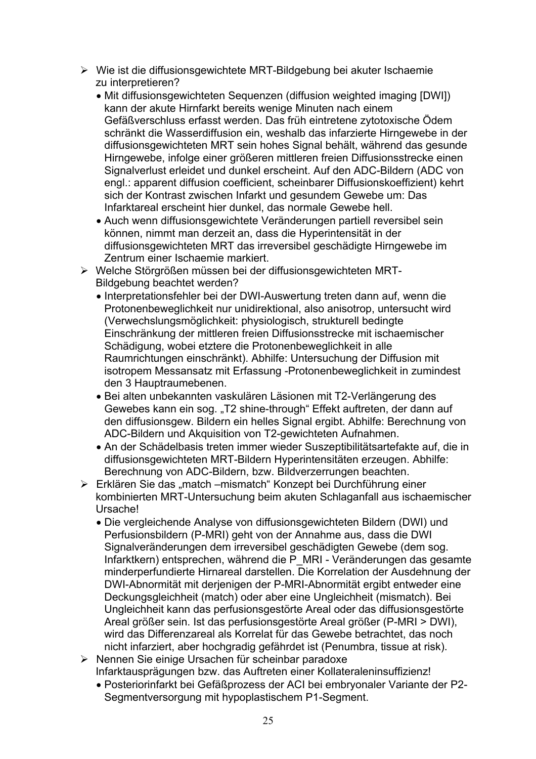- Wie ist die diffusionsgewichtete MRT-Bildgebung bei akuter Ischaemie zu interpretieren?
  - Mit diffusionsgewichteten Sequenzen (diffusion weighted imaging [DWI]) kann der akute Hirnfarkt bereits wenige Minuten nach einem Gefäßverschluss erfasst werden. Das früh eintretene zytotoxische Ödem schränkt die Wasserdiffusion ein, weshalb das infarzierte Hirngewebe in der diffusionsgewichteten MRT sein hohes Signal behält, während das gesunde Hirngewebe, infolge einer größeren mittleren freien Diffusionsstrecke einen Signalverlust erleidet und dunkel erscheint. Auf den ADC-Bildern (ADC von engl.: apparent diffusion coefficient, scheinbarer Diffusionskoeffizient) kehrt sich der Kontrast zwischen Infarkt und gesundem Gewebe um: Das Infarktareal erscheint hier dunkel, das normale Gewebe hell.
  - Auch wenn diffusionsgewichtete Veränderungen partiell reversibel sein können, nimmt man derzeit an, dass die Hyperintensität in der diffusionsgewichteten MRT das irreversibel geschädigte Hirngewebe im Zentrum einer Ischaemie markiert.
- Welche Störgrößen müssen bei der diffusionsgewichteten MRT-Bildgebung beachtet werden?
  - Interpretationsfehler bei der DWI-Auswertung treten dann auf, wenn die Protonenbeweglichkeit nur unidirektional, also anisotrop, untersucht wird (Verwechslungsmöglichkeit: physiologisch, strukturell bedingte Einschränkung der mittleren freien Diffusionsstrecke mit ischaemischer Schädigung, wobei etztere die Protonenbeweglichkeit in alle Raumrichtungen einschränkt). Abhilfe: Untersuchung der Diffusion mit isotropem Messansatz mit Erfassung -Protonenbeweglichkeit in zumindest den 3 Hauptraumebenen.
  - Bei alten unbekannten vaskulären Läsionen mit T2-Verlängerung des Gewebes kann ein sog. „T2 shine-through“ Effekt auftreten, der dann auf den diffusionsgew. Bildern ein helles Signal ergibt. Abhilfe: Berechnung von ADC-Bildern und Akquisition von T2-gewichteten Aufnahmen.
  - An der Schädelbasis treten immer wieder Suszeptibilitätsartefakte auf, die in diffusionsgewichteten MRT-Bildern Hyperintensitäten erzeugen. Abhilfe: Berechnung von ADC-Bildern, bzw. Bildverzerrungen beachten.
- Erklären Sie das „match –mismatch“ Konzept bei Durchführung einer kombinierten MRT-Untersuchung beim akuten Schlaganfall aus ischaemischer Ursache!
  - Die vergleichende Analyse von diffusionsgewichteten Bildern (DWI) und Perfusionsbildern (P-MRI) geht von der Annahme aus, dass die DWI Signalveränderungen dem irreversibel geschädigten Gewebe (dem sog. Infarktkern) entsprechen, während die P_MRI - Veränderungen das gesamte minderperfundierte Hirnareal darstellen. Die Korrelation der Ausdehnung der DWI-Abnormität mit derjenigen der P-MRI-Abnormität ergibt entweder eine Deckungsgleichheit (match) oder aber eine Ungleichheit (mismatch). Bei Ungleichheit kann das perfusionsgestörte Areal oder das diffusionsgestörte Areal größer sein. Ist das perfusionsgestörte Areal größer (P-MRI > DWI), wird das Differenzareal als Korrelat für das Gewebe betrachtet, das noch nicht infarziert, aber hochgradig gefährdet ist (Penumbra, tissue at risk).
- Nennen Sie einige Ursachen für scheinbar paradoxe Infarktausprägungen bzw. das Auftreten einer Kollateraleninsuffizienz!
  - Posteriorinfarkt bei Gefäßprozess der ACI bei embryonaler Variante der P2-Segmentversorgung mit hypoplastischem P1-Segment.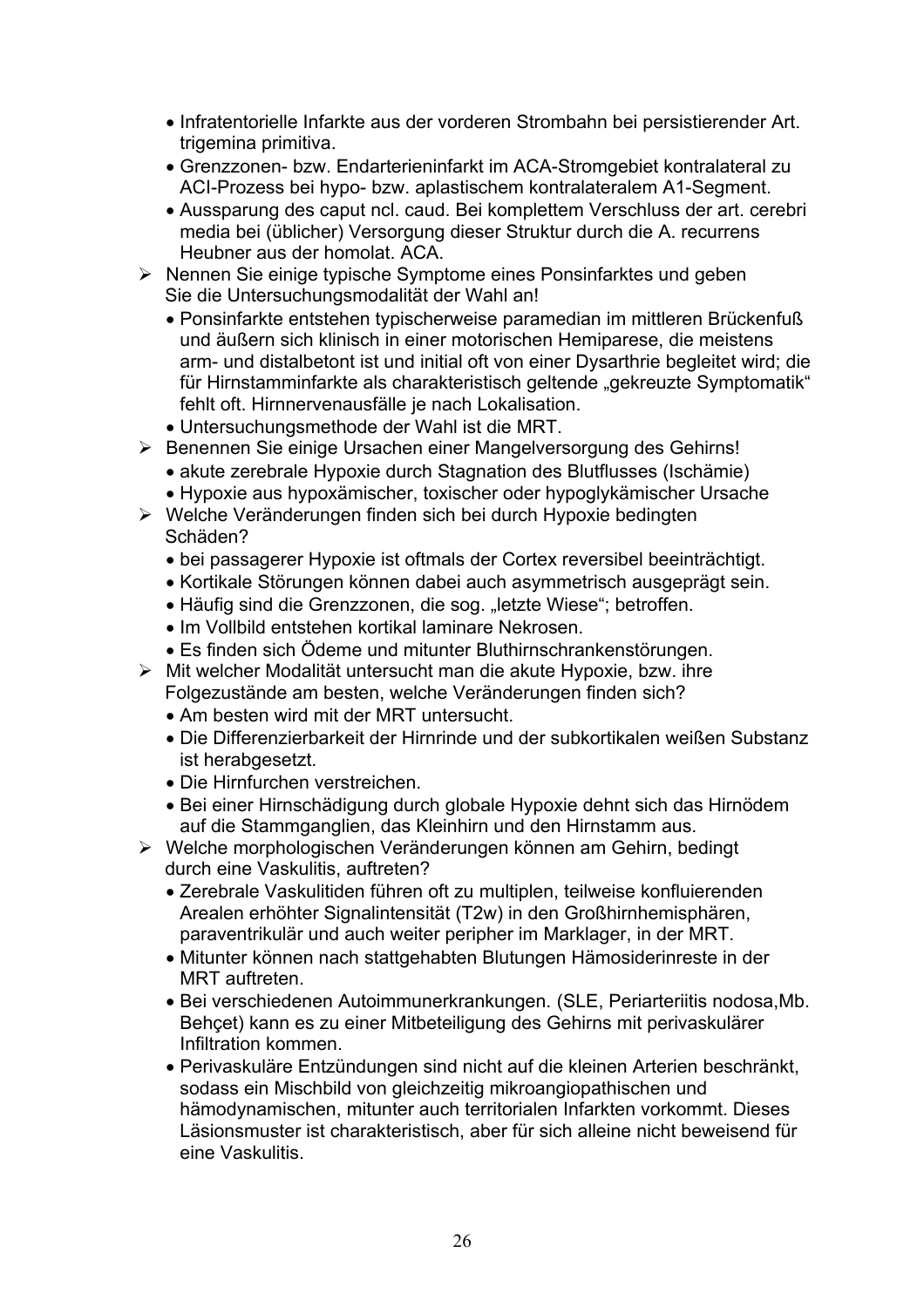- Infratentorielle Infarkte aus der vorderen Strombahn bei persistierender Art. trigemina primitiva.
- Grenzzonen- bzw. Endarterieninfarkt im ACA-Stromgebiet kontralateral zu ACI-Prozess bei hypo- bzw. aplastischem kontralateralem A1-Segment.
- Aussparung des caput ncl. caud. Bei komplettem Verschluss der art. cerebri media bei (üblicher) Versorgung dieser Struktur durch die A. recurrens Heubner aus der homolat. ACA.

➢ Nennen Sie einige typische Symptome eines Ponsinfarktes und geben Sie die Untersuchungsmodalität der Wahl an!
- Ponsinfarkte entstehen typischerweise paramedian im mittleren Brückenfuß und äußern sich klinisch in einer motorischen Hemiparese, die meistens arm- und distalbetont ist und initial oft von einer Dysarthrie begleitet wird; die für Hirnstamminfarkte als charakteristisch geltende „gekreuzte Symptomatik" fehlt oft. Hirnnervenausfälle je nach Lokalisation.
- Untersuchungsmethode der Wahl ist die MRT.

➢ Benennen Sie einige Ursachen einer Mangelversorgung des Gehirns!
- akute zerebrale Hypoxie durch Stagnation des Blutflusses (Ischämie)
- Hypoxie aus hypoxämischer, toxischer oder hypoglykämischer Ursache

➢ Welche Veränderungen finden sich bei durch Hypoxie bedingten Schäden?
- bei passagerer Hypoxie ist oftmals der Cortex reversibel beeinträchtigt.
- Kortikale Störungen können dabei auch asymmetrisch ausgeprägt sein.
- Häufig sind die Grenzzonen, die sog. „letzte Wiese"; betroffen.
- Im Vollbild entstehen kortikal laminare Nekrosen.
- Es finden sich Ödeme und mitunter Bluthirnschrankenstörungen.

➢ Mit welcher Modalität untersucht man die akute Hypoxie, bzw. ihre Folgezustände am besten, welche Veränderungen finden sich?
- Am besten wird mit der MRT untersucht.
- Die Differenzierbarkeit der Hirnrinde und der subkortikalen weißen Substanz ist herabgesetzt.
- Die Hirnfurchen verstreichen.
- Bei einer Hirnschädigung durch globale Hypoxie dehnt sich das Hirnödem auf die Stammganglien, das Kleinhirn und den Hirnstamm aus.

➢ Welche morphologischen Veränderungen können am Gehirn, bedingt durch eine Vaskulitis, auftreten?
- Zerebrale Vaskulitiden führen oft zu multiplen, teilweise konfluierenden Arealen erhöhter Signalintensität (T2w) in den Großhirnhemisphären, paraventrikulär und auch weiter peripher im Marklager, in der MRT.
- Mitunter können nach stattgehabten Blutungen Hämosiderinreste in der MRT auftreten.
- Bei verschiedenen Autoimmunerkrankungen. (SLE, Periarteriitis nodosa,Mb. Behçet) kann es zu einer Mitbeteiligung des Gehirns mit perivaskulärer Infiltration kommen.
- Perivaskuläre Entzündungen sind nicht auf die kleinen Arterien beschränkt, sodass ein Mischbild von gleichzeitig mikroangiopathischen und hämodynamischen, mitunter auch territorialen Infarkten vorkommt. Dieses Läsionsmuster ist charakteristisch, aber für sich alleine nicht beweisend für eine Vaskulitis.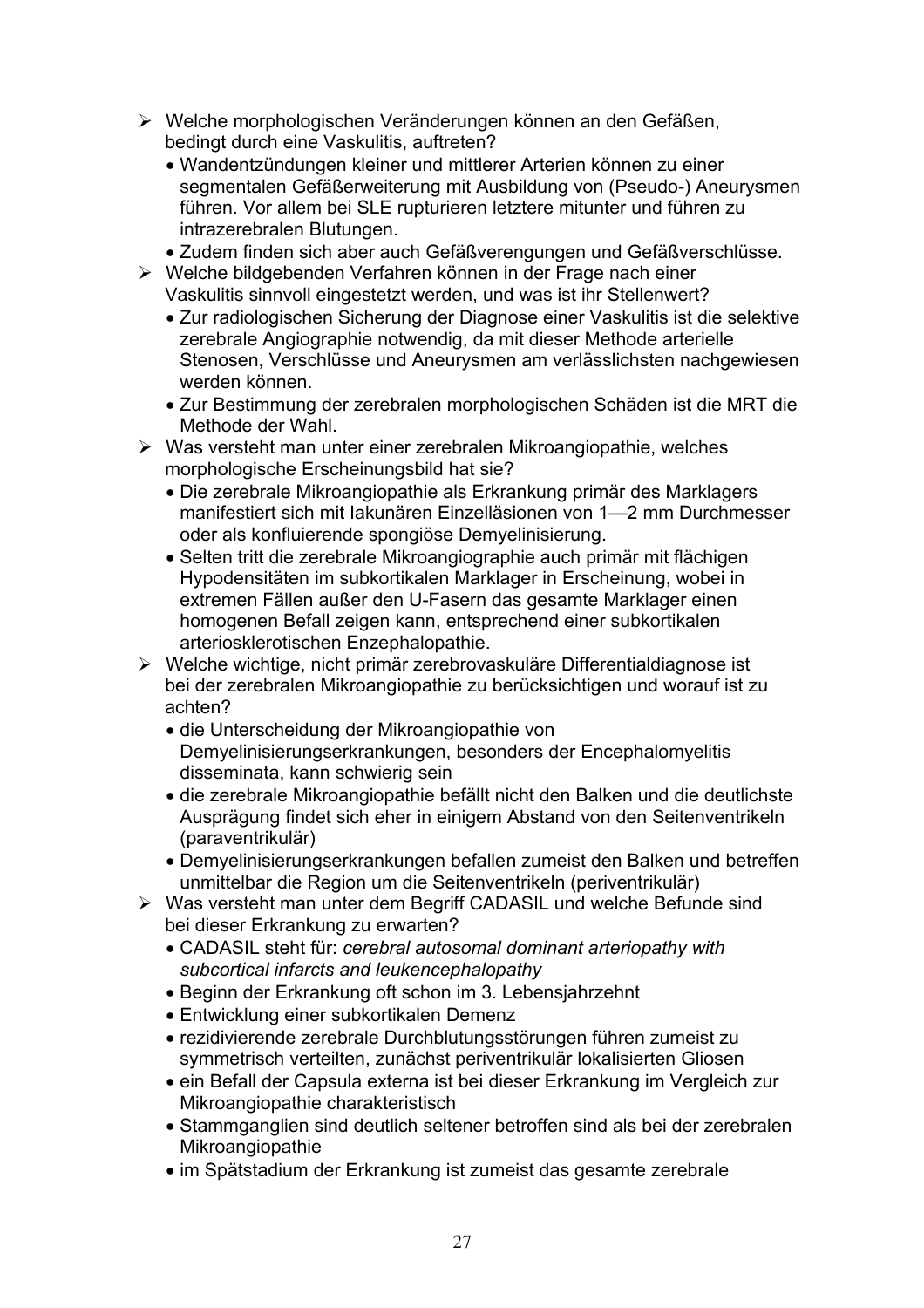- Welche morphologischen Veränderungen können an den Gefäßen, bedingt durch eine Vaskulitis, auftreten?
  - Wandentzündungen kleiner und mittlerer Arterien können zu einer segmentalen Gefäßerweiterung mit Ausbildung von (Pseudo-) Aneurysmen führen. Vor allem bei SLE rupturieren letztere mitunter und führen zu intrazerebralen Blutungen.
  - Zudem finden sich aber auch Gefäßverengungen und Gefäßverschlüsse.
- Welche bildgebenden Verfahren können in der Frage nach einer Vaskulitis sinnvoll eingestetzt werden, und was ist ihr Stellenwert?
  - Zur radiologischen Sicherung der Diagnose einer Vaskulitis ist die selektive zerebrale Angiographie notwendig, da mit dieser Methode arterielle Stenosen, Verschlüsse und Aneurysmen am verlässlichsten nachgewiesen werden können.
  - Zur Bestimmung der zerebralen morphologischen Schäden ist die MRT die Methode der Wahl.
- Was versteht man unter einer zerebralen Mikroangiopathie, welches morphologische Erscheinungsbild hat sie?
  - Die zerebrale Mikroangiopathie als Erkrankung primär des Marklagers manifestiert sich mit lakunären Einzelläsionen von 1—2 mm Durchmesser oder als konfluierende spongiöse Demyelinisierung.
  - Selten tritt die zerebrale Mikroangiographie auch primär mit flächigen Hypodensitäten im subkortikalen Marklager in Erscheinung, wobei in extremen Fällen außer den U-Fasern das gesamte Marklager einen homogenen Befall zeigen kann, entsprechend einer subkortikalen arteriosklerotischen Enzephalopathie.
- Welche wichtige, nicht primär zerebrovaskuläre Differentialdiagnose ist bei der zerebralen Mikroangiopathie zu berücksichtigen und worauf ist zu achten?
  - die Unterscheidung der Mikroangiopathie von Demyelinisierungserkrankungen, besonders der Encephalomyelitis disseminata, kann schwierig sein
  - die zerebrale Mikroangiopathie befällt nicht den Balken und die deutlichste Ausprägung findet sich eher in einigem Abstand von den Seitenventrikeln (paraventrikulär)
  - Demyelinisierungserkrankungen befallen zumeist den Balken und betreffen unmittelbar die Region um die Seitenventrikeln (periventrikulär)
- Was versteht man unter dem Begriff CADASIL und welche Befunde sind bei dieser Erkrankung zu erwarten?
  - CADASIL steht für: *cerebral autosomal dominant arteriopathy with subcortical infarcts and leukencephalopathy*
  - Beginn der Erkrankung oft schon im 3. Lebensjahrzehnt
  - Entwicklung einer subkortikalen Demenz
  - rezidivierende zerebrale Durchblutungsstörungen führen zumeist zu symmetrisch verteilten, zunächst periventrikulär lokalisierten Gliosen
  - ein Befall der Capsula externa ist bei dieser Erkrankung im Vergleich zur Mikroangiopathie charakteristisch
  - Stammganglien sind deutlich seltener betroffen sind als bei der zerebralen Mikroangiopathie
  - im Spätstadium der Erkrankung ist zumeist das gesamte zerebrale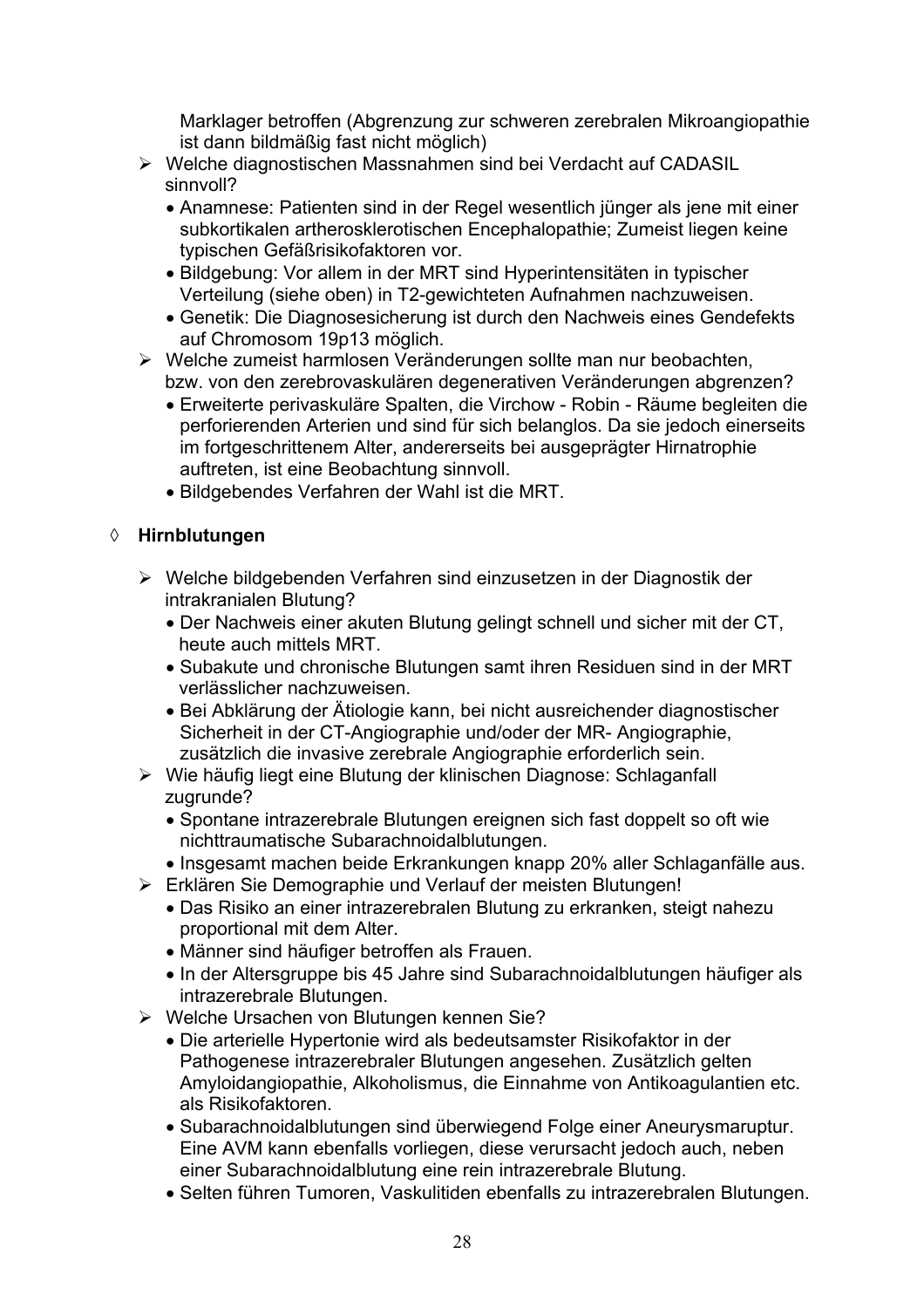Marklager betroffen (Abgrenzung zur schweren zerebralen Mikroangiopathie ist dann bildmäßig fast nicht möglich)

- Welche diagnostischen Massnahmen sind bei Verdacht auf CADASIL sinnvoll?
  - Anamnese: Patienten sind in der Regel wesentlich jünger als jene mit einer subkortikalen artherosklerotischen Encephalopathie; Zumeist liegen keine typischen Gefäßrisikofaktoren vor.
  - Bildgebung: Vor allem in der MRT sind Hyperintensitäten in typischer Verteilung (siehe oben) in T2-gewichteten Aufnahmen nachzuweisen.
  - Genetik: Die Diagnosesicherung ist durch den Nachweis eines Gendefekts auf Chromosom 19p13 möglich.
- Welche zumeist harmlosen Veränderungen sollte man nur beobachten, bzw. von den zerebrovaskulären degenerativen Veränderungen abgrenzen?
  - Erweiterte perivaskuläre Spalten, die Virchow - Robin - Räume begleiten die perforierenden Arterien und sind für sich belanglos. Da sie jedoch einerseits im fortgeschrittenem Alter, andererseits bei ausgeprägter Hirnatrophie auftreten, ist eine Beobachtung sinnvoll.
  - Bildgebendes Verfahren der Wahl ist die MRT.

◊ **Hirnblutungen**

- Welche bildgebenden Verfahren sind einzusetzen in der Diagnostik der intrakranialen Blutung?
  - Der Nachweis einer akuten Blutung gelingt schnell und sicher mit der CT, heute auch mittels MRT.
  - Subakute und chronische Blutungen samt ihren Residuen sind in der MRT verlässlicher nachzuweisen.
  - Bei Abklärung der Ätiologie kann, bei nicht ausreichender diagnostischer Sicherheit in der CT-Angiographie und/oder der MR- Angiographie, zusätzlich die invasive zerebrale Angiographie erforderlich sein.
- Wie häufig liegt eine Blutung der klinischen Diagnose: Schlaganfall zugrunde?
  - Spontane intrazerebrale Blutungen ereignen sich fast doppelt so oft wie nichttraumatische Subarachnoidalblutungen.
  - Insgesamt machen beide Erkrankungen knapp 20% aller Schlaganfälle aus.
- Erklären Sie Demographie und Verlauf der meisten Blutungen!
  - Das Risiko an einer intrazerebralen Blutung zu erkranken, steigt nahezu proportional mit dem Alter.
  - Männer sind häufiger betroffen als Frauen.
  - In der Altersgruppe bis 45 Jahre sind Subarachnoidalblutungen häufiger als intrazerebrale Blutungen.
- Welche Ursachen von Blutungen kennen Sie?
  - Die arterielle Hypertonie wird als bedeutsamster Risikofaktor in der Pathogenese intrazerebraler Blutungen angesehen. Zusätzlich gelten Amyloidangiopathie, Alkoholismus, die Einnahme von Antikoagulantien etc. als Risikofaktoren.
  - Subarachnoidalblutungen sind überwiegend Folge einer Aneurysmaruptur. Eine AVM kann ebenfalls vorliegen, diese verursacht jedoch auch, neben einer Subarachnoidalblutung eine rein intrazerebrale Blutung.
  - Selten führen Tumoren, Vaskulitiden ebenfalls zu intrazerebralen Blutungen.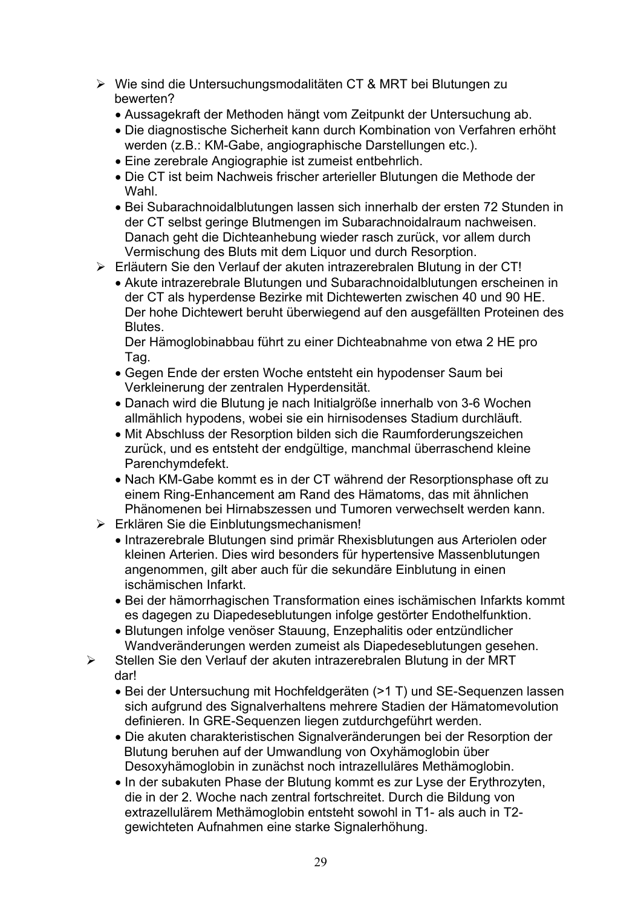- Wie sind die Untersuchungsmodalitäten CT & MRT bei Blutungen zu bewerten?
  - Aussagekraft der Methoden hängt vom Zeitpunkt der Untersuchung ab.
  - Die diagnostische Sicherheit kann durch Kombination von Verfahren erhöht werden (z.B.: KM-Gabe, angiographische Darstellungen etc.).
  - Eine zerebrale Angiographie ist zumeist entbehrlich.
  - Die CT ist beim Nachweis frischer arterieller Blutungen die Methode der Wahl.
  - Bei Subarachnoidalblutungen lassen sich innerhalb der ersten 72 Stunden in der CT selbst geringe Blutmengen im Subarachnoidalraum nachweisen. Danach geht die Dichteanhebung wieder rasch zurück, vor allem durch Vermischung des Bluts mit dem Liquor und durch Resorption.
- Erläutern Sie den Verlauf der akuten intrazerebralen Blutung in der CT!
  - Akute intrazerebrale Blutungen und Subarachnoidalblutungen erscheinen in der CT als hyperdense Bezirke mit Dichtewerten zwischen 40 und 90 HE. Der hohe Dichtewert beruht überwiegend auf den ausgefällten Proteinen des Blutes.
    Der Hämoglobinabbau führt zu einer Dichteabnahme von etwa 2 HE pro Tag.
  - Gegen Ende der ersten Woche entsteht ein hypodenser Saum bei Verkleinerung der zentralen Hyperdensität.
  - Danach wird die Blutung je nach Initialgröße innerhalb von 3-6 Wochen allmählich hypodens, wobei sie ein hirnisodenses Stadium durchläuft.
  - Mit Abschluss der Resorption bilden sich die Raumforderungszeichen zurück, und es entsteht der endgültige, manchmal überraschend kleine Parenchymdefekt.
  - Nach KM-Gabe kommt es in der CT während der Resorptionsphase oft zu einem Ring-Enhancement am Rand des Hämatoms, das mit ähnlichen Phänomenen bei Hirnabszessen und Tumoren verwechselt werden kann.
- Erklären Sie die Einblutungsmechanismen!
  - Intrazerebrale Blutungen sind primär Rhexisblutungen aus Arteriolen oder kleinen Arterien. Dies wird besonders für hypertensive Massenblutungen angenommen, gilt aber auch für die sekundäre Einblutung in einen ischämischen Infarkt.
  - Bei der hämorrhagischen Transformation eines ischämischen Infarkts kommt es dagegen zu Diapedeseblutungen infolge gestörter Endothelfunktion.
  - Blutungen infolge venöser Stauung, Enzephalitis oder entzündlicher Wandveränderungen werden zumeist als Diapedeseblutungen gesehen.
- Stellen Sie den Verlauf der akuten intrazerebralen Blutung in der MRT dar!
  - Bei der Untersuchung mit Hochfeldgeräten (>1 T) und SE-Sequenzen lassen sich aufgrund des Signalverhaltens mehrere Stadien der Hämatomevolution definieren. In GRE-Sequenzen liegen zutdurchgeführt werden.
  - Die akuten charakteristischen Signalveränderungen bei der Resorption der Blutung beruhen auf der Umwandlung von Oxyhämoglobin über Desoxyhämoglobin in zunächst noch intrazelluläres Methämoglobin.
  - In der subakuten Phase der Blutung kommt es zur Lyse der Erythrozyten, die in der 2. Woche nach zentral fortschreitet. Durch die Bildung von extrazellulärem Methämoglobin entsteht sowohl in T1- als auch in T2-gewichteten Aufnahmen eine starke Signalerhöhung.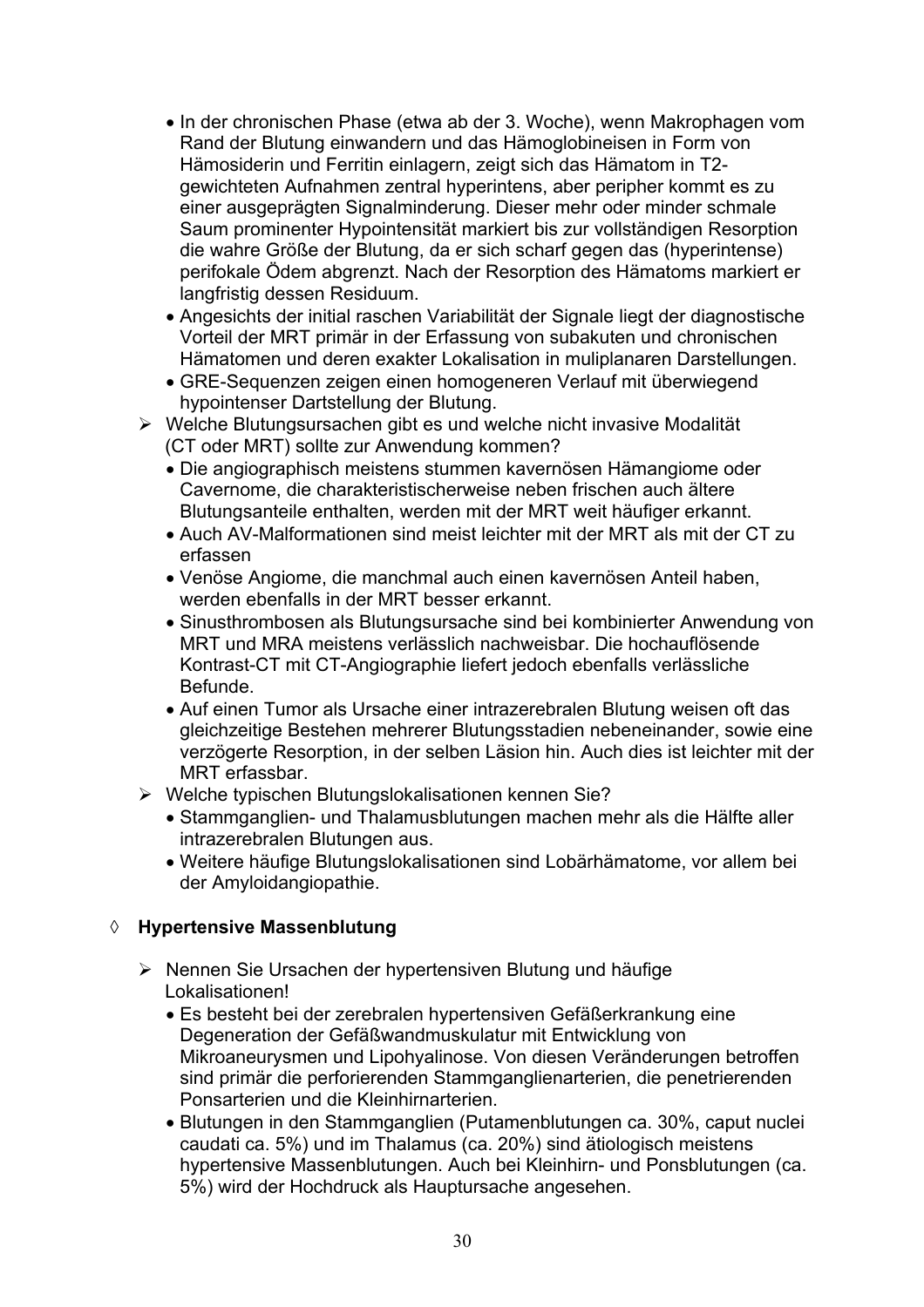- In der chronischen Phase (etwa ab der 3. Woche), wenn Makrophagen vom Rand der Blutung einwandern und das Hämoglobineisen in Form von Hämosiderin und Ferritin einlagern, zeigt sich das Hämatom in T2-gewichteten Aufnahmen zentral hyperintens, aber peripher kommt es zu einer ausgeprägten Signalminderung. Dieser mehr oder minder schmale Saum prominenter Hypointensität markiert bis zur vollständigen Resorption die wahre Größe der Blutung, da er sich scharf gegen das (hyperintense) perifokale Ödem abgrenzt. Nach der Resorption des Hämatoms markiert er langfristig dessen Residuum.
- Angesichts der initial raschen Variabilität der Signale liegt der diagnostische Vorteil der MRT primär in der Erfassung von subakuten und chronischen Hämatomen und deren exakter Lokalisation in muliplanaren Darstellungen.
- GRE-Sequenzen zeigen einen homogeneren Verlauf mit überwiegend hypointenser Dartstellung der Blutung.

➢ Welche Blutungsursachen gibt es und welche nicht invasive Modalität (CT oder MRT) sollte zur Anwendung kommen?
- Die angiographisch meistens stummen kavernösen Hämangiome oder Cavernome, die charakteristischerweise neben frischen auch ältere Blutungsanteile enthalten, werden mit der MRT weit häufiger erkannt.
- Auch AV-Malformationen sind meist leichter mit der MRT als mit der CT zu erfassen
- Venöse Angiome, die manchmal auch einen kavernösen Anteil haben, werden ebenfalls in der MRT besser erkannt.
- Sinusthrombosen als Blutungsursache sind bei kombinierter Anwendung von MRT und MRA meistens verlässlich nachweisbar. Die hochauflösende Kontrast-CT mit CT-Angiographie liefert jedoch ebenfalls verlässliche Befunde.
- Auf einen Tumor als Ursache einer intrazerebralen Blutung weisen oft das gleichzeitige Bestehen mehrerer Blutungsstadien nebeneinander, sowie eine verzögerte Resorption, in der selben Läsion hin. Auch dies ist leichter mit der MRT erfassbar.

➢ Welche typischen Blutungslokalisationen kennen Sie?
- Stammganglien- und Thalamusblutungen machen mehr als die Hälfte aller intrazerebralen Blutungen aus.
- Weitere häufige Blutungslokalisationen sind Lobärhämatome, vor allem bei der Amyloidangiopathie.

◊ **Hypertensive Massenblutung**

➢ Nennen Sie Ursachen der hypertensiven Blutung und häufige Lokalisationen!
- Es besteht bei der zerebralen hypertensiven Gefäßerkrankung eine Degeneration der Gefäßwandmuskulatur mit Entwicklung von Mikroaneurysmen und Lipohyalinose. Von diesen Veränderungen betroffen sind primär die perforierenden Stammganglienarterien, die penetrierenden Ponsarterien und die Kleinhirnarterien.
- Blutungen in den Stammganglien (Putamenblutungen ca. 30%, caput nuclei caudati ca. 5%) und im Thalamus (ca. 20%) sind ätiologisch meistens hypertensive Massenblutungen. Auch bei Kleinhirn- und Ponsblutungen (ca. 5%) wird der Hochdruck als Hauptursache angesehen.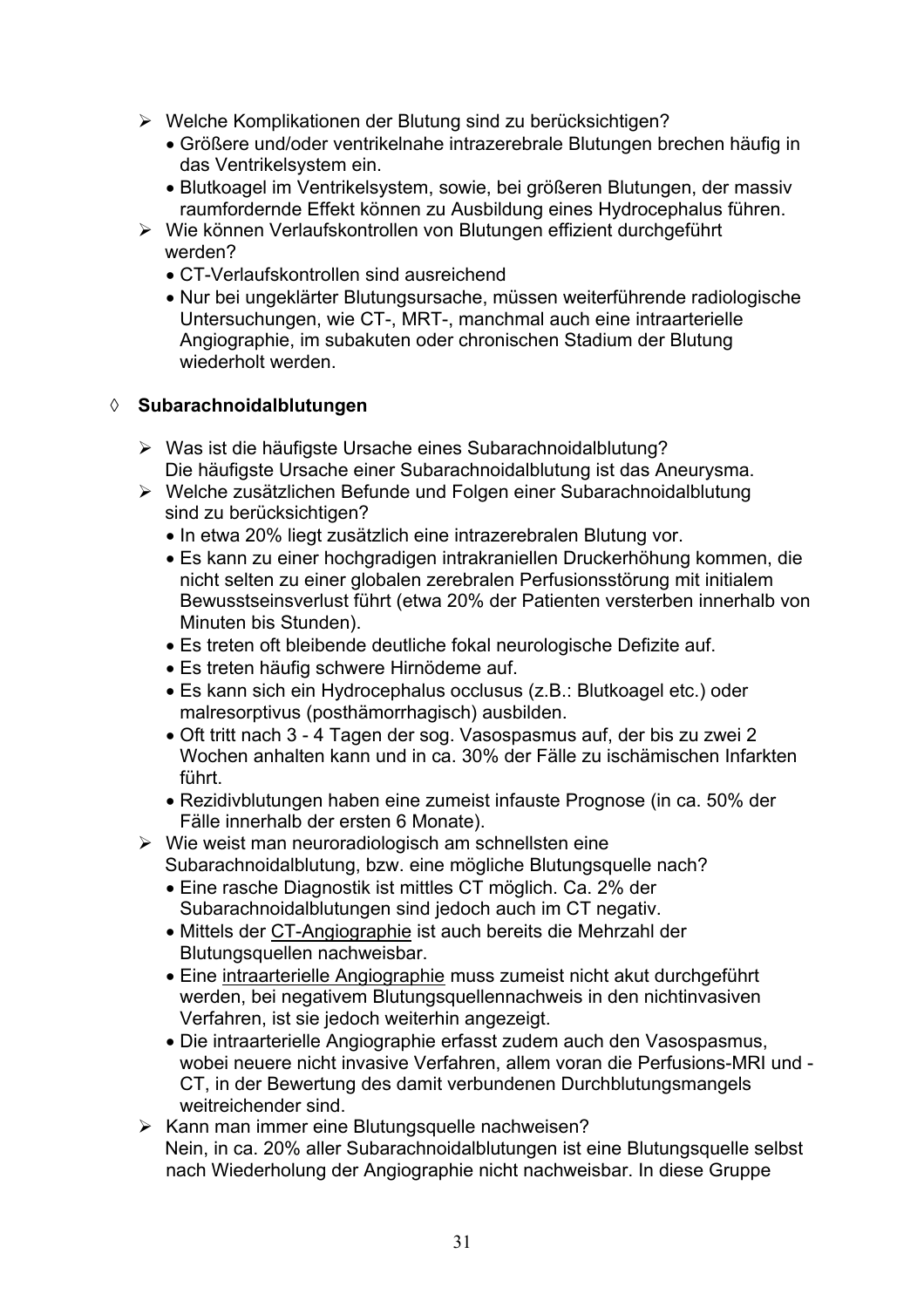- ➢ Welche Komplikationen der Blutung sind zu berücksichtigen?
  - Größere und/oder ventrikelnahe intrazerebrale Blutungen brechen häufig in das Ventrikelsystem ein.
  - Blutkoagel im Ventrikelsystem, sowie, bei größeren Blutungen, der massiv raumfordernde Effekt können zu Ausbildung eines Hydrocephalus führen.
- ➢ Wie können Verlaufskontrollen von Blutungen effizient durchgeführt werden?
  - CT-Verlaufskontrollen sind ausreichend
  - Nur bei ungeklärter Blutungsursache, müssen weiterführende radiologische Untersuchungen, wie CT-, MRT-, manchmal auch eine intraarterielle Angiographie, im subakuten oder chronischen Stadium der Blutung wiederholt werden.

◊ **Subarachnoidalblutungen**

- ➢ Was ist die häufigste Ursache eines Subarachnoidalblutung?
  Die häufigste Ursache einer Subarachnoidalblutung ist das Aneurysma.
- ➢ Welche zusätzlichen Befunde und Folgen einer Subarachnoidalblutung sind zu berücksichtigen?
  - In etwa 20% liegt zusätzlich eine intrazerebralen Blutung vor.
  - Es kann zu einer hochgradigen intrakraniellen Druckerhöhung kommen, die nicht selten zu einer globalen zerebralen Perfusionsstörung mit initialem Bewusstseinsverlust führt (etwa 20% der Patienten versterben innerhalb von Minuten bis Stunden).
  - Es treten oft bleibende deutliche fokal neurologische Defizite auf.
  - Es treten häufig schwere Hirnödeme auf.
  - Es kann sich ein Hydrocephalus occlusus (z.B.: Blutkoagel etc.) oder malresorptivus (posthämorrhagisch) ausbilden.
  - Oft tritt nach 3 - 4 Tagen der sog. Vasospasmus auf, der bis zu zwei 2 Wochen anhalten kann und in ca. 30% der Fälle zu ischämischen Infarkten führt.
  - Rezidivblutungen haben eine zumeist infauste Prognose (in ca. 50% der Fälle innerhalb der ersten 6 Monate).
- ➢ Wie weist man neuroradiologisch am schnellsten eine Subarachnoidalblutung, bzw. eine mögliche Blutungsquelle nach?
  - Eine rasche Diagnostik ist mittles CT möglich. Ca. 2% der Subarachnoidalblutungen sind jedoch auch im CT negativ.
  - Mittels der <u>CT-Angiographie</u> ist auch bereits die Mehrzahl der Blutungsquellen nachweisbar.
  - Eine <u>intraarterielle Angiographie</u> muss zumeist nicht akut durchgeführt werden, bei negativem Blutungsquellennachweis in den nichtinvasiven Verfahren, ist sie jedoch weiterhin angezeigt.
  - Die intraarterielle Angiographie erfasst zudem auch den Vasospasmus, wobei neuere nicht invasive Verfahren, allem voran die Perfusions-MRI und -CT, in der Bewertung des damit verbundenen Durchblutungsmangels weitreichender sind.
- ➢ Kann man immer eine Blutungsquelle nachweisen?
  Nein, in ca. 20% aller Subarachnoidalblutungen ist eine Blutungsquelle selbst nach Wiederholung der Angiographie nicht nachweisbar. In diese Gruppe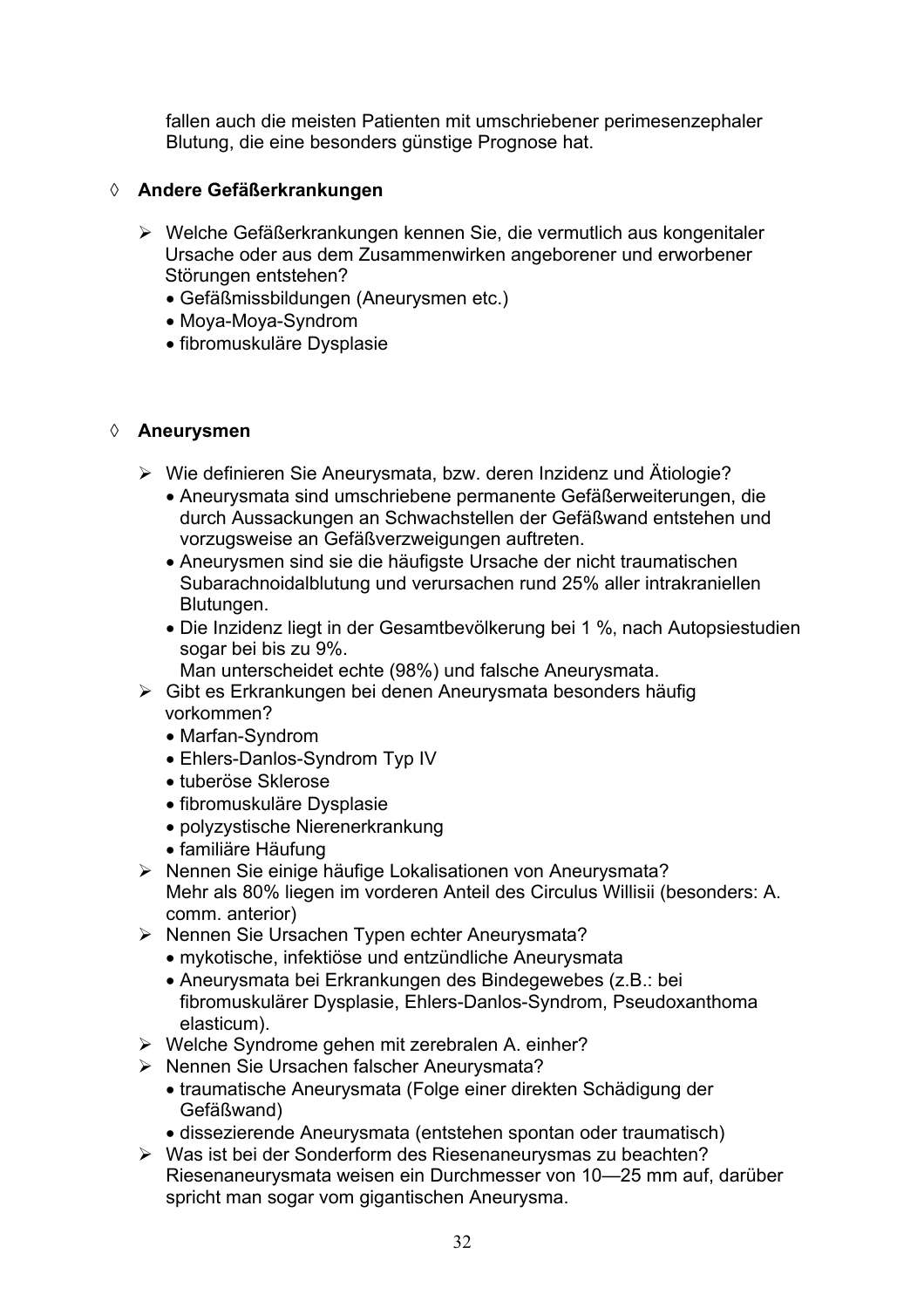fallen auch die meisten Patienten mit umschriebener perimesenzephaler Blutung, die eine besonders günstige Prognose hat.

◊ **Andere Gefäßerkrankungen**

➢ Welche Gefäßerkrankungen kennen Sie, die vermutlich aus kongenitaler Ursache oder aus dem Zusammenwirken angeborener und erworbener Störungen entstehen?
- Gefäßmissbildungen (Aneurysmen etc.)
- Moya-Moya-Syndrom
- fibromuskuläre Dysplasie

◊ **Aneurysmen**

➢ Wie definieren Sie Aneurysmata, bzw. deren Inzidenz und Ätiologie?
- Aneurysmata sind umschriebene permanente Gefäßerweiterungen, die durch Aussackungen an Schwachstellen der Gefäßwand entstehen und vorzugsweise an Gefäßverzweigungen auftreten.
- Aneurysmen sind sie die häufigste Ursache der nicht traumatischen Subarachnoidalblutung und verursachen rund 25% aller intrakraniellen Blutungen.
- Die Inzidenz liegt in der Gesamtbevölkerung bei 1 %, nach Autopsiestudien sogar bei bis zu 9%.
  Man unterscheidet echte (98%) und falsche Aneurysmata.

➢ Gibt es Erkrankungen bei denen Aneurysmata besonders häufig vorkommen?
- Marfan-Syndrom
- Ehlers-Danlos-Syndrom Typ IV
- tuberöse Sklerose
- fibromuskuläre Dysplasie
- polyzystische Nierenerkrankung
- familiäre Häufung

➢ Nennen Sie einige häufige Lokalisationen von Aneurysmata?
Mehr als 80% liegen im vorderen Anteil des Circulus Willisii (besonders: A. comm. anterior)

➢ Nennen Sie Ursachen Typen echter Aneurysmata?
- mykotische, infektiöse und entzündliche Aneurysmata
- Aneurysmata bei Erkrankungen des Bindegewebes (z.B.: bei fibromuskulärer Dysplasie, Ehlers-Danlos-Syndrom, Pseudoxanthoma elasticum).

➢ Welche Syndrome gehen mit zerebralen A. einher?

➢ Nennen Sie Ursachen falscher Aneurysmata?
- traumatische Aneurysmata (Folge einer direkten Schädigung der Gefäßwand)
- dissezierende Aneurysmata (entstehen spontan oder traumatisch)

➢ Was ist bei der Sonderform des Riesenaneurysmas zu beachten?
Riesenaneurysmata weisen ein Durchmesser von 10—25 mm auf, darüber spricht man sogar vom gigantischen Aneurysma.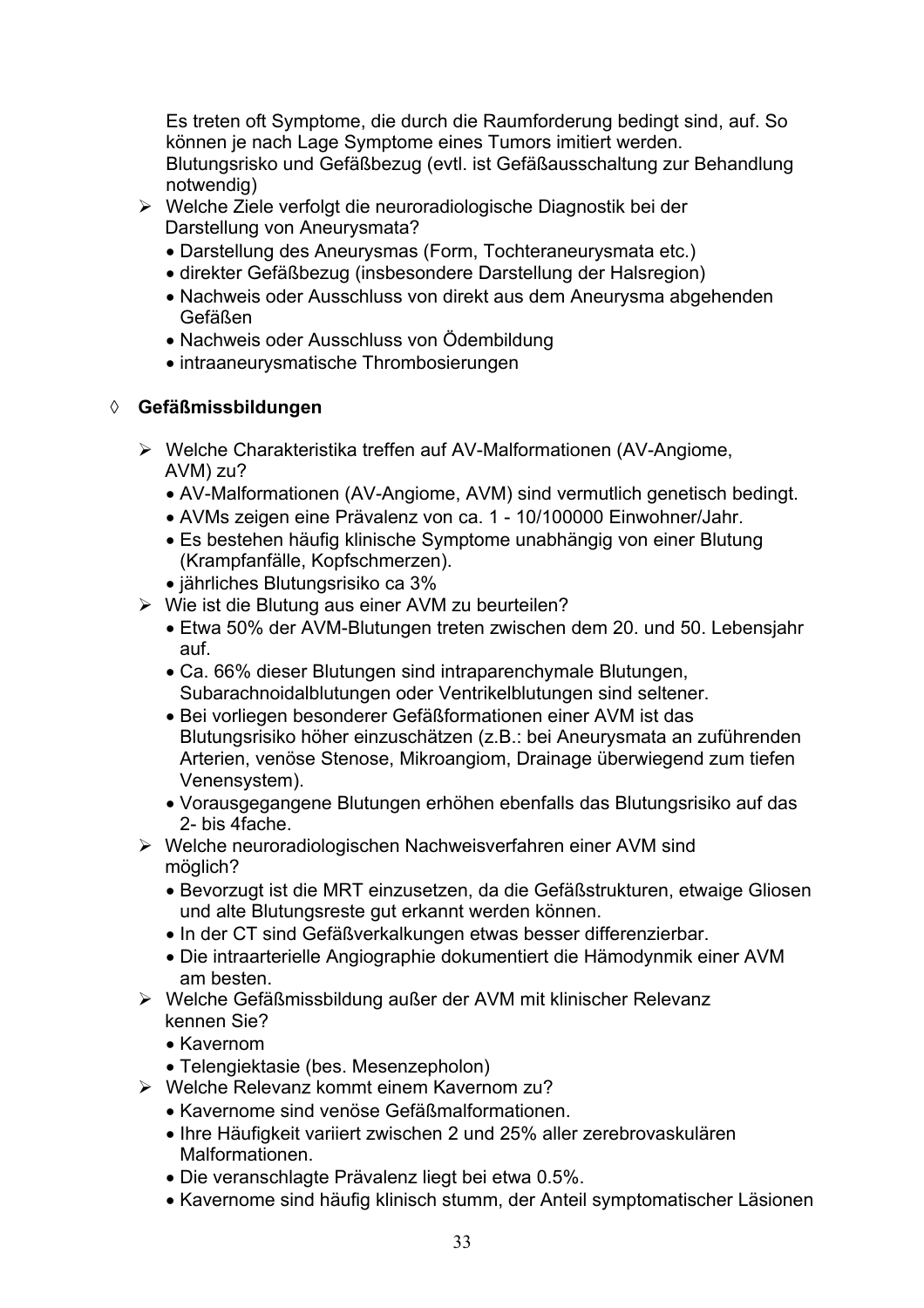Es treten oft Symptome, die durch die Raumforderung bedingt sind, auf. So können je nach Lage Symptome eines Tumors imitiert werden.
Blutungsrisko und Gefäßbezug (evtl. ist Gefäßausschaltung zur Behandlung notwendig)

- Welche Ziele verfolgt die neuroradiologische Diagnostik bei der Darstellung von Aneurysmata?
  - Darstellung des Aneurysmas (Form, Tochteraneurysmata etc.)
  - direkter Gefäßbezug (insbesondere Darstellung der Halsregion)
  - Nachweis oder Ausschluss von direkt aus dem Aneurysma abgehenden Gefäßen
  - Nachweis oder Ausschluss von Ödembildung
  - intraaneurysmatische Thrombosierungen

◊ **Gefäßmissbildungen**

- Welche Charakteristika treffen auf AV-Malformationen (AV-Angiome, AVM) zu?
  - AV-Malformationen (AV-Angiome, AVM) sind vermutlich genetisch bedingt.
  - AVMs zeigen eine Prävalenz von ca. 1 - 10/100000 Einwohner/Jahr.
  - Es bestehen häufig klinische Symptome unabhängig von einer Blutung (Krampfanfälle, Kopfschmerzen).
  - jährliches Blutungsrisiko ca 3%
- Wie ist die Blutung aus einer AVM zu beurteilen?
  - Etwa 50% der AVM-Blutungen treten zwischen dem 20. und 50. Lebensjahr auf.
  - Ca. 66% dieser Blutungen sind intraparenchymale Blutungen, Subarachnoidalblutungen oder Ventrikelblutungen sind seltener.
  - Bei vorliegen besonderer Gefäßformationen einer AVM ist das Blutungsrisiko höher einzuschätzen (z.B.: bei Aneurysmata an zuführenden Arterien, venöse Stenose, Mikroangiom, Drainage überwiegend zum tiefen Venensystem).
  - Vorausgegangene Blutungen erhöhen ebenfalls das Blutungsrisiko auf das 2- bis 4fache.
- Welche neuroradiologischen Nachweisverfahren einer AVM sind möglich?
  - Bevorzugt ist die MRT einzusetzen, da die Gefäßstrukturen, etwaige Gliosen und alte Blutungsreste gut erkannt werden können.
  - In der CT sind Gefäßverkalkungen etwas besser differenzierbar.
  - Die intraarterielle Angiographie dokumentiert die Hämodynmik einer AVM am besten.
- Welche Gefäßmissbildung außer der AVM mit klinischer Relevanz kennen Sie?
  - Kavernom
  - Telengiektasie (bes. Mesenzepholon)
- Welche Relevanz kommt einem Kavernom zu?
  - Kavernome sind venöse Gefäßmalformationen.
  - Ihre Häufigkeit variiert zwischen 2 und 25% aller zerebrovaskulären Malformationen.
  - Die veranschlagte Prävalenz liegt bei etwa 0.5%.
  - Kavernome sind häufig klinisch stumm, der Anteil symptomatischer Läsionen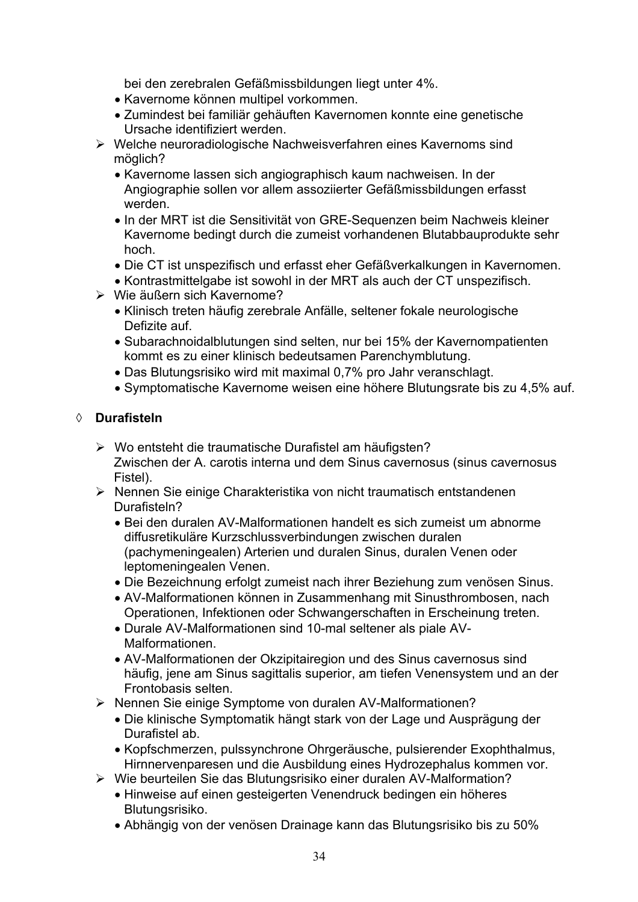bei den zerebralen Gefäßmissbildungen liegt unter 4%.
  - Kavernome können multipel vorkommen.
  - Zumindest bei familiär gehäuften Kavernomen konnte eine genetische Ursache identifiziert werden.
- Welche neuroradiologische Nachweisverfahren eines Kavernoms sind möglich?
  - Kavernome lassen sich angiographisch kaum nachweisen. In der Angiographie sollen vor allem assoziierter Gefäßmissbildungen erfasst werden.
  - In der MRT ist die Sensitivität von GRE-Sequenzen beim Nachweis kleiner Kavernome bedingt durch die zumeist vorhandenen Blutabbauprodukte sehr hoch.
  - Die CT ist unspezifisch und erfasst eher Gefäßverkalkungen in Kavernomen.
  - Kontrastmittelgabe ist sowohl in der MRT als auch der CT unspezifisch.
- Wie äußern sich Kavernome?
  - Klinisch treten häufig zerebrale Anfälle, seltener fokale neurologische Defizite auf.
  - Subarachnoidalblutungen sind selten, nur bei 15% der Kavernompatienten kommt es zu einer klinisch bedeutsamen Parenchymblutung.
  - Das Blutungsrisiko wird mit maximal 0,7% pro Jahr veranschlagt.
  - Symptomatische Kavernome weisen eine höhere Blutungsrate bis zu 4,5% auf.

◊ **Durafisteln**

- Wo entsteht die traumatische Durafistel am häufigsten?
  Zwischen der A. carotis interna und dem Sinus cavernosus (sinus cavernosus Fistel).
- Nennen Sie einige Charakteristika von nicht traumatisch entstandenen Durafisteln?
  - Bei den duralen AV-Malformationen handelt es sich zumeist um abnorme diffusretikuläre Kurzschlussverbindungen zwischen duralen (pachymeningealen) Arterien und duralen Sinus, duralen Venen oder leptomeningealen Venen.
  - Die Bezeichnung erfolgt zumeist nach ihrer Beziehung zum venösen Sinus.
  - AV-Malformationen können in Zusammenhang mit Sinusthrombosen, nach Operationen, Infektionen oder Schwangerschaften in Erscheinung treten.
  - Durale AV-Malformationen sind 10-mal seltener als piale AV-Malformationen.
  - AV-Malformationen der Okzipitairegion und des Sinus cavernosus sind häufig, jene am Sinus sagittalis superior, am tiefen Venensystem und an der Frontobasis selten.
- Nennen Sie einige Symptome von duralen AV-Malformationen?
  - Die klinische Symptomatik hängt stark von der Lage und Ausprägung der Durafistel ab.
  - Kopfschmerzen, pulssynchrone Ohrgeräusche, pulsierender Exophthalmus, Hirnnervenparesen und die Ausbildung eines Hydrozephalus kommen vor.
- Wie beurteilen Sie das Blutungsrisiko einer duralen AV-Malformation?
  - Hinweise auf einen gesteigerten Venendruck bedingen ein höheres Blutungsrisiko.
  - Abhängig von der venösen Drainage kann das Blutungsrisiko bis zu 50%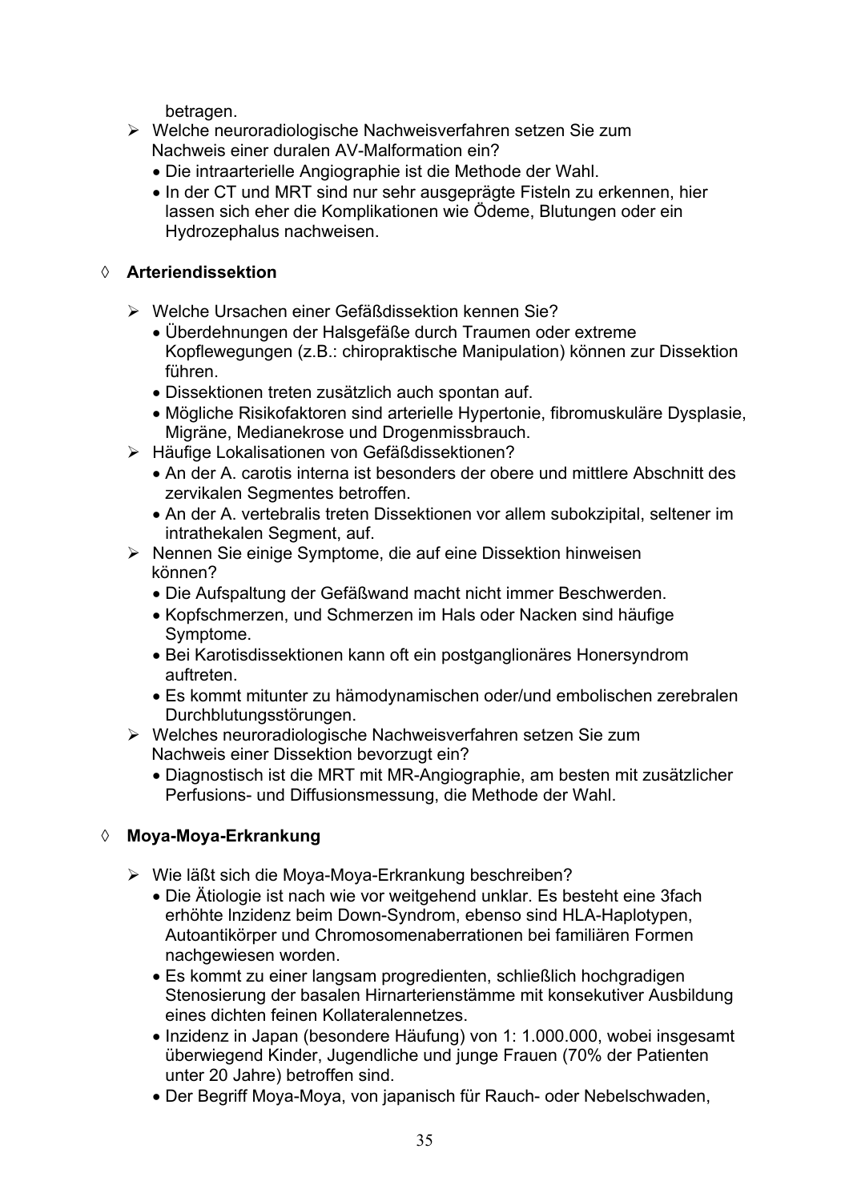betragen.

- Welche neuroradiologische Nachweisverfahren setzen Sie zum Nachweis einer duralen AV-Malformation ein?
    - Die intraarterielle Angiographie ist die Methode der Wahl.
    - In der CT und MRT sind nur sehr ausgeprägte Fisteln zu erkennen, hier lassen sich eher die Komplikationen wie Ödeme, Blutungen oder ein Hydrozephalus nachweisen.

◊ **Arteriendissektion**

- Welche Ursachen einer Gefäßdissektion kennen Sie?
    - Überdehnungen der Halsgefäße durch Traumen oder extreme Kopflewegungen (z.B.: chiropraktische Manipulation) können zur Dissektion führen.
    - Dissektionen treten zusätzlich auch spontan auf.
    - Mögliche Risikofaktoren sind arterielle Hypertonie, fibromuskuläre Dysplasie, Migräne, Medianekrose und Drogenmissbrauch.
- Häufige Lokalisationen von Gefäßdissektionen?
    - An der A. carotis interna ist besonders der obere und mittlere Abschnitt des zervikalen Segmentes betroffen.
    - An der A. vertebralis treten Dissektionen vor allem subokzipital, seltener im intrathekalen Segment, auf.
- Nennen Sie einige Symptome, die auf eine Dissektion hinweisen können?
    - Die Aufspaltung der Gefäßwand macht nicht immer Beschwerden.
    - Kopfschmerzen, und Schmerzen im Hals oder Nacken sind häufige Symptome.
    - Bei Karotisdissektionen kann oft ein postganglionäres Honersyndrom auftreten.
    - Es kommt mitunter zu hämodynamischen oder/und embolischen zerebralen Durchblutungsstörungen.
- Welches neuroradiologische Nachweisverfahren setzen Sie zum Nachweis einer Dissektion bevorzugt ein?
    - Diagnostisch ist die MRT mit MR-Angiographie, am besten mit zusätzlicher Perfusions- und Diffusionsmessung, die Methode der Wahl.

◊ **Moya-Moya-Erkrankung**

- Wie läßt sich die Moya-Moya-Erkrankung beschreiben?
    - Die Ätiologie ist nach wie vor weitgehend unklar. Es besteht eine 3fach erhöhte Inzidenz beim Down-Syndrom, ebenso sind HLA-Haplotypen, Autoantikörper und Chromosomenaberrationen bei familiären Formen nachgewiesen worden.
    - Es kommt zu einer langsam progredienten, schließlich hochgradigen Stenosierung der basalen Hirnarterienstämme mit konsekutiver Ausbildung eines dichten feinen Kollateralennetzes.
    - Inzidenz in Japan (besondere Häufung) von 1: 1.000.000, wobei insgesamt überwiegend Kinder, Jugendliche und junge Frauen (70% der Patienten unter 20 Jahre) betroffen sind.
    - Der Begriff Moya-Moya, von japanisch für Rauch- oder Nebelschwaden,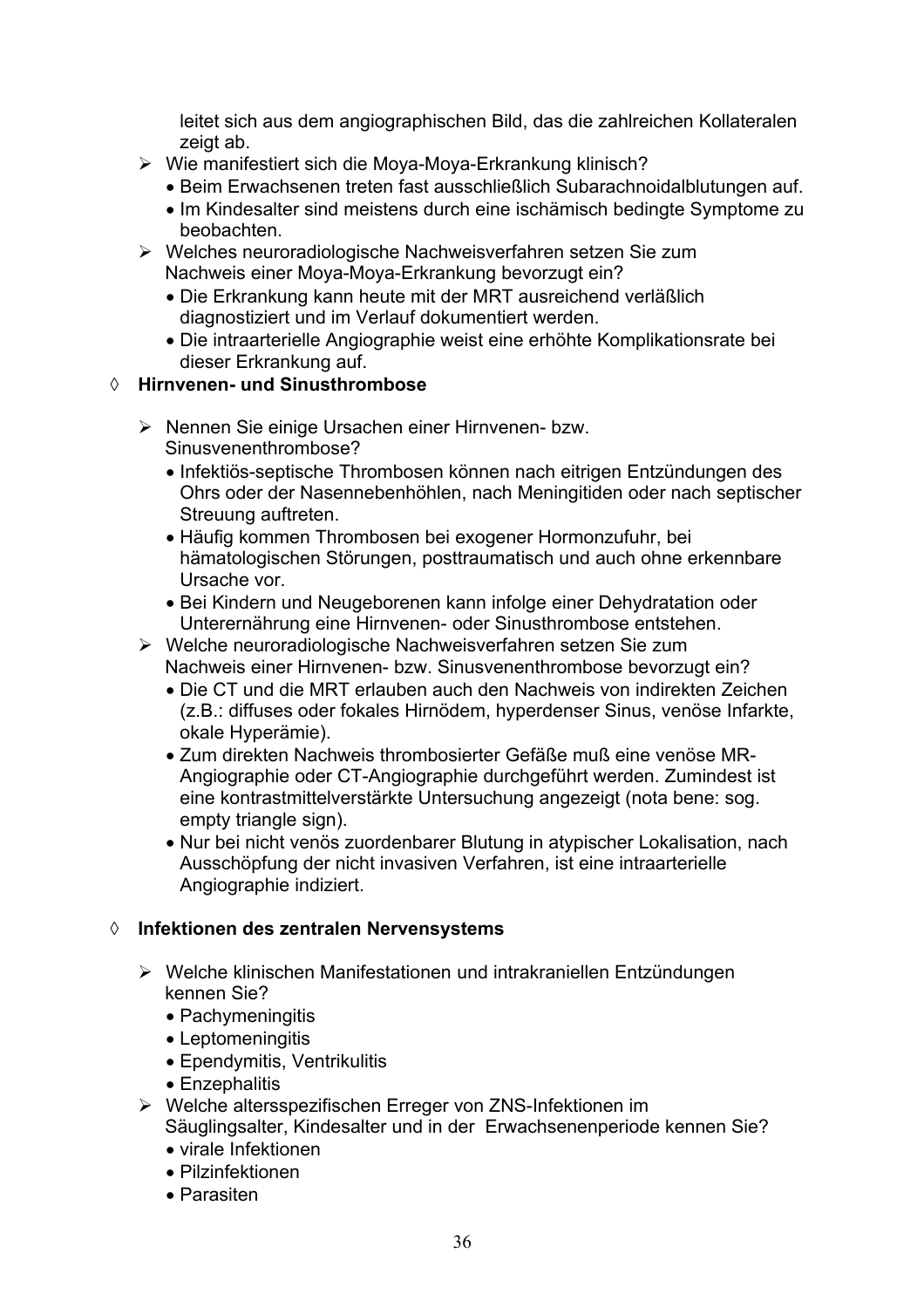leitet sich aus dem angiographischen Bild, das die zahlreichen Kollateralen zeigt ab.

- ➢ Wie manifestiert sich die Moya-Moya-Erkrankung klinisch?
  - Beim Erwachsenen treten fast ausschließlich Subarachnoidalblutungen auf.
  - Im Kindesalter sind meistens durch eine ischämisch bedingte Symptome zu beobachten.
- ➢ Welches neuroradiologische Nachweisverfahren setzen Sie zum Nachweis einer Moya-Moya-Erkrankung bevorzugt ein?
  - Die Erkrankung kann heute mit der MRT ausreichend verläßlich diagnostiziert und im Verlauf dokumentiert werden.
  - Die intraarterielle Angiographie weist eine erhöhte Komplikationsrate bei dieser Erkrankung auf.

◊ **Hirnvenen- und Sinusthrombose**

- ➢ Nennen Sie einige Ursachen einer Hirnvenen- bzw. Sinusvenenthrombose?
  - Infektiös-septische Thrombosen können nach eitrigen Entzündungen des Ohrs oder der Nasennebenhöhlen, nach Meningitiden oder nach septischer Streuung auftreten.
  - Häufig kommen Thrombosen bei exogener Hormonzufuhr, bei hämatologischen Störungen, posttraumatisch und auch ohne erkennbare Ursache vor.
  - Bei Kindern und Neugeborenen kann infolge einer Dehydratation oder Unterernährung eine Hirnvenen- oder Sinusthrombose entstehen.
- ➢ Welche neuroradiologische Nachweisverfahren setzen Sie zum Nachweis einer Hirnvenen- bzw. Sinusvenenthrombose bevorzugt ein?
  - Die CT und die MRT erlauben auch den Nachweis von indirekten Zeichen (z.B.: diffuses oder fokales Hirnödem, hyperdenser Sinus, venöse Infarkte, okale Hyperämie).
  - Zum direkten Nachweis thrombosierter Gefäße muß eine venöse MR-Angiographie oder CT-Angiographie durchgeführt werden. Zumindest ist eine kontrastmittelverstärkte Untersuchung angezeigt (nota bene: sog. empty triangle sign).
  - Nur bei nicht venös zuordenbarer Blutung in atypischer Lokalisation, nach Ausschöpfung der nicht invasiven Verfahren, ist eine intraarterielle Angiographie indiziert.

◊ **Infektionen des zentralen Nervensystems**

- ➢ Welche klinischen Manifestationen und intrakraniellen Entzündungen kennen Sie?
  - Pachymeningitis
  - Leptomeningitis
  - Ependymitis, Ventrikulitis
  - Enzephalitis
- ➢ Welche altersspezifischen Erreger von ZNS-Infektionen im Säuglingsalter, Kindesalter und in der Erwachsenenperiode kennen Sie?
  - virale Infektionen
  - Pilzinfektionen
  - Parasiten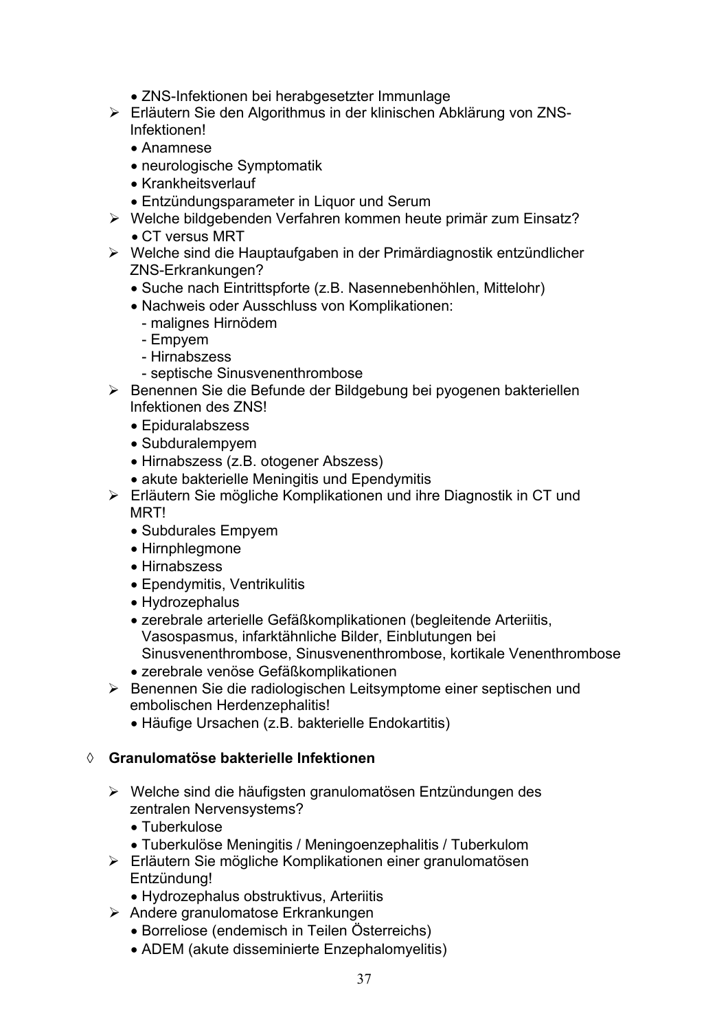- ZNS-Infektionen bei herabgesetzter Immunlage

➢ Erläutern Sie den Algorithmus in der klinischen Abklärung von ZNS-Infektionen!
- Anamnese
- neurologische Symptomatik
- Krankheitsverlauf
- Entzündungsparameter in Liquor und Serum

➢ Welche bildgebenden Verfahren kommen heute primär zum Einsatz?
- CT versus MRT

➢ Welche sind die Hauptaufgaben in der Primärdiagnostik entzündlicher ZNS-Erkrankungen?
- Suche nach Eintrittspforte (z.B. Nasennebenhöhlen, Mittelohr)
- Nachweis oder Ausschluss von Komplikationen:
  - malignes Hirnödem
  - Empyem
  - Hirnabszess
  - septische Sinusvenenthrombose

➢ Benennen Sie die Befunde der Bildgebung bei pyogenen bakteriellen Infektionen des ZNS!
- Epiduralabszess
- Subduralempyem
- Hirnabszess (z.B. otogener Abszess)
- akute bakterielle Meningitis und Ependymitis

➢ Erläutern Sie mögliche Komplikationen und ihre Diagnostik in CT und MRT!
- Subdurales Empyem
- Hirnphlegmone
- Hirnabszess
- Ependymitis, Ventrikulitis
- Hydrozephalus
- zerebrale arterielle Gefäßkomplikationen (begleitende Arteriitis, Vasospasmus, infarktähnliche Bilder, Einblutungen bei Sinusvenenthrombose, Sinusvenenthrombose, kortikale Venenthrombose
- zerebrale venöse Gefäßkomplikationen

➢ Benennen Sie die radiologischen Leitsymptome einer septischen und embolischen Herdenzephalitis!
- Häufige Ursachen (z.B. bakterielle Endokartitis)

◊ **Granulomatöse bakterielle Infektionen**

➢ Welche sind die häufigsten granulomatösen Entzündungen des zentralen Nervensystems?
- Tuberkulose
- Tuberkulöse Meningitis / Meningoenzephalitis / Tuberkulom

➢ Erläutern Sie mögliche Komplikationen einer granulomatösen Entzündung!
- Hydrozephalus obstruktivus, Arteriitis

➢ Andere granulomatose Erkrankungen
- Borreliose (endemisch in Teilen Österreichs)
- ADEM (akute disseminierte Enzephalomyelitis)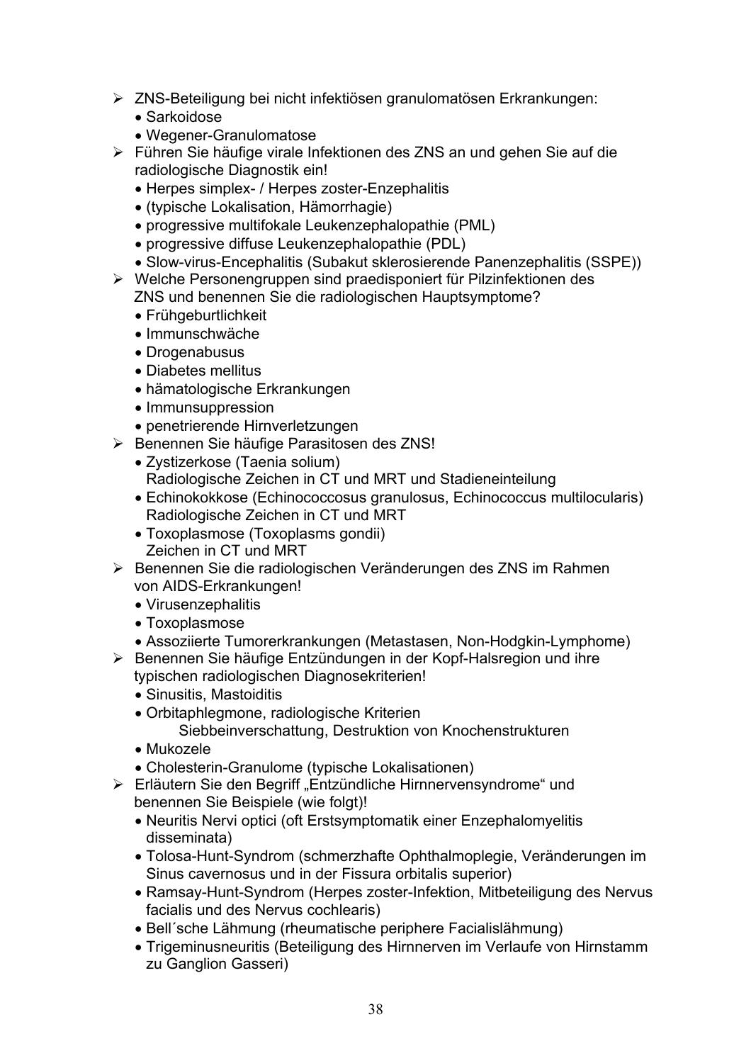- ZNS-Beteiligung bei nicht infektiösen granulomatösen Erkrankungen:
  - Sarkoidose
  - Wegener-Granulomatose
- Führen Sie häufige virale Infektionen des ZNS an und gehen Sie auf die radiologische Diagnostik ein!
  - Herpes simplex- / Herpes zoster-Enzephalitis
  - (typische Lokalisation, Hämorrhagie)
  - progressive multifokale Leukenzephalopathie (PML)
  - progressive diffuse Leukenzephalopathie (PDL)
  - Slow-virus-Encephalitis (Subakut sklerosierende Panenzephalitis (SSPE))
- Welche Personengruppen sind praedisponiert für Pilzinfektionen des ZNS und benennen Sie die radiologischen Hauptsymptome?
  - Frühgeburtlichkeit
  - Immunschwäche
  - Drogenabusus
  - Diabetes mellitus
  - hämatologische Erkrankungen
  - Immunsuppression
  - penetrierende Hirnverletzungen
- Benennen Sie häufige Parasitosen des ZNS!
  - Zystizerkose (Taenia solium)
    Radiologische Zeichen in CT und MRT und Stadieneinteilung
  - Echinokokkose (Echinococcosus granulosus, Echinococcus multilocularis)
    Radiologische Zeichen in CT und MRT
  - Toxoplasmose (Toxoplasms gondii)
    Zeichen in CT und MRT
- Benennen Sie die radiologischen Veränderungen des ZNS im Rahmen von AIDS-Erkrankungen!
  - Virusenzephalitis
  - Toxoplasmose
  - Assoziierte Tumorerkrankungen (Metastasen, Non-Hodgkin-Lymphome)
- Benennen Sie häufige Entzündungen in der Kopf-Halsregion und ihre typischen radiologischen Diagnosekriterien!
  - Sinusitis, Mastoiditis
  - Orbitaphlegmone, radiologische Kriterien
    Siebbeinverschattung, Destruktion von Knochenstrukturen
  - Mukozele
  - Cholesterin-Granulome (typische Lokalisationen)
- Erläutern Sie den Begriff „Entzündliche Hirnnervensyndrome“ und benennen Sie Beispiele (wie folgt)!
  - Neuritis Nervi optici (oft Erstsymptomatik einer Enzephalomyelitis disseminata)
  - Tolosa-Hunt-Syndrom (schmerzhafte Ophthalmoplegie, Veränderungen im Sinus cavernosus und in der Fissura orbitalis superior)
  - Ramsay-Hunt-Syndrom (Herpes zoster-Infektion, Mitbeteiligung des Nervus facialis und des Nervus cochlearis)
  - Bell´sche Lähmung (rheumatische periphere Facialislähmung)
  - Trigeminusneuritis (Beteiligung des Hirnnerven im Verlaufe von Hirnstamm zu Ganglion Gasseri)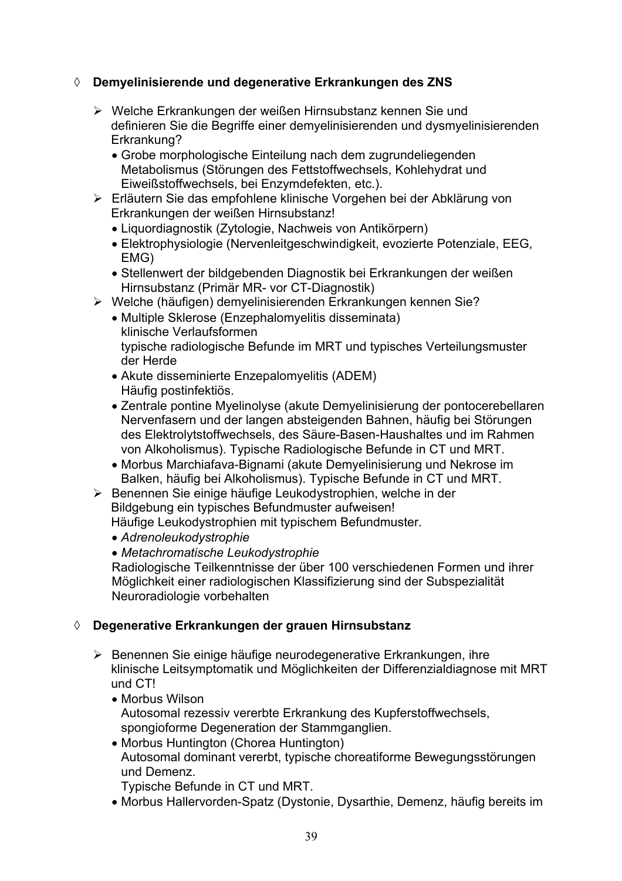◊ **Demyelinisierende und degenerative Erkrankungen des ZNS**

- Welche Erkrankungen der weißen Hirnsubstanz kennen Sie und definieren Sie die Begriffe einer demyelinisierenden und dysmyelinisierenden Erkrankung?
  - Grobe morphologische Einteilung nach dem zugrundeliegenden Metabolismus (Störungen des Fettstoffwechsels, Kohlehydrat und Eiweißstoffwechsels, bei Enzymdefekten, etc.).
- Erläutern Sie das empfohlene klinische Vorgehen bei der Abklärung von Erkrankungen der weißen Hirnsubstanz!
  - Liquordiagnostik (Zytologie, Nachweis von Antikörpern)
  - Elektrophysiologie (Nervenleitgeschwindigkeit, evozierte Potenziale, EEG, EMG)
  - Stellenwert der bildgebenden Diagnostik bei Erkrankungen der weißen Hirnsubstanz (Primär MR- vor CT-Diagnostik)
- Welche (häufigen) demyelinisierenden Erkrankungen kennen Sie?
  - Multiple Sklerose (Enzephalomyelitis disseminata)
    klinische Verlaufsformen
    typische radiologische Befunde im MRT und typisches Verteilungsmuster der Herde
  - Akute disseminierte Enzepalomyelitis (ADEM)
    Häufig postinfektiös.
  - Zentrale pontine Myelinolyse (akute Demyelinisierung der pontocerebellaren Nervenfasern und der langen absteigenden Bahnen, häufig bei Störungen des Elektrolytstoffwechsels, des Säure-Basen-Haushaltes und im Rahmen von Alkoholismus). Typische Radiologische Befunde in CT und MRT.
  - Morbus Marchiafava-Bignami (akute Demyelinisierung und Nekrose im Balken, häufig bei Alkoholismus). Typische Befunde in CT und MRT.
- Benennen Sie einige häufige Leukodystrophien, welche in der Bildgebung ein typisches Befundmuster aufweisen!
  Häufige Leukodystrophien mit typischem Befundmuster.
  - *Adrenoleukodystrophie*
  - *Metachromatische Leukodystrophie*

  Radiologische Teilkenntnisse der über 100 verschiedenen Formen und ihrer Möglichkeit einer radiologischen Klassifizierung sind der Subspezialität Neuroradiologie vorbehalten

◊ **Degenerative Erkrankungen der grauen Hirnsubstanz**

- Benennen Sie einige häufige neurodegenerative Erkrankungen, ihre klinische Leitsymptomatik und Möglichkeiten der Differenzialdiagnose mit MRT und CT!
  - Morbus Wilson
    Autosomal rezessiv vererbte Erkrankung des Kupferstoffwechsels, spongioforme Degeneration der Stammganglien.
  - Morbus Huntington (Chorea Huntington)
    Autosomal dominant vererbt, typische choreatiforme Bewegungsstörungen und Demenz.
    Typische Befunde in CT und MRT.
  - Morbus Hallervorden-Spatz (Dystonie, Dysarthie, Demenz, häufig bereits im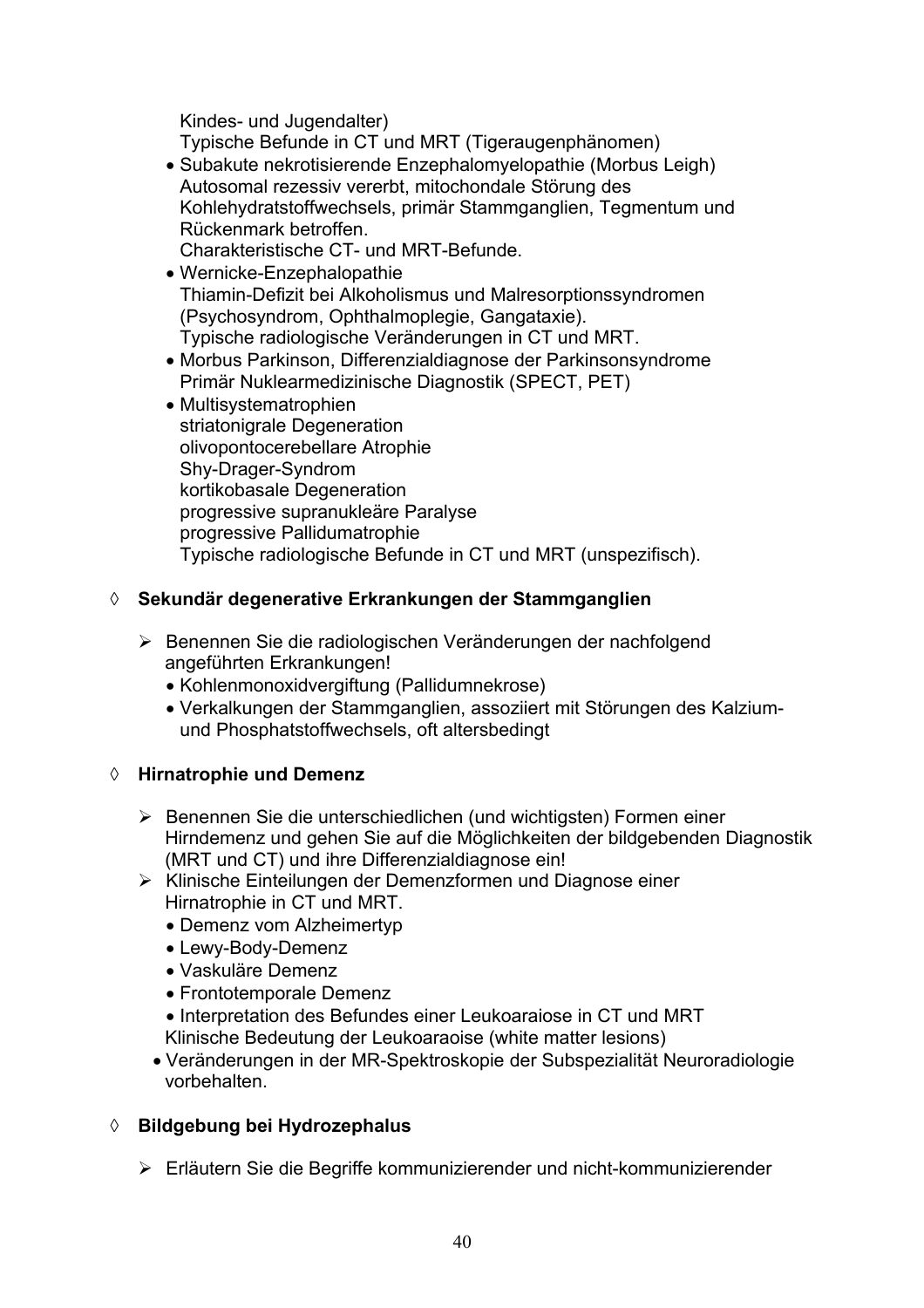Kindes- und Jugendalter)
Typische Befunde in CT und MRT (Tigeraugenphänomen)

- Subakute nekrotisierende Enzephalomyelopathie (Morbus Leigh)
  Autosomal rezessiv vererbt, mitochondale Störung des Kohlehydratstoffwechsels, primär Stammganglien, Tegmentum und Rückenmark betroffen.
  Charakteristische CT- und MRT-Befunde.
- Wernicke-Enzephalopathie
  Thiamin-Defizit bei Alkoholismus und Malresorptionssyndromen (Psychosyndrom, Ophthalmoplegie, Gangataxie).
  Typische radiologische Veränderungen in CT und MRT.
- Morbus Parkinson, Differenzialdiagnose der Parkinsonsyndrome
  Primär Nuklearmedizinische Diagnostik (SPECT, PET)
- Multisystematrophien
  striatonigrale Degeneration
  olivopontocerebellare Atrophie
  Shy-Drager-Syndrom
  kortikobasale Degeneration
  progressive supranukleäre Paralyse
  progressive Pallidumatrophie
  Typische radiologische Befunde in CT und MRT (unspezifisch).

◊ **Sekundär degenerative Erkrankungen der Stammganglien**

- ➢ Benennen Sie die radiologischen Veränderungen der nachfolgend angeführten Erkrankungen!
  - Kohlenmonoxidvergiftung (Pallidumnekrose)
  - Verkalkungen der Stammganglien, assoziiert mit Störungen des Kalzium- und Phosphatstoffwechsels, oft altersbedingt

◊ **Hirnatrophie und Demenz**

- ➢ Benennen Sie die unterschiedlichen (und wichtigsten) Formen einer Hirndemenz und gehen Sie auf die Möglichkeiten der bildgebenden Diagnostik (MRT und CT) und ihre Differenzialdiagnose ein!
- ➢ Klinische Einteilungen der Demenzformen und Diagnose einer Hirnatrophie in CT und MRT.
  - Demenz vom Alzheimertyp
  - Lewy-Body-Demenz
  - Vaskuläre Demenz
  - Frontotemporale Demenz
  - Interpretation des Befundes einer Leukoaraiose in CT und MRT
    Klinische Bedeutung der Leukoaraoise (white matter lesions)
  - Veränderungen in der MR-Spektroskopie der Subspezialität Neuroradiologie vorbehalten.

◊ **Bildgebung bei Hydrozephalus**

- ➢ Erläutern Sie die Begriffe kommunizierender und nicht-kommunizierender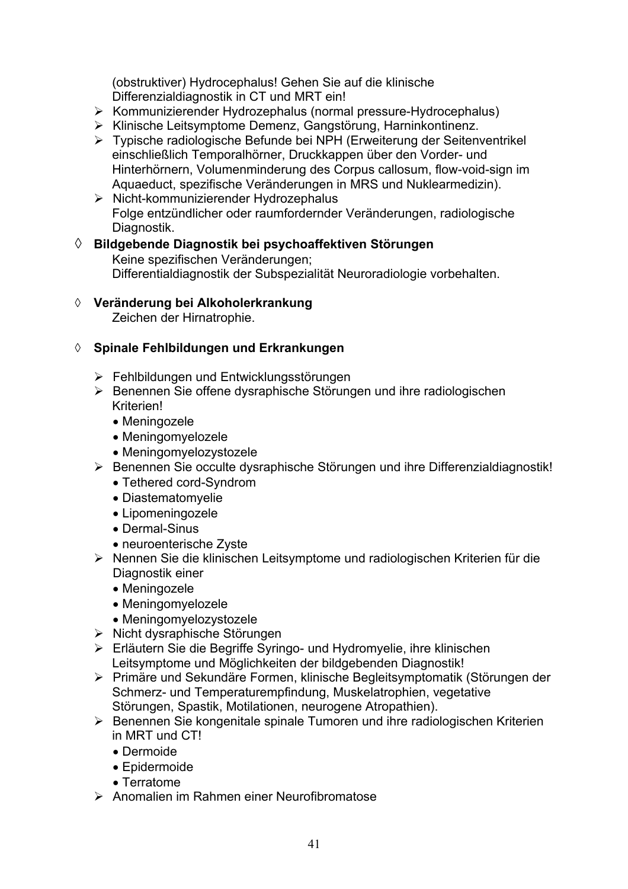(obstruktiver) Hydrocephalus! Gehen Sie auf die klinische Differenzialdiagnostik in CT und MRT ein!

- Kommunizierender Hydrozephalus (normal pressure-Hydrocephalus)
- Klinische Leitsymptome Demenz, Gangstörung, Harninkontinenz.
- Typische radiologische Befunde bei NPH (Erweiterung der Seitenventrikel einschließlich Temporalhörner, Druckkappen über den Vorder- und Hinterhörnern, Volumenminderung des Corpus callosum, flow-void-sign im Aquaeduct, spezifische Veränderungen in MRS und Nuklearmedizin).
- Nicht-kommunizierender Hydrozephalus
  Folge entzündlicher oder raumfordernder Veränderungen, radiologische Diagnostik.

◊ **Bildgebende Diagnostik bei psychoaffektiven Störungen**
Keine spezifischen Veränderungen;
Differentialdiagnostik der Subspezialität Neuroradiologie vorbehalten.

◊ **Veränderung bei Alkoholerkrankung**
Zeichen der Hirnatrophie.

◊ **Spinale Fehlbildungen und Erkrankungen**

- Fehlbildungen und Entwicklungsstörungen
- Benennen Sie offene dysraphische Störungen und ihre radiologischen Kriterien!
  - Meningozele
  - Meningomyelozele
  - Meningomyelozystozele
- Benennen Sie occulte dysraphische Störungen und ihre Differenzialdiagnostik!
  - Tethered cord-Syndrom
  - Diastematomyelie
  - Lipomeningozele
  - Dermal-Sinus
  - neuroenterische Zyste
- Nennen Sie die klinischen Leitsymptome und radiologischen Kriterien für die Diagnostik einer
  - Meningozele
  - Meningomyelozele
  - Meningomyelozystozele
- Nicht dysraphische Störungen
- Erläutern Sie die Begriffe Syringo- und Hydromyelie, ihre klinischen Leitsymptome und Möglichkeiten der bildgebenden Diagnostik!
- Primäre und Sekundäre Formen, klinische Begleitsymptomatik (Störungen der Schmerz- und Temperaturempfindung, Muskelatrophien, vegetative Störungen, Spastik, Motilationen, neurogene Atropathien).
- Benennen Sie kongenitale spinale Tumoren und ihre radiologischen Kriterien in MRT und CT!
  - Dermoide
  - Epidermoide
  - Terratome
- Anomalien im Rahmen einer Neurofibromatose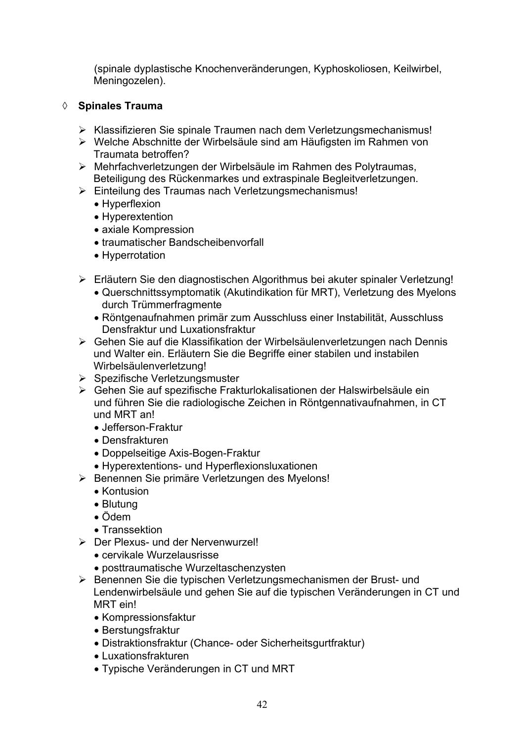(spinale dyplastische Knochenveränderungen, Kyphoskoliosen, Keilwirbel, Meningozelen).

◊ **Spinales Trauma**

- ➢ Klassifizieren Sie spinale Traumen nach dem Verletzungsmechanismus!
- ➢ Welche Abschnitte der Wirbelsäule sind am Häufigsten im Rahmen von Traumata betroffen?
- ➢ Mehrfachverletzungen der Wirbelsäule im Rahmen des Polytraumas, Beteiligung des Rückenmarkes und extraspinale Begleitverletzungen.
- ➢ Einteilung des Traumas nach Verletzungsmechanismus!
  - Hyperflexion
  - Hyperextention
  - axiale Kompression
  - traumatischer Bandscheibenvorfall
  - Hyperrotation

- ➢ Erläutern Sie den diagnostischen Algorithmus bei akuter spinaler Verletzung!
  - Querschnittssymptomatik (Akutindikation für MRT), Verletzung des Myelons durch Trümmerfragmente
  - Röntgenaufnahmen primär zum Ausschluss einer Instabilität, Ausschluss Densfraktur und Luxationsfraktur
- ➢ Gehen Sie auf die Klassifikation der Wirbelsäulenverletzungen nach Dennis und Walter ein. Erläutern Sie die Begriffe einer stabilen und instabilen Wirbelsäulenverletzung!
- ➢ Spezifische Verletzungsmuster
- ➢ Gehen Sie auf spezifische Frakturlokalisationen der Halswirbelsäule ein und führen Sie die radiologische Zeichen in Röntgennativaufnahmen, in CT und MRT an!
  - Jefferson-Fraktur
  - Densfrakturen
  - Doppelseitige Axis-Bogen-Fraktur
  - Hyperextentions- und Hyperflexionsluxationen
- ➢ Benennen Sie primäre Verletzungen des Myelons!
  - Kontusion
  - Blutung
  - Ödem
  - Transsektion
- ➢ Der Plexus- und der Nervenwurzel!
  - cervikale Wurzelausrisse
  - posttraumatische Wurzeltaschenzysten
- ➢ Benennen Sie die typischen Verletzungsmechanismen der Brust- und Lendenwirbelsäule und gehen Sie auf die typischen Veränderungen in CT und MRT ein!
  - Kompressionsfaktur
  - Berstungsfraktur
  - Distraktionsfraktur (Chance- oder Sicherheitsgurtfraktur)
  - Luxationsfrakturen
  - Typische Veränderungen in CT und MRT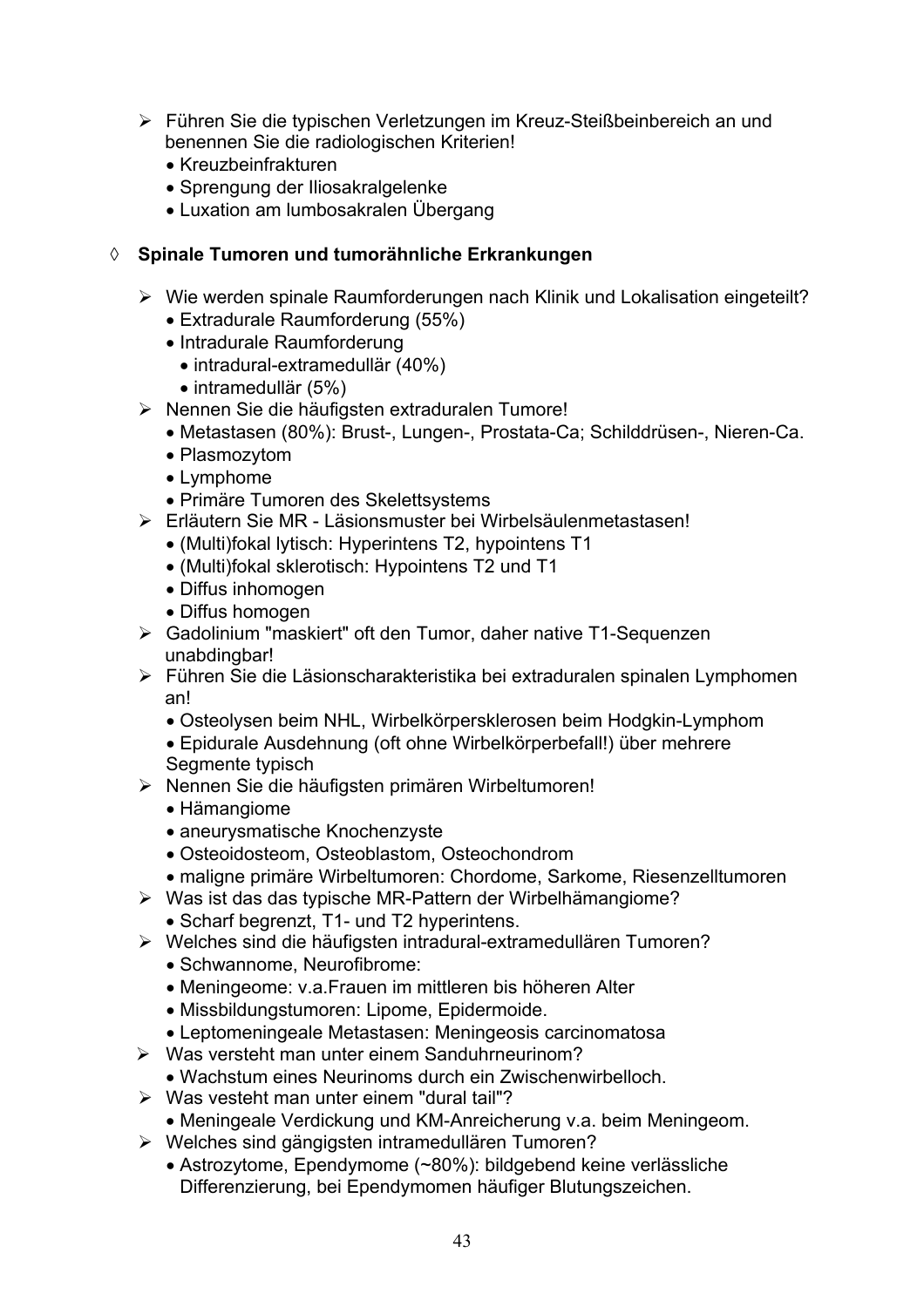- Führen Sie die typischen Verletzungen im Kreuz-Steißbeinbereich an und benennen Sie die radiologischen Kriterien!
  - Kreuzbeinfrakturen
  - Sprengung der Iliosakralgelenke
  - Luxation am lumbosakralen Übergang

◊ **Spinale Tumoren und tumorähnliche Erkrankungen**

- Wie werden spinale Raumforderungen nach Klinik und Lokalisation eingeteilt?
  - Extradurale Raumforderung (55%)
  - Intradurale Raumforderung
    - intradural-extramedullär (40%)
    - intramedullär (5%)
- Nennen Sie die häufigsten extraduralen Tumore!
  - Metastasen (80%): Brust-, Lungen-, Prostata-Ca; Schilddrüsen-, Nieren-Ca.
  - Plasmozytom
  - Lymphome
  - Primäre Tumoren des Skelettsystems
- Erläutern Sie MR - Läsionsmuster bei Wirbelsäulenmetastasen!
  - (Multi)fokal lytisch: Hyperintens T2, hypointens T1
  - (Multi)fokal sklerotisch: Hypointens T2 und T1
  - Diffus inhomogen
  - Diffus homogen
- Gadolinium "maskiert" oft den Tumor, daher native T1-Sequenzen unabdingbar!
- Führen Sie die Läsionscharakteristika bei extraduralen spinalen Lymphomen an!
  - Osteolysen beim NHL, Wirbelkörpersklerosen beim Hodgkin-Lymphom
  - Epidurale Ausdehnung (oft ohne Wirbelkörperbefall!) über mehrere Segmente typisch
- Nennen Sie die häufigsten primären Wirbeltumoren!
  - Hämangiome
  - aneurysmatische Knochenzyste
  - Osteoidosteom, Osteoblastom, Osteochondrom
  - maligne primäre Wirbeltumoren: Chordome, Sarkome, Riesenzelltumoren
- Was ist das das typische MR-Pattern der Wirbelhämangiome?
  - Scharf begrenzt, T1- und T2 hyperintens.
- Welches sind die häufigsten intradural-extramedullären Tumoren?
  - Schwannome, Neurofibrome:
  - Meningeome: v.a.Frauen im mittleren bis höheren Alter
  - Missbildungstumoren: Lipome, Epidermoide.
  - Leptomeningeale Metastasen: Meningeosis carcinomatosa
- Was versteht man unter einem Sanduhrneurinom?
  - Wachstum eines Neurinoms durch ein Zwischenwirbelloch.
- Was vesteht man unter einem "dural tail"?
  - Meningeale Verdickung und KM-Anreicherung v.a. beim Meningeom.
- Welches sind gängigsten intramedullären Tumoren?
  - Astrozytome, Ependymome (~80%): bildgebend keine verlässliche Differenzierung, bei Ependymomen häufiger Blutungszeichen.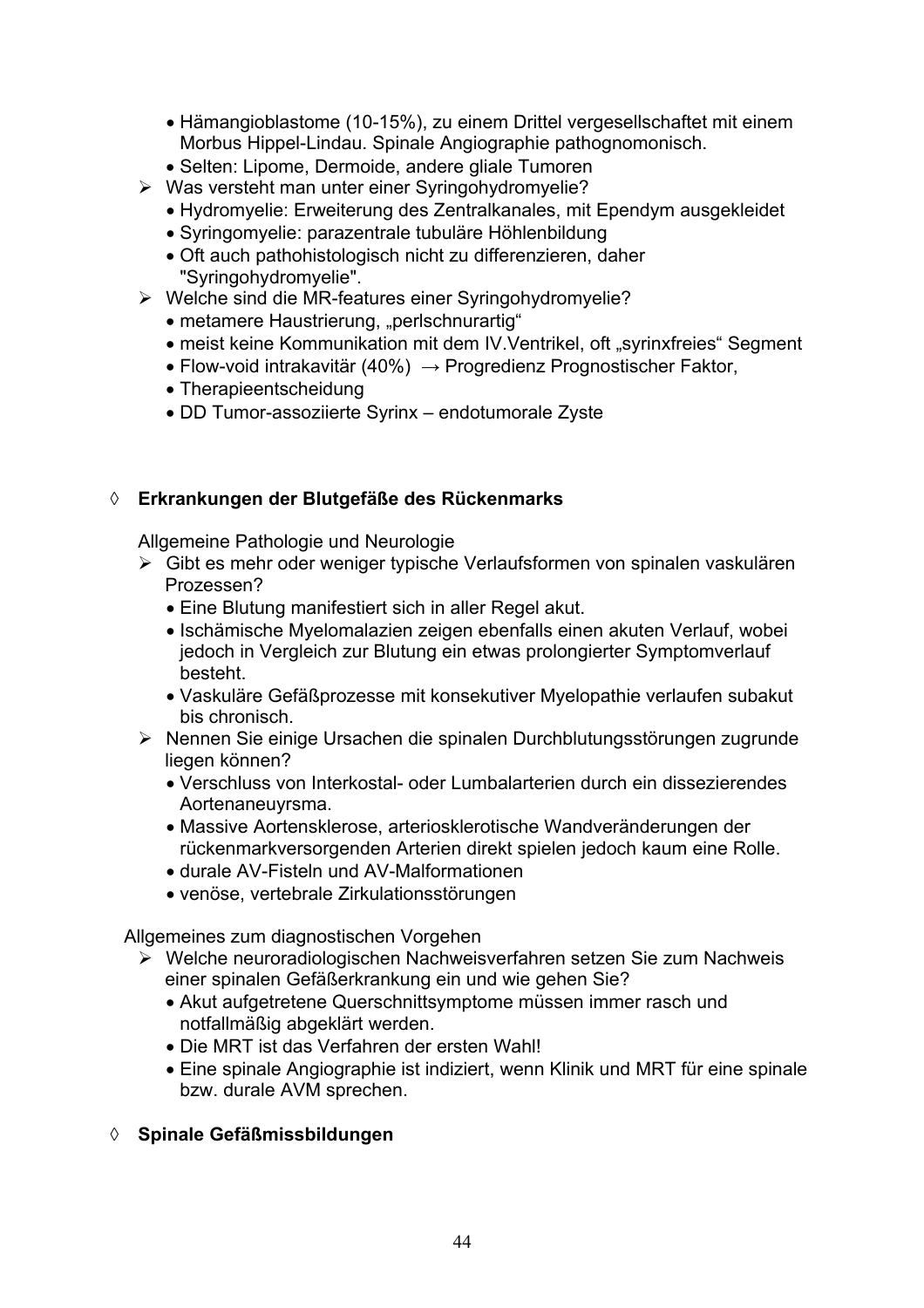- Hämangioblastome (10-15%), zu einem Drittel vergesellschaftet mit einem Morbus Hippel-Lindau. Spinale Angiographie pathognomonisch.
- Selten: Lipome, Dermoide, andere gliale Tumoren

> Was versteht man unter einer Syringohydromyelie?

- Hydromyelie: Erweiterung des Zentralkanales, mit Ependym ausgekleidet
- Syringomyelie: parazentrale tubuläre Höhlenbildung
- Oft auch pathohistologisch nicht zu differenzieren, daher "Syringohydromyelie".

> Welche sind die MR-features einer Syringohydromyelie?

- metamere Haustrierung, „perlschnurartig"
- meist keine Kommunikation mit dem IV.Ventrikel, oft „syrinxfreies" Segment
- Flow-void intrakavitär (40%) → Progredienz Prognostischer Faktor,
- Therapieentscheidung
- DD Tumor-assoziierte Syrinx – endotumorale Zyste

◊ **Erkrankungen der Blutgefäße des Rückenmarks**

Allgemeine Pathologie und Neurologie

> Gibt es mehr oder weniger typische Verlaufsformen von spinalen vaskulären Prozessen?

- Eine Blutung manifestiert sich in aller Regel akut.
- Ischämische Myelomalazien zeigen ebenfalls einen akuten Verlauf, wobei jedoch in Vergleich zur Blutung ein etwas prolongierter Symptomverlauf besteht.
- Vaskuläre Gefäßprozesse mit konsekutiver Myelopathie verlaufen subakut bis chronisch.

> Nennen Sie einige Ursachen die spinalen Durchblutungsstörungen zugrunde liegen können?

- Verschluss von Interkostal- oder Lumbalarterien durch ein dissezierendes Aortenaneuyrsma.
- Massive Aortensklerose, arteriosklerotische Wandveränderungen der rückenmarkversorgenden Arterien direkt spielen jedoch kaum eine Rolle.
- durale AV-Fisteln und AV-Malformationen
- venöse, vertebrale Zirkulationsstörungen

Allgemeines zum diagnostischen Vorgehen

> Welche neuroradiologischen Nachweisverfahren setzen Sie zum Nachweis einer spinalen Gefäßerkrankung ein und wie gehen Sie?

- Akut aufgetretene Querschnittsymptome müssen immer rasch und notfallmäßig abgeklärt werden.
- Die MRT ist das Verfahren der ersten Wahl!
- Eine spinale Angiographie ist indiziert, wenn Klinik und MRT für eine spinale bzw. durale AVM sprechen.

◊ **Spinale Gefäßmissbildungen**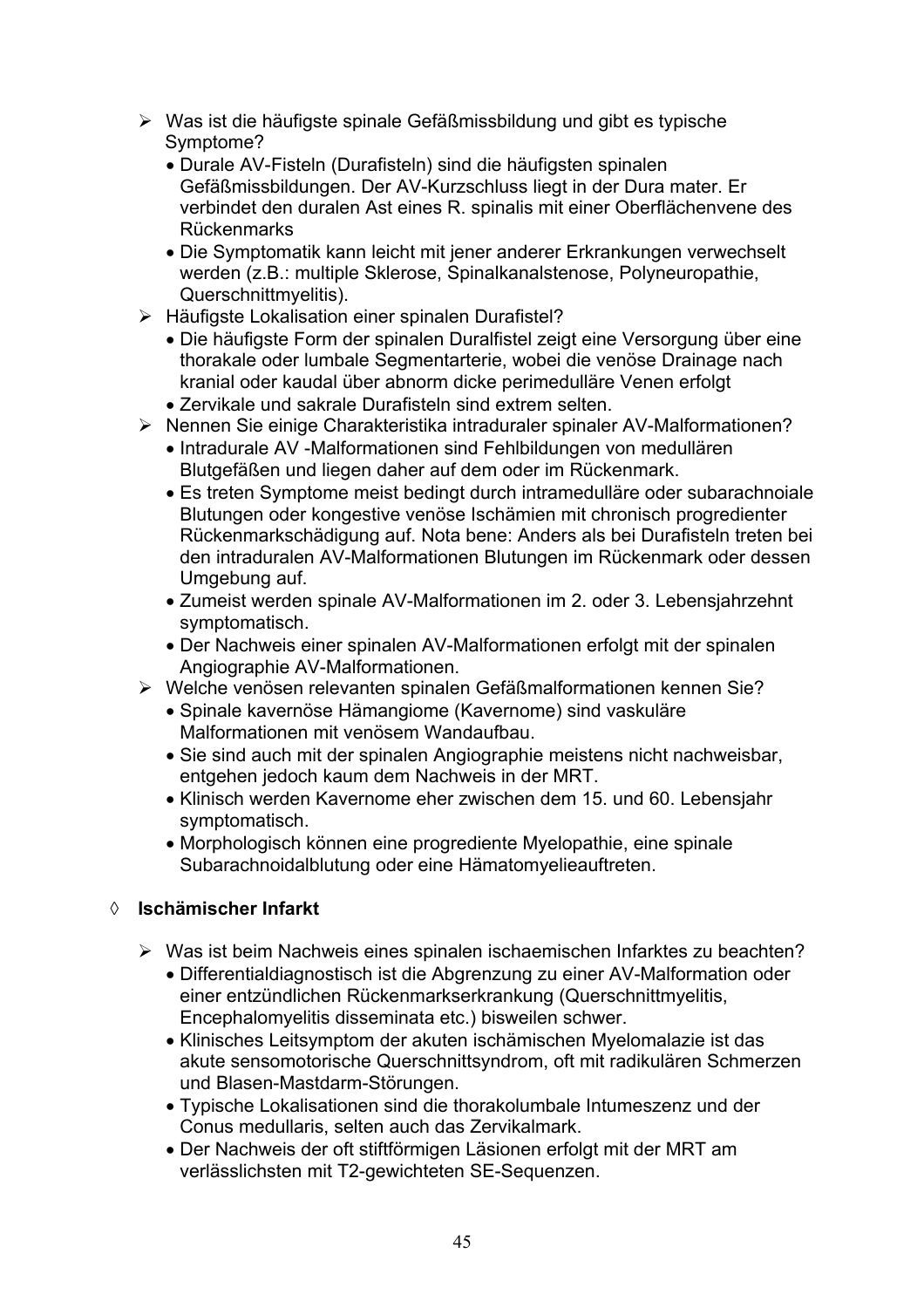- ➢ Was ist die häufigste spinale Gefäßmissbildung und gibt es typische Symptome?
  - Durale AV-Fisteln (Durafisteln) sind die häufigsten spinalen Gefäßmissbildungen. Der AV-Kurzschluss liegt in der Dura mater. Er verbindet den duralen Ast eines R. spinalis mit einer Oberflächenvene des Rückenmarks
  - Die Symptomatik kann leicht mit jener anderer Erkrankungen verwechselt werden (z.B.: multiple Sklerose, Spinalkanalstenose, Polyneuropathie, Querschnittmyelitis).
- ➢ Häufigste Lokalisation einer spinalen Durafistel?
  - Die häufigste Form der spinalen Duralfistel zeigt eine Versorgung über eine thorakale oder lumbale Segmentarterie, wobei die venöse Drainage nach kranial oder kaudal über abnorm dicke perimedulläre Venen erfolgt
  - Zervikale und sakrale Durafisteln sind extrem selten.
- ➢ Nennen Sie einige Charakteristika intraduraler spinaler AV-Malformationen?
  - Intradurale AV -Malformationen sind Fehlbildungen von medullären Blutgefäßen und liegen daher auf dem oder im Rückenmark.
  - Es treten Symptome meist bedingt durch intramedulläre oder subarachnoiale Blutungen oder kongestive venöse Ischämien mit chronisch progredienter Rückenmarkschädigung auf. Nota bene: Anders als bei Durafisteln treten bei den intraduralen AV-Malformationen Blutungen im Rückenmark oder dessen Umgebung auf.
  - Zumeist werden spinale AV-Malformationen im 2. oder 3. Lebensjahrzehnt symptomatisch.
  - Der Nachweis einer spinalen AV-Malformationen erfolgt mit der spinalen Angiographie AV-Malformationen.
- ➢ Welche venösen relevanten spinalen Gefäßmalformationen kennen Sie?
  - Spinale kavernöse Hämangiome (Kavernome) sind vaskuläre Malformationen mit venösem Wandaufbau.
  - Sie sind auch mit der spinalen Angiographie meistens nicht nachweisbar, entgehen jedoch kaum dem Nachweis in der MRT.
  - Klinisch werden Kavernome eher zwischen dem 15. und 60. Lebensjahr symptomatisch.
  - Morphologisch können eine progrediente Myelopathie, eine spinale Subarachnoidalblutung oder eine Hämatomyelieauftreten.

◊ **Ischämischer Infarkt**

- ➢ Was ist beim Nachweis eines spinalen ischaemischen Infarktes zu beachten?
  - Differentialdiagnostisch ist die Abgrenzung zu einer AV-Malformation oder einer entzündlichen Rückenmarkserkrankung (Querschnittmyelitis, Encephalomyelitis disseminata etc.) bisweilen schwer.
  - Klinisches Leitsymptom der akuten ischämischen Myelomalazie ist das akute sensomotorische Querschnittsyndrom, oft mit radikulären Schmerzen und Blasen-Mastdarm-Störungen.
  - Typische Lokalisationen sind die thorakolumbale Intumeszenz und der Conus medullaris, selten auch das Zervikalmark.
  - Der Nachweis der oft stiftförmigen Läsionen erfolgt mit der MRT am verlässlichsten mit T2-gewichteten SE-Sequenzen.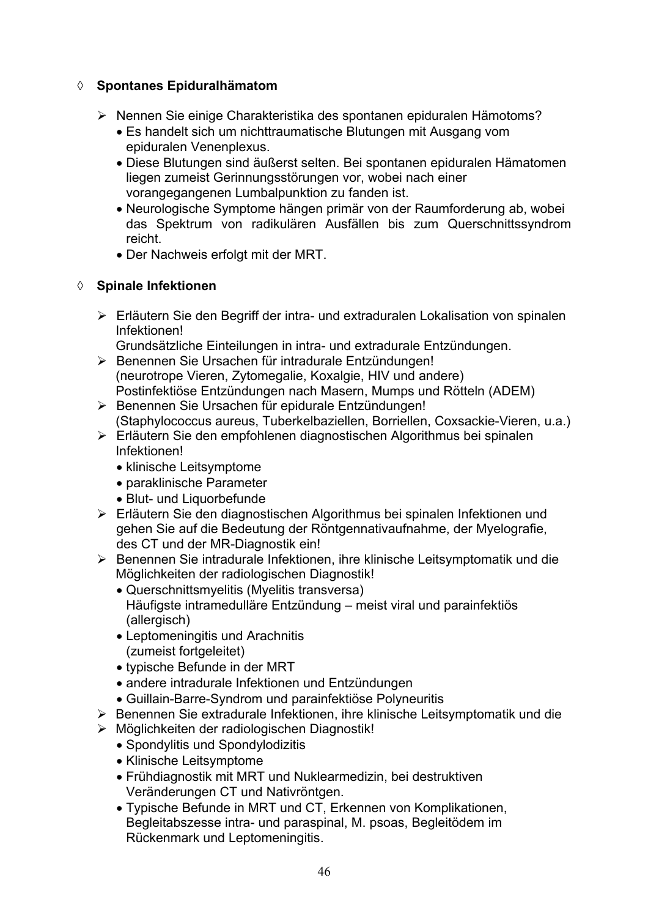◊ **Spontanes Epiduralhämatom**

- Nennen Sie einige Charakteristika des spontanen epiduralen Hämotoms?
  - Es handelt sich um nichttraumatische Blutungen mit Ausgang vom epiduralen Venenplexus.
  - Diese Blutungen sind äußerst selten. Bei spontanen epiduralen Hämatomen liegen zumeist Gerinnungsstörungen vor, wobei nach einer vorangegangenen Lumbalpunktion zu fanden ist.
  - Neurologische Symptome hängen primär von der Raumforderung ab, wobei das Spektrum von radikulären Ausfällen bis zum Querschnittssyndrom reicht.
  - Der Nachweis erfolgt mit der MRT.

◊ **Spinale Infektionen**

- Erläutern Sie den Begriff der intra- und extraduralen Lokalisation von spinalen Infektionen!
  Grundsätzliche Einteilungen in intra- und extradurale Entzündungen.
- Benennen Sie Ursachen für intradurale Entzündungen!
  (neurotrope Vieren, Zytomegalie, Koxalgie, HIV und andere)
  Postinfektiöse Entzündungen nach Masern, Mumps und Rötteln (ADEM)
- Benennen Sie Ursachen für epidurale Entzündungen!
  (Staphylococcus aureus, Tuberkelbaziellen, Borriellen, Coxsackie-Vieren, u.a.)
- Erläutern Sie den empfohlenen diagnostischen Algorithmus bei spinalen Infektionen!
  - klinische Leitsymptome
  - paraklinische Parameter
  - Blut- und Liquorbefunde
- Erläutern Sie den diagnostischen Algorithmus bei spinalen Infektionen und gehen Sie auf die Bedeutung der Röntgennativaufnahme, der Myelografie, des CT und der MR-Diagnostik ein!
- Benennen Sie intradurale Infektionen, ihre klinische Leitsymptomatik und die Möglichkeiten der radiologischen Diagnostik!
  - Querschnittsmyelitis (Myelitis transversa)
    Häufigste intramedulläre Entzündung – meist viral und parainfektiös (allergisch)
  - Leptomeningitis und Arachnitis
    (zumeist fortgeleitet)
  - typische Befunde in der MRT
  - andere intradurale Infektionen und Entzündungen
  - Guillain-Barre-Syndrom und parainfektiöse Polyneuritis
- Benennen Sie extradurale Infektionen, ihre klinische Leitsymptomatik und die
- Möglichkeiten der radiologischen Diagnostik!
  - Spondylitis und Spondylodizitis
  - Klinische Leitsymptome
  - Frühdiagnostik mit MRT und Nuklearmedizin, bei destruktiven Veränderungen CT und Nativröntgen.
  - Typische Befunde in MRT und CT, Erkennen von Komplikationen, Begleitabszesse intra- und paraspinal, M. psoas, Begleitödem im Rückenmark und Leptomeningitis.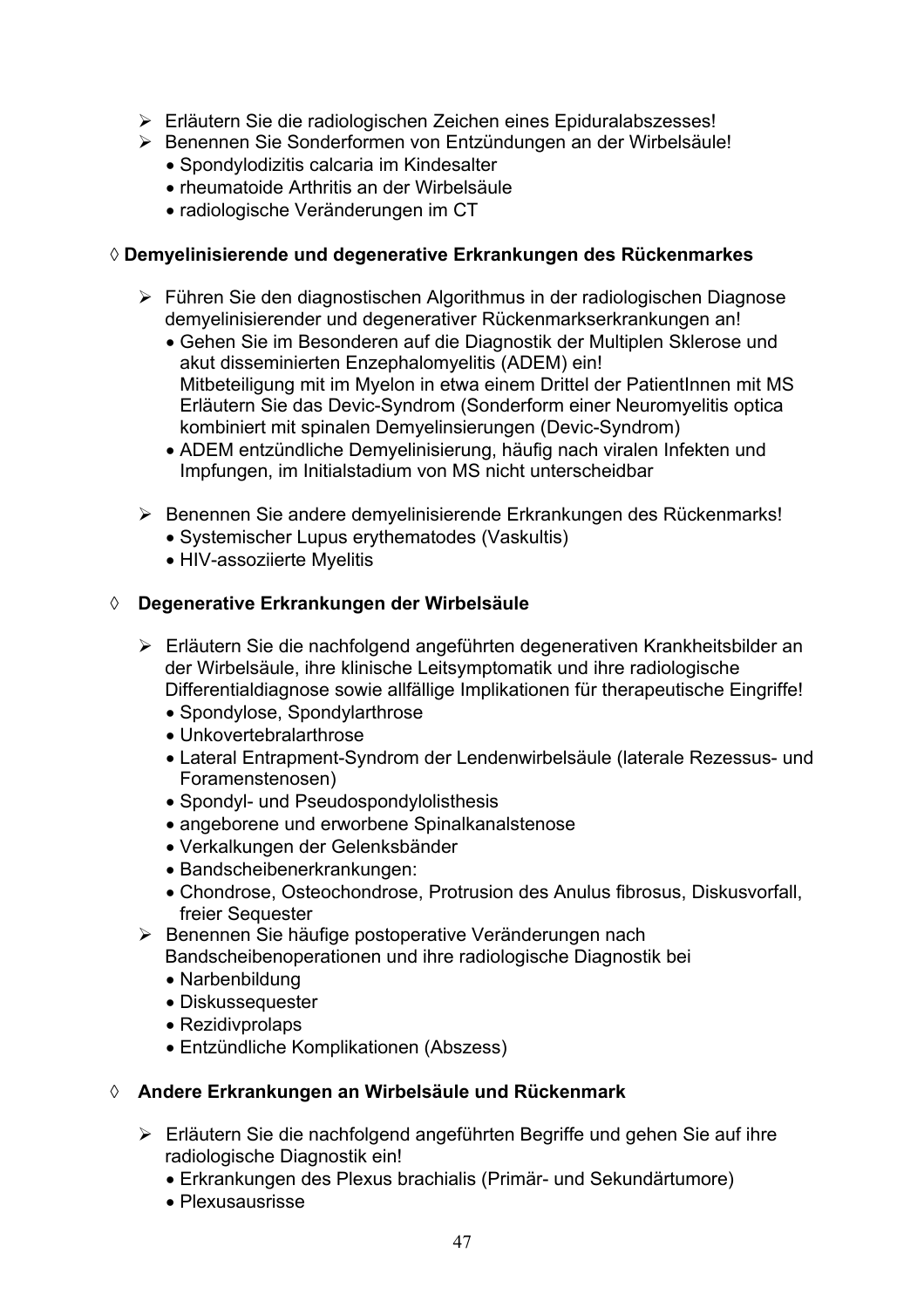- ➢ Erläutern Sie die radiologischen Zeichen eines Epiduralabszesses!
- ➢ Benennen Sie Sonderformen von Entzündungen an der Wirbelsäule!
  - Spondylodizitis calcaria im Kindesalter
  - rheumatoide Arthritis an der Wirbelsäule
  - radiologische Veränderungen im CT

◊ **Demyelinisierende und degenerative Erkrankungen des Rückenmarkes**

- ➢ Führen Sie den diagnostischen Algorithmus in der radiologischen Diagnose demyelinisierender und degenerativer Rückenmarkserkrankungen an!
  - Gehen Sie im Besonderen auf die Diagnostik der Multiplen Sklerose und akut disseminierten Enzephalomyelitis (ADEM) ein!
    Mitbeteiligung mit im Myelon in etwa einem Drittel der PatientInnen mit MS
    Erläutern Sie das Devic-Syndrom (Sonderform einer Neuromyelitis optica kombiniert mit spinalen Demyelinsierungen (Devic-Syndrom)
  - ADEM entzündliche Demyelinisierung, häufig nach viralen Infekten und Impfungen, im Initialstadium von MS nicht unterscheidbar

- ➢ Benennen Sie andere demyelinisierende Erkrankungen des Rückenmarks!
  - Systemischer Lupus erythematodes (Vaskultis)
  - HIV-assoziierte Myelitis

◊ **Degenerative Erkrankungen der Wirbelsäule**

- ➢ Erläutern Sie die nachfolgend angeführten degenerativen Krankheitsbilder an der Wirbelsäule, ihre klinische Leitsymptomatik und ihre radiologische Differentialdiagnose sowie allfällige Implikationen für therapeutische Eingriffe!
  - Spondylose, Spondylarthrose
  - Unkovertebralarthrose
  - Lateral Entrapment-Syndrom der Lendenwirbelsäule (laterale Rezessus- und Foramenstenosen)
  - Spondyl- und Pseudospondylolisthesis
  - angeborene und erworbene Spinalkanalstenose
  - Verkalkungen der Gelenksbänder
  - Bandscheibenerkrankungen:
  - Chondrose, Osteochondrose, Protrusion des Anulus fibrosus, Diskusvorfall, freier Sequester
- ➢ Benennen Sie häufige postoperative Veränderungen nach Bandscheibenoperationen und ihre radiologische Diagnostik bei
  - Narbenbildung
  - Diskussequester
  - Rezidivprolaps
  - Entzündliche Komplikationen (Abszess)

◊ **Andere Erkrankungen an Wirbelsäule und Rückenmark**

- ➢ Erläutern Sie die nachfolgend angeführten Begriffe und gehen Sie auf ihre radiologische Diagnostik ein!
  - Erkrankungen des Plexus brachialis (Primär- und Sekundärtumore)
  - Plexusausrisse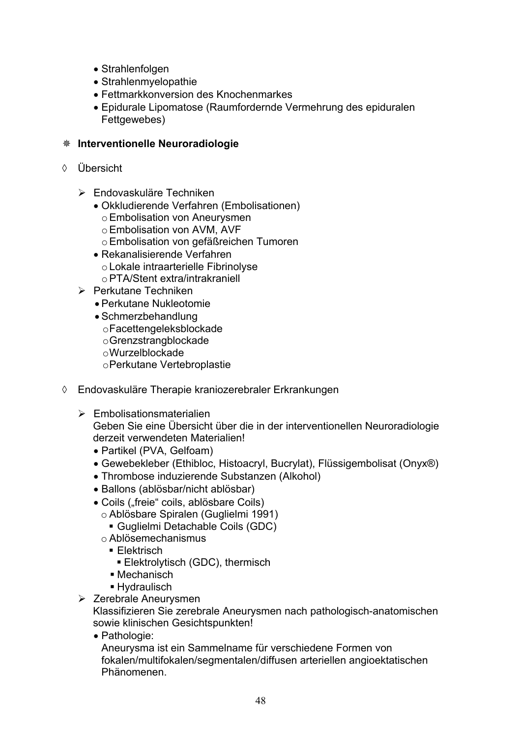- Strahlenfolgen
- Strahlenmyelopathie
- Fettmarkkonversion des Knochenmarkes
- Epidurale Lipomatose (Raumfordernde Vermehrung des epiduralen Fettgewebes)

## ❋ Interventionelle Neuroradiologie

### ◊ Übersicht

- ➢ Endovaskuläre Techniken
  - Okkludierende Verfahren (Embolisationen)
    - Embolisation von Aneurysmen
    - Embolisation von AVM, AVF
    - Embolisation von gefäßreichen Tumoren
  - Rekanalisierende Verfahren
    - Lokale intraarterielle Fibrinolyse
    - PTA/Stent extra/intrakraniell
- ➢ Perkutane Techniken
  - Perkutane Nukleotomie
  - Schmerzbehandlung
    - Facettengeleksblockade
    - Grenzstrangblockade
    - Wurzelblockade
    - Perkutane Vertebroplastie

### ◊ Endovaskuläre Therapie kraniozerebraler Erkrankungen

- ➢ Embolisationsmaterialien

  Geben Sie eine Übersicht über die in der interventionellen Neuroradiologie derzeit verwendeten Materialien!
  - Partikel (PVA, Gelfoam)
  - Gewebekleber (Ethibloc, Histoacryl, Bucrylat), Flüssigembolisat (Onyx®)
  - Thrombose induzierende Substanzen (Alkohol)
  - Ballons (ablösbar/nicht ablösbar)
  - Coils („freie“ coils, ablösbare Coils)
    - Ablösbare Spiralen (Guglielmi 1991)
      - Guglielmi Detachable Coils (GDC)
    - Ablösemechanismus
      - Elektrisch
        - Elektrolytisch (GDC), thermisch
      - Mechanisch
      - Hydraulisch
- ➢ Zerebrale Aneurysmen

  Klassifizieren Sie zerebrale Aneurysmen nach pathologisch-anatomischen sowie klinischen Gesichtspunkten!
  - Pathologie:

    Aneurysma ist ein Sammelname für verschiedene Formen von fokalen/multifokalen/segmentalen/diffusen arteriellen angioektatischen Phänomenen.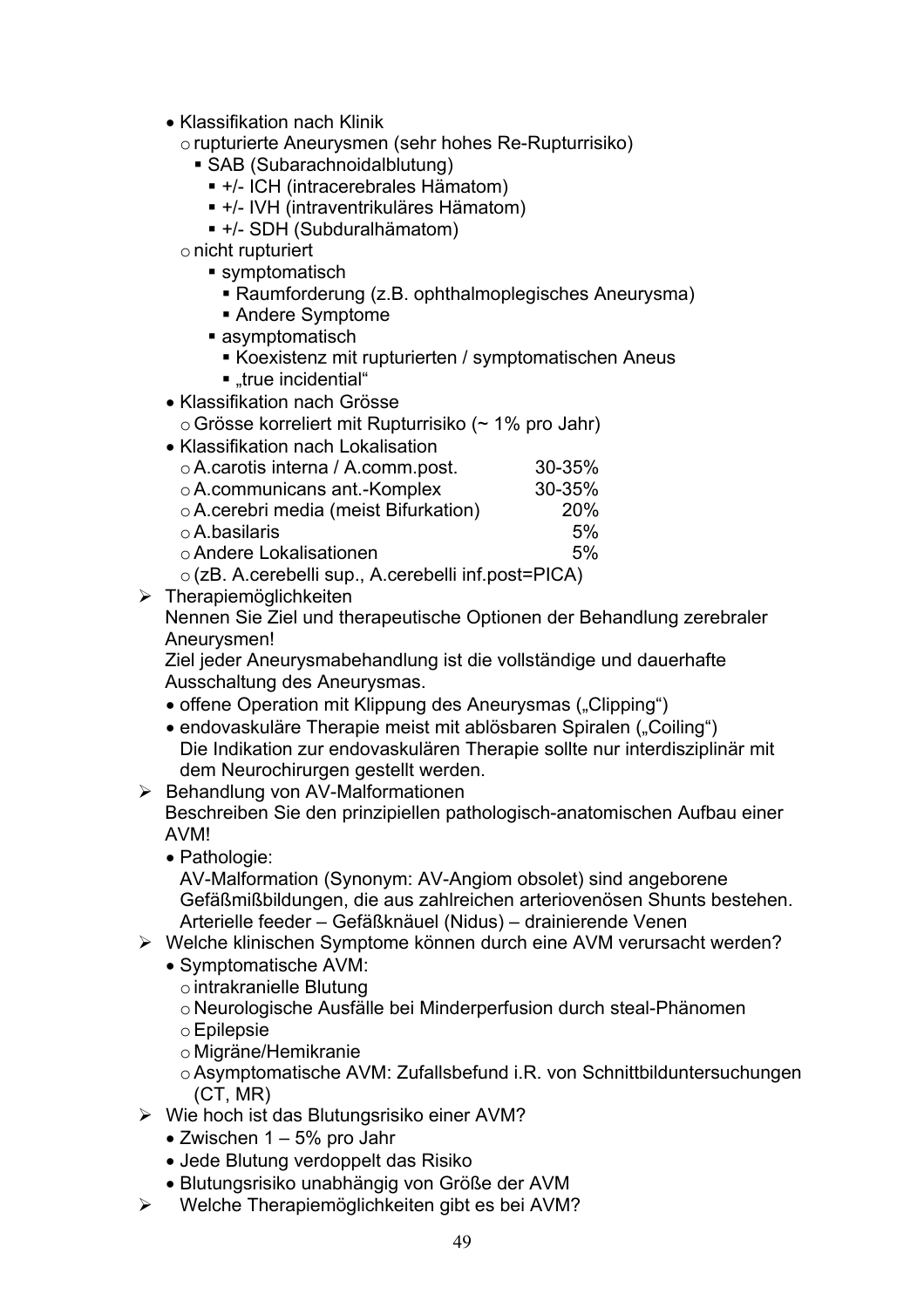- Klassifikation nach Klinik
  - rupturierte Aneurysmen (sehr hohes Re-Rupturrisiko)
    - SAB (Subarachnoidalblutung)
      - +/- ICH (intracerebrales Hämatom)
      - +/- IVH (intraventrikuläres Hämatom)
      - +/- SDH (Subduralhämatom)
  - nicht rupturiert
    - symptomatisch
      - Raumforderung (z.B. ophthalmoplegisches Aneurysma)
      - Andere Symptome
    - asymptomatisch
      - Koexistenz mit rupturierten / symptomatischen Aneus
      - „true incidential"
- Klassifikation nach Grösse
  - Grösse korreliert mit Rupturrisiko (~ 1% pro Jahr)
- Klassifikation nach Lokalisation
  - A.carotis interna / A.comm.post. 30-35%
  - A.communicans ant.-Komplex 30-35%
  - A.cerebri media (meist Bifurkation) 20%
  - A.basilaris 5%
  - Andere Lokalisationen 5%
  - (zB. A.cerebelli sup., A.cerebelli inf.post=PICA)

➢ Therapiemöglichkeiten

Nennen Sie Ziel und therapeutische Optionen der Behandlung zerebraler Aneurysmen!

Ziel jeder Aneurysmabehandlung ist die vollständige und dauerhafte Ausschaltung des Aneurysmas.

- offene Operation mit Klippung des Aneurysmas („Clipping")
- endovaskuläre Therapie meist mit ablösbaren Spiralen („Coiling")
  Die Indikation zur endovaskulären Therapie sollte nur interdisziplinär mit dem Neurochirurgen gestellt werden.

➢ Behandlung von AV-Malformationen

Beschreiben Sie den prinzipiellen pathologisch-anatomischen Aufbau einer AVM!

- Pathologie:
  AV-Malformation (Synonym: AV-Angiom obsolet) sind angeborene Gefäßmißbildungen, die aus zahlreichen arteriovenösen Shunts bestehen. Arterielle feeder – Gefäßknäuel (Nidus) – drainierende Venen

➢ Welche klinischen Symptome können durch eine AVM verursacht werden?

- Symptomatische AVM:
  - intrakranielle Blutung
  - Neurologische Ausfälle bei Minderperfusion durch steal-Phänomen
  - Epilepsie
  - Migräne/Hemikranie
  - Asymptomatische AVM: Zufallsbefund i.R. von Schnittbilduntersuchungen (CT, MR)

➢ Wie hoch ist das Blutungsrisiko einer AVM?

- Zwischen 1 – 5% pro Jahr
- Jede Blutung verdoppelt das Risiko
- Blutungsrisiko unabhängig von Größe der AVM

➢ Welche Therapiemöglichkeiten gibt es bei AVM?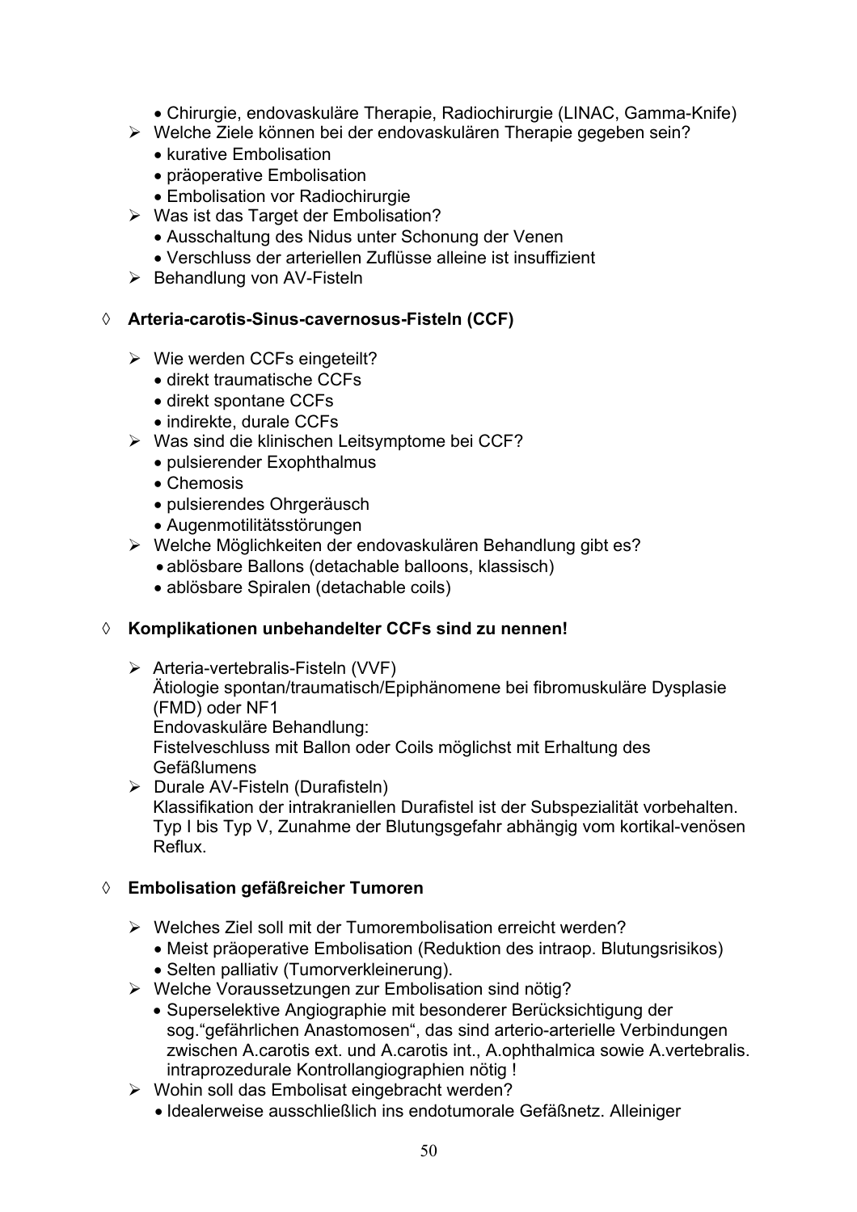- Chirurgie, endovaskuläre Therapie, Radiochirurgie (LINAC, Gamma-Knife)

- ➢ Welche Ziele können bei der endovaskulären Therapie gegeben sein?
  - kurative Embolisation
  - präoperative Embolisation
  - Embolisation vor Radiochirurgie
- ➢ Was ist das Target der Embolisation?
  - Ausschaltung des Nidus unter Schonung der Venen
  - Verschluss der arteriellen Zuflüsse alleine ist insuffizient
- ➢ Behandlung von AV-Fisteln

◊ **Arteria-carotis-Sinus-cavernosus-Fisteln (CCF)**

- ➢ Wie werden CCFs eingeteilt?
  - direkt traumatische CCFs
  - direkt spontane CCFs
  - indirekte, durale CCFs
- ➢ Was sind die klinischen Leitsymptome bei CCF?
  - pulsierender Exophthalmus
  - Chemosis
  - pulsierendes Ohrgeräusch
  - Augenmotilitätsstörungen
- ➢ Welche Möglichkeiten der endovaskulären Behandlung gibt es?
  - ablösbare Ballons (detachable balloons, klassisch)
  - ablösbare Spiralen (detachable coils)

◊ **Komplikationen unbehandelter CCFs sind zu nennen!**

- ➢ Arteria-vertebralis-Fisteln (VVF)
  Ätiologie spontan/traumatisch/Epiphänomene bei fibromuskuläre Dysplasie (FMD) oder NF1
  Endovaskuläre Behandlung:
  Fistelveschluss mit Ballon oder Coils möglichst mit Erhaltung des Gefäßlumens
- ➢ Durale AV-Fisteln (Durafisteln)
  Klassifikation der intrakraniellen Durafistel ist der Subspezialität vorbehalten. Typ I bis Typ V, Zunahme der Blutungsgefahr abhängig vom kortikal-venösen Reflux.

◊ **Embolisation gefäßreicher Tumoren**

- ➢ Welches Ziel soll mit der Tumorembolisation erreicht werden?
  - Meist präoperative Embolisation (Reduktion des intraop. Blutungsrisikos)
  - Selten palliativ (Tumorverkleinerung).
- ➢ Welche Voraussetzungen zur Embolisation sind nötig?
  - Superselektive Angiographie mit besonderer Berücksichtigung der sog."gefährlichen Anastomosen", das sind arterio-arterielle Verbindungen zwischen A.carotis ext. und A.carotis int., A.ophthalmica sowie A.vertebralis. intraprozedurale Kontrollangiographien nötig !
- ➢ Wohin soll das Embolisat eingebracht werden?
  - Idealerweise ausschließlich ins endotumorale Gefäßnetz. Alleiniger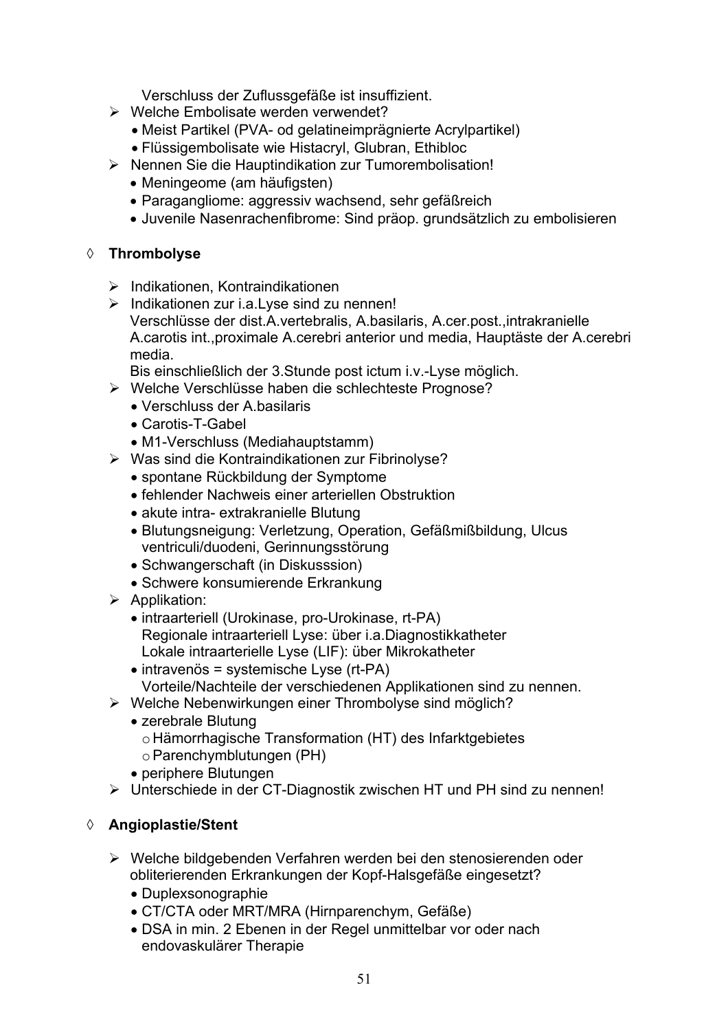Verschluss der Zuflussgefäße ist insuffizient.

- Welche Embolisate werden verwendet?
  - Meist Partikel (PVA- od gelatineimprägnierte Acrylpartikel)
  - Flüssigembolisate wie Histacryl, Glubran, Ethibloc
- Nennen Sie die Hauptindikation zur Tumorembolisation!
  - Meningeome (am häufigsten)
  - Paragangliome: aggressiv wachsend, sehr gefäßreich
  - Juvenile Nasenrachenfibrome: Sind präop. grundsätzlich zu embolisieren

## ◊ Thrombolyse

- Indikationen, Kontraindikationen
- Indikationen zur i.a.Lyse sind zu nennen!
  Verschlüsse der dist.A.vertebralis, A.basilaris, A.cer.post.,intrakranielle A.carotis int.,proximale A.cerebri anterior und media, Hauptäste der A.cerebri media.
  Bis einschließlich der 3.Stunde post ictum i.v.-Lyse möglich.
- Welche Verschlüsse haben die schlechteste Prognose?
  - Verschluss der A.basilaris
  - Carotis-T-Gabel
  - M1-Verschluss (Mediahauptstamm)
- Was sind die Kontraindikationen zur Fibrinolyse?
  - spontane Rückbildung der Symptome
  - fehlender Nachweis einer arteriellen Obstruktion
  - akute intra- extrakranielle Blutung
  - Blutungsneigung: Verletzung, Operation, Gefäßmißbildung, Ulcus ventriculi/duodeni, Gerinnungsstörung
  - Schwangerschaft (in Diskusssion)
  - Schwere konsumierende Erkrankung
- Applikation:
  - intraarteriell (Urokinase, pro-Urokinase, rt-PA)
    Regionale intraarteriell Lyse: über i.a.Diagnostikkatheter
    Lokale intraarterielle Lyse (LIF): über Mikrokatheter
  - intravenös = systemische Lyse (rt-PA)
    Vorteile/Nachteile der verschiedenen Applikationen sind zu nennen.
- Welche Nebenwirkungen einer Thrombolyse sind möglich?
  - zerebrale Blutung
    - Hämorrhagische Transformation (HT) des Infarktgebietes
    - Parenchymblutungen (PH)
  - periphere Blutungen
- Unterschiede in der CT-Diagnostik zwischen HT und PH sind zu nennen!

## ◊ Angioplastie/Stent

- Welche bildgebenden Verfahren werden bei den stenosierenden oder obliterierenden Erkrankungen der Kopf-Halsgefäße eingesetzt?
  - Duplexsonographie
  - CT/CTA oder MRT/MRA (Hirnparenchym, Gefäße)
  - DSA in min. 2 Ebenen in der Regel unmittelbar vor oder nach endovaskulärer Therapie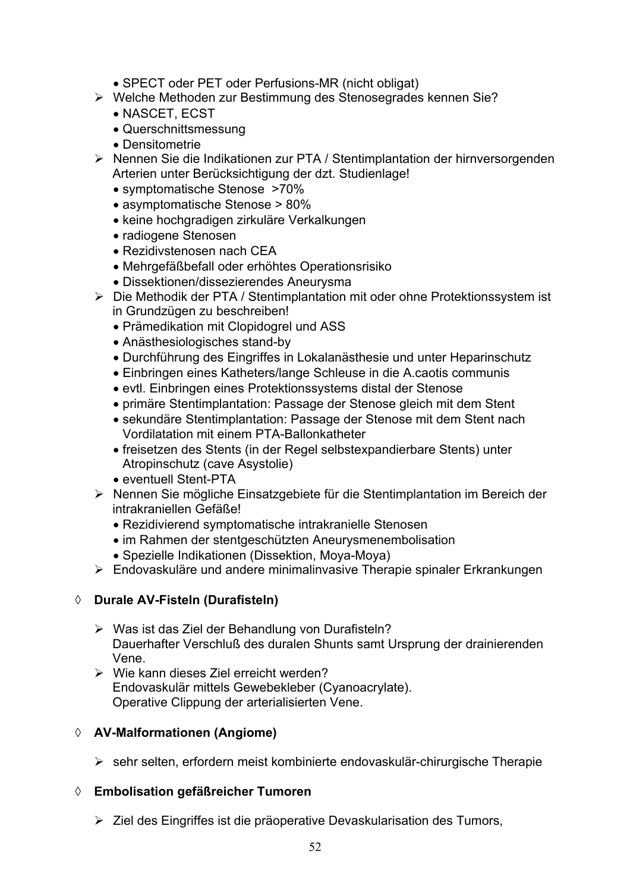- SPECT oder PET oder Perfusions-MR (nicht obligat)
- ➢ Welche Methoden zur Bestimmung des Stenosegrades kennen Sie?
  - NASCET, ECST
  - Querschnittsmessung
  - Densitometrie
- ➢ Nennen Sie die Indikationen zur PTA / Stentimplantation der hirnversorgenden Arterien unter Berücksichtigung der dzt. Studienlage!
  - symptomatische Stenose >70%
  - asymptomatische Stenose > 80%
  - keine hochgradigen zirkuläre Verkalkungen
  - radiogene Stenosen
  - Rezidivstenosen nach CEA
  - Mehrgefäßbefall oder erhöhtes Operationsrisiko
  - Dissektionen/dissezierendes Aneurysma
- ➢ Die Methodik der PTA / Stentimplantation mit oder ohne Protektionssystem ist in Grundzügen zu beschreiben!
  - Prämedikation mit Clopidogrel und ASS
  - Anästhesiologisches stand-by
  - Durchführung des Eingriffes in Lokalanästhesie und unter Heparinschutz
  - Einbringen eines Katheters/lange Schleuse in die A.caotis communis
  - evtl. Einbringen eines Protektionssystems distal der Stenose
  - primäre Stentimplantation: Passage der Stenose gleich mit dem Stent
  - sekundäre Stentimplantation: Passage der Stenose mit dem Stent nach Vordilatation mit einem PTA-Ballonkatheter
  - freisetzen des Stents (in der Regel selbstexpandierbare Stents) unter Atropinschutz (cave Asystolie)
  - eventuell Stent-PTA
- ➢ Nennen Sie mögliche Einsatzgebiete für die Stentimplantation im Bereich der intrakraniellen Gefäße!
  - Rezidivierend symptomatische intrakranielle Stenosen
  - im Rahmen der stentgeschützten Aneurysmenembolisation
  - Spezielle Indikationen (Dissektion, Moya-Moya)
- ➢ Endovaskuläre und andere minimalinvasive Therapie spinaler Erkrankungen

### ◊ Durale AV-Fisteln (Durafisteln)

- ➢ Was ist das Ziel der Behandlung von Durafisteln?
  Dauerhafter Verschluß des duralen Shunts samt Ursprung der drainierenden Vene.
- ➢ Wie kann dieses Ziel erreicht werden?
  Endovaskulär mittels Gewebekleber (Cyanoacrylate).
  Operative Clippung der arterialisierten Vene.

### ◊ AV-Malformationen (Angiome)

- ➢ sehr selten, erfordern meist kombinierte endovaskulär-chirurgische Therapie

### ◊ Embolisation gefäßreicher Tumoren

- ➢ Ziel des Eingriffes ist die präoperative Devaskularisation des Tumors,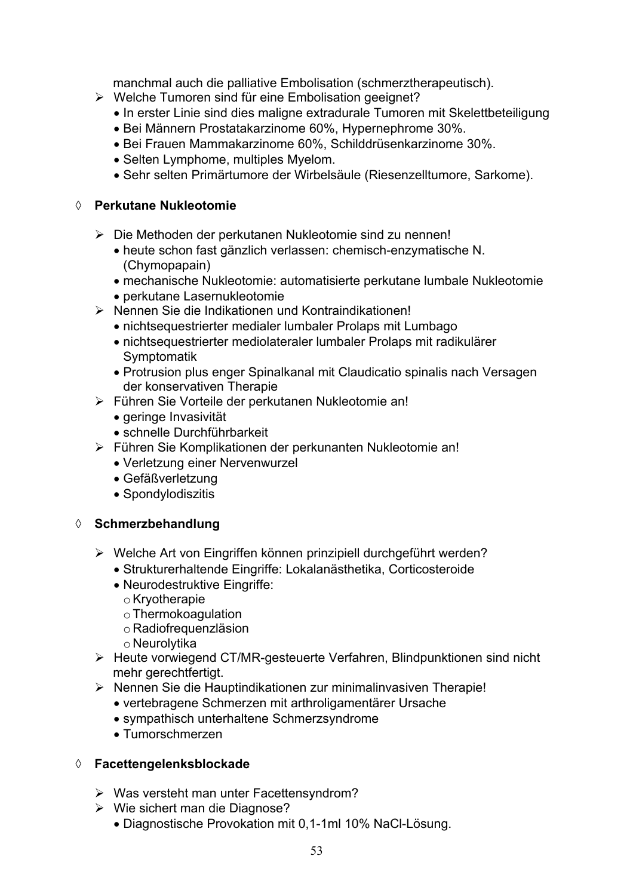manchmal auch die palliative Embolisation (schmerztherapeutisch).

- Welche Tumoren sind für eine Embolisation geeignet?
  - In erster Linie sind dies maligne extradurale Tumoren mit Skelettbeteiligung
  - Bei Männern Prostatakarzinome 60%, Hypernephrome 30%.
  - Bei Frauen Mammakarzinome 60%, Schilddrüsenkarzinome 30%.
  - Selten Lymphome, multiples Myelom.
  - Sehr selten Primärtumore der Wirbelsäule (Riesenzelltumore, Sarkome).

◊ **Perkutane Nukleotomie**

- Die Methoden der perkutanen Nukleotomie sind zu nennen!
  - heute schon fast gänzlich verlassen: chemisch-enzymatische N. (Chymopapain)
  - mechanische Nukleotomie: automatisierte perkutane lumbale Nukleotomie
  - perkutane Lasernukleotomie
- Nennen Sie die Indikationen und Kontraindikationen!
  - nichtsequestrierter medialer lumbaler Prolaps mit Lumbago
  - nichtsequestrierter mediolateraler lumbaler Prolaps mit radikulärer Symptomatik
  - Protrusion plus enger Spinalkanal mit Claudicatio spinalis nach Versagen der konservativen Therapie
- Führen Sie Vorteile der perkutanen Nukleotomie an!
  - geringe Invasivität
  - schnelle Durchführbarkeit
- Führen Sie Komplikationen der perkunanten Nukleotomie an!
  - Verletzung einer Nervenwurzel
  - Gefäßverletzung
  - Spondylodiszitis

◊ **Schmerzbehandlung**

- Welche Art von Eingriffen können prinzipiell durchgeführt werden?
  - Strukturerhaltende Eingriffe: Lokalanästhetika, Corticosteroide
  - Neurodestruktive Eingriffe:
    - Kryotherapie
    - Thermokoagulation
    - Radiofrequenzläsion
    - Neurolytika
- Heute vorwiegend CT/MR-gesteuerte Verfahren, Blindpunktionen sind nicht mehr gerechtfertigt.
- Nennen Sie die Hauptindikationen zur minimalinvasiven Therapie!
  - vertebragene Schmerzen mit arthroligamentärer Ursache
  - sympathisch unterhaltene Schmerzsyndrome
  - Tumorschmerzen

◊ **Facettengelenksblockade**

- Was versteht man unter Facettensyndrom?
- Wie sichert man die Diagnose?
  - Diagnostische Provokation mit 0,1-1ml 10% NaCl-Lösung.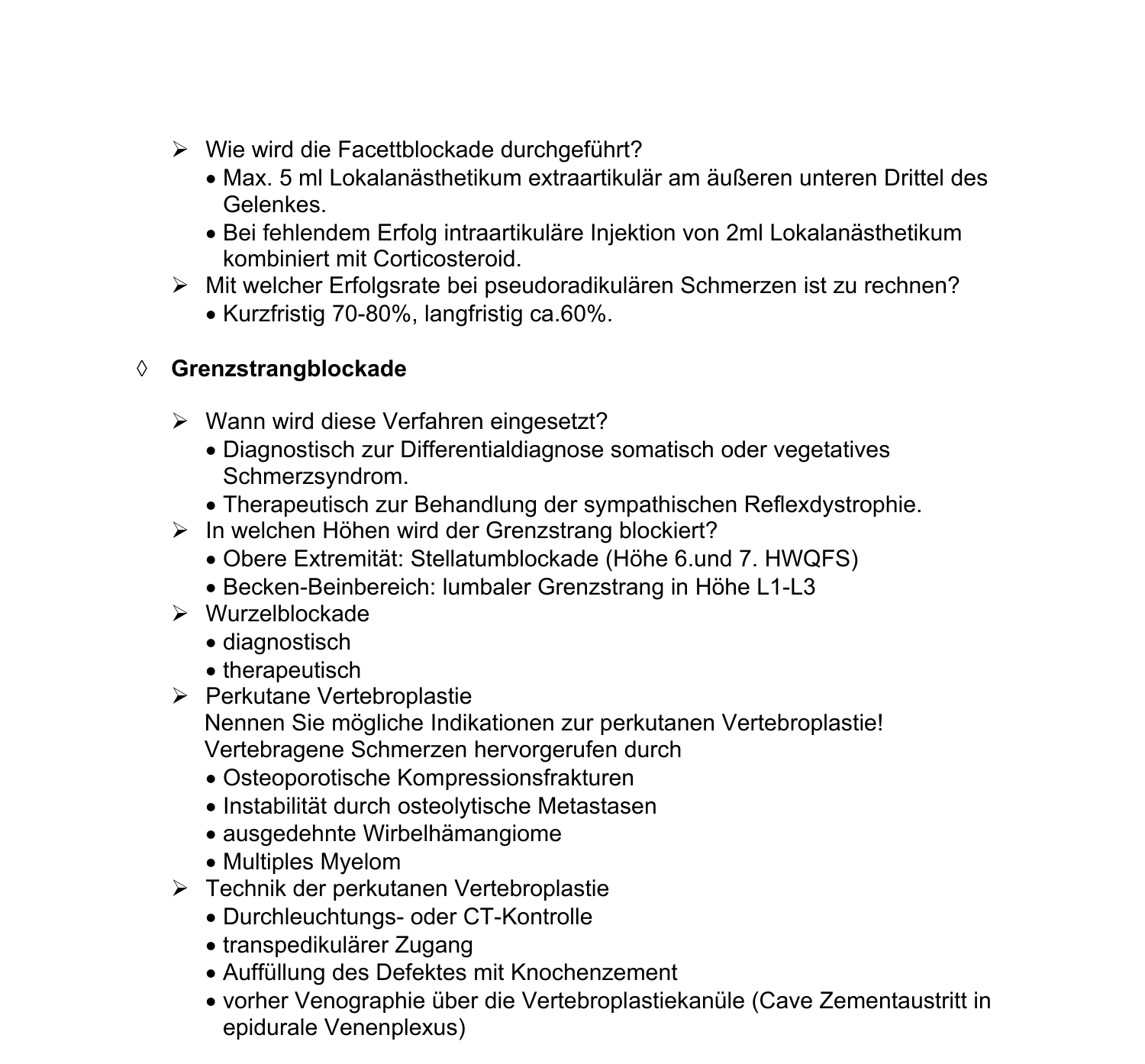- Wie wird die Facettblockade durchgeführt?
  - Max. 5 ml Lokalanästhetikum extraartikulär am äußeren unteren Drittel des Gelenkes.
  - Bei fehlendem Erfolg intraartikuläre Injektion von 2ml Lokalanästhetikum kombiniert mit Corticosteroid.
- Mit welcher Erfolgsrate bei pseudoradikulären Schmerzen ist zu rechnen?
  - Kurzfristig 70-80%, langfristig ca.60%.

◊ **Grenzstrangblockade**

- Wann wird diese Verfahren eingesetzt?
  - Diagnostisch zur Differentialdiagnose somatisch oder vegetatives Schmerzsyndrom.
  - Therapeutisch zur Behandlung der sympathischen Reflexdystrophie.
- In welchen Höhen wird der Grenzstrang blockiert?
  - Obere Extremität: Stellatumblockade (Höhe 6.und 7. HWQFS)
  - Becken-Beinbereich: lumbaler Grenzstrang in Höhe L1-L3
- Wurzelblockade
  - diagnostisch
  - therapeutisch
- Perkutane Vertebroplastie
  Nennen Sie mögliche Indikationen zur perkutanen Vertebroplastie!
  Vertebragene Schmerzen hervorgerufen durch
  - Osteoporotische Kompressionsfrakturen
  - Instabilität durch osteolytische Metastasen
  - ausgedehnte Wirbelhämangiome
  - Multiples Myelom
- Technik der perkutanen Vertebroplastie
  - Durchleuchtungs- oder CT-Kontrolle
  - transpedikulärer Zugang
  - Auffüllung des Defektes mit Knochenzement
  - vorher Venographie über die Vertebroplastiekanüle (Cave Zementaustritt in epidurale Venenplexus)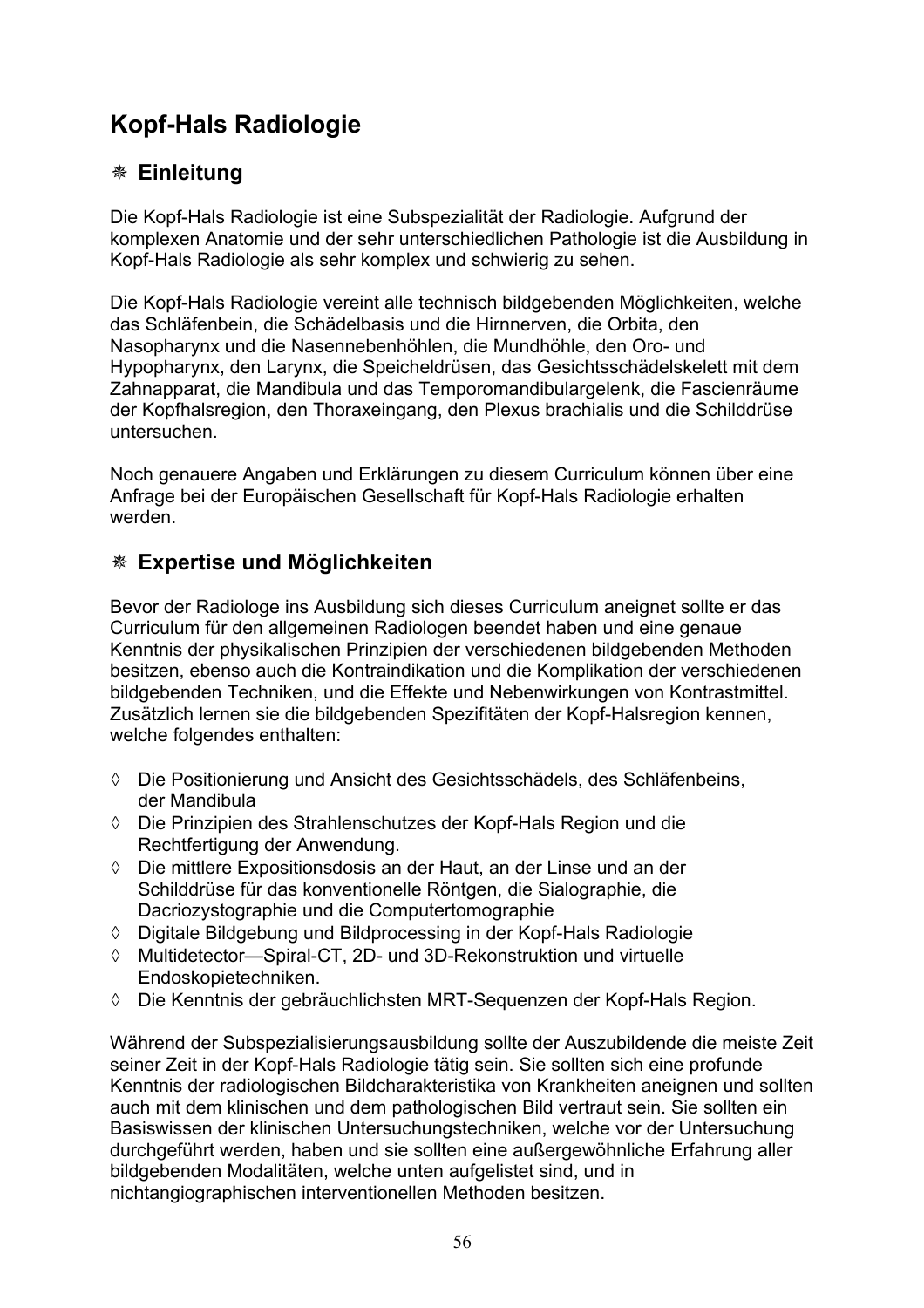# Kopf-Hals Radiologie

## ❋ Einleitung

Die Kopf-Hals Radiologie ist eine Subspezialität der Radiologie. Aufgrund der komplexen Anatomie und der sehr unterschiedlichen Pathologie ist die Ausbildung in Kopf-Hals Radiologie als sehr komplex und schwierig zu sehen.

Die Kopf-Hals Radiologie vereint alle technisch bildgebenden Möglichkeiten, welche das Schläfenbein, die Schädelbasis und die Hirnnerven, die Orbita, den Nasopharynx und die Nasennebenhöhlen, die Mundhöhle, den Oro- und Hypopharynx, den Larynx, die Speicheldrüsen, das Gesichtsschädelskelett mit dem Zahnapparat, die Mandibula und das Temporomandibulargelenk, die Fascienräume der Kopfhalsregion, den Thoraxeingang, den Plexus brachialis und die Schilddrüse untersuchen.

Noch genauere Angaben und Erklärungen zu diesem Curriculum können über eine Anfrage bei der Europäischen Gesellschaft für Kopf-Hals Radiologie erhalten werden.

## ❋ Expertise und Möglichkeiten

Bevor der Radiologe ins Ausbildung sich dieses Curriculum aneignet sollte er das Curriculum für den allgemeinen Radiologen beendet haben und eine genaue Kenntnis der physikalischen Prinzipien der verschiedenen bildgebenden Methoden besitzen, ebenso auch die Kontraindikation und die Komplikation der verschiedenen bildgebenden Techniken, und die Effekte und Nebenwirkungen von Kontrastmittel. Zusätzlich lernen sie die bildgebenden Spezifitäten der Kopf-Halsregion kennen, welche folgendes enthalten:

- ◊ Die Positionierung und Ansicht des Gesichtsschädels, des Schläfenbeins, der Mandibula
- ◊ Die Prinzipien des Strahlenschutzes der Kopf-Hals Region und die Rechtfertigung der Anwendung.
- ◊ Die mittlere Expositionsdosis an der Haut, an der Linse und an der Schilddrüse für das konventionelle Röntgen, die Sialographie, die Dacriozystographie und die Computertomographie
- ◊ Digitale Bildgebung und Bildprocessing in der Kopf-Hals Radiologie
- ◊ Multidetector—Spiral-CT, 2D- und 3D-Rekonstruktion und virtuelle Endoskopietechniken.
- ◊ Die Kenntnis der gebräuchlichsten MRT-Sequenzen der Kopf-Hals Region.

Während der Subspezialisierungsausbildung sollte der Auszubildende die meiste Zeit seiner Zeit in der Kopf-Hals Radiologie tätig sein. Sie sollten sich eine profunde Kenntnis der radiologischen Bildcharakteristika von Krankheiten aneignen und sollten auch mit dem klinischen und dem pathologischen Bild vertraut sein. Sie sollten ein Basiswissen der klinischen Untersuchungstechniken, welche vor der Untersuchung durchgeführt werden, haben und sie sollten eine außergewöhnliche Erfahrung aller bildgebenden Modalitäten, welche unten aufgelistet sind, und in nichtangiographischen interventionellen Methoden besitzen.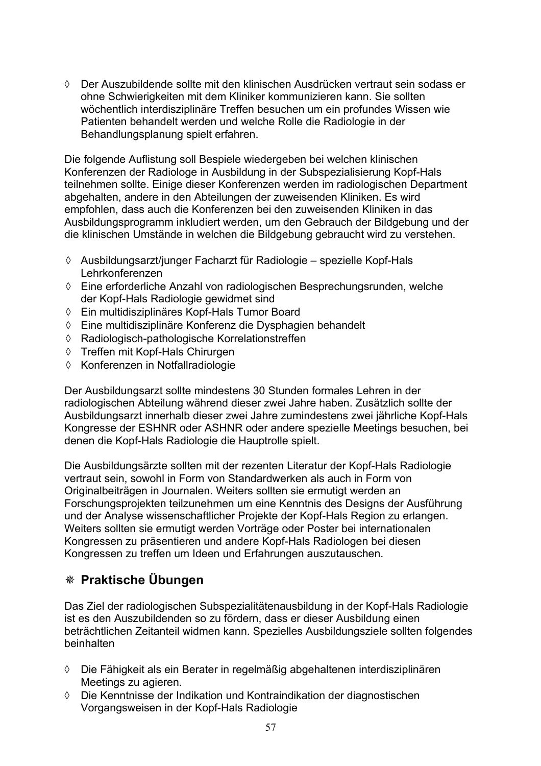- ◊ Der Auszubildende sollte mit den klinischen Ausdrücken vertraut sein sodass er ohne Schwierigkeiten mit dem Kliniker kommunizieren kann. Sie sollten wöchentlich interdisziplinäre Treffen besuchen um ein profundes Wissen wie Patienten behandelt werden und welche Rolle die Radiologie in der Behandlungsplanung spielt erfahren.

Die folgende Auflistung soll Bespiele wiedergeben bei welchen klinischen Konferenzen der Radiologe in Ausbildung in der Subspezialisierung Kopf-Hals teilnehmen sollte. Einige dieser Konferenzen werden im radiologischen Department abgehalten, andere in den Abteilungen der zuweisenden Kliniken. Es wird empfohlen, dass auch die Konferenzen bei den zuweisenden Kliniken in das Ausbildungsprogramm inkludiert werden, um den Gebrauch der Bildgebung und der die klinischen Umstände in welchen die Bildgebung gebraucht wird zu verstehen.

- ◊ Ausbildungsarzt/junger Facharzt für Radiologie – spezielle Kopf-Hals Lehrkonferenzen
- ◊ Eine erforderliche Anzahl von radiologischen Besprechungsrunden, welche der Kopf-Hals Radiologie gewidmet sind
- ◊ Ein multidisziplinäres Kopf-Hals Tumor Board
- ◊ Eine multidisziplinäre Konferenz die Dysphagien behandelt
- ◊ Radiologisch-pathologische Korrelationstreffen
- ◊ Treffen mit Kopf-Hals Chirurgen
- ◊ Konferenzen in Notfallradiologie

Der Ausbildungsarzt sollte mindestens 30 Stunden formales Lehren in der radiologischen Abteilung während dieser zwei Jahre haben. Zusätzlich sollte der Ausbildungsarzt innerhalb dieser zwei Jahre zumindestens zwei jährliche Kopf-Hals Kongresse der ESHNR oder ASHNR oder andere spezielle Meetings besuchen, bei denen die Kopf-Hals Radiologie die Hauptrolle spielt.

Die Ausbildungsärzte sollten mit der rezenten Literatur der Kopf-Hals Radiologie vertraut sein, sowohl in Form von Standardwerken als auch in Form von Originalbeiträgen in Journalen. Weiters sollten sie ermutigt werden an Forschungsprojekten teilzunehmen um eine Kenntnis des Designs der Ausführung und der Analyse wissenschaftlicher Projekte der Kopf-Hals Region zu erlangen. Weiters sollten sie ermutigt werden Vorträge oder Poster bei internationalen Kongressen zu präsentieren und andere Kopf-Hals Radiologen bei diesen Kongressen zu treffen um Ideen und Erfahrungen auszutauschen.

## ❈ Praktische Übungen

Das Ziel der radiologischen Subspezialitätenausbildung in der Kopf-Hals Radiologie ist es den Auszubildenden so zu fördern, dass er dieser Ausbildung einen beträchtlichen Zeitanteil widmen kann. Spezielles Ausbildungsziele sollten folgendes beinhalten

- ◊ Die Fähigkeit als ein Berater in regelmäßig abgehaltenen interdisziplinären Meetings zu agieren.
- ◊ Die Kenntnisse der Indikation und Kontraindikation der diagnostischen Vorgangsweisen in der Kopf-Hals Radiologie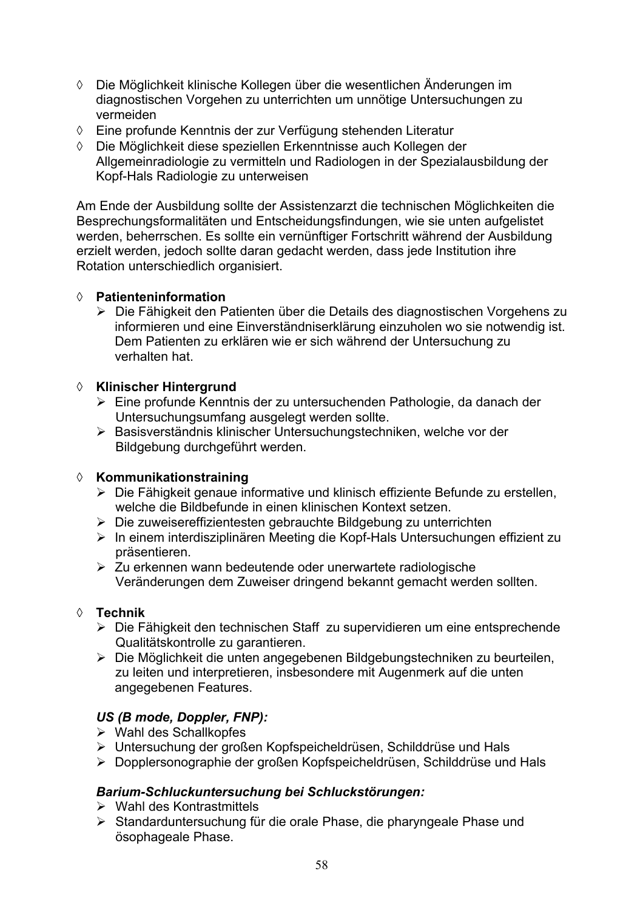- ◊ Die Möglichkeit klinische Kollegen über die wesentlichen Änderungen im diagnostischen Vorgehen zu unterrichten um unnötige Untersuchungen zu vermeiden
- ◊ Eine profunde Kenntnis der zur Verfügung stehenden Literatur
- ◊ Die Möglichkeit diese speziellen Erkenntnisse auch Kollegen der Allgemeinradiologie zu vermitteln und Radiologen in der Spezialausbildung der Kopf-Hals Radiologie zu unterweisen

Am Ende der Ausbildung sollte der Assistenzarzt die technischen Möglichkeiten die Besprechungsformalitäten und Entscheidungsfindungen, wie sie unten aufgelistet werden, beherrschen. Es sollte ein vernünftiger Fortschritt während der Ausbildung erzielt werden, jedoch sollte daran gedacht werden, dass jede Institution ihre Rotation unterschiedlich organisiert.

- ◊ **Patienteninformation**
  - ➢ Die Fähigkeit den Patienten über die Details des diagnostischen Vorgehens zu informieren und eine Einverständniserklärung einzuholen wo sie notwendig ist. Dem Patienten zu erklären wie er sich während der Untersuchung zu verhalten hat.

- ◊ **Klinischer Hintergrund**
  - ➢ Eine profunde Kenntnis der zu untersuchenden Pathologie, da danach der Untersuchungsumfang ausgelegt werden sollte.
  - ➢ Basisverständnis klinischer Untersuchungstechniken, welche vor der Bildgebung durchgeführt werden.

- ◊ **Kommunikationstraining**
  - ➢ Die Fähigkeit genaue informative und klinisch effiziente Befunde zu erstellen, welche die Bildbefunde in einen klinischen Kontext setzen.
  - ➢ Die zuweisereffizientesten gebrauchte Bildgebung zu unterrichten
  - ➢ In einem interdisziplinären Meeting die Kopf-Hals Untersuchungen effizient zu präsentieren.
  - ➢ Zu erkennen wann bedeutende oder unerwartete radiologische Veränderungen dem Zuweiser dringend bekannt gemacht werden sollten.

- ◊ **Technik**
  - ➢ Die Fähigkeit den technischen Staff zu supervidieren um eine entsprechende Qualitätskontrolle zu garantieren.
  - ➢ Die Möglichkeit die unten angegebenen Bildgebungstechniken zu beurteilen, zu leiten und interpretieren, insbesondere mit Augenmerk auf die unten angegebenen Features.

  ***US (B mode, Doppler, FNP):***
  - ➢ Wahl des Schallkopfes
  - ➢ Untersuchung der großen Kopfspeicheldrüsen, Schilddrüse und Hals
  - ➢ Dopplersonographie der großen Kopfspeicheldrüsen, Schilddrüse und Hals

  ***Barium-Schluckuntersuchung bei Schluckstörungen:***
  - ➢ Wahl des Kontrastmittels
  - ➢ Standarduntersuchung für die orale Phase, die pharyngeale Phase und ösophageale Phase.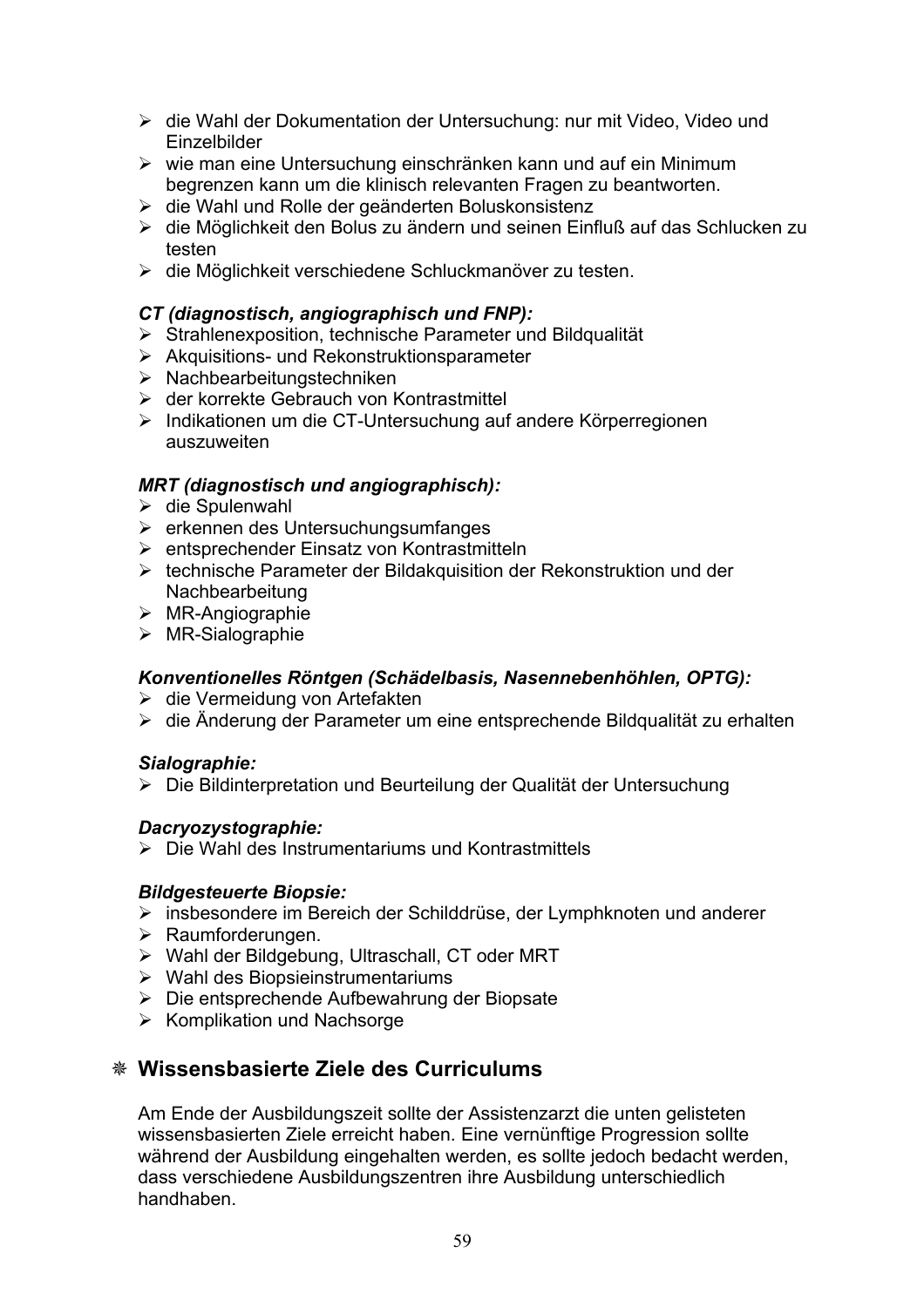- die Wahl der Dokumentation der Untersuchung: nur mit Video, Video und Einzelbilder
- wie man eine Untersuchung einschränken kann und auf ein Minimum begrenzen kann um die klinisch relevanten Fragen zu beantworten.
- die Wahl und Rolle der geänderten Boluskonsistenz
- die Möglichkeit den Bolus zu ändern und seinen Einfluß auf das Schlucken zu testen
- die Möglichkeit verschiedene Schluckmanöver zu testen.

***CT (diagnostisch, angiographisch und FNP):***

- Strahlenexposition, technische Parameter und Bildqualität
- Akquisitions- und Rekonstruktionsparameter
- Nachbearbeitungstechniken
- der korrekte Gebrauch von Kontrastmittel
- Indikationen um die CT-Untersuchung auf andere Körperregionen auszuweiten

***MRT (diagnostisch und angiographisch):***

- die Spulenwahl
- erkennen des Untersuchungsumfanges
- entsprechender Einsatz von Kontrastmitteln
- technische Parameter der Bildakquisition der Rekonstruktion und der Nachbearbeitung
- MR-Angiographie
- MR-Sialographie

***Konventionelles Röntgen (Schädelbasis, Nasennebenhöhlen, OPTG):***

- die Vermeidung von Artefakten
- die Änderung der Parameter um eine entsprechende Bildqualität zu erhalten

***Sialographie:***

- Die Bildinterpretation und Beurteilung der Qualität der Untersuchung

***Dacryozystographie:***

- Die Wahl des Instrumentariums und Kontrastmittels

***Bildgesteuerte Biopsie:***

- insbesondere im Bereich der Schilddrüse, der Lymphknoten und anderer
- Raumforderungen.
- Wahl der Bildgebung, Ultraschall, CT oder MRT
- Wahl des Biopsieinstrumentariums
- Die entsprechende Aufbewahrung der Biopsate
- Komplikation und Nachsorge

## Wissensbasierte Ziele des Curriculums

Am Ende der Ausbildungszeit sollte der Assistenzarzt die unten gelisteten wissensbasierten Ziele erreicht haben. Eine vernünftige Progression sollte während der Ausbildung eingehalten werden, es sollte jedoch bedacht werden, dass verschiedene Ausbildungszentren ihre Ausbildung unterschiedlich handhaben.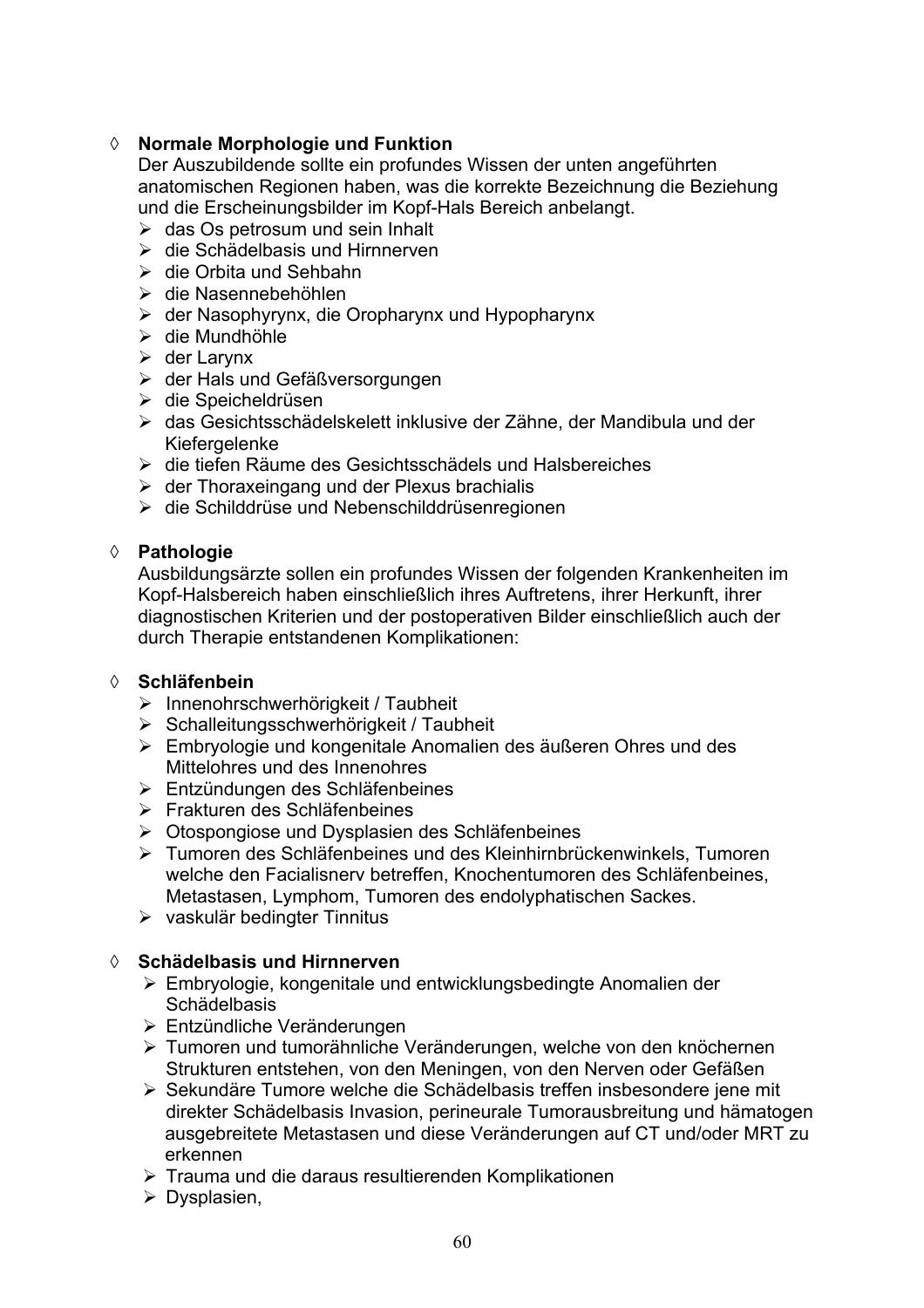◊ **Normale Morphologie und Funktion**

Der Auszubildende sollte ein profundes Wissen der unten angeführten anatomischen Regionen haben, was die korrekte Bezeichnung die Beziehung und die Erscheinungsbilder im Kopf-Hals Bereich anbelangt.

- das Os petrosum und sein Inhalt
- die Schädelbasis und Hirnnerven
- die Orbita und Sehbahn
- die Nasennebehöhlen
- der Nasophyrynx, die Oropharynx und Hypopharynx
- die Mundhöhle
- der Larynx
- der Hals und Gefäßversorgungen
- die Speicheldrüsen
- das Gesichtsschädelskelett inklusive der Zähne, der Mandibula und der Kiefergelenke
- die tiefen Räume des Gesichtsschädels und Halsbereiches
- der Thoraxeingang und der Plexus brachialis
- die Schilddrüse und Nebenschilddrüsenregionen

◊ **Pathologie**

Ausbildungsärzte sollen ein profundes Wissen der folgenden Krankenheiten im Kopf-Halsbereich haben einschließlich ihres Auftretens, ihrer Herkunft, ihrer diagnostischen Kriterien und der postoperativen Bilder einschließlich auch der durch Therapie entstandenen Komplikationen:

◊ **Schläfenbein**

- Innenohrschwerhörigkeit / Taubheit
- Schalleitungsschwerhörigkeit / Taubheit
- Embryologie und kongenitale Anomalien des äußeren Ohres und des Mittelohres und des Innenohres
- Entzündungen des Schläfenbeines
- Frakturen des Schläfenbeines
- Otospongiose und Dysplasien des Schläfenbeines
- Tumoren des Schläfenbeines und des Kleinhirnbrückenwinkels, Tumoren welche den Facialisnerv betreffen, Knochentumoren des Schläfenbeines, Metastasen, Lymphom, Tumoren des endolyphatischen Sackes.
- vaskulär bedingter Tinnitus

◊ **Schädelbasis und Hirnnerven**

- Embryologie, kongenitale und entwicklungsbedingte Anomalien der Schädelbasis
- Entzündliche Veränderungen
- Tumoren und tumorähnliche Veränderungen, welche von den knöchernen Strukturen entstehen, von den Meningen, von den Nerven oder Gefäßen
- Sekundäre Tumore welche die Schädelbasis treffen insbesondere jene mit direkter Schädelbasis Invasion, perineurale Tumorausbreitung und hämatogen ausgebreitete Metastasen und diese Veränderungen auf CT und/oder MRT zu erkennen
- Trauma und die daraus resultierenden Komplikationen
- Dysplasien,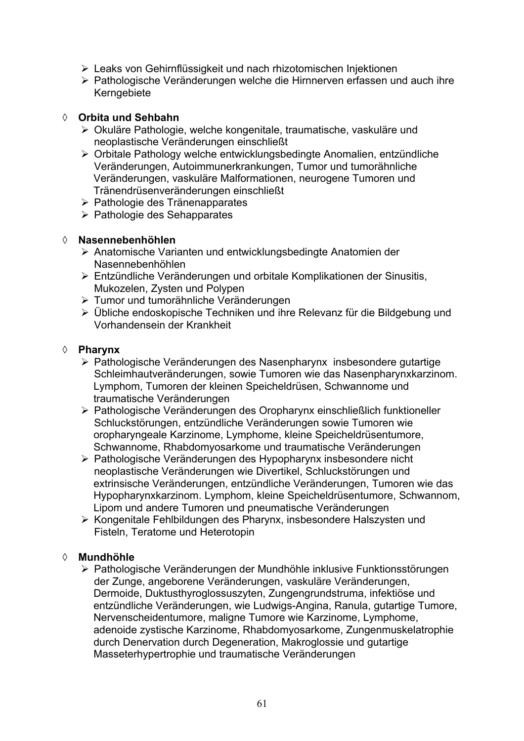- Leaks von Gehirnflüssigkeit und nach rhizotomischen Injektionen
- Pathologische Veränderungen welche die Hirnnerven erfassen und auch ihre Kerngebiete

◊ **Orbita und Sehbahn**

- Okuläre Pathologie, welche kongenitale, traumatische, vaskuläre und neoplastische Veränderungen einschließt
- Orbitale Pathology welche entwicklungsbedingte Anomalien, entzündliche Veränderungen, Autoimmunerkrankungen, Tumor und tumorähnliche Veränderungen, vaskuläre Malformationen, neurogene Tumoren und Tränendrüsenveränderungen einschließt
- Pathologie des Tränenapparates
- Pathologie des Sehapparates

◊ **Nasennebenhöhlen**

- Anatomische Varianten und entwicklungsbedingte Anatomien der Nasennebenhöhlen
- Entzündliche Veränderungen und orbitale Komplikationen der Sinusitis, Mukozelen, Zysten und Polypen
- Tumor und tumorähnliche Veränderungen
- Übliche endoskopische Techniken und ihre Relevanz für die Bildgebung und Vorhandensein der Krankheit

◊ **Pharynx**

- Pathologische Veränderungen des Nasenpharynx insbesondere gutartige Schleimhautveränderungen, sowie Tumoren wie das Nasenpharynxkarzinom. Lymphom, Tumoren der kleinen Speicheldrüsen, Schwannome und traumatische Veränderungen
- Pathologische Veränderungen des Oropharynx einschließlich funktioneller Schluckstörungen, entzündliche Veränderungen sowie Tumoren wie oropharyngeale Karzinome, Lymphome, kleine Speicheldrüsentumore, Schwannome, Rhabdomyosarkome und traumatische Veränderungen
- Pathologische Veränderungen des Hypopharynx insbesondere nicht neoplastische Veränderungen wie Divertikel, Schluckstörungen und extrinsische Veränderungen, entzündliche Veränderungen, Tumoren wie das Hypopharynxkarzinom. Lymphom, kleine Speicheldrüsentumore, Schwannom, Lipom und andere Tumoren und pneumatische Veränderungen
- Kongenitale Fehlbildungen des Pharynx, insbesondere Halszysten und Fisteln, Teratome und Heterotopin

◊ **Mundhöhle**

- Pathologische Veränderungen der Mundhöhle inklusive Funktionsstörungen der Zunge, angeborene Veränderungen, vaskuläre Veränderungen, Dermoide, Duktusthyroglossuszyten, Zungengrundstruma, infektiöse und entzündliche Veränderungen, wie Ludwigs-Angina, Ranula, gutartige Tumore, Nervenscheidentumore, maligne Tumore wie Karzinome, Lymphome, adenoide zystische Karzinome, Rhabdomyosarkome, Zungenmuskelatrophie durch Denervation durch Degeneration, Makroglossie und gutartige Masseterhypertrophie und traumatische Veränderungen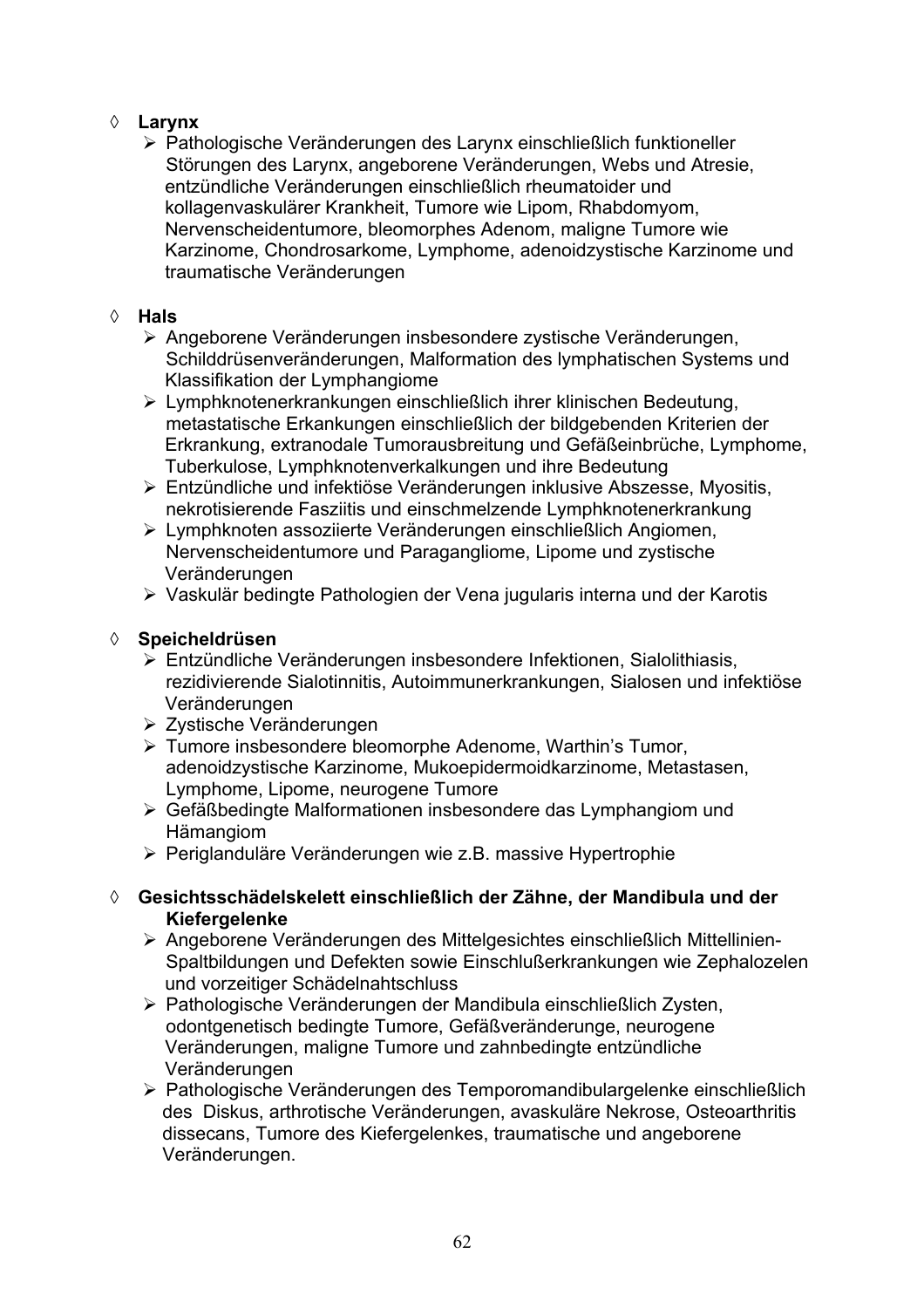- ◊ **Larynx**
  - ➢ Pathologische Veränderungen des Larynx einschließlich funktioneller Störungen des Larynx, angeborene Veränderungen, Webs und Atresie, entzündliche Veränderungen einschließlich rheumatoider und kollagenvaskulärer Krankheit, Tumore wie Lipom, Rhabdomyom, Nervenscheidentumore, bleomorphes Adenom, maligne Tumore wie Karzinome, Chondrosarkome, Lymphome, adenoidzystische Karzinome und traumatische Veränderungen

- ◊ **Hals**
  - ➢ Angeborene Veränderungen insbesondere zystische Veränderungen, Schilddrüsenveränderungen, Malformation des lymphatischen Systems und Klassifikation der Lymphangiome
  - ➢ Lymphknotenerkrankungen einschließlich ihrer klinischen Bedeutung, metastatische Erkankungen einschließlich der bildgebenden Kriterien der Erkrankung, extranodale Tumorausbreitung und Gefäßeinbrüche, Lymphome, Tuberkulose, Lymphknotenverkalkungen und ihre Bedeutung
  - ➢ Entzündliche und infektiöse Veränderungen inklusive Abszesse, Myositis, nekrotisierende Fasziitis und einschmelzende Lymphknotenerkrankung
  - ➢ Lymphknoten assoziierte Veränderungen einschließlich Angiomen, Nervenscheidentumore und Paragangliome, Lipome und zystische Veränderungen
  - ➢ Vaskulär bedingte Pathologien der Vena jugularis interna und der Karotis

- ◊ **Speicheldrüsen**
  - ➢ Entzündliche Veränderungen insbesondere Infektionen, Sialolithiasis, rezidivierende Sialotinnitis, Autoimmunerkrankungen, Sialosen und infektiöse Veränderungen
  - ➢ Zystische Veränderungen
  - ➢ Tumore insbesondere bleomorphe Adenome, Warthin's Tumor, adenoidzystische Karzinome, Mukoepidermoidkarzinome, Metastasen, Lymphome, Lipome, neurogene Tumore
  - ➢ Gefäßbedingte Malformationen insbesondere das Lymphangiom und Hämangiom
  - ➢ Periglanduläre Veränderungen wie z.B. massive Hypertrophie

- ◊ **Gesichtsschädelskelett einschließlich der Zähne, der Mandibula und der Kiefergelenke**
  - ➢ Angeborene Veränderungen des Mittelgesichtes einschließlich Mittellinien-Spaltbildungen und Defekten sowie Einschlußerkrankungen wie Zephalozelen und vorzeitiger Schädelnahtschluss
  - ➢ Pathologische Veränderungen der Mandibula einschließlich Zysten, odontgenetisch bedingte Tumore, Gefäßveränderunge, neurogene Veränderungen, maligne Tumore und zahnbedingte entzündliche Veränderungen
  - ➢ Pathologische Veränderungen des Temporomandibulargelenke einschließlich des Diskus, arthrotische Veränderungen, avaskuläre Nekrose, Osteoarthritis dissecans, Tumore des Kiefergelenkes, traumatische und angeborene Veränderungen.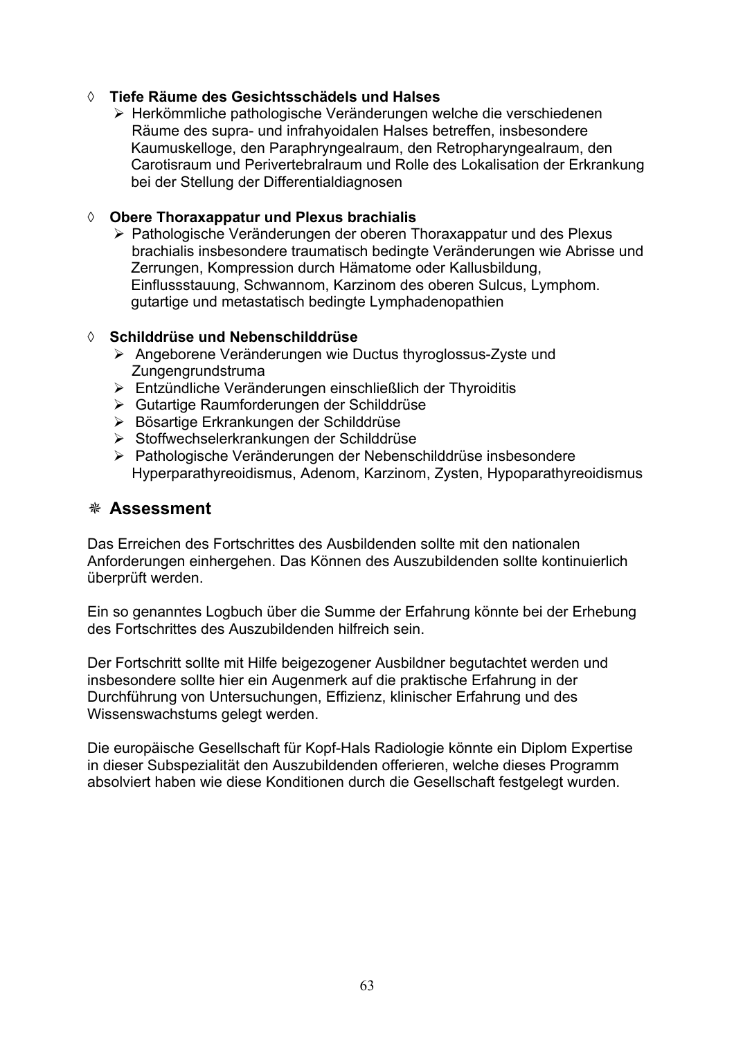◊ **Tiefe Räume des Gesichtsschädels und Halses**

- Herkömmliche pathologische Veränderungen welche die verschiedenen Räume des supra- und infrahyoidalen Halses betreffen, insbesondere Kaumuskelloge, den Paraphryngealraum, den Retropharyngealraum, den Carotisraum und Perivertebralraum und Rolle des Lokalisation der Erkrankung bei der Stellung der Differentialdiagnosen

◊ **Obere Thoraxappatur und Plexus brachialis**

- Pathologische Veränderungen der oberen Thoraxappatur und des Plexus brachialis insbesondere traumatisch bedingte Veränderungen wie Abrisse und Zerrungen, Kompression durch Hämatome oder Kallusbildung, Einflussstauung, Schwannom, Karzinom des oberen Sulcus, Lymphom. gutartige und metastatisch bedingte Lymphadenopathien

◊ **Schilddrüse und Nebenschilddrüse**

- Angeborene Veränderungen wie Ductus thyroglossus-Zyste und Zungengrundstruma
- Entzündliche Veränderungen einschließlich der Thyroiditis
- Gutartige Raumforderungen der Schilddrüse
- Bösartige Erkrankungen der Schilddrüse
- Stoffwechselerkrankungen der Schilddrüse
- Pathologische Veränderungen der Nebenschilddrüse insbesondere Hyperparathyreoidismus, Adenom, Karzinom, Zysten, Hypoparathyreoidismus

## ❋ Assessment

Das Erreichen des Fortschrittes des Ausbildenden sollte mit den nationalen Anforderungen einhergehen. Das Können des Auszubildenden sollte kontinuierlich überprüft werden.

Ein so genanntes Logbuch über die Summe der Erfahrung könnte bei der Erhebung des Fortschrittes des Auszubildenden hilfreich sein.

Der Fortschritt sollte mit Hilfe beigezogener Ausbildner begutachtet werden und insbesondere sollte hier ein Augenmerk auf die praktische Erfahrung in der Durchführung von Untersuchungen, Effizienz, klinischer Erfahrung und des Wissenswachstums gelegt werden.

Die europäische Gesellschaft für Kopf-Hals Radiologie könnte ein Diplom Expertise in dieser Subspezialität den Auszubildenden offerieren, welche dieses Programm absolviert haben wie diese Konditionen durch die Gesellschaft festgelegt wurden.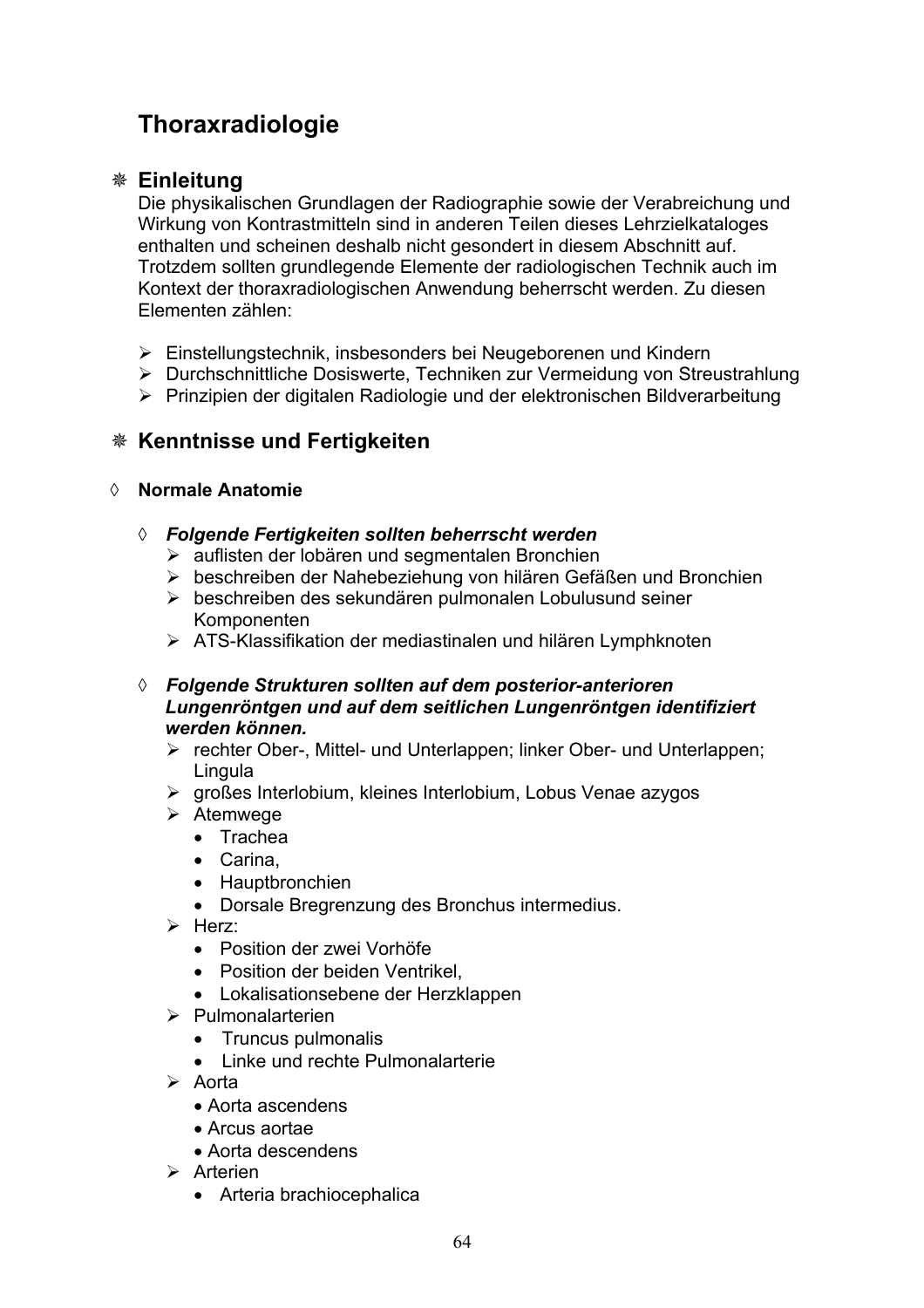# Thoraxradiologie

## ❋ Einleitung

Die physikalischen Grundlagen der Radiographie sowie der Verabreichung und Wirkung von Kontrastmitteln sind in anderen Teilen dieses Lehrzielkataloges enthalten und scheinen deshalb nicht gesondert in diesem Abschnitt auf. Trotzdem sollten grundlegende Elemente der radiologischen Technik auch im Kontext der thoraxradiologischen Anwendung beherrscht werden. Zu diesen Elementen zählen:

- Einstellungstechnik, insbesonders bei Neugeborenen und Kindern
- Durchschnittliche Dosiswerte, Techniken zur Vermeidung von Streustrahlung
- Prinzipien der digitalen Radiologie und der elektronischen Bildverarbeitung

## ❋ Kenntnisse und Fertigkeiten

### ◊ Normale Anatomie

#### ◊ *Folgende Fertigkeiten sollten beherrscht werden*

- auflisten der lobären und segmentalen Bronchien
- beschreiben der Nahebeziehung von hilären Gefäßen und Bronchien
- beschreiben des sekundären pulmonalen Lobulusund seiner Komponenten
- ATS-Klassifikation der mediastinalen und hilären Lymphknoten

#### ◊ *Folgende Strukturen sollten auf dem posterior-anterioren Lungenröntgen und auf dem seitlichen Lungenröntgen identifiziert werden können.*

- rechter Ober-, Mittel- und Unterlappen; linker Ober- und Unterlappen; Lingula
- großes Interlobium, kleines Interlobium, Lobus Venae azygos
- Atemwege
  - Trachea
  - Carina,
  - Hauptbronchien
  - Dorsale Bregrenzung des Bronchus intermedius.
- Herz:
  - Position der zwei Vorhöfe
  - Position der beiden Ventrikel,
  - Lokalisationsebene der Herzklappen
- Pulmonalarterien
  - Truncus pulmonalis
  - Linke und rechte Pulmonalarterie
- Aorta
  - Aorta ascendens
  - Arcus aortae
  - Aorta descendens
- Arterien
  - Arteria brachiocephalica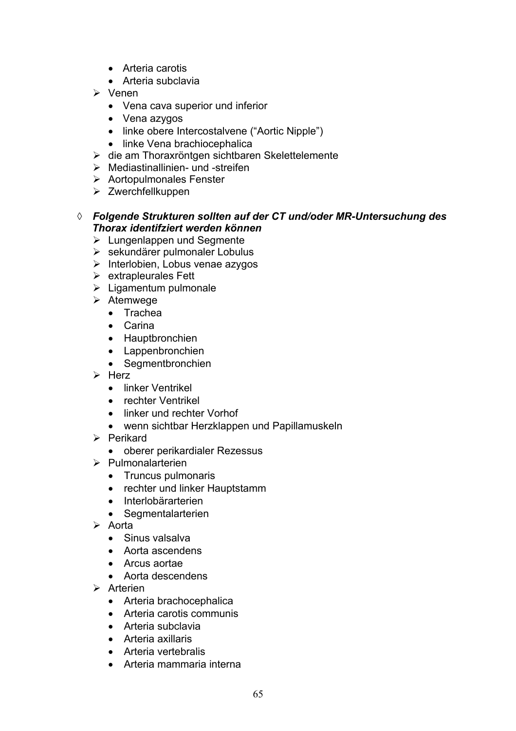- Arteria carotis
    - Arteria subclavia
  - Venen
    - Vena cava superior und inferior
    - Vena azygos
    - linke obere Intercostalvene (“Aortic Nipple”)
    - linke Vena brachiocephalica
  - die am Thoraxröntgen sichtbaren Skelettelemente
  - Mediastinallinien- und -streifen
  - Aortopulmonales Fenster
  - Zwerchfellkuppen

◊ ***Folgende Strukturen sollten auf der CT und/oder MR-Untersuchung des Thorax identifziert werden können***

  - Lungenlappen und Segmente
  - sekundärer pulmonaler Lobulus
  - Interlobien, Lobus venae azygos
  - extrapleurales Fett
  - Ligamentum pulmonale
  - Atemwege
    - Trachea
    - Carina
    - Hauptbronchien
    - Lappenbronchien
    - Segmentbronchien
  - Herz
    - linker Ventrikel
    - rechter Ventrikel
    - linker und rechter Vorhof
    - wenn sichtbar Herzklappen und Papillamuskeln
  - Perikard
    - oberer perikardialer Rezessus
  - Pulmonalarterien
    - Truncus pulmonaris
    - rechter und linker Hauptstamm
    - Interlobärarterien
    - Segmentalarterien
  - Aorta
    - Sinus valsalva
    - Aorta ascendens
    - Arcus aortae
    - Aorta descendens
  - Arterien
    - Arteria brachocephalica
    - Arteria carotis communis
    - Arteria subclavia
    - Arteria axillaris
    - Arteria vertebralis
    - Arteria mammaria interna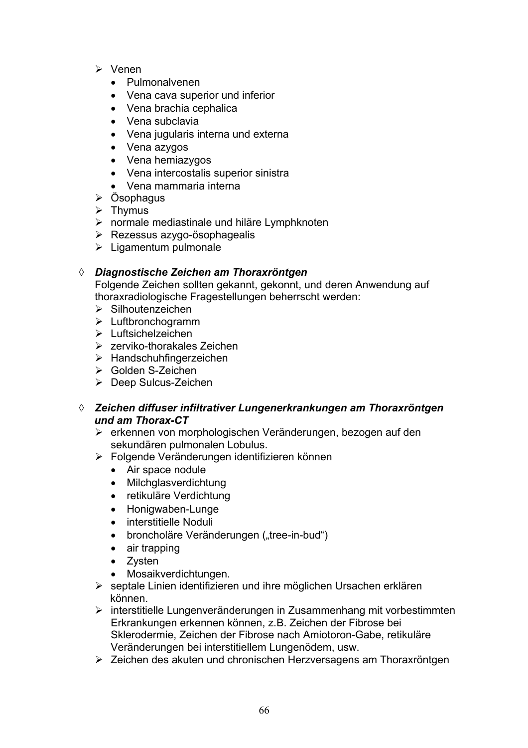- Venen
  - Pulmonalvenen
  - Vena cava superior und inferior
  - Vena brachia cephalica
  - Vena subclavia
  - Vena jugularis interna und externa
  - Vena azygos
  - Vena hemiazygos
  - Vena intercostalis superior sinistra
  - Vena mammaria interna
- Ösophagus
- Thymus
- normale mediastinale und hiläre Lymphknoten
- Rezessus azygo-ösophagealis
- Ligamentum pulmonale

◊ ***Diagnostische Zeichen am Thoraxröntgen***

Folgende Zeichen sollten gekannt, gekonnt, und deren Anwendung auf thoraxradiologische Fragestellungen beherrscht werden:

- Silhoutenzeichen
- Luftbronchogramm
- Luftsichelzeichen
- zerviko-thorakales Zeichen
- Handschuhfingerzeichen
- Golden S-Zeichen
- Deep Sulcus-Zeichen

◊ ***Zeichen diffuser infiltrativer Lungenerkrankungen am Thoraxröntgen und am Thorax-CT***

- erkennen von morphologischen Veränderungen, bezogen auf den sekundären pulmonalen Lobulus.
- Folgende Veränderungen identifizieren können
  - Air space nodule
  - Milchglasverdichtung
  - retikuläre Verdichtung
  - Honigwaben-Lunge
  - interstitielle Noduli
  - broncholäre Veränderungen („tree-in-bud")
  - air trapping
  - Zysten
  - Mosaikverdichtungen.
- septale Linien identifizieren und ihre möglichen Ursachen erklären können.
- interstitielle Lungenveränderungen in Zusammenhang mit vorbestimmten Erkrankungen erkennen können, z.B. Zeichen der Fibrose bei Sklerodermie, Zeichen der Fibrose nach Amiotoron-Gabe, retikuläre Veränderungen bei interstitiellem Lungenödem, usw.
- Zeichen des akuten und chronischen Herzversagens am Thoraxröntgen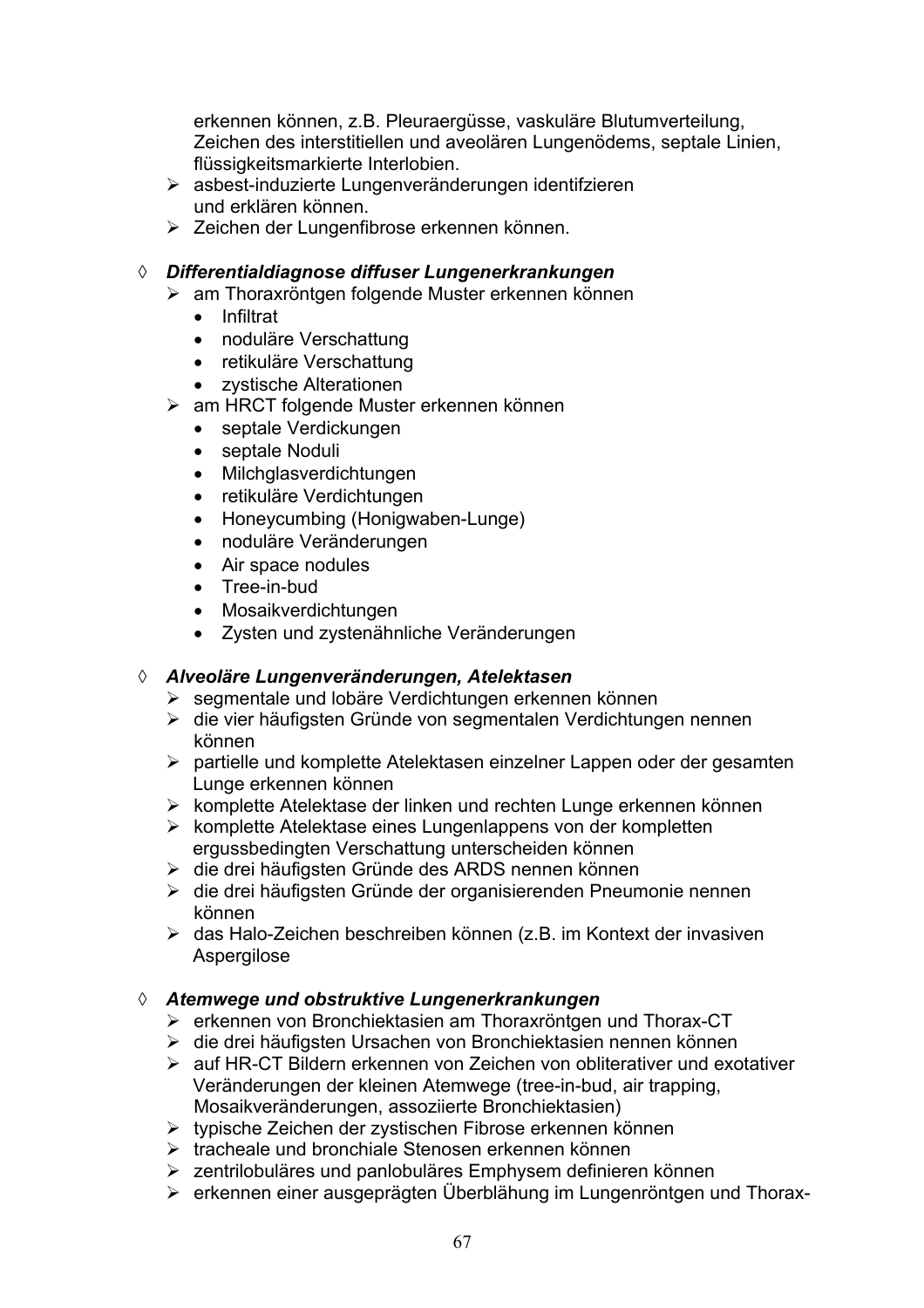erkennen können, z.B. Pleuraergüsse, vaskuläre Blutumverteilung, Zeichen des interstitiellen und aveolären Lungenödems, septale Linien, flüssigkeitsmarkierte Interlobien.

- asbest-induzierte Lungenveränderungen identifzieren und erklären können.
- Zeichen der Lungenfibrose erkennen können.

◊ ***Differentialdiagnose diffuser Lungenerkrankungen***

- am Thoraxröntgen folgende Muster erkennen können
  - Infiltrat
  - noduläre Verschattung
  - retikuläre Verschattung
  - zystische Alterationen
- am HRCT folgende Muster erkennen können
  - septale Verdickungen
  - septale Noduli
  - Milchglasverdichtungen
  - retikuläre Verdichtungen
  - Honeycumbing (Honigwaben-Lunge)
  - noduläre Veränderungen
  - Air space nodules
  - Tree-in-bud
  - Mosaikverdichtungen
  - Zysten und zystenähnliche Veränderungen

◊ ***Alveoläre Lungenveränderungen, Atelektasen***

- segmentale und lobäre Verdichtungen erkennen können
- die vier häufigsten Gründe von segmentalen Verdichtungen nennen können
- partielle und komplette Atelektasen einzelner Lappen oder der gesamten Lunge erkennen können
- komplette Atelektase der linken und rechten Lunge erkennen können
- komplette Atelektase eines Lungenlappens von der kompletten ergussbedingten Verschattung unterscheiden können
- die drei häufigsten Gründe des ARDS nennen können
- die drei häufigsten Gründe der organisierenden Pneumonie nennen können
- das Halo-Zeichen beschreiben können (z.B. im Kontext der invasiven Aspergilose

◊ ***Atemwege und obstruktive Lungenerkrankungen***

- erkennen von Bronchiektasien am Thoraxröntgen und Thorax-CT
- die drei häufigsten Ursachen von Bronchiektasien nennen können
- auf HR-CT Bildern erkennen von Zeichen von obliterativer und exotativer Veränderungen der kleinen Atemwege (tree-in-bud, air trapping, Mosaikveränderungen, assoziierte Bronchiektasien)
- typische Zeichen der zystischen Fibrose erkennen können
- tracheale und bronchiale Stenosen erkennen können
- zentrilobuläres und panlobuläres Emphysem definieren können
- erkennen einer ausgeprägten Überblähung im Lungenröntgen und Thorax-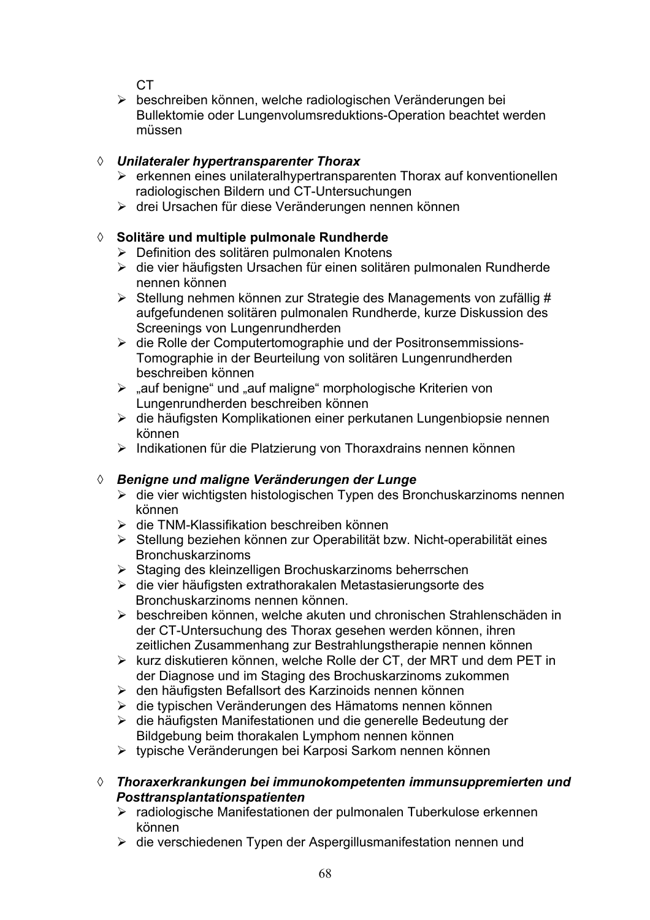CT

- beschreiben können, welche radiologischen Veränderungen bei Bullektomie oder Lungenvolumsreduktions-Operation beachtet werden müssen

◊ ***Unilateraler hypertransparenter Thorax***

- erkennen eines unilateralhypertransparenten Thorax auf konventionellen radiologischen Bildern und CT-Untersuchungen
- drei Ursachen für diese Veränderungen nennen können

◊ **Solitäre und multiple pulmonale Rundherde**

- Definition des solitären pulmonalen Knotens
- die vier häufigsten Ursachen für einen solitären pulmonalen Rundherde nennen können
- Stellung nehmen können zur Strategie des Managements von zufällig # aufgefundenen solitären pulmonalen Rundherde, kurze Diskussion des Screenings von Lungenrundherden
- die Rolle der Computertomographie und der Positronsemmissions-Tomographie in der Beurteilung von solitären Lungenrundherden beschreiben können
- „auf benigne" und „auf maligne" morphologische Kriterien von Lungenrundherden beschreiben können
- die häufigsten Komplikationen einer perkutanen Lungenbiopsie nennen können
- Indikationen für die Platzierung von Thoraxdrains nennen können

◊ ***Benigne und maligne Veränderungen der Lunge***

- die vier wichtigsten histologischen Typen des Bronchuskarzinoms nennen können
- die TNM-Klassifikation beschreiben können
- Stellung beziehen können zur Operabilität bzw. Nicht-operabilität eines Bronchuskarzinoms
- Staging des kleinzelligen Brochuskarzinoms beherrschen
- die vier häufigsten extrathorakalen Metastasierungsorte des Bronchuskarzinoms nennen können.
- beschreiben können, welche akuten und chronischen Strahlenschäden in der CT-Untersuchung des Thorax gesehen werden können, ihren zeitlichen Zusammenhang zur Bestrahlungstherapie nennen können
- kurz diskutieren können, welche Rolle der CT, der MRT und dem PET in der Diagnose und im Staging des Brochuskarzinoms zukommen
- den häufigsten Befallsort des Karzinoids nennen können
- die typischen Veränderungen des Hämatoms nennen können
- die häufigsten Manifestationen und die generelle Bedeutung der Bildgebung beim thorakalen Lymphom nennen können
- typische Veränderungen bei Karposi Sarkom nennen können

◊ ***Thoraxerkrankungen bei immunokompetenten immunsupprimierten und Posttransplantationspatienten***

- radiologische Manifestationen der pulmonalen Tuberkulose erkennen können
- die verschiedenen Typen der Aspergillusmanifestation nennen und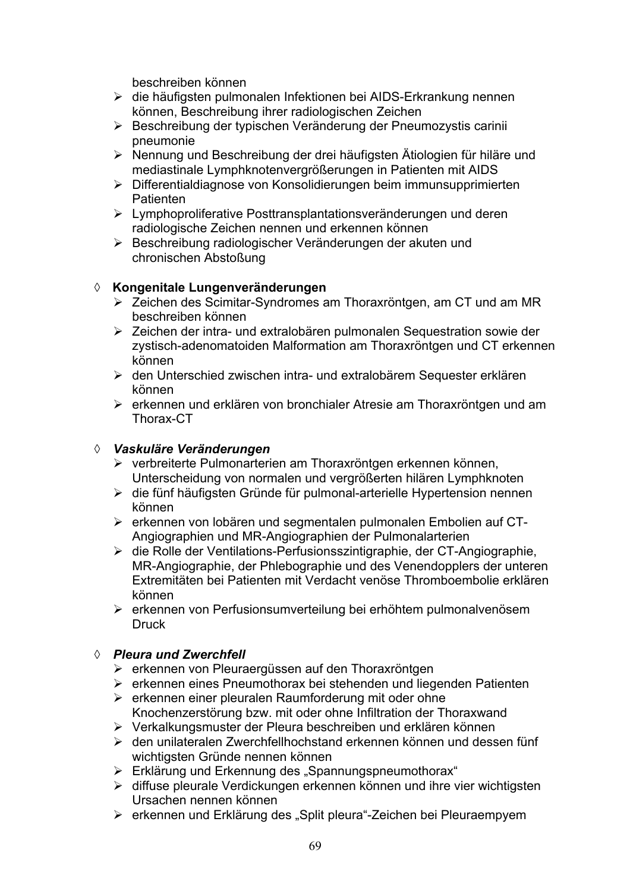beschreiben können

- die häufigsten pulmonalen Infektionen bei AIDS-Erkrankung nennen können, Beschreibung ihrer radiologischen Zeichen
- Beschreibung der typischen Veränderung der Pneumozystis carinii pneumonie
- Nennung und Beschreibung der drei häufigsten Ätiologien für hiläre und mediastinale Lymphknotenvergrößerungen in Patienten mit AIDS
- Differentialdiagnose von Konsolidierungen beim immunsupprimierten Patienten
- Lymphoproliferative Posttransplantationsveränderungen und deren radiologische Zeichen nennen und erkennen können
- Beschreibung radiologischer Veränderungen der akuten und chronischen Abstoßung

◊ **Kongenitale Lungenveränderungen**

- Zeichen des Scimitar-Syndromes am Thoraxröntgen, am CT und am MR beschreiben können
- Zeichen der intra- und extralobären pulmonalen Sequestration sowie der zystisch-adenomatoiden Malformation am Thoraxröntgen und CT erkennen können
- den Unterschied zwischen intra- und extralobärem Sequester erklären können
- erkennen und erklären von bronchialer Atresie am Thoraxröntgen und am Thorax-CT

◊ ***Vaskuläre Veränderungen***

- verbreiterte Pulmonarterien am Thoraxröntgen erkennen können, Unterscheidung von normalen und vergrößerten hilären Lymphknoten
- die fünf häufigsten Gründe für pulmonal-arterielle Hypertension nennen können
- erkennen von lobären und segmentalen pulmonalen Embolien auf CT-Angiographien und MR-Angiographien der Pulmonalarterien
- die Rolle der Ventilations-Perfusionsszintigraphie, der CT-Angiographie, MR-Angiographie, der Phlebographie und des Venendopplers der unteren Extremitäten bei Patienten mit Verdacht venöse Thromboembolie erklären können
- erkennen von Perfusionsumverteilung bei erhöhtem pulmonalvenösem Druck

◊ ***Pleura und Zwerchfell***

- erkennen von Pleuraergüssen auf den Thoraxröntgen
- erkennen eines Pneumothorax bei stehenden und liegenden Patienten
- erkennen einer pleuralen Raumforderung mit oder ohne Knochenzerstörung bzw. mit oder ohne Infiltration der Thoraxwand
- Verkalkungsmuster der Pleura beschreiben und erklären können
- den unilateralen Zwerchfellhochstand erkennen können und dessen fünf wichtigsten Gründe nennen können
- Erklärung und Erkennung des „Spannungspneumothorax“
- diffuse pleurale Verdickungen erkennen können und ihre vier wichtigsten Ursachen nennen können
- erkennen und Erklärung des „Split pleura“-Zeichen bei Pleuraempyem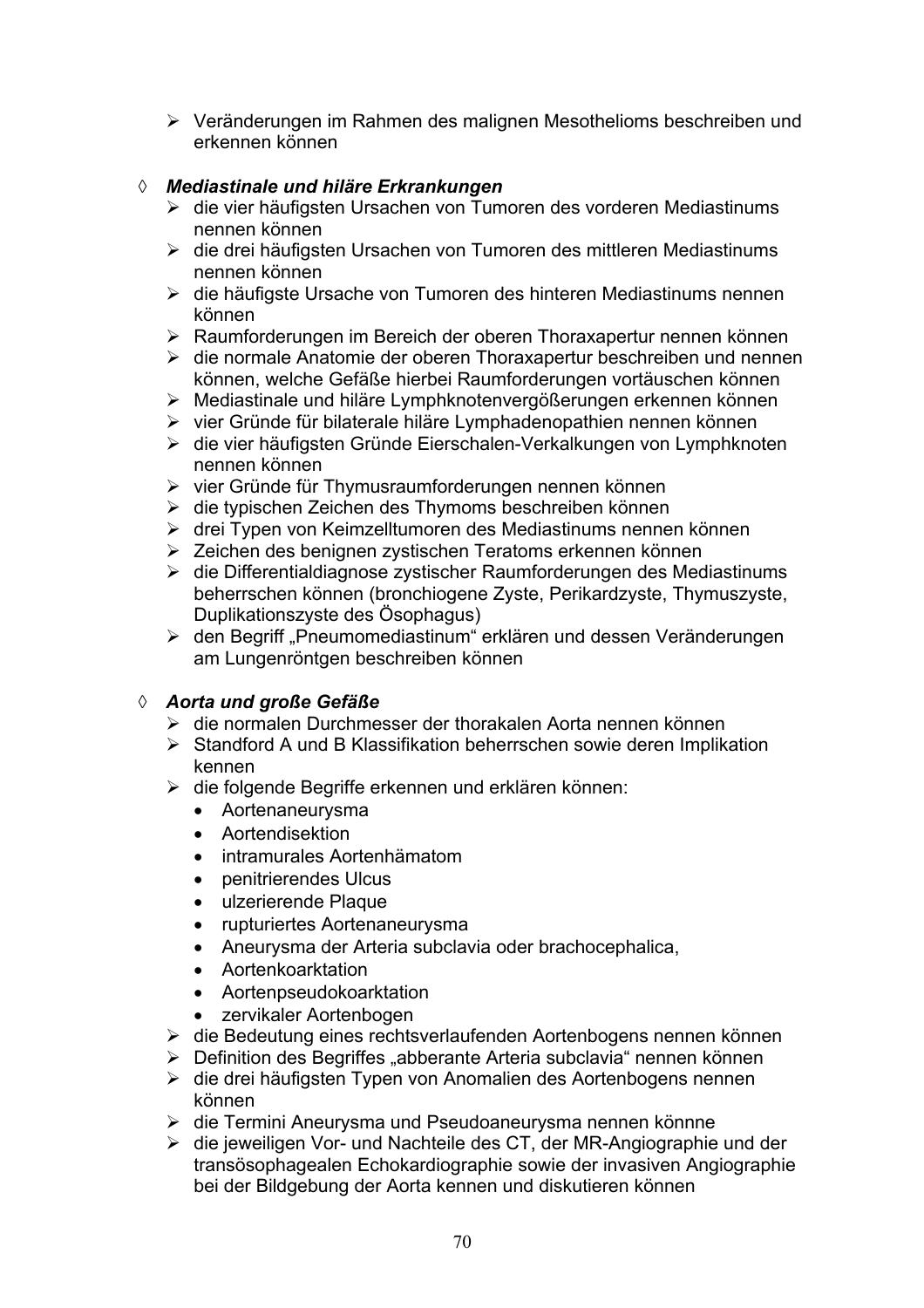- Veränderungen im Rahmen des malignen Mesothelioms beschreiben und erkennen können

◊ ***Mediastinale und hiläre Erkrankungen***

- die vier häufigsten Ursachen von Tumoren des vorderen Mediastinums nennen können
- die drei häufigsten Ursachen von Tumoren des mittleren Mediastinums nennen können
- die häufigste Ursache von Tumoren des hinteren Mediastinums nennen können
- Raumforderungen im Bereich der oberen Thoraxapertur nennen können
- die normale Anatomie der oberen Thoraxapertur beschreiben und nennen können, welche Gefäße hierbei Raumforderungen vortäuschen können
- Mediastinale und hiläre Lymphknotenvergößerungen erkennen können
- vier Gründe für bilaterale hiläre Lymphadenopathien nennen können
- die vier häufigsten Gründe Eierschalen-Verkalkungen von Lymphknoten nennen können
- vier Gründe für Thymusraumforderungen nennen können
- die typischen Zeichen des Thymoms beschreiben können
- drei Typen von Keimzelltumoren des Mediastinums nennen können
- Zeichen des benignen zystischen Teratoms erkennen können
- die Differentialdiagnose zystischer Raumforderungen des Mediastinums beherrschen können (bronchiogene Zyste, Perikardzyste, Thymuszyste, Duplikationszyste des Ösophagus)
- den Begriff „Pneumomediastinum" erklären und dessen Veränderungen am Lungenröntgen beschreiben können

◊ ***Aorta und große Gefäße***

- die normalen Durchmesser der thorakalen Aorta nennen können
- Standford A und B Klassifikation beherrschen sowie deren Implikation kennen
- die folgende Begriffe erkennen und erklären können:
  - Aortenaneurysma
  - Aortendisektion
  - intramurales Aortenhämatom
  - penitrierendes Ulcus
  - ulzerierende Plaque
  - rupturiertes Aortenaneurysma
  - Aneurysma der Arteria subclavia oder brachocephalica,
  - Aortenkoarktation
  - Aortenpseudokoarktation
  - zervikaler Aortenbogen
- die Bedeutung eines rechtsverlaufenden Aortenbogens nennen können
- Definition des Begriffes „abberante Arteria subclavia" nennen können
- die drei häufigsten Typen von Anomalien des Aortenbogens nennen können
- die Termini Aneurysma und Pseudoaneurysma nennen könnne
- die jeweiligen Vor- und Nachteile des CT, der MR-Angiographie und der transösophagealen Echokardiographie sowie der invasiven Angiographie bei der Bildgebung der Aorta kennen und diskutieren können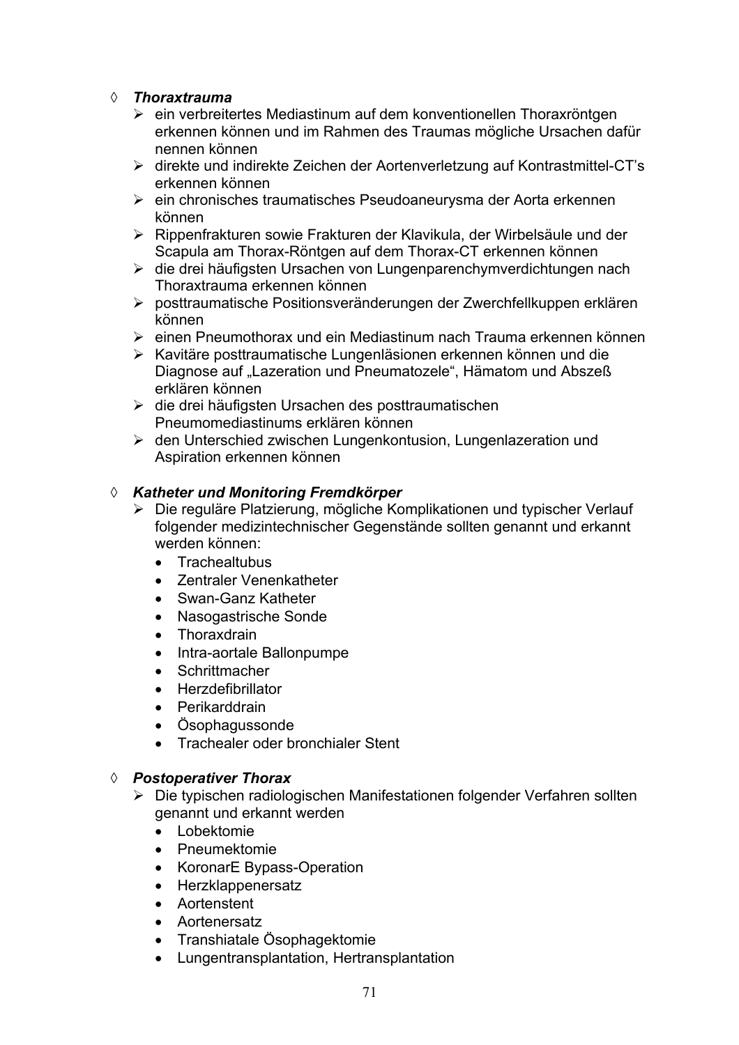◊ ***Thoraxtrauma***

- ein verbreitertes Mediastinum auf dem konventionellen Thoraxröntgen erkennen können und im Rahmen des Traumas mögliche Ursachen dafür nennen können
- direkte und indirekte Zeichen der Aortenverletzung auf Kontrastmittel-CT's erkennen können
- ein chronisches traumatisches Pseudoaneurysma der Aorta erkennen können
- Rippenfrakturen sowie Frakturen der Klavikula, der Wirbelsäule und der Scapula am Thorax-Röntgen auf dem Thorax-CT erkennen können
- die drei häufigsten Ursachen von Lungenparenchymverdichtungen nach Thoraxtrauma erkennen können
- posttraumatische Positionsveränderungen der Zwerchfellkuppen erklären können
- einen Pneumothorax und ein Mediastinum nach Trauma erkennen können
- Kavitäre posttraumatische Lungenläsionen erkennen können und die Diagnose auf „Lazeration und Pneumatozele", Hämatom und Abszeß erklären können
- die drei häufigsten Ursachen des posttraumatischen Pneumomediastinums erklären können
- den Unterschied zwischen Lungenkontusion, Lungenlazeration und Aspiration erkennen können

◊ ***Katheter und Monitoring Fremdkörper***

- Die reguläre Platzierung, mögliche Komplikationen und typischer Verlauf folgender medizintechnischer Gegenstände sollten genannt und erkannt werden können:
  - Trachealtubus
  - Zentraler Venenkatheter
  - Swan-Ganz Katheter
  - Nasogastrische Sonde
  - Thoraxdrain
  - Intra-aortale Ballonpumpe
  - Schrittmacher
  - Herzdefibrillator
  - Perikarddrain
  - Ösophagussonde
  - Trachealer oder bronchialer Stent

◊ ***Postoperativer Thorax***

- Die typischen radiologischen Manifestationen folgender Verfahren sollten genannt und erkannt werden
  - Lobektomie
  - Pneumektomie
  - KoronarE Bypass-Operation
  - Herzklappenersatz
  - Aortenstent
  - Aortenersatz
  - Transhiatale Ösophagektomie
  - Lungentransplantation, Hertransplantation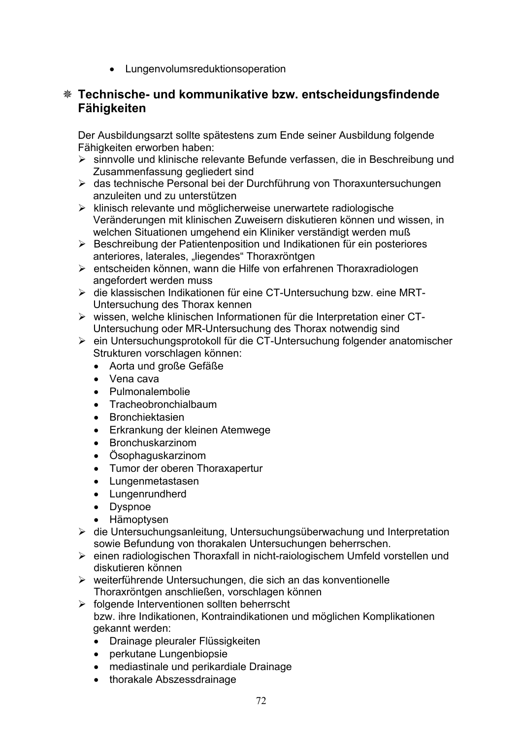- Lungenvolumsreduktionsoperation

## ❋ Technische- und kommunikative bzw. entscheidungsfindende Fähigkeiten

Der Ausbildungsarzt sollte spätestens zum Ende seiner Ausbildung folgende Fähigkeiten erworben haben:

- sinnvolle und klinische relevante Befunde verfassen, die in Beschreibung und Zusammenfassung gegliedert sind
- das technische Personal bei der Durchführung von Thoraxuntersuchungen anzuleiten und zu unterstützen
- klinisch relevante und möglicherweise unerwartete radiologische Veränderungen mit klinischen Zuweisern diskutieren können und wissen, in welchen Situationen umgehend ein Kliniker verständigt werden muß
- Beschreibung der Patientenposition und Indikationen für ein posteriores anteriores, laterales, „liegendes" Thoraxröntgen
- entscheiden können, wann die Hilfe von erfahrenen Thoraxradiologen angefordert werden muss
- die klassischen Indikationen für eine CT-Untersuchung bzw. eine MRT-Untersuchung des Thorax kennen
- wissen, welche klinischen Informationen für die Interpretation einer CT-Untersuchung oder MR-Untersuchung des Thorax notwendig sind
- ein Untersuchungsprotokoll für die CT-Untersuchung folgender anatomischer Strukturen vorschlagen können:
  - Aorta und große Gefäße
  - Vena cava
  - Pulmonalembolie
  - Tracheobronchialbaum
  - Bronchiektasien
  - Erkrankung der kleinen Atemwege
  - Bronchuskarzinom
  - Ösophaguskarzinom
  - Tumor der oberen Thoraxapertur
  - Lungenmetastasen
  - Lungenrundherd
  - Dyspnoe
  - Hämoptysen
- die Untersuchungsanleitung, Untersuchungsüberwachung und Interpretation sowie Befundung von thorakalen Untersuchungen beherrschen.
- einen radiologischen Thoraxfall in nicht-raiologischem Umfeld vorstellen und diskutieren können
- weiterführende Untersuchungen, die sich an das konventionelle Thoraxröntgen anschließen, vorschlagen können
- folgende Interventionen sollten beherrscht bzw. ihre Indikationen, Kontraindikationen und möglichen Komplikationen gekannt werden:
  - Drainage pleuraler Flüssigkeiten
  - perkutane Lungenbiopsie
  - mediastinale und perikardiale Drainage
  - thorakale Abszessdrainage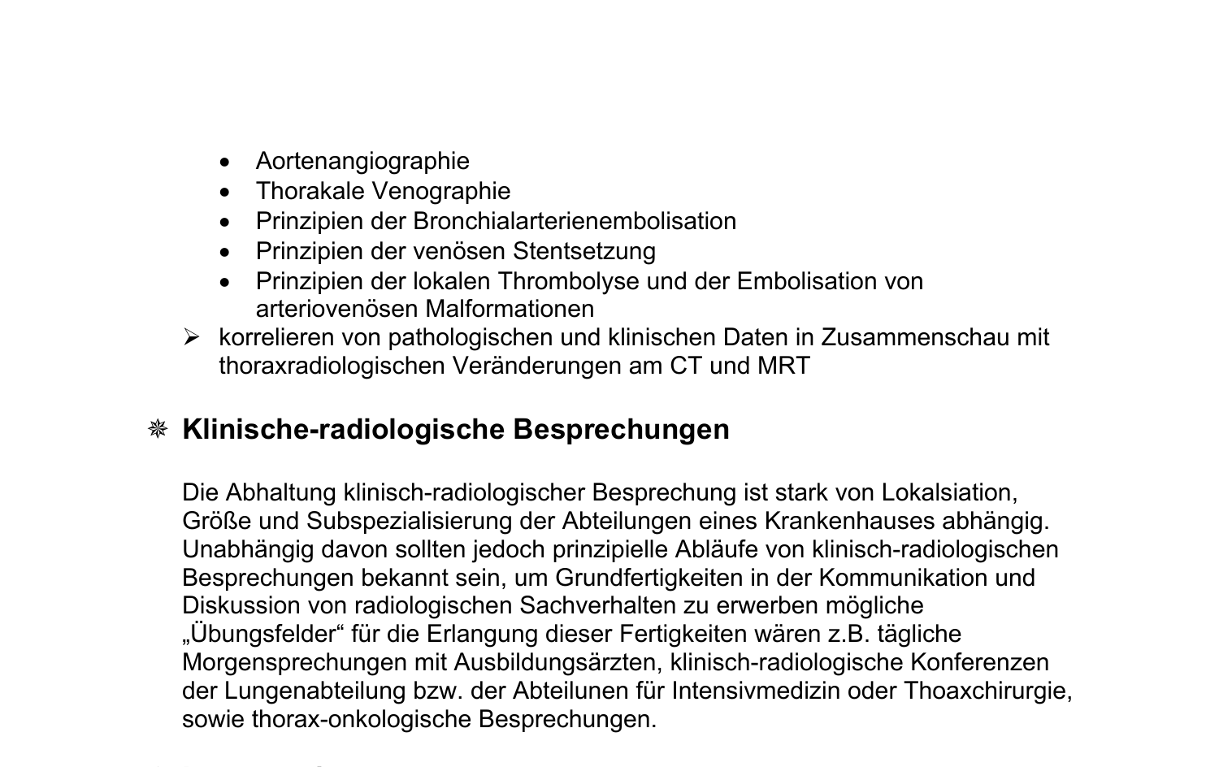- Aortenangiographie
- Thorakale Venographie
- Prinzipien der Bronchialarterienembolisation
- Prinzipien der venösen Stentsetzung
- Prinzipien der lokalen Thrombolyse und der Embolisation von arteriovenösen Malformationen

➢ korrelieren von pathologischen und klinischen Daten in Zusammenschau mit thoraxradiologischen Veränderungen am CT und MRT

## Klinische-radiologische Besprechungen

Die Abhaltung klinisch-radiologischer Besprechung ist stark von Lokalsiation, Größe und Subspezialisierung der Abteilungen eines Krankenhauses abhängig. Unabhängig davon sollten jedoch prinzipielle Abläufe von klinisch-radiologischen Besprechungen bekannt sein, um Grundfertigkeiten in der Kommunikation und Diskussion von radiologischen Sachverhalten zu erwerben mögliche „Übungsfelder“ für die Erlangung dieser Fertigkeiten wären z.B. tägliche Morgensprechungen mit Ausbildungsärzten, klinisch-radiologische Konferenzen der Lungenabteilung bzw. der Abteilunen für Intensivmedizin oder Thoaxchirurgie, sowie thorax-onkologische Besprechungen.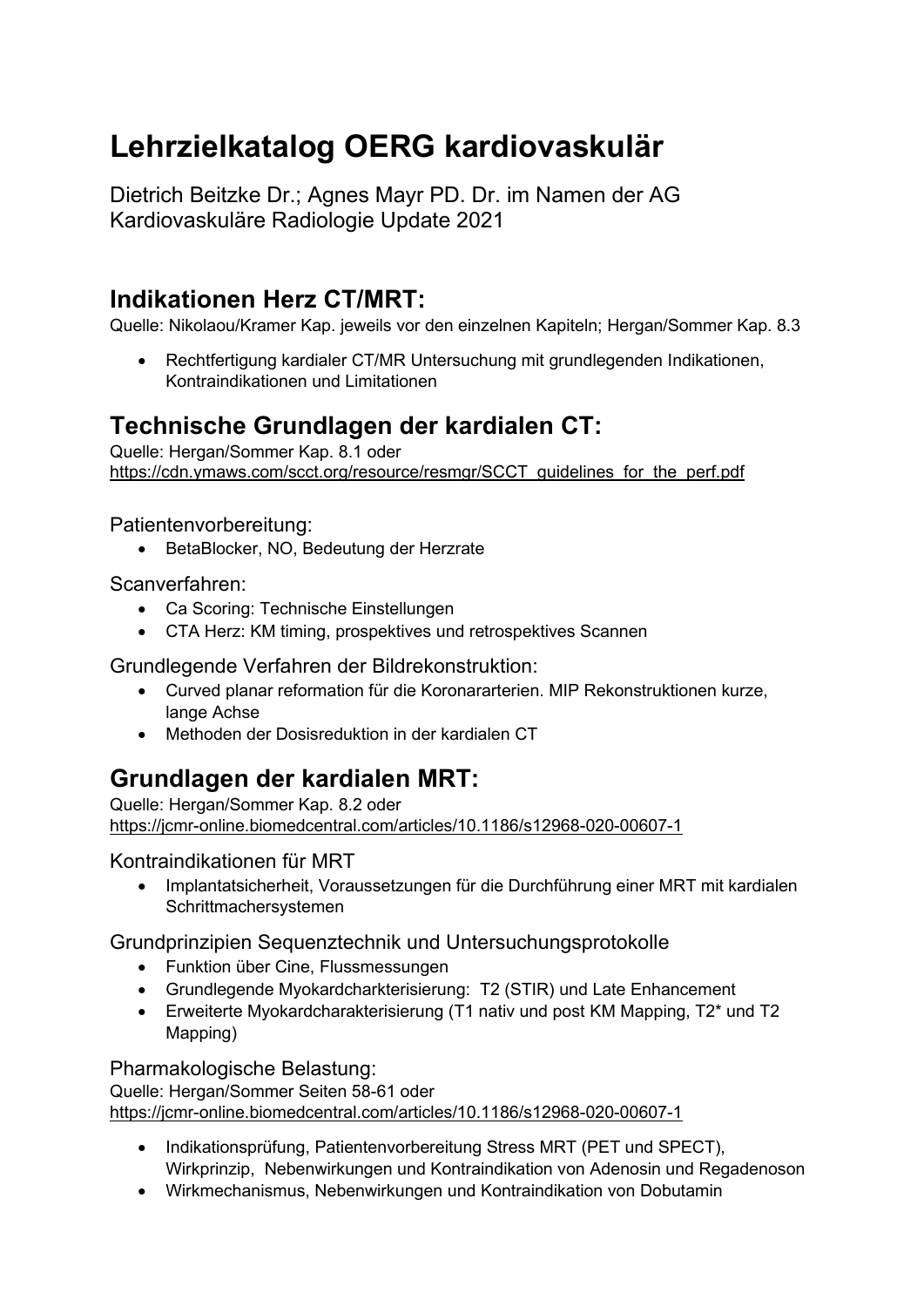# Lehrzielkatalog OERG kardiovaskulär

Dietrich Beitzke Dr.; Agnes Mayr PD. Dr. im Namen der AG Kardiovaskuläre Radiologie Update 2021

## Indikationen Herz CT/MRT:

Quelle: Nikolaou/Kramer Kap. jeweils vor den einzelnen Kapiteln; Hergan/Sommer Kap. 8.3

- Rechtfertigung kardialer CT/MR Untersuchung mit grundlegenden Indikationen, Kontraindikationen und Limitationen

## Technische Grundlagen der kardialen CT:

Quelle: Hergan/Sommer Kap. 8.1 oder https://cdn.ymaws.com/scct.org/resource/resmgr/SCCT_guidelines_for_the_perf.pdf

### Patientenvorbereitung:

- BetaBlocker, NO, Bedeutung der Herzrate

### Scanverfahren:

- Ca Scoring: Technische Einstellungen
- CTA Herz: KM timing, prospektives und retrospektives Scannen

### Grundlegende Verfahren der Bildrekonstruktion:

- Curved planar reformation für die Koronararterien. MIP Rekonstruktionen kurze, lange Achse
- Methoden der Dosisreduktion in der kardialen CT

## Grundlagen der kardialen MRT:

Quelle: Hergan/Sommer Kap. 8.2 oder https://jcmr-online.biomedcentral.com/articles/10.1186/s12968-020-00607-1

### Kontraindikationen für MRT

- Implantatsicherheit, Voraussetzungen für die Durchführung einer MRT mit kardialen Schrittmachersystemen

### Grundprinzipien Sequenztechnik und Untersuchungsprotokolle

- Funktion über Cine, Flussmessungen
- Grundlegende Myokardchrakterisierung: T2 (STIR) und Late Enhancement
- Erweiterte Myokardcharakterisierung (T1 nativ und post KM Mapping, T2* und T2 Mapping)

### Pharmakologische Belastung:

Quelle: Hergan/Sommer Seiten 58-61 oder https://jcmr-online.biomedcentral.com/articles/10.1186/s12968-020-00607-1

- Indikationsprüfung, Patientenvorbereitung Stress MRT (PET und SPECT), Wirkprinzip, Nebenwirkungen und Kontraindikation von Adenosin und Regadenoson
- Wirkmechanismus, Nebenwirkungen und Kontraindikation von Dobutamin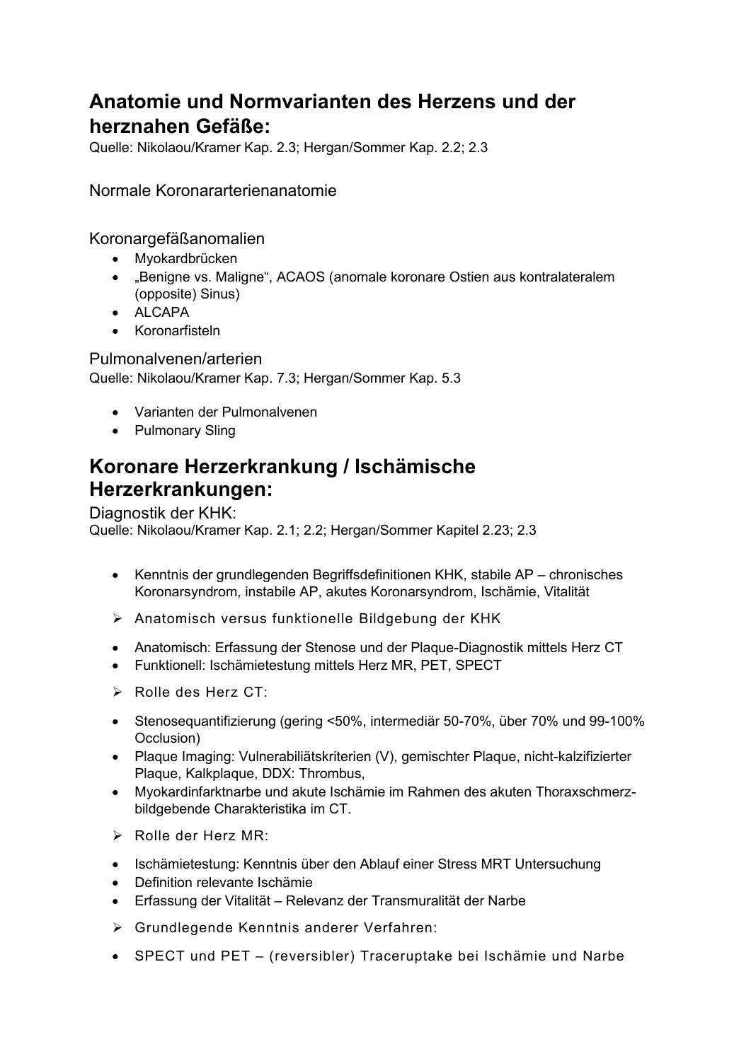## Anatomie und Normvarianten des Herzens und der herznahen Gefäße:

Quelle: Nikolaou/Kramer Kap. 2.3; Hergan/Sommer Kap. 2.2; 2.3

### Normale Koronararterienanatomie

### Koronargefäßanomalien

- Myokardbrücken
- „Benigne vs. Maligne", ACAOS (anomale koronare Ostien aus kontralateralem (opposite) Sinus)
- ALCAPA
- Koronarfisteln

### Pulmonalvenen/arterien

Quelle: Nikolaou/Kramer Kap. 7.3; Hergan/Sommer Kap. 5.3

- Varianten der Pulmonalvenen
- Pulmonary Sling

## Koronare Herzerkrankung / Ischämische Herzerkrankungen:

### Diagnostik der KHK:

Quelle: Nikolaou/Kramer Kap. 2.1; 2.2; Hergan/Sommer Kapitel 2.23; 2.3

- Kenntnis der grundlegenden Begriffsdefinitionen KHK, stabile AP – chronisches Koronarsyndrom, instabile AP, akutes Koronarsyndrom, Ischämie, Vitalität

➢ Anatomisch versus funktionelle Bildgebung der KHK

- Anatomisch: Erfassung der Stenose und der Plaque-Diagnostik mittels Herz CT
- Funktionell: Ischämietestung mittels Herz MR, PET, SPECT

➢ Rolle des Herz CT:

- Stenosequantifizierung (gering <50%, intermediär 50-70%, über 70% und 99-100% Occlusion)
- Plaque Imaging: Vulnerabiliätskriterien (V), gemischter Plaque, nicht-kalzifizierter Plaque, Kalkplaque, DDX: Thrombus,
- Myokardinfarktnarbe und akute Ischämie im Rahmen des akuten Thoraxschmerz-bildgebende Charakteristika im CT.

➢ Rolle der Herz MR:

- Ischämietestung: Kenntnis über den Ablauf einer Stress MRT Untersuchung
- Definition relevante Ischämie
- Erfassung der Vitalität – Relevanz der Transmuralität der Narbe

➢ Grundlegende Kenntnis anderer Verfahren:

- SPECT und PET – (reversibler) Traceruptake bei Ischämie und Narbe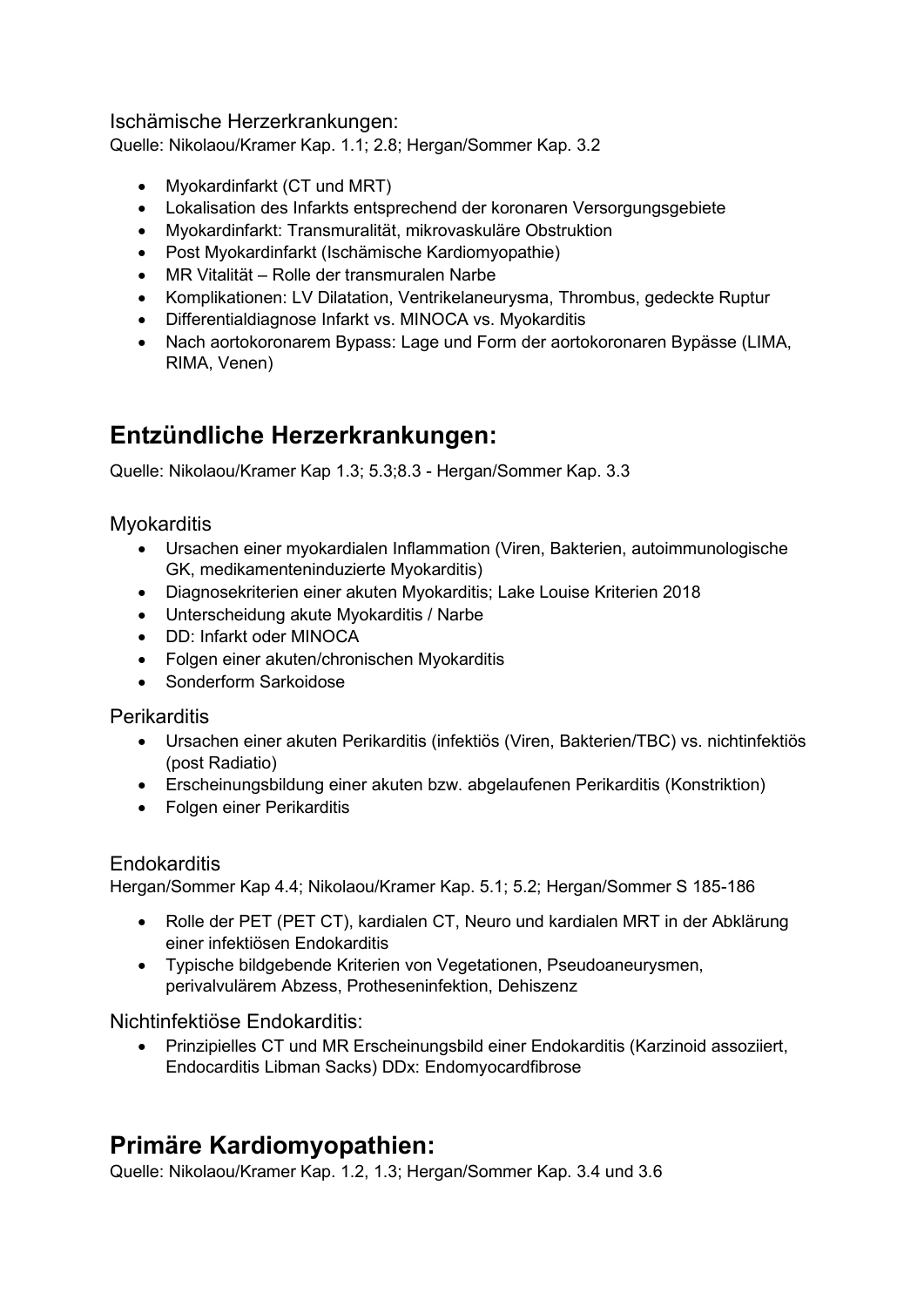### Ischämische Herzerkrankungen:

Quelle: Nikolaou/Kramer Kap. 1.1; 2.8; Hergan/Sommer Kap. 3.2

- Myokardinfarkt (CT und MRT)
- Lokalisation des Infarkts entsprechend der koronaren Versorgungsgebiete
- Myokardinfarkt: Transmuralität, mikrovaskuläre Obstruktion
- Post Myokardinfarkt (Ischämische Kardiomyopathie)
- MR Vitalität – Rolle der transmuralen Narbe
- Komplikationen: LV Dilatation, Ventrikelaneurysma, Thrombus, gedeckte Ruptur
- Differentialdiagnose Infarkt vs. MINOCA vs. Myokarditis
- Nach aortokoronarem Bypass: Lage und Form der aortokoronaren Bypässe (LIMA, RIMA, Venen)

## Entzündliche Herzerkrankungen:

Quelle: Nikolaou/Kramer Kap 1.3; 5.3;8.3 - Hergan/Sommer Kap. 3.3

### Myokarditis

- Ursachen einer myokardialen Inflammation (Viren, Bakterien, autoimmunologische GK, medikamenteninduzierte Myokarditis)
- Diagnosekriterien einer akuten Myokarditis; Lake Louise Kriterien 2018
- Unterscheidung akute Myokarditis / Narbe
- DD: Infarkt oder MINOCA
- Folgen einer akuten/chronischen Myokarditis
- Sonderform Sarkoidose

### Perikarditis

- Ursachen einer akuten Perikarditis (infektiös (Viren, Bakterien/TBC) vs. nichtinfektiös (post Radiatio)
- Erscheinungsbildung einer akuten bzw. abgelaufenen Perikarditis (Konstriktion)
- Folgen einer Perikarditis

### Endokarditis

Hergan/Sommer Kap 4.4; Nikolaou/Kramer Kap. 5.1; 5.2; Hergan/Sommer S 185-186

- Rolle der PET (PET CT), kardialen CT, Neuro und kardialen MRT in der Abklärung einer infektiösen Endokarditis
- Typische bildgebende Kriterien von Vegetationen, Pseudoaneurysmen, perivalvulärem Abzess, Protheseninfektion, Dehiszenz

### Nichtinfektiöse Endokarditis:

- Prinzipielles CT und MR Erscheinungsbild einer Endokarditis (Karzinoid assoziiert, Endocarditis Libman Sacks) DDx: Endomyocardfibrose

## Primäre Kardiomyopathien:

Quelle: Nikolaou/Kramer Kap. 1.2, 1.3; Hergan/Sommer Kap. 3.4 und 3.6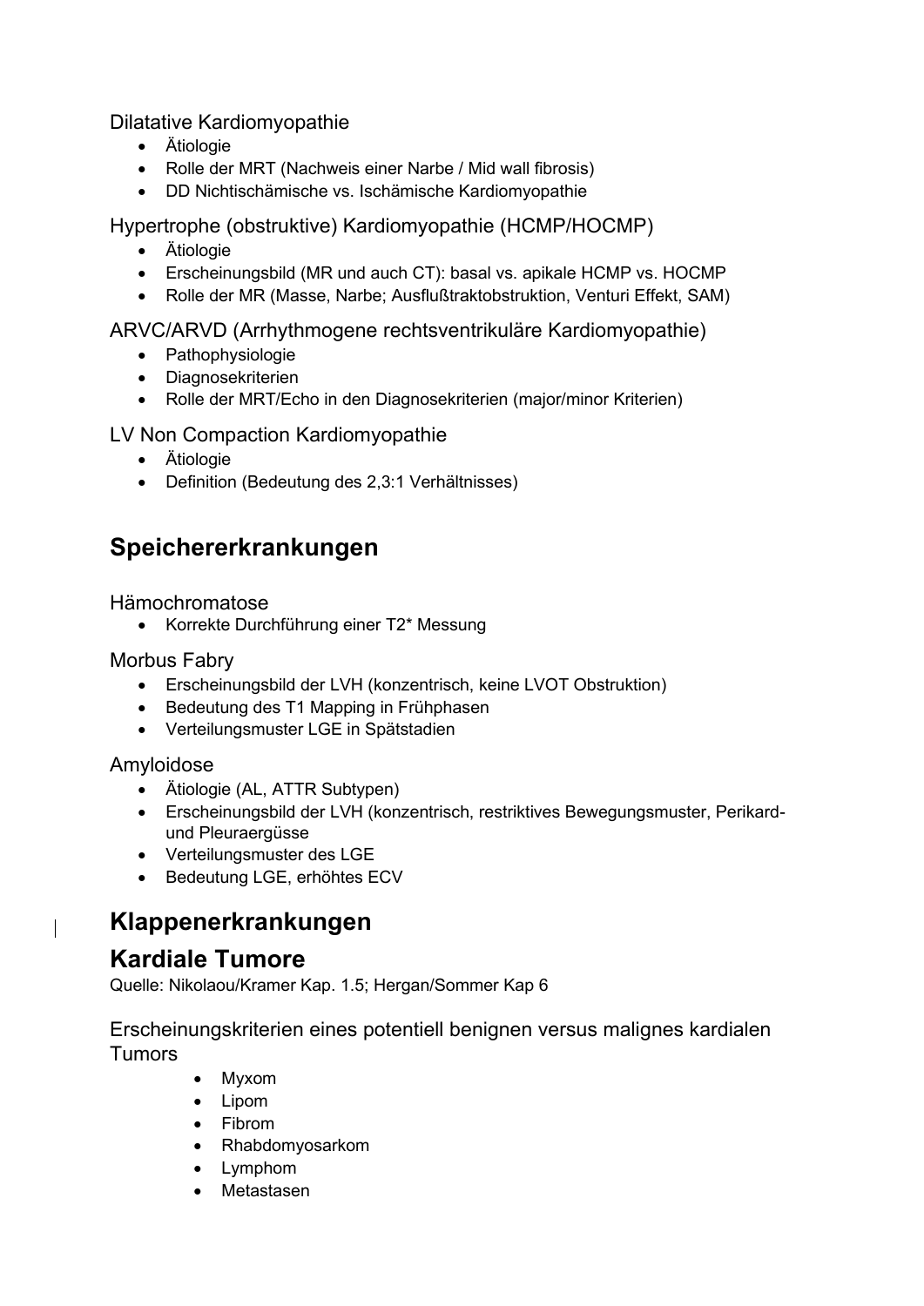### Dilatative Kardiomyopathie

- Ätiologie
- Rolle der MRT (Nachweis einer Narbe / Mid wall fibrosis)
- DD Nichtischämische vs. Ischämische Kardiomyopathie

### Hypertrophe (obstruktive) Kardiomyopathie (HCMP/HOCMP)

- Ätiologie
- Erscheinungsbild (MR und auch CT): basal vs. apikale HCMP vs. HOCMP
- Rolle der MR (Masse, Narbe; Ausflußtraktobstruktion, Venturi Effekt, SAM)

### ARVC/ARVD (Arrhythmogene rechtsventrikuläre Kardiomyopathie)

- Pathophysiologie
- Diagnosekriterien
- Rolle der MRT/Echo in den Diagnosekriterien (major/minor Kriterien)

### LV Non Compaction Kardiomyopathie

- Ätiologie
- Definition (Bedeutung des 2,3:1 Verhältnisses)

## Speichererkrankungen

### Hämochromatose

- Korrekte Durchführung einer T2* Messung

### Morbus Fabry

- Erscheinungsbild der LVH (konzentrisch, keine LVOT Obstruktion)
- Bedeutung des T1 Mapping in Frühphasen
- Verteilungsmuster LGE in Spätstadien

### Amyloidose

- Ätiologie (AL, ATTR Subtypen)
- Erscheinungsbild der LVH (konzentrisch, restriktives Bewegungsmuster, Perikard- und Pleuraergüsse
- Verteilungsmuster des LGE
- Bedeutung LGE, erhöhtes ECV

## Klappenerkrankungen

## Kardiale Tumore

Quelle: Nikolaou/Kramer Kap. 1.5; Hergan/Sommer Kap 6

### Erscheinungskriterien eines potentiell benignen versus malignes kardialen Tumors

- Myxom
- Lipom
- Fibrom
- Rhabdomyosarkom
- Lymphom
- Metastasen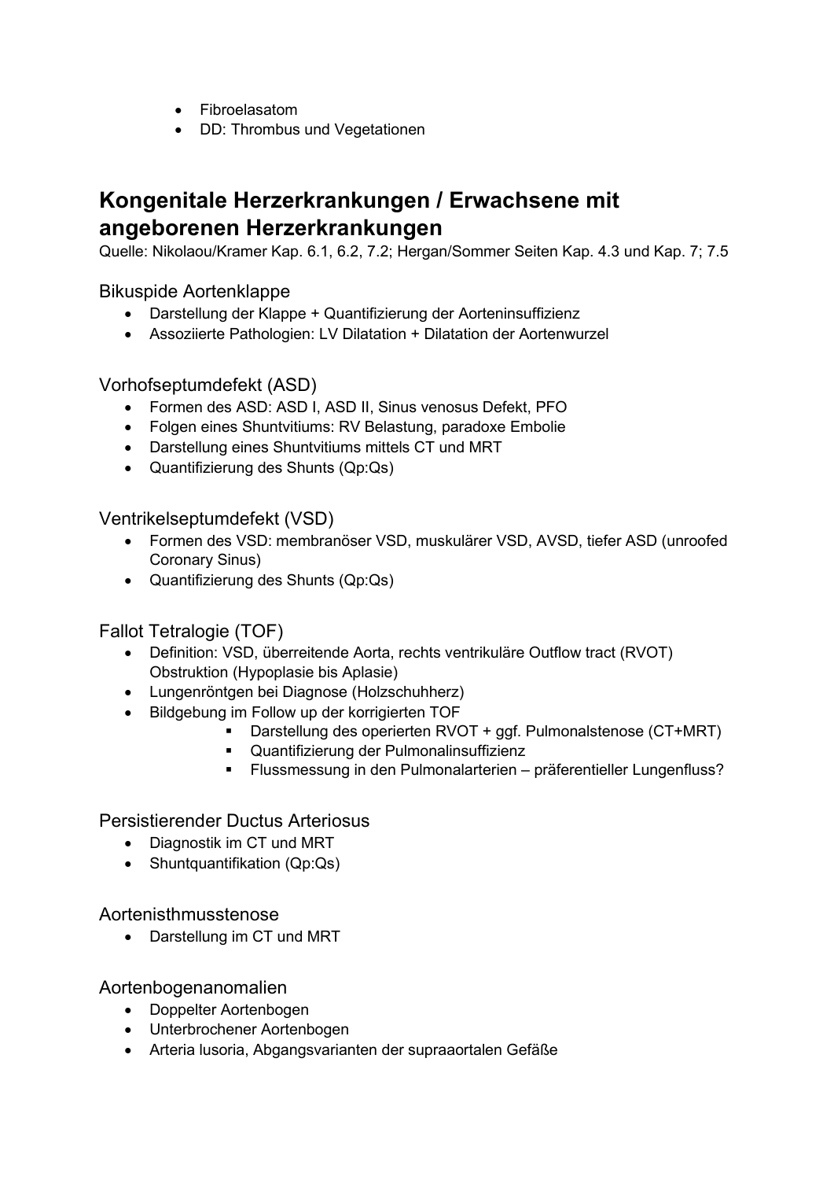- Fibroelasatom
- DD: Thrombus und Vegetationen

## Kongenitale Herzerkrankungen / Erwachsene mit angeborenen Herzerkrankungen

Quelle: Nikolaou/Kramer Kap. 6.1, 6.2, 7.2; Hergan/Sommer Seiten Kap. 4.3 und Kap. 7; 7.5

### Bikuspide Aortenklappe

- Darstellung der Klappe + Quantifizierung der Aorteninsuffizienz
- Assoziierte Pathologien: LV Dilatation + Dilatation der Aortenwurzel

### Vorhofseptumdefekt (ASD)

- Formen des ASD: ASD I, ASD II, Sinus venosus Defekt, PFO
- Folgen eines Shuntvitiums: RV Belastung, paradoxe Embolie
- Darstellung eines Shuntvitiums mittels CT und MRT
- Quantifizierung des Shunts (Qp:Qs)

### Ventrikelseptumdefekt (VSD)

- Formen des VSD: membranöser VSD, muskulärer VSD, AVSD, tiefer ASD (unroofed Coronary Sinus)
- Quantifizierung des Shunts (Qp:Qs)

### Fallot Tetralogie (TOF)

- Definition: VSD, überreitende Aorta, rechts ventrikuläre Outflow tract (RVOT) Obstruktion (Hypoplasie bis Aplasie)
- Lungenröntgen bei Diagnose (Holzschuhherz)
- Bildgebung im Follow up der korrigierten TOF
  - Darstellung des operierten RVOT + ggf. Pulmonalstenose (CT+MRT)
  - Quantifizierung der Pulmonalinsuffizienz
  - Flussmessung in den Pulmonalarterien – präferentieller Lungenfluss?

### Persistierender Ductus Arteriosus

- Diagnostik im CT und MRT
- Shuntquantifikation (Qp:Qs)

### Aortenisthmusstenose

- Darstellung im CT und MRT

### Aortenbogenanomalien

- Doppelter Aortenbogen
- Unterbrochener Aortenbogen
- Arteria lusoria, Abgangsvarianten der supraaortalen Gefäße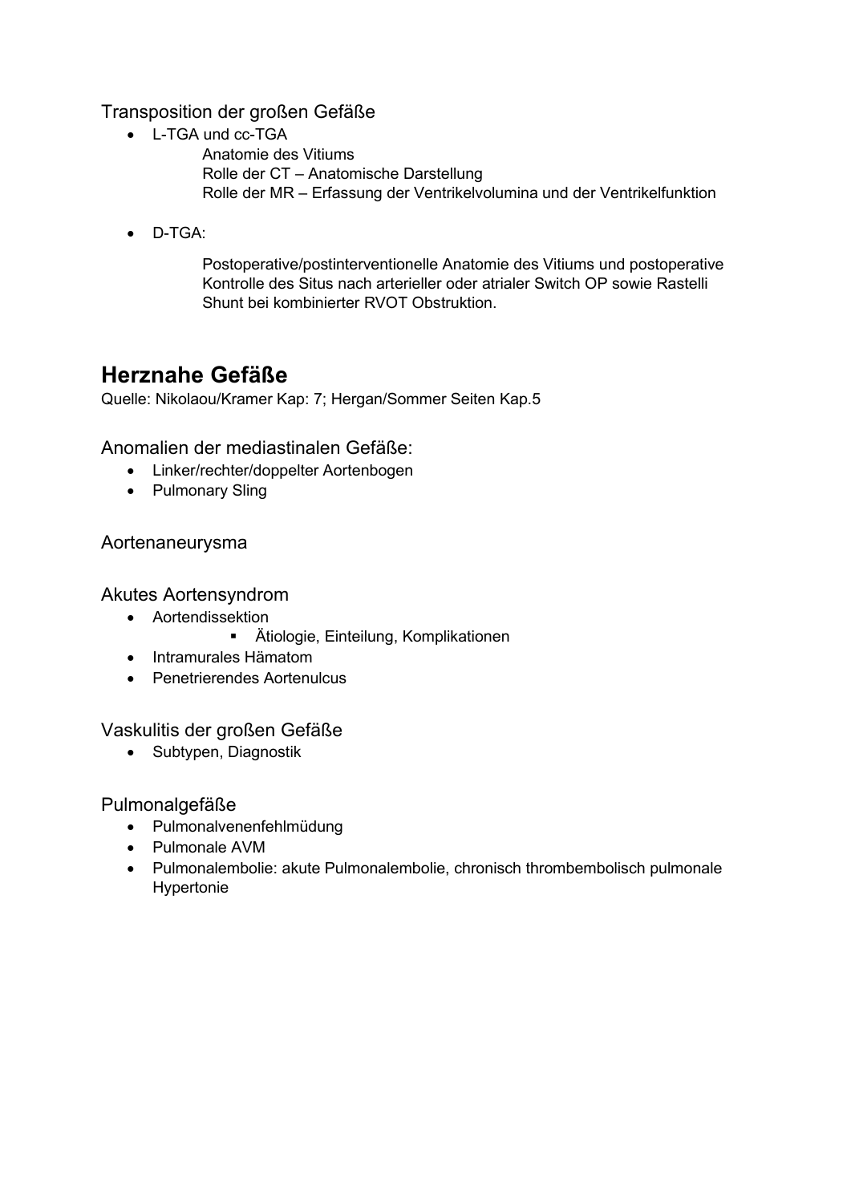### Transposition der großen Gefäße

- L-TGA und cc-TGA
    - Anatomie des Vitiums
    - Rolle der CT – Anatomische Darstellung
    - Rolle der MR – Erfassung der Ventrikelvolumina und der Ventrikelfunktion

- D-TGA:
    - Postoperative/postinterventionelle Anatomie des Vitiums und postoperative Kontrolle des Situs nach arterieller oder atrialer Switch OP sowie Rastelli Shunt bei kombinierter RVOT Obstruktion.

## Herznahe Gefäße

Quelle: Nikolaou/Kramer Kap: 7; Hergan/Sommer Seiten Kap.5

### Anomalien der mediastinalen Gefäße:

- Linker/rechter/doppelter Aortenbogen
- Pulmonary Sling

### Aortenaneurysma

### Akutes Aortensyndrom

- Aortendissektion
    - Ätiologie, Einteilung, Komplikationen
- Intramurales Hämatom
- Penetrierendes Aortenulcus

### Vaskulitis der großen Gefäße

- Subtypen, Diagnostik

### Pulmonalgefäße

- Pulmonalvenenfehlmüdung
- Pulmonale AVM
- Pulmonalembolie: akute Pulmonalembolie, chronisch thrombembolisch pulmonale Hypertonie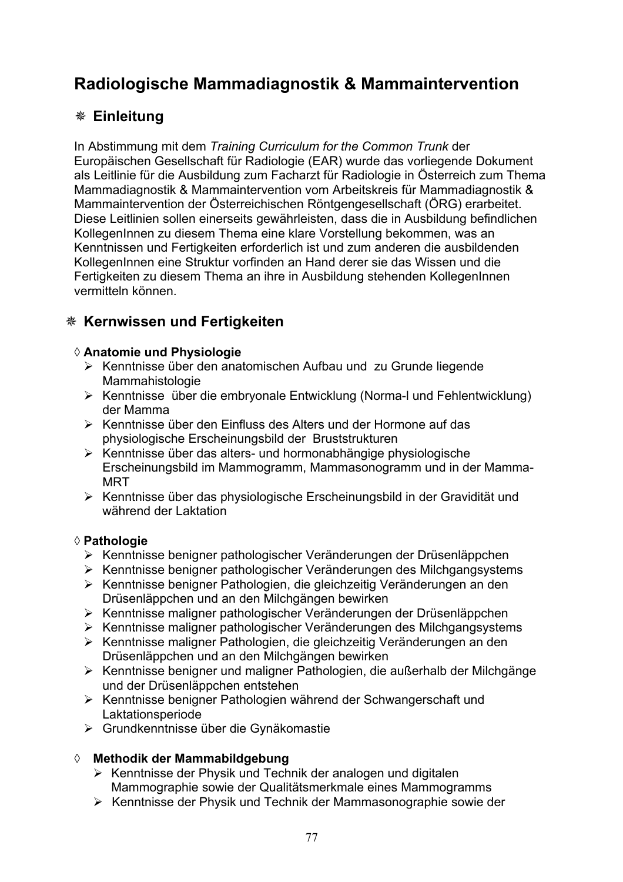# Radiologische Mammadiagnostik & Mammaintervention

## ❋ Einleitung

In Abstimmung mit dem *Training Curriculum for the Common Trunk* der Europäischen Gesellschaft für Radiologie (EAR) wurde das vorliegende Dokument als Leitlinie für die Ausbildung zum Facharzt für Radiologie in Österreich zum Thema Mammadiagnostik & Mammaintervention vom Arbeitskreis für Mammadiagnostik & Mammaintervention der Österreichischen Röntgengesellschaft (ÖRG) erarbeitet. Diese Leitlinien sollen einerseits gewährleisten, dass die in Ausbildung befindlichen KollegenInnen zu diesem Thema eine klare Vorstellung bekommen, was an Kenntnissen und Fertigkeiten erforderlich ist und zum anderen die ausbildenden KollegenInnen eine Struktur vorfinden an Hand derer sie das Wissen und die Fertigkeiten zu diesem Thema an ihre in Ausbildung stehenden KollegenInnen vermitteln können.

## ❋ Kernwissen und Fertigkeiten

### ◊ Anatomie und Physiologie

- Kenntnisse über den anatomischen Aufbau und zu Grunde liegende Mammahistologie
- Kenntnisse über die embryonale Entwicklung (Norma-l und Fehlentwicklung) der Mamma
- Kenntnisse über den Einfluss des Alters und der Hormone auf das physiologische Erscheinungsbild der Bruststrukturen
- Kenntnisse über das alters- und hormonabhängige physiologische Erscheinungsbild im Mammogramm, Mammasonogramm und in der Mamma-MRT
- Kenntnisse über das physiologische Erscheinungsbild in der Gravidität und während der Laktation

### ◊ Pathologie

- Kenntnisse benigner pathologischer Veränderungen der Drüsenläppchen
- Kenntnisse benigner pathologischer Veränderungen des Milchgangsystems
- Kenntnisse benigner Pathologien, die gleichzeitig Veränderungen an den Drüsenläppchen und an den Milchgängen bewirken
- Kenntnisse maligner pathologischer Veränderungen der Drüsenläppchen
- Kenntnisse maligner pathologischer Veränderungen des Milchgangsystems
- Kenntnisse maligner Pathologien, die gleichzeitig Veränderungen an den Drüsenläppchen und an den Milchgängen bewirken
- Kenntnisse benigner und maligner Pathologien, die außerhalb der Milchgänge und der Drüsenläppchen entstehen
- Kenntnisse benigner Pathologien während der Schwangerschaft und Laktationsperiode
- Grundkenntnisse über die Gynäkomastie

### ◊ Methodik der Mammabildgebung

- Kenntnisse der Physik und Technik der analogen und digitalen Mammographie sowie der Qualitätsmerkmale eines Mammogramms
- Kenntnisse der Physik und Technik der Mammasonographie sowie der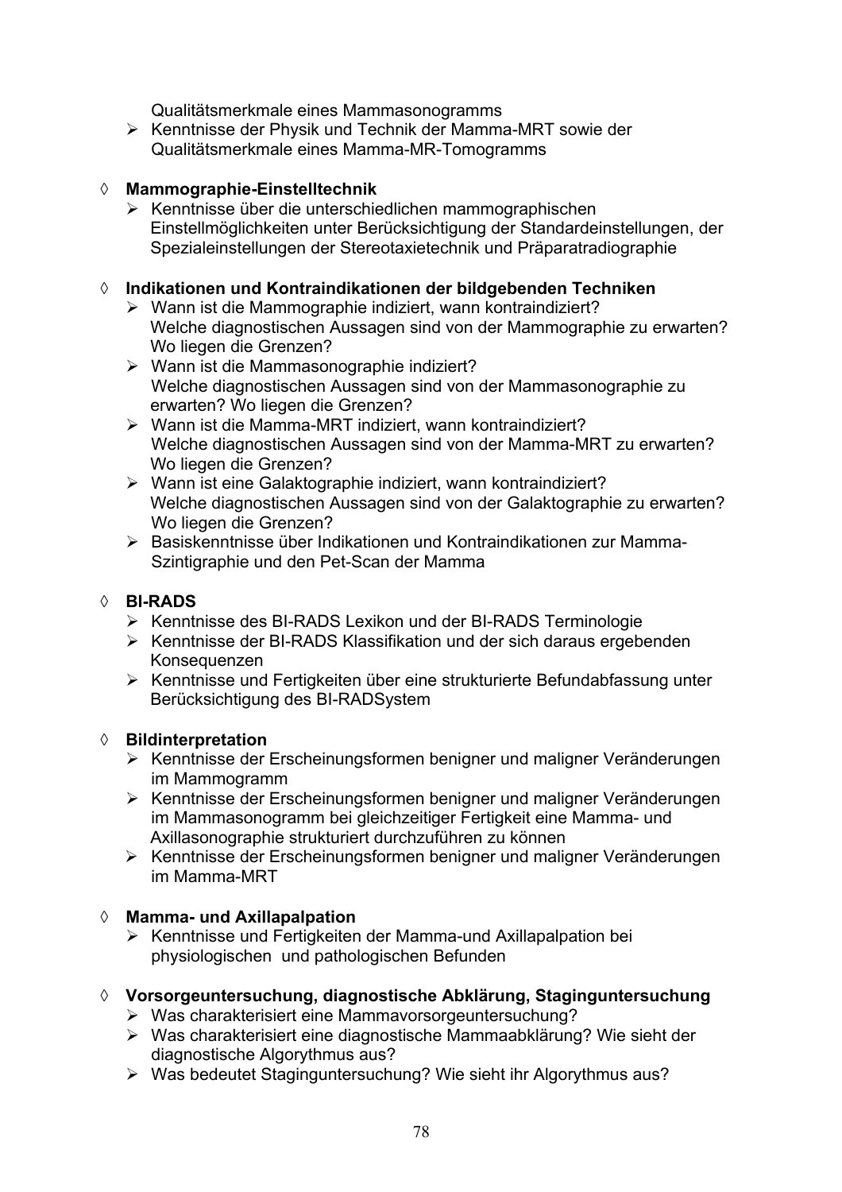Qualitätsmerkmale eines Mammasonogramms
- Kenntnisse der Physik und Technik der Mamma-MRT sowie der Qualitätsmerkmale eines Mamma-MR-Tomogramms

◊ **Mammographie-Einstelltechnik**
- Kenntnisse über die unterschiedlichen mammographischen Einstellmöglichkeiten unter Berücksichtigung der Standardeinstellungen, der Spezialeinstellungen der Stereotaxietechnik und Präparatradiographie

◊ **Indikationen und Kontraindikationen der bildgebenden Techniken**
- Wann ist die Mammographie indiziert, wann kontraindiziert? Welche diagnostischen Aussagen sind von der Mammographie zu erwarten? Wo liegen die Grenzen?
- Wann ist die Mammasonographie indiziert? Welche diagnostischen Aussagen sind von der Mammasonographie zu erwarten? Wo liegen die Grenzen?
- Wann ist die Mamma-MRT indiziert, wann kontraindiziert? Welche diagnostischen Aussagen sind von der Mamma-MRT zu erwarten? Wo liegen die Grenzen?
- Wann ist eine Galaktographie indiziert, wann kontraindiziert? Welche diagnostischen Aussagen sind von der Galaktographie zu erwarten? Wo liegen die Grenzen?
- Basiskenntnisse über Indikationen und Kontraindikationen zur Mamma-Szintigraphie und den Pet-Scan der Mamma

◊ **BI-RADS**
- Kenntnisse des BI-RADS Lexikon und der BI-RADS Terminologie
- Kenntnisse der BI-RADS Klassifikation und der sich daraus ergebenden Konsequenzen
- Kenntnisse und Fertigkeiten über eine strukturierte Befundabfassung unter Berücksichtigung des BI-RADSystem

◊ **Bildinterpretation**
- Kenntnisse der Erscheinungsformen benigner und maligner Veränderungen im Mammogramm
- Kenntnisse der Erscheinungsformen benigner und maligner Veränderungen im Mammasonogramm bei gleichzeitiger Fertigkeit eine Mamma- und Axillasonographie strukturiert durchzuführen zu können
- Kenntnisse der Erscheinungsformen benigner und maligner Veränderungen im Mamma-MRT

◊ **Mamma- und Axillapalpation**
- Kenntnisse und Fertigkeiten der Mamma-und Axillapalpation bei physiologischen und pathologischen Befunden

◊ **Vorsorgeuntersuchung, diagnostische Abklärung, Staginguntersuchung**
- Was charakterisiert eine Mammavorsorgeuntersuchung?
- Was charakterisiert eine diagnostische Mammaabklärung? Wie sieht der diagnostische Algorythmus aus?
- Was bedeutet Staginguntersuchung? Wie sieht ihr Algorythmus aus?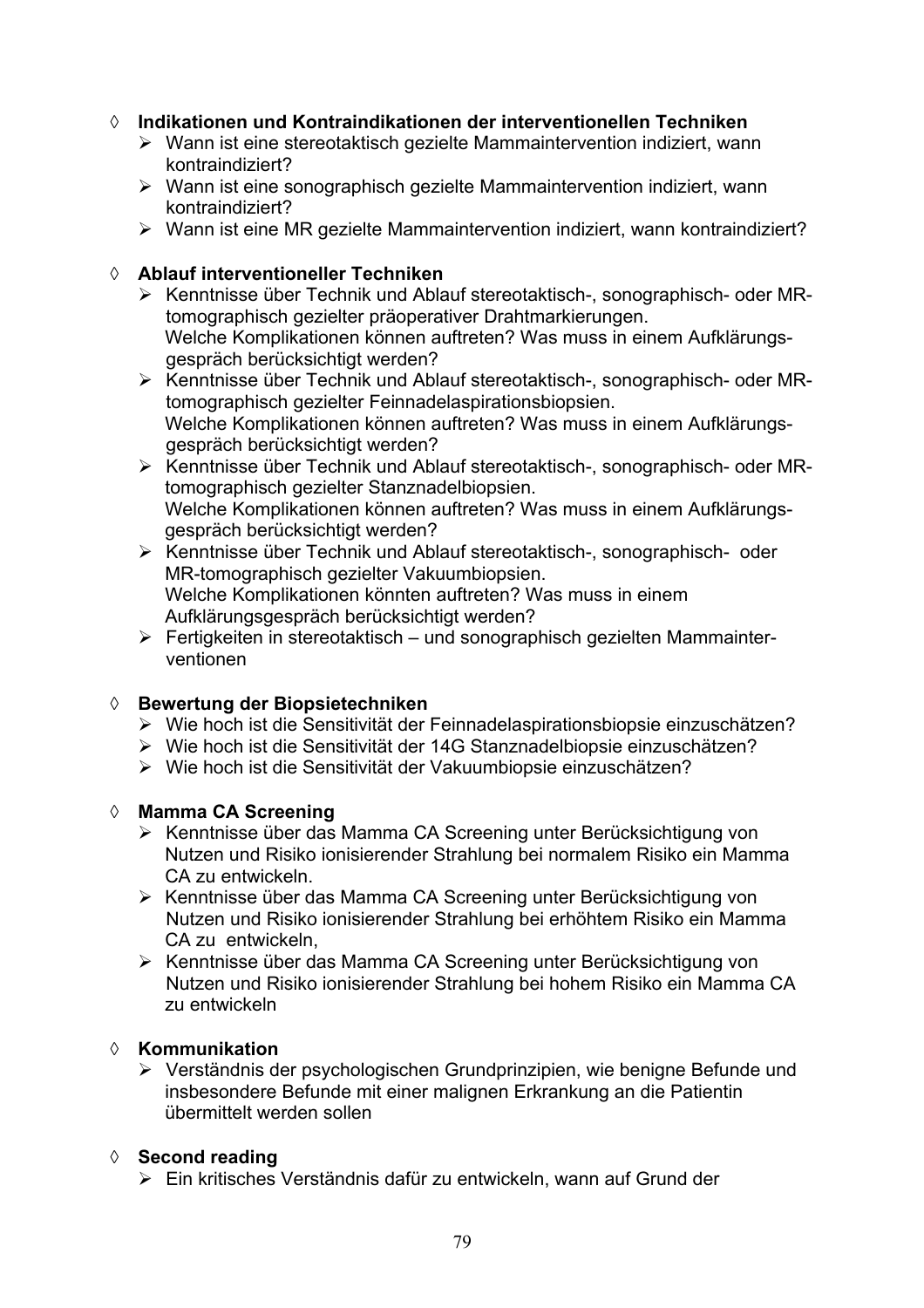- ◊ **Indikationen und Kontraindikationen der interventionellen Techniken**
  - ➢ Wann ist eine stereotaktisch gezielte Mammaintervention indiziert, wann kontraindiziert?
  - ➢ Wann ist eine sonographisch gezielte Mammaintervention indiziert, wann kontraindiziert?
  - ➢ Wann ist eine MR gezielte Mammaintervention indiziert, wann kontraindiziert?

- ◊ **Ablauf interventioneller Techniken**
  - ➢ Kenntnisse über Technik und Ablauf stereotaktisch-, sonographisch- oder MR-tomographisch gezielter präoperativer Drahtmarkierungen.
    Welche Komplikationen können auftreten? Was muss in einem Aufklärungsgespräch berücksichtigt werden?
  - ➢ Kenntnisse über Technik und Ablauf stereotaktisch-, sonographisch- oder MR-tomographisch gezielter Feinnadelaspirationsbiopsien.
    Welche Komplikationen können auftreten? Was muss in einem Aufklärungsgespräch berücksichtigt werden?
  - ➢ Kenntnisse über Technik und Ablauf stereotaktisch-, sonographisch- oder MR-tomographisch gezielter Stanznadelbiopsien.
    Welche Komplikationen können auftreten? Was muss in einem Aufklärungsgespräch berücksichtigt werden?
  - ➢ Kenntnisse über Technik und Ablauf stereotaktisch-, sonographisch- oder MR-tomographisch gezielter Vakuumbiopsien.
    Welche Komplikationen könnten auftreten? Was muss in einem Aufklärungsgespräch berücksichtigt werden?
  - ➢ Fertigkeiten in stereotaktisch – und sonographisch gezielten Mammainterventionen

- ◊ **Bewertung der Biopsietechniken**
  - ➢ Wie hoch ist die Sensitivität der Feinnadelaspirationsbiopsie einzuschätzen?
  - ➢ Wie hoch ist die Sensitivität der 14G Stanznadelbiopsie einzuschätzen?
  - ➢ Wie hoch ist die Sensitivität der Vakuumbiopsie einzuschätzen?

- ◊ **Mamma CA Screening**
  - ➢ Kenntnisse über das Mamma CA Screening unter Berücksichtigung von Nutzen und Risiko ionisierender Strahlung bei normalem Risiko ein Mamma CA zu entwickeln.
  - ➢ Kenntnisse über das Mamma CA Screening unter Berücksichtigung von Nutzen und Risiko ionisierender Strahlung bei erhöhtem Risiko ein Mamma CA zu entwickeln,
  - ➢ Kenntnisse über das Mamma CA Screening unter Berücksichtigung von Nutzen und Risiko ionisierender Strahlung bei hohem Risiko ein Mamma CA zu entwickeln

- ◊ **Kommunikation**
  - ➢ Verständnis der psychologischen Grundprinzipien, wie benigne Befunde und insbesondere Befunde mit einer malignen Erkrankung an die Patientin übermittelt werden sollen

- ◊ **Second reading**
  - ➢ Ein kritisches Verständnis dafür zu entwickeln, wann auf Grund der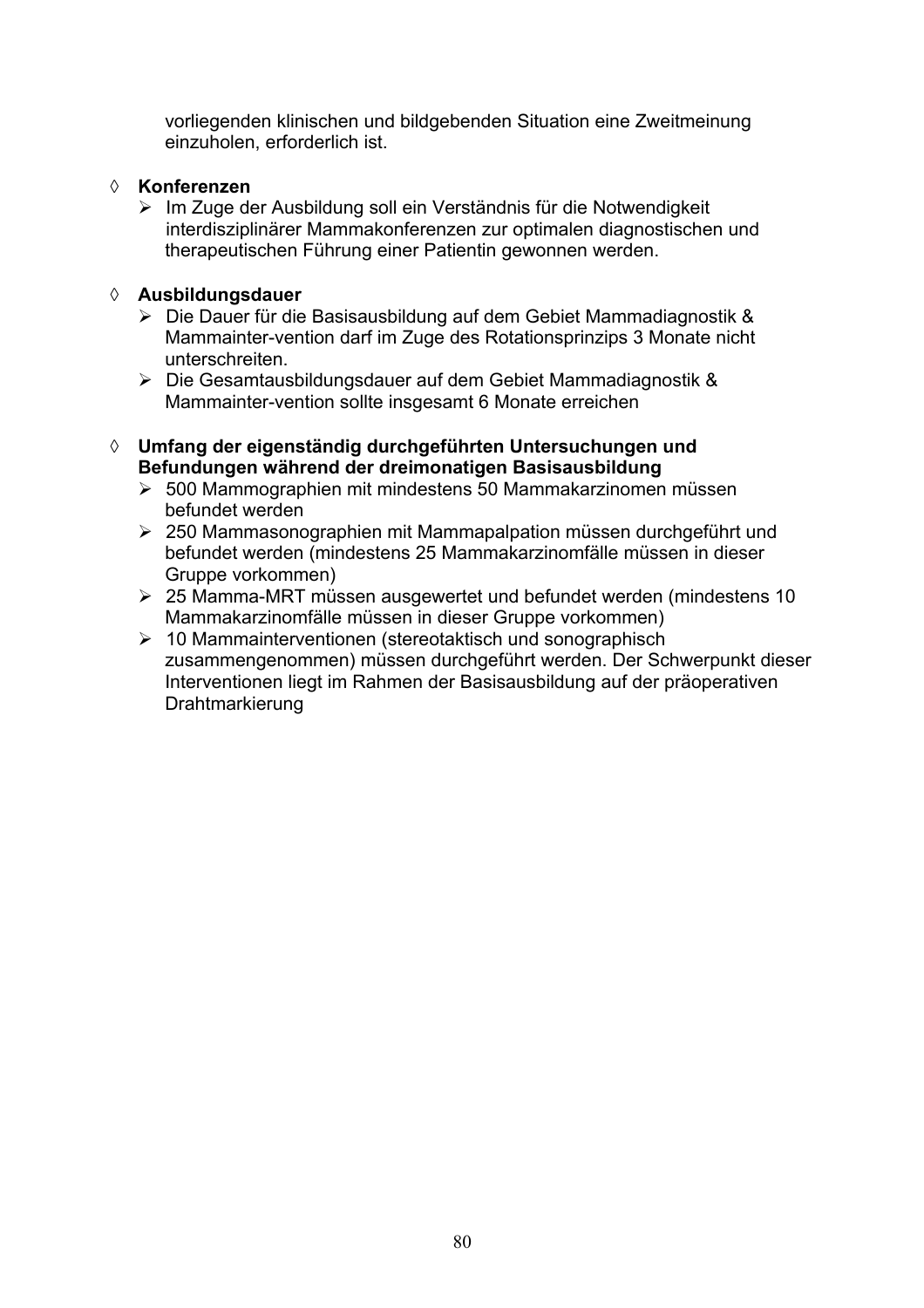vorliegenden klinischen und bildgebenden Situation eine Zweitmeinung einzuholen, erforderlich ist.

◊ **Konferenzen**
  - Im Zuge der Ausbildung soll ein Verständnis für die Notwendigkeit interdisziplinärer Mammakonferenzen zur optimalen diagnostischen und therapeutischen Führung einer Patientin gewonnen werden.

◊ **Ausbildungsdauer**
  - Die Dauer für die Basisausbildung auf dem Gebiet Mammadiagnostik & Mammainter-vention darf im Zuge des Rotationsprinzips 3 Monate nicht unterschreiten.
  - Die Gesamtausbildungsdauer auf dem Gebiet Mammadiagnostik & Mammainter-vention sollte insgesamt 6 Monate erreichen

◊ **Umfang der eigenständig durchgeführten Untersuchungen und Befundungen während der dreimonatigen Basisausbildung**
  - 500 Mammographien mit mindestens 50 Mammakarzinomen müssen befundet werden
  - 250 Mammasonographien mit Mammapalpation müssen durchgeführt und befundet werden (mindestens 25 Mammakarzinomfälle müssen in dieser Gruppe vorkommen)
  - 25 Mamma-MRT müssen ausgewertet und befundet werden (mindestens 10 Mammakarzinomfälle müssen in dieser Gruppe vorkommen)
  - 10 Mammainterventionen (stereotaktisch und sonographisch zusammengenommen) müssen durchgeführt werden. Der Schwerpunkt dieser Interventionen liegt im Rahmen der Basisausbildung auf der präoperativen Drahtmarkierung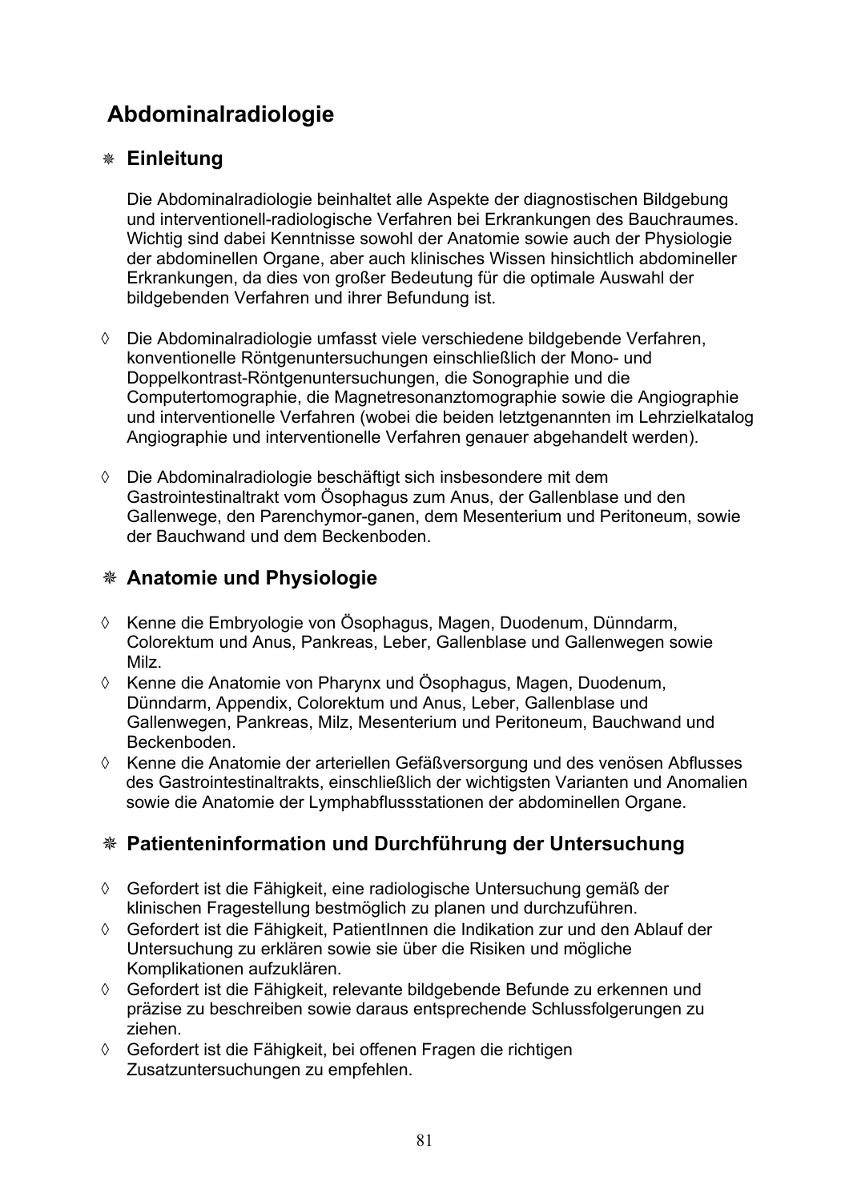# Abdominalradiologie

## ❋ Einleitung

Die Abdominalradiologie beinhaltet alle Aspekte der diagnostischen Bildgebung und interventionell-radiologische Verfahren bei Erkrankungen des Bauchraumes. Wichtig sind dabei Kenntnisse sowohl der Anatomie sowie auch der Physiologie der abdominellen Organe, aber auch klinisches Wissen hinsichtlich abdomineller Erkrankungen, da dies von großer Bedeutung für die optimale Auswahl der bildgebenden Verfahren und ihrer Befundung ist.

◊ Die Abdominalradiologie umfasst viele verschiedene bildgebende Verfahren, konventionelle Röntgenuntersuchungen einschließlich der Mono- und Doppelkontrast-Röntgenuntersuchungen, die Sonographie und die Computertomographie, die Magnetresonanztomographie sowie die Angiographie und interventionelle Verfahren (wobei die beiden letztgenannten im Lehrzielkatalog Angiographie und interventionelle Verfahren genauer abgehandelt werden).

◊ Die Abdominalradiologie beschäftigt sich insbesondere mit dem Gastrointestinaltrakt vom Ösophagus zum Anus, der Gallenblase und den Gallenwege, den Parenchymor-ganen, dem Mesenterium und Peritoneum, sowie der Bauchwand und dem Beckenboden.

## ❋ Anatomie und Physiologie

◊ Kenne die Embryologie von Ösophagus, Magen, Duodenum, Dünndarm, Colorektum und Anus, Pankreas, Leber, Gallenblase und Gallenwegen sowie Milz.

◊ Kenne die Anatomie von Pharynx und Ösophagus, Magen, Duodenum, Dünndarm, Appendix, Colorektum und Anus, Leber, Gallenblase und Gallenwegen, Pankreas, Milz, Mesenterium und Peritoneum, Bauchwand und Beckenboden.

◊ Kenne die Anatomie der arteriellen Gefäßversorgung und des venösen Abflusses des Gastrointestinaltrakts, einschließlich der wichtigsten Varianten und Anomalien sowie die Anatomie der Lymphabflussstationen der abdominellen Organe.

## ❋ Patienteninformation und Durchführung der Untersuchung

◊ Gefordert ist die Fähigkeit, eine radiologische Untersuchung gemäß der klinischen Fragestellung bestmöglich zu planen und durchzuführen.

◊ Gefordert ist die Fähigkeit, PatientInnen die Indikation zur und den Ablauf der Untersuchung zu erklären sowie sie über die Risiken und mögliche Komplikationen aufzuklären.

◊ Gefordert ist die Fähigkeit, relevante bildgebende Befunde zu erkennen und präzise zu beschreiben sowie daraus entsprechende Schlussfolgerungen zu ziehen.

◊ Gefordert ist die Fähigkeit, bei offenen Fragen die richtigen Zusatzuntersuchungen zu empfehlen.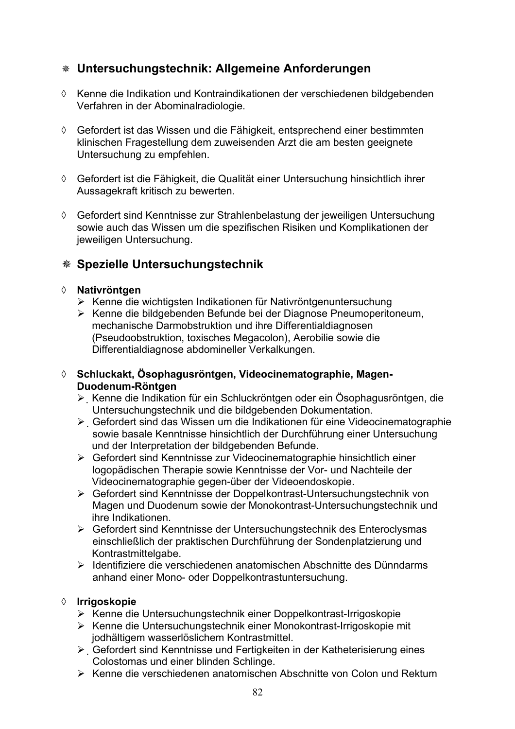## ❋ Untersuchungstechnik: Allgemeine Anforderungen

◊ Kenne die Indikation und Kontraindikationen der verschiedenen bildgebenden Verfahren in der Abominalradiologie.

◊ Gefordert ist das Wissen und die Fähigkeit, entsprechend einer bestimmten klinischen Fragestellung dem zuweisenden Arzt die am besten geeignete Untersuchung zu empfehlen.

◊ Gefordert ist die Fähigkeit, die Qualität einer Untersuchung hinsichtlich ihrer Aussagekraft kritisch zu bewerten.

◊ Gefordert sind Kenntnisse zur Strahlenbelastung der jeweiligen Untersuchung sowie auch das Wissen um die spezifischen Risiken und Komplikationen der jeweiligen Untersuchung.

## ❋ Spezielle Untersuchungstechnik

◊ **Nativröntgen**

- Kenne die wichtigsten Indikationen für Nativröntgenuntersuchung
- Kenne die bildgebenden Befunde bei der Diagnose Pneumoperitoneum, mechanische Darmobstruktion und ihre Differentialdiagnosen (Pseudoobstruktion, toxisches Megacolon), Aerobilie sowie die Differentialdiagnose abdomineller Verkalkungen.

◊ **Schluckakt, Ösophagusröntgen, Videocinematographie, Magen-Duodenum-Röntgen**

- Kenne die Indikation für ein Schluckröntgen oder ein Ösophagusröntgen, die Untersuchungstechnik und die bildgebenden Dokumentation.
- Gefordert sind das Wissen um die Indikationen für eine Videocinematographie sowie basale Kenntnisse hinsichtlich der Durchführung einer Untersuchung und der Interpretation der bildgebenden Befunde.
- Gefordert sind Kenntnisse zur Videocinematographie hinsichtlich einer logopädischen Therapie sowie Kenntnisse der Vor- und Nachteile der Videocinematographie gegen-über der Videoendoskopie.
- Gefordert sind Kenntnisse der Doppelkontrast-Untersuchungstechnik von Magen und Duodenum sowie der Monokontrast-Untersuchungstechnik und ihre Indikationen.
- Gefordert sind Kenntnisse der Untersuchungstechnik des Enteroclysmas einschließlich der praktischen Durchführung der Sondenplatzierung und Kontrastmittelgabe.
- Identifiziere die verschiedenen anatomischen Abschnitte des Dünndarms anhand einer Mono- oder Doppelkontrastuntersuchung.

◊ **Irrigoskopie**

- Kenne die Untersuchungstechnik einer Doppelkontrast-Irrigoskopie
- Kenne die Untersuchungstechnik einer Monokontrast-Irrigoskopie mit jodhältigem wasserlöslichem Kontrastmittel.
- Gefordert sind Kenntnisse und Fertigkeiten in der Katheterisierung eines Colostomas und einer blinden Schlinge.
- Kenne die verschiedenen anatomischen Abschnitte von Colon und Rektum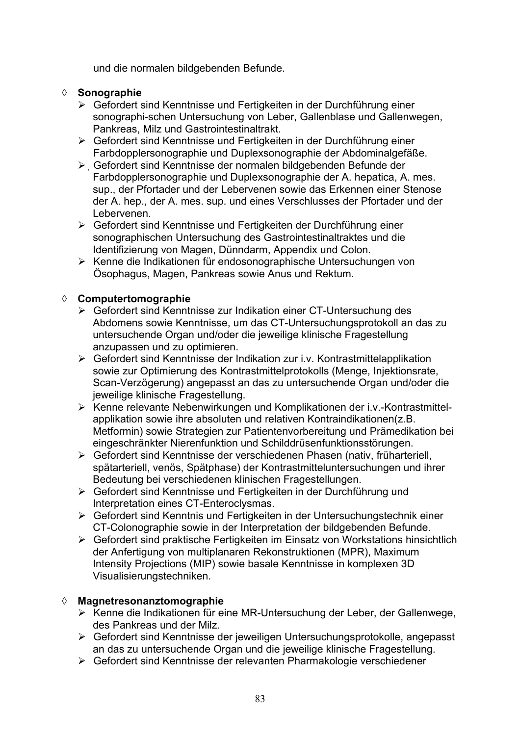und die normalen bildgebenden Befunde.

◊ **Sonographie**

- Gefordert sind Kenntnisse und Fertigkeiten in der Durchführung einer sonographi-schen Untersuchung von Leber, Gallenblase und Gallenwegen, Pankreas, Milz und Gastrointestinaltrakt.
- Gefordert sind Kenntnisse und Fertigkeiten in der Durchführung einer Farbdopplersonographie und Duplexsonographie der Abdominalgefäße.
- Gefordert sind Kenntnisse der normalen bildgebenden Befunde der Farbdopplersonographie und Duplexsonographie der A. hepatica, A. mes. sup., der Pfortader und der Lebervenen sowie das Erkennen einer Stenose der A. hep., der A. mes. sup. und eines Verschlusses der Pfortader und der Lebervenen.
- Gefordert sind Kenntnisse und Fertigkeiten der Durchführung einer sonographischen Untersuchung des Gastrointestinaltraktes und die Identifizierung von Magen, Dünndarm, Appendix und Colon.
- Kenne die Indikationen für endosonographische Untersuchungen von Ösophagus, Magen, Pankreas sowie Anus und Rektum.

◊ **Computertomographie**

- Gefordert sind Kenntnisse zur Indikation einer CT-Untersuchung des Abdomens sowie Kenntnisse, um das CT-Untersuchungsprotokoll an das zu untersuchende Organ und/oder die jeweilige klinische Fragestellung anzupassen und zu optimieren.
- Gefordert sind Kenntnisse der Indikation zur i.v. Kontrastmittelapplikation sowie zur Optimierung des Kontrastmittelprotokolls (Menge, Injektionsrate, Scan-Verzögerung) angepasst an das zu untersuchende Organ und/oder die jeweilige klinische Fragestellung.
- Kenne relevante Nebenwirkungen und Komplikationen der i.v.-Kontrastmittel-applikation sowie ihre absoluten und relativen Kontraindikationen(z.B. Metformin) sowie Strategien zur Patientenvorbereitung und Prämedikation bei eingeschränkter Nierenfunktion und Schilddrüsenfunktionsstörungen.
- Gefordert sind Kenntnisse der verschiedenen Phasen (nativ, früharteriell, spätarteriell, venös, Spätphase) der Kontrastmitteluntersuchungen und ihrer Bedeutung bei verschiedenen klinischen Fragestellungen.
- Gefordert sind Kenntnisse und Fertigkeiten in der Durchführung und Interpretation eines CT-Enteroclysmas.
- Gefordert sind Kenntnis und Fertigkeiten in der Untersuchungstechnik einer CT-Colonographie sowie in der Interpretation der bildgebenden Befunde.
- Gefordert sind praktische Fertigkeiten im Einsatz von Workstations hinsichtlich der Anfertigung von multiplanaren Rekonstruktionen (MPR), Maximum Intensity Projections (MIP) sowie basale Kenntnisse in komplexen 3D Visualisierungstechniken.

◊ **Magnetresonanztomographie**

- Kenne die Indikationen für eine MR-Untersuchung der Leber, der Gallenwege, des Pankreas und der Milz.
- Gefordert sind Kenntnisse der jeweiligen Untersuchungsprotokolle, angepasst an das zu untersuchende Organ und die jeweilige klinische Fragestellung.
- Gefordert sind Kenntnisse der relevanten Pharmakologie verschiedener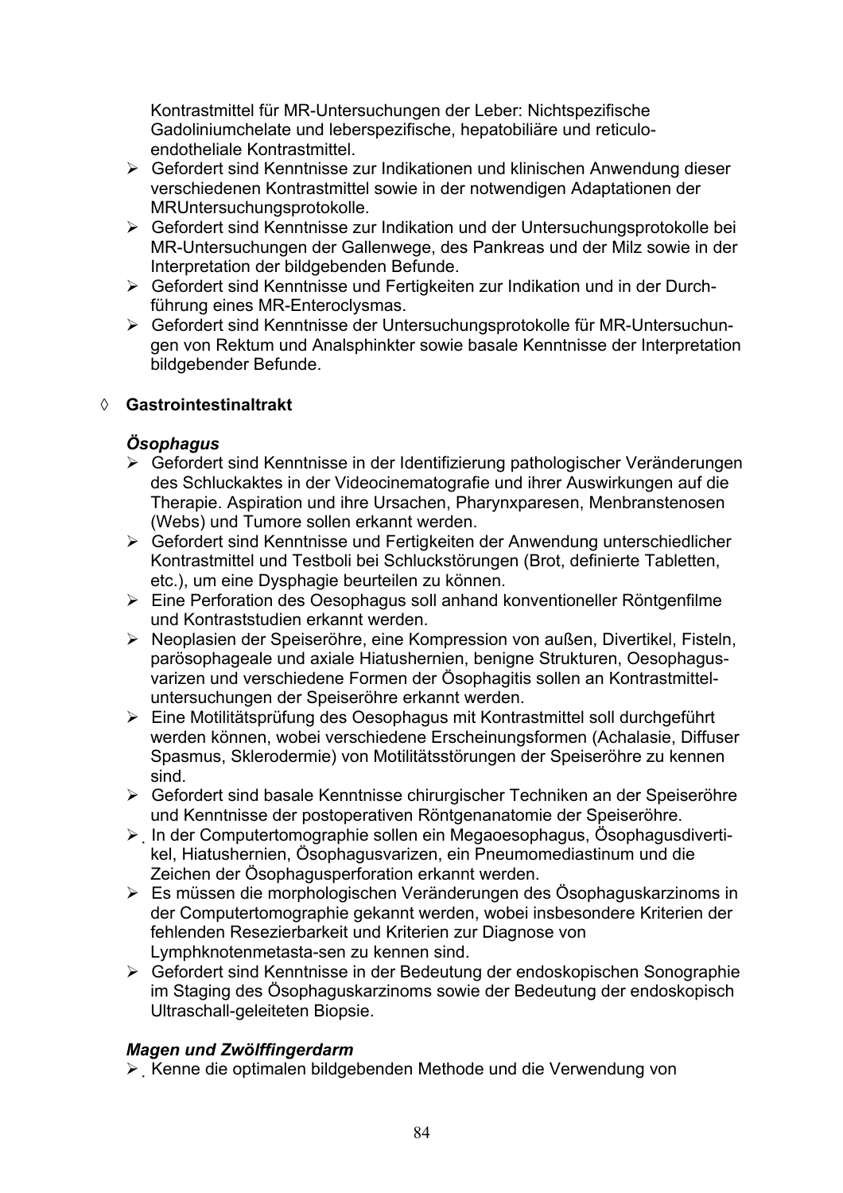Kontrastmittel für MR-Untersuchungen der Leber: Nichtspezifische Gadoliniumchelate und leberspezifische, hepatobiliäre und reticulo-endotheliale Kontrastmittel.

- Gefordert sind Kenntnisse zur Indikationen und klinischen Anwendung dieser verschiedenen Kontrastmittel sowie in der notwendigen Adaptationen der MRUntersuchungsprotokolle.
- Gefordert sind Kenntnisse zur Indikation und der Untersuchungsprotokolle bei MR-Untersuchungen der Gallenwege, des Pankreas und der Milz sowie in der Interpretation der bildgebenden Befunde.
- Gefordert sind Kenntnisse und Fertigkeiten zur Indikation und in der Durchführung eines MR-Enteroclysmas.
- Gefordert sind Kenntnisse der Untersuchungsprotokolle für MR-Untersuchungen von Rektum und Analsphinkter sowie basale Kenntnisse der Interpretation bildgebender Befunde.

◊ **Gastrointestinaltrakt**

***Ösophagus***

- Gefordert sind Kenntnisse in der Identifizierung pathologischer Veränderungen des Schluckaktes in der Videocinematografie und ihrer Auswirkungen auf die Therapie. Aspiration und ihre Ursachen, Pharynxparesen, Menbranstenosen (Webs) und Tumore sollen erkannt werden.
- Gefordert sind Kenntnisse und Fertigkeiten der Anwendung unterschiedlicher Kontrastmittel und Testboli bei Schluckstörungen (Brot, definierte Tabletten, etc.), um eine Dysphagie beurteilen zu können.
- Eine Perforation des Oesophagus soll anhand konventioneller Röntgenfilme und Kontraststudien erkannt werden.
- Neoplasien der Speiseröhre, eine Kompression von außen, Divertikel, Fisteln, parösophageale und axiale Hiatushernien, benigne Strukturen, Oesophagus-varizen und verschiedene Formen der Ösophagitis sollen an Kontrastmittel-untersuchungen der Speiseröhre erkannt werden.
- Eine Motilitätsprüfung des Oesophagus mit Kontrastmittel soll durchgeführt werden können, wobei verschiedene Erscheinungsformen (Achalasie, Diffuser Spasmus, Sklerodermie) von Motilitätsstörungen der Speiseröhre zu kennen sind.
- Gefordert sind basale Kenntnisse chirurgischer Techniken an der Speiseröhre und Kenntnisse der postoperativen Röntgenanatomie der Speiseröhre.
- In der Computertomographie sollen ein Megaoesophagus, Ösophagusdivertikel, Hiatushernien, Ösophagusvarizen, ein Pneumomediastinum und die Zeichen der Ösophagusperforation erkannt werden.
- Es müssen die morphologischen Veränderungen des Ösophaguskarzinoms in der Computertomographie gekannt werden, wobei insbesondere Kriterien der fehlenden Resezierbarkeit und Kriterien zur Diagnose von Lymphknotenmetasta-sen zu kennen sind.
- Gefordert sind Kenntnisse in der Bedeutung der endoskopischen Sonographie im Staging des Ösophaguskarzinoms sowie der Bedeutung der endoskopisch Ultraschall-geleiteten Biopsie.

***Magen und Zwölffingerdarm***

- Kenne die optimalen bildgebenden Methode und die Verwendung von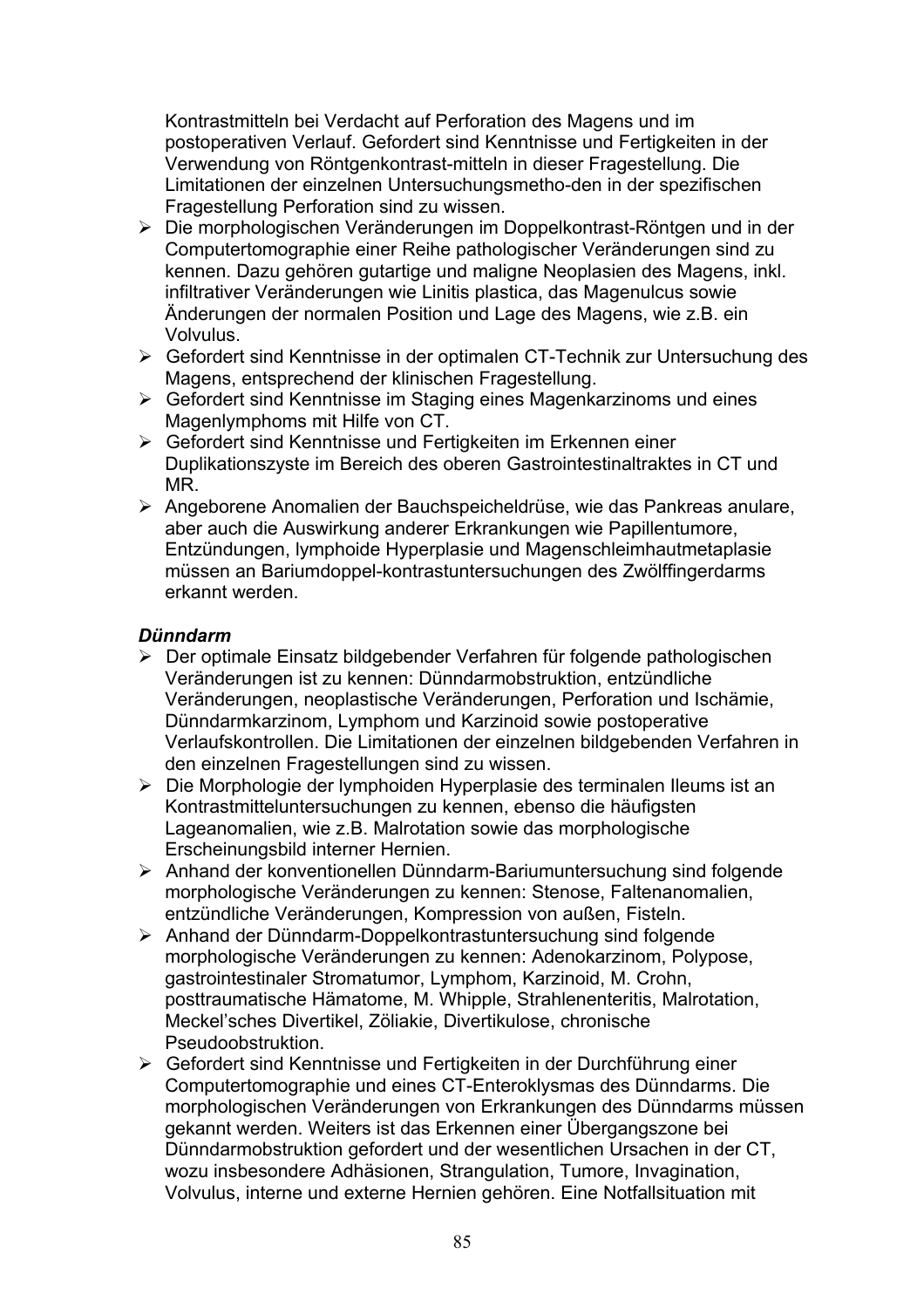Kontrastmitteln bei Verdacht auf Perforation des Magens und im postoperativen Verlauf. Gefordert sind Kenntnisse und Fertigkeiten in der Verwendung von Röntgenkontrast-mitteln in dieser Fragestellung. Die Limitationen der einzelnen Untersuchungsmetho-den in der spezifischen Fragestellung Perforation sind zu wissen.

- Die morphologischen Veränderungen im Doppelkontrast-Röntgen und in der Computertomographie einer Reihe pathologischer Veränderungen sind zu kennen. Dazu gehören gutartige und maligne Neoplasien des Magens, inkl. infiltrativer Veränderungen wie Linitis plastica, das Magenulcus sowie Änderungen der normalen Position und Lage des Magens, wie z.B. ein Volvulus.
- Gefordert sind Kenntnisse in der optimalen CT-Technik zur Untersuchung des Magens, entsprechend der klinischen Fragestellung.
- Gefordert sind Kenntnisse im Staging eines Magenkarzinoms und eines Magenlymphoms mit Hilfe von CT.
- Gefordert sind Kenntnisse und Fertigkeiten im Erkennen einer Duplikationszyste im Bereich des oberen Gastrointestinaltraktes in CT und MR.
- Angeborene Anomalien der Bauchspeicheldrüse, wie das Pankreas anulare, aber auch die Auswirkung anderer Erkrankungen wie Papillentumore, Entzündungen, lymphoide Hyperplasie und Magenschleimhautmetaplasie müssen an Bariumdoppel-kontrastuntersuchungen des Zwölffingerdarms erkannt werden.

***Dünndarm***

- Der optimale Einsatz bildgebender Verfahren für folgende pathologischen Veränderungen ist zu kennen: Dünndarmobstruktion, entzündliche Veränderungen, neoplastische Veränderungen, Perforation und Ischämie, Dünndarmkarzinom, Lymphom und Karzinoid sowie postoperative Verlaufskontrollen. Die Limitationen der einzelnen bildgebenden Verfahren in den einzelnen Fragestellungen sind zu wissen.
- Die Morphologie der lymphoiden Hyperplasie des terminalen Ileums ist an Kontrastmitteluntersuchungen zu kennen, ebenso die häufigsten Lageanomalien, wie z.B. Malrotation sowie das morphologische Erscheinungsbild interner Hernien.
- Anhand der konventionellen Dünndarm-Bariumuntersuchung sind folgende morphologische Veränderungen zu kennen: Stenose, Faltenanomalien, entzündliche Veränderungen, Kompression von außen, Fisteln.
- Anhand der Dünndarm-Doppelkontrastuntersuchung sind folgende morphologische Veränderungen zu kennen: Adenokarzinom, Polypose, gastrointestinaler Stromatumor, Lymphom, Karzinoid, M. Crohn, posttraumatische Hämatome, M. Whipple, Strahlenenteritis, Malrotation, Meckel'sches Divertikel, Zöliakie, Divertikulose, chronische Pseudoobstruktion.
- Gefordert sind Kenntnisse und Fertigkeiten in der Durchführung einer Computertomographie und eines CT-Enteroklysmas des Dünndarms. Die morphologischen Veränderungen von Erkrankungen des Dünndarms müssen gekannt werden. Weiters ist das Erkennen einer Übergangszone bei Dünndarmobstruktion gefordert und der wesentlichen Ursachen in der CT, wozu insbesondere Adhäsionen, Strangulation, Tumore, Invagination, Volvulus, interne und externe Hernien gehören. Eine Notfallsituation mit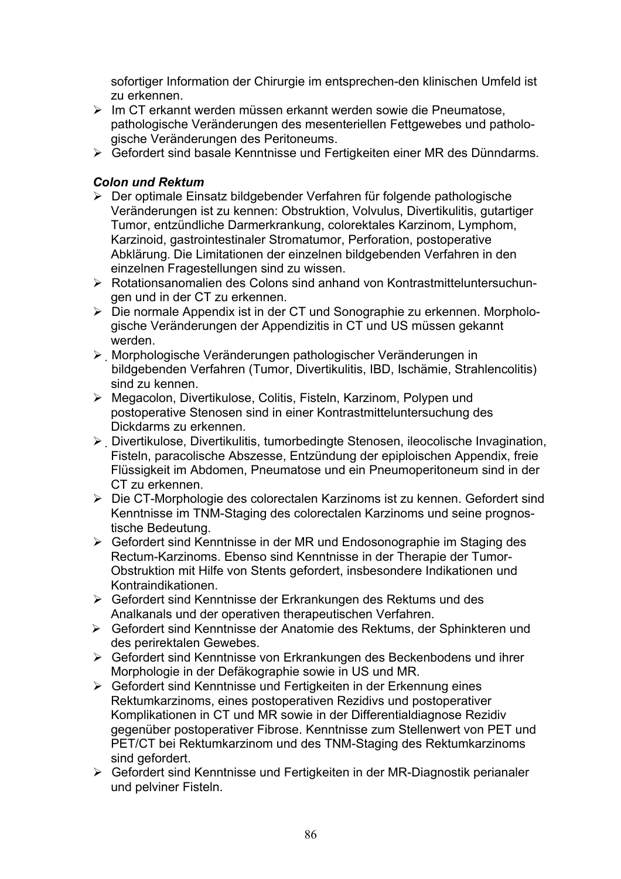sofortiger Information der Chirurgie im entsprechen-den klinischen Umfeld ist zu erkennen.

- Im CT erkannt werden müssen erkannt werden sowie die Pneumatose, pathologische Veränderungen des mesenteriellen Fettgewebes und pathologische Veränderungen des Peritoneums.
- Gefordert sind basale Kenntnisse und Fertigkeiten einer MR des Dünndarms.

***Colon und Rektum***

- Der optimale Einsatz bildgebender Verfahren für folgende pathologische Veränderungen ist zu kennen: Obstruktion, Volvulus, Divertikulitis, gutartiger Tumor, entzündliche Darmerkrankung, colorektales Karzinom, Lymphom, Karzinoid, gastrointestinaler Stromatumor, Perforation, postoperative Abklärung. Die Limitationen der einzelnen bildgebenden Verfahren in den einzelnen Fragestellungen sind zu wissen.
- Rotationsanomalien des Colons sind anhand von Kontrastmitteluntersuchungen und in der CT zu erkennen.
- Die normale Appendix ist in der CT und Sonographie zu erkennen. Morphologische Veränderungen der Appendizitis in CT und US müssen gekannt werden.
- Morphologische Veränderungen pathologischer Veränderungen in bildgebenden Verfahren (Tumor, Divertikulitis, IBD, Ischämie, Strahlencolitis) sind zu kennen.
- Megacolon, Divertikulose, Colitis, Fisteln, Karzinom, Polypen und postoperative Stenosen sind in einer Kontrastmitteluntersuchung des Dickdarms zu erkennen.
- Divertikulose, Divertikulitis, tumorbedingte Stenosen, ileocolische Invagination, Fisteln, paracolische Abszesse, Entzündung der epiploischen Appendix, freie Flüssigkeit im Abdomen, Pneumatose und ein Pneumoperitoneum sind in der CT zu erkennen.
- Die CT-Morphologie des colorectalen Karzinoms ist zu kennen. Gefordert sind Kenntnisse im TNM-Staging des colorectalen Karzinoms und seine prognostische Bedeutung.
- Gefordert sind Kenntnisse in der MR und Endosonographie im Staging des Rectum-Karzinoms. Ebenso sind Kenntnisse in der Therapie der Tumor-Obstruktion mit Hilfe von Stents gefordert, insbesondere Indikationen und Kontraindikationen.
- Gefordert sind Kenntnisse der Erkrankungen des Rektums und des Analkanals und der operativen therapeutischen Verfahren.
- Gefordert sind Kenntnisse der Anatomie des Rektums, der Sphinkteren und des perirektalen Gewebes.
- Gefordert sind Kenntnisse von Erkrankungen des Beckenbodens und ihrer Morphologie in der Defäkographie sowie in US und MR.
- Gefordert sind Kenntnisse und Fertigkeiten in der Erkennung eines Rektumkarzinoms, eines postoperativen Rezidivs und postoperativer Komplikationen in CT und MR sowie in der Differentialdiagnose Rezidiv gegenüber postoperativer Fibrose. Kenntnisse zum Stellenwert von PET und PET/CT bei Rektumkarzinom und des TNM-Staging des Rektumkarzinoms sind gefordert.
- Gefordert sind Kenntnisse und Fertigkeiten in der MR-Diagnostik perianaler und pelviner Fisteln.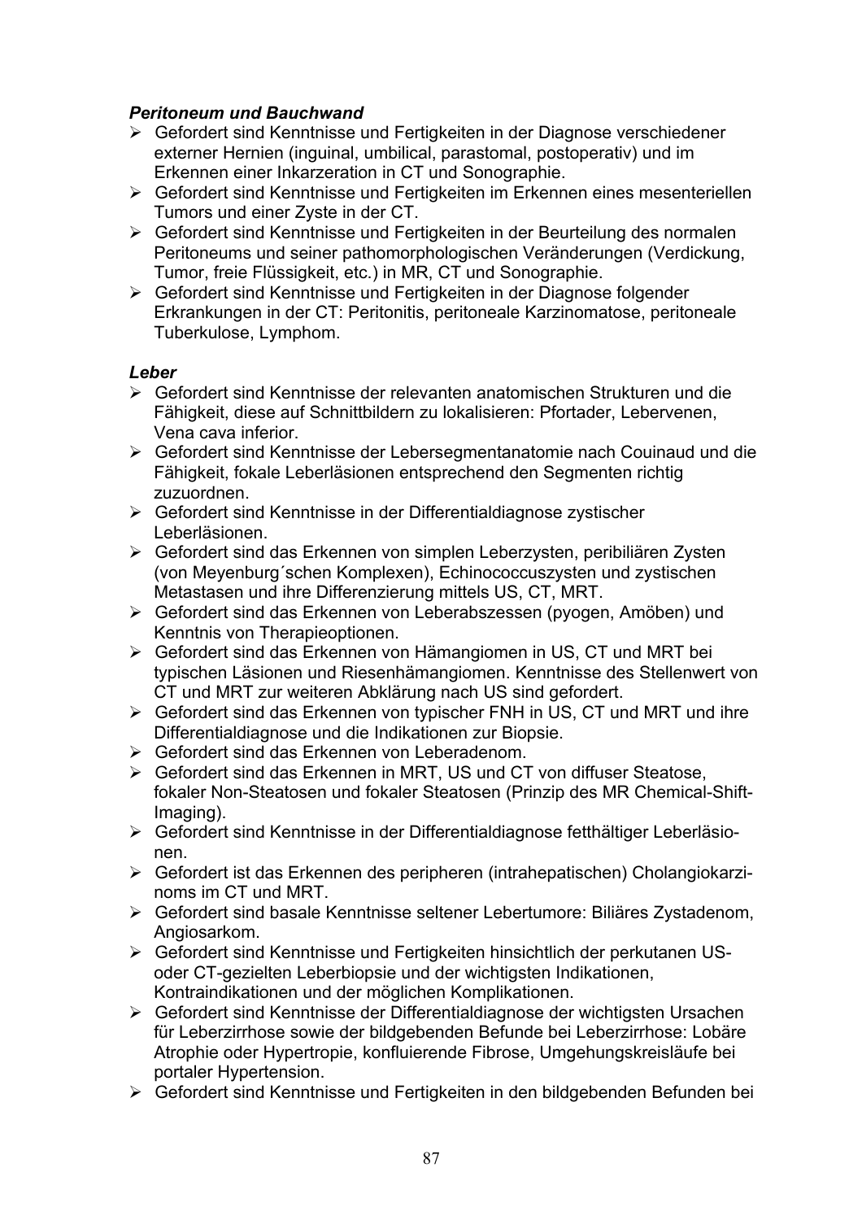***Peritoneum und Bauchwand***

- Gefordert sind Kenntnisse und Fertigkeiten in der Diagnose verschiedener externer Hernien (inguinal, umbilical, parastomal, postoperativ) und im Erkennen einer Inkarzeration in CT und Sonographie.
- Gefordert sind Kenntnisse und Fertigkeiten im Erkennen eines mesenteriellen Tumors und einer Zyste in der CT.
- Gefordert sind Kenntnisse und Fertigkeiten in der Beurteilung des normalen Peritoneums und seiner pathomorphologischen Veränderungen (Verdickung, Tumor, freie Flüssigkeit, etc.) in MR, CT und Sonographie.
- Gefordert sind Kenntnisse und Fertigkeiten in der Diagnose folgender Erkrankungen in der CT: Peritonitis, peritoneale Karzinomatose, peritoneale Tuberkulose, Lymphom.

***Leber***

- Gefordert sind Kenntnisse der relevanten anatomischen Strukturen und die Fähigkeit, diese auf Schnittbildern zu lokalisieren: Pfortader, Lebervenen, Vena cava inferior.
- Gefordert sind Kenntnisse der Lebersegmentanatomie nach Couinaud und die Fähigkeit, fokale Leberläsionen entsprechend den Segmenten richtig zuzuordnen.
- Gefordert sind Kenntnisse in der Differentialdiagnose zystischer Leberläsionen.
- Gefordert sind das Erkennen von simplen Leberzysten, peribiliären Zysten (von Meyenburg´schen Komplexen), Echinococcuszysten und zystischen Metastasen und ihre Differenzierung mittels US, CT, MRT.
- Gefordert sind das Erkennen von Leberabszessen (pyogen, Amöben) und Kenntnis von Therapieoptionen.
- Gefordert sind das Erkennen von Hämangiomen in US, CT und MRT bei typischen Läsionen und Riesenhämangiomen. Kenntnisse des Stellenwert von CT und MRT zur weiteren Abklärung nach US sind gefordert.
- Gefordert sind das Erkennen von typischer FNH in US, CT und MRT und ihre Differentialdiagnose und die Indikationen zur Biopsie.
- Gefordert sind das Erkennen von Leberadenom.
- Gefordert sind das Erkennen in MRT, US und CT von diffuser Steatose, fokaler Non-Steatosen und fokaler Steatosen (Prinzip des MR Chemical-Shift-Imaging).
- Gefordert sind Kenntnisse in der Differentialdiagnose fetthältiger Leberläsionen.
- Gefordert ist das Erkennen des peripheren (intrahepatischen) Cholangiokarzinoms im CT und MRT.
- Gefordert sind basale Kenntnisse seltener Lebertumore: Biliäres Zystadenom, Angiosarkom.
- Gefordert sind Kenntnisse und Fertigkeiten hinsichtlich der perkutanen US- oder CT-gezielten Leberbiopsie und der wichtigsten Indikationen, Kontraindikationen und der möglichen Komplikationen.
- Gefordert sind Kenntnisse der Differentialdiagnose der wichtigsten Ursachen für Leberzirrhose sowie der bildgebenden Befunde bei Leberzirrhose: Lobäre Atrophie oder Hypertropie, konfluierende Fibrose, Umgehungskreisläufe bei portaler Hypertension.
- Gefordert sind Kenntnisse und Fertigkeiten in den bildgebenden Befunden bei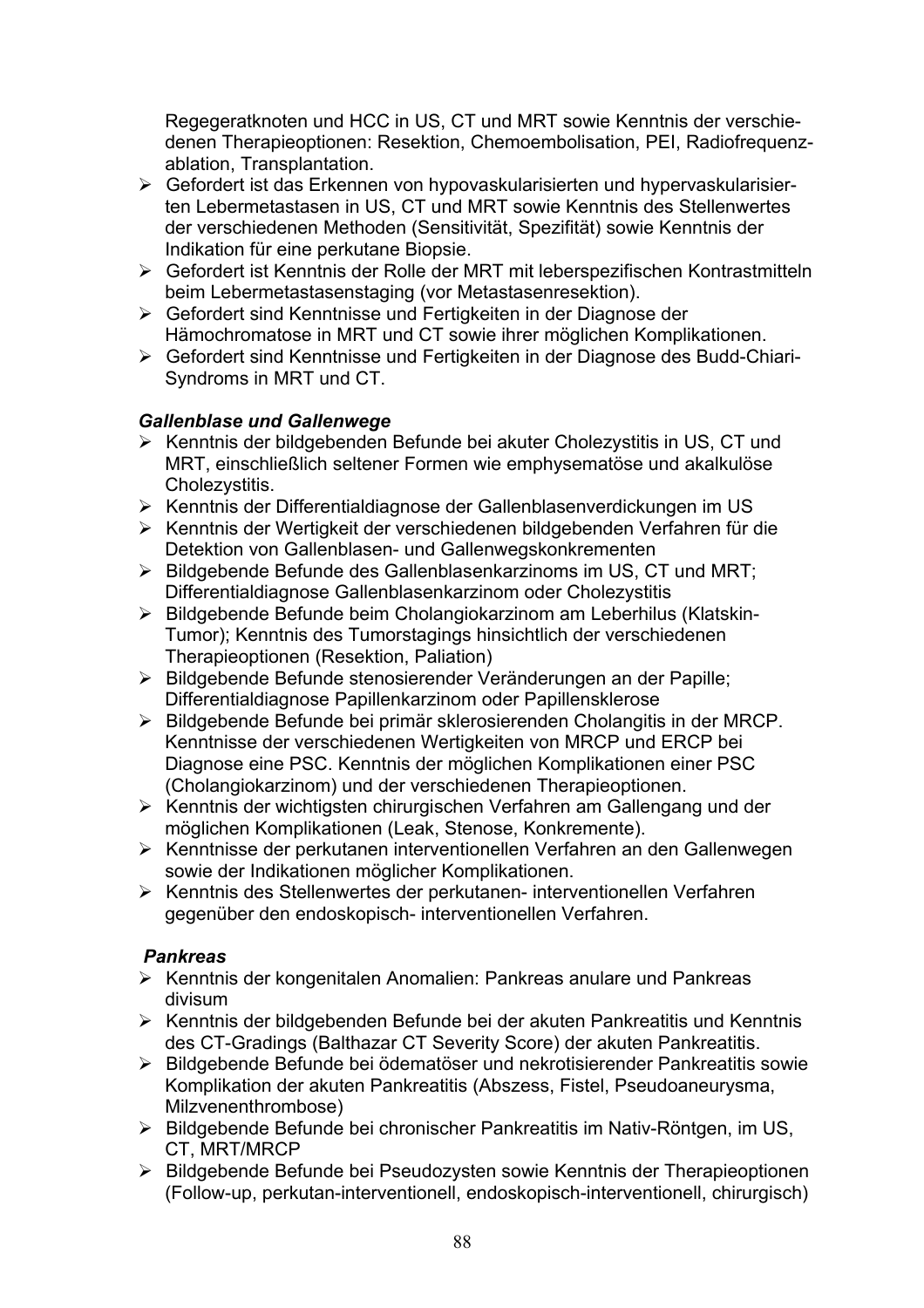Regegeratknoten und HCC in US, CT und MRT sowie Kenntnis der verschiedenen Therapieoptionen: Resektion, Chemoembolisation, PEI, Radiofrequenzablation, Transplantation.

- Gefordert ist das Erkennen von hypovaskularisierten und hypervaskularisierten Lebermetastasen in US, CT und MRT sowie Kenntnis des Stellenwertes der verschiedenen Methoden (Sensitivität, Spezifität) sowie Kenntnis der Indikation für eine perkutane Biopsie.
- Gefordert ist Kenntnis der Rolle der MRT mit leberspezifischen Kontrastmitteln beim Lebermetastasenstaging (vor Metastasenresektion).
- Gefordert sind Kenntnisse und Fertigkeiten in der Diagnose der Hämochromatose in MRT und CT sowie ihrer möglichen Komplikationen.
- Gefordert sind Kenntnisse und Fertigkeiten in der Diagnose des Budd-Chiari-Syndroms in MRT und CT.

***Gallenblase und Gallenwege***

- Kenntnis der bildgebenden Befunde bei akuter Cholezystitis in US, CT und MRT, einschließlich seltener Formen wie emphysematöse und akalkulöse Cholezystitis.
- Kenntnis der Differentialdiagnose der Gallenblasenverdickungen im US
- Kenntnis der Wertigkeit der verschiedenen bildgebenden Verfahren für die Detektion von Gallenblasen- und Gallenwegskonkrementen
- Bildgebende Befunde des Gallenblasenkarzinoms im US, CT und MRT; Differentialdiagnose Gallenblasenkarzinom oder Cholezystitis
- Bildgebende Befunde beim Cholangiokarzinom am Leberhilus (Klatskin-Tumor); Kenntnis des Tumorstagings hinsichtlich der verschiedenen Therapieoptionen (Resektion, Paliation)
- Bildgebende Befunde stenosierender Veränderungen an der Papille; Differentialdiagnose Papillenkarzinom oder Papillensklerose
- Bildgebende Befunde bei primär sklerosierenden Cholangitis in der MRCP. Kenntnisse der verschiedenen Wertigkeiten von MRCP und ERCP bei Diagnose eine PSC. Kenntnis der möglichen Komplikationen einer PSC (Cholangiokarzinom) und der verschiedenen Therapieoptionen.
- Kenntnis der wichtigsten chirurgischen Verfahren am Gallengang und der möglichen Komplikationen (Leak, Stenose, Konkremente).
- Kenntnisse der perkutanen interventionellen Verfahren an den Gallenwegen sowie der Indikationen möglicher Komplikationen.
- Kenntnis des Stellenwertes der perkutanen- interventionellen Verfahren gegenüber den endoskopisch- interventionellen Verfahren.

***Pankreas***

- Kenntnis der kongenitalen Anomalien: Pankreas anulare und Pankreas divisum
- Kenntnis der bildgebenden Befunde bei der akuten Pankreatitis und Kenntnis des CT-Gradings (Balthazar CT Severity Score) der akuten Pankreatitis.
- Bildgebende Befunde bei ödematöser und nekrotisierender Pankreatitis sowie Komplikation der akuten Pankreatitis (Abszess, Fistel, Pseudoaneurysma, Milzvenenthrombose)
- Bildgebende Befunde bei chronischer Pankreatitis im Nativ-Röntgen, im US, CT, MRT/MRCP
- Bildgebende Befunde bei Pseudozysten sowie Kenntnis der Therapieoptionen (Follow-up, perkutan-interventionell, endoskopisch-interventionell, chirurgisch)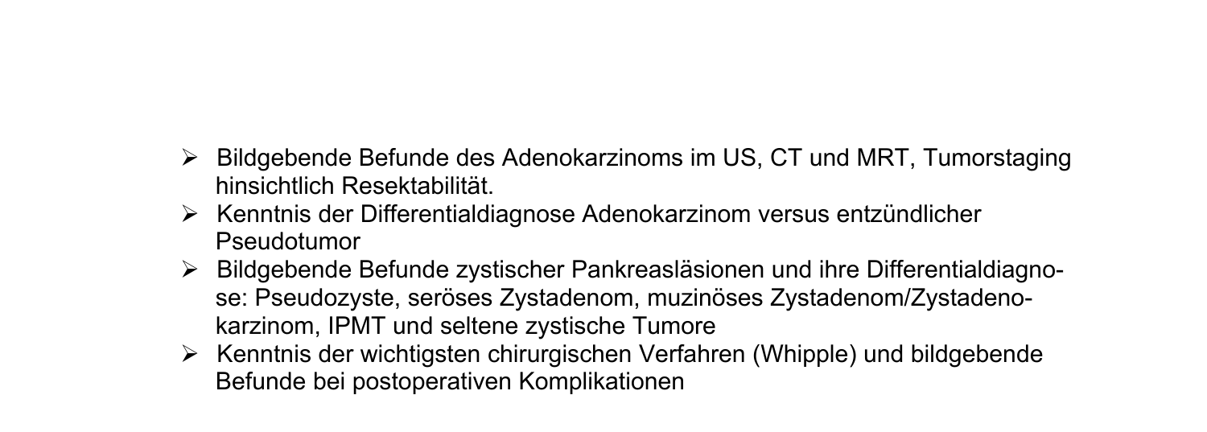- Bildgebende Befunde des Adenokarzinoms im US, CT und MRT, Tumorstaging hinsichtlich Resektabilität.
- Kenntnis der Differentialdiagnose Adenokarzinom versus entzündlicher Pseudotumor
- Bildgebende Befunde zystischer Pankreasläsionen und ihre Differentialdiagnose: Pseudozyste, seröses Zystadenom, muzinöses Zystadenom/Zystadenokarzinom, IPMT und seltene zystische Tumore
- Kenntnis der wichtigsten chirurgischen Verfahren (Whipple) und bildgebende Befunde bei postoperativen Komplikationen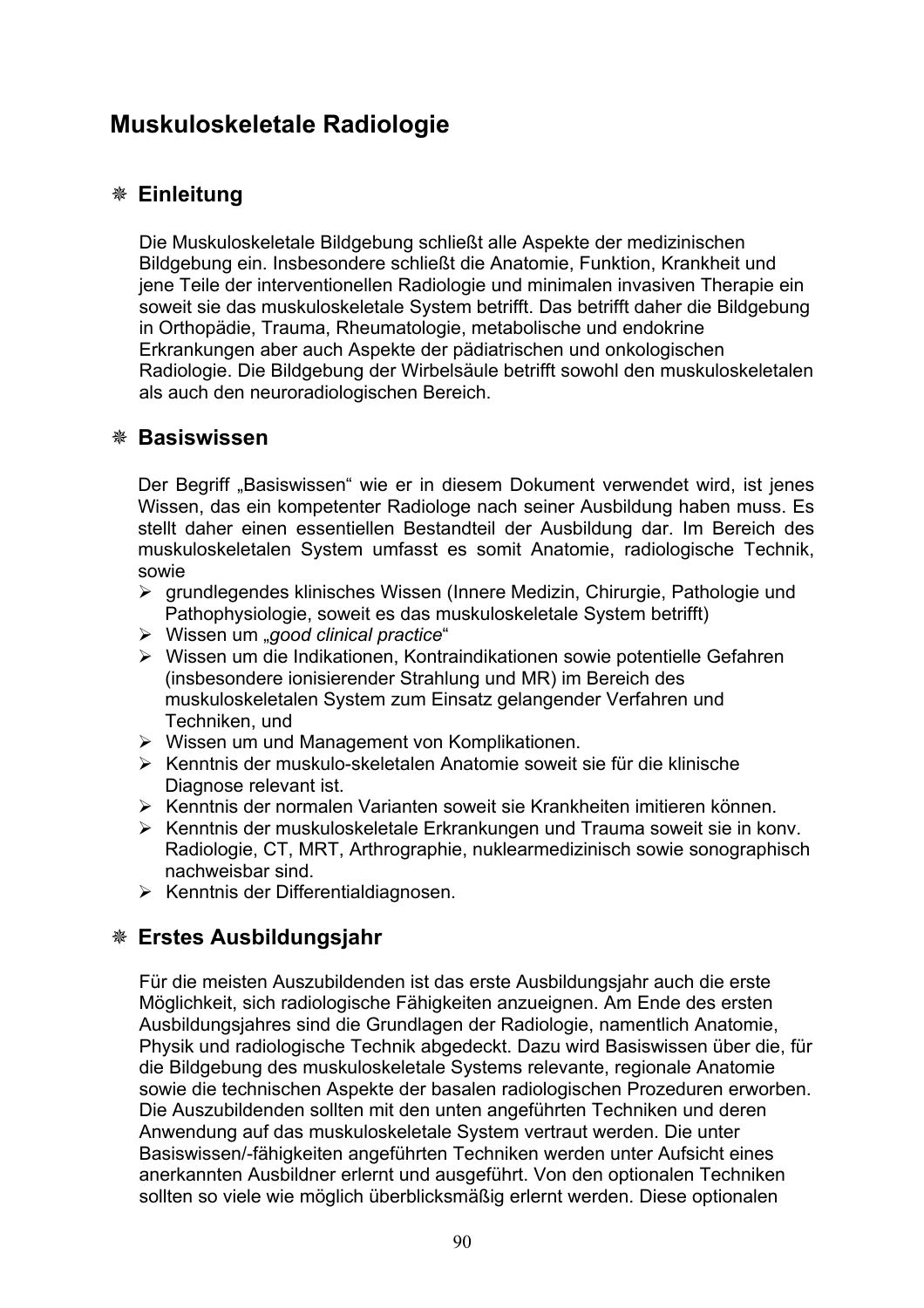# Muskuloskeletale Radiologie

## ❋ Einleitung

Die Muskuloskeletale Bildgebung schließt alle Aspekte der medizinischen Bildgebung ein. Insbesondere schließt die Anatomie, Funktion, Krankheit und jene Teile der interventionellen Radiologie und minimalen invasiven Therapie ein soweit sie das muskuloskeletale System betrifft. Das betrifft daher die Bildgebung in Orthopädie, Trauma, Rheumatologie, metabolische und endokrine Erkrankungen aber auch Aspekte der pädiatrischen und onkologischen Radiologie. Die Bildgebung der Wirbelsäule betrifft sowohl den muskuloskeletalen als auch den neuroradiologischen Bereich.

## ❋ Basiswissen

Der Begriff „Basiswissen" wie er in diesem Dokument verwendet wird, ist jenes Wissen, das ein kompetenter Radiologe nach seiner Ausbildung haben muss. Es stellt daher einen essentiellen Bestandteil der Ausbildung dar. Im Bereich des muskuloskeletalen System umfasst es somit Anatomie, radiologische Technik, sowie

- grundlegendes klinisches Wissen (Innere Medizin, Chirurgie, Pathologie und Pathophysiologie, soweit es das muskuloskeletale System betrifft)
- Wissen um „*good clinical practice*"
- Wissen um die Indikationen, Kontraindikationen sowie potentielle Gefahren (insbesondere ionisierender Strahlung und MR) im Bereich des muskuloskeletalen System zum Einsatz gelangender Verfahren und Techniken, und
- Wissen um und Management von Komplikationen.
- Kenntnis der muskulo-skeletalen Anatomie soweit sie für die klinische Diagnose relevant ist.
- Kenntnis der normalen Varianten soweit sie Krankheiten imitieren können.
- Kenntnis der muskuloskeletale Erkrankungen und Trauma soweit sie in konv. Radiologie, CT, MRT, Arthrographie, nuklearmedizinisch sowie sonographisch nachweisbar sind.
- Kenntnis der Differentialdiagnosen.

## ❋ Erstes Ausbildungsjahr

Für die meisten Auszubildenden ist das erste Ausbildungsjahr auch die erste Möglichkeit, sich radiologische Fähigkeiten anzueignen. Am Ende des ersten Ausbildungsjahres sind die Grundlagen der Radiologie, namentlich Anatomie, Physik und radiologische Technik abgedeckt. Dazu wird Basiswissen über die, für die Bildgebung des muskuloskeletale Systems relevante, regionale Anatomie sowie die technischen Aspekte der basalen radiologischen Prozeduren erworben. Die Auszubildenden sollten mit den unten angeführten Techniken und deren Anwendung auf das muskuloskeletale System vertraut werden. Die unter Basiswissen/-fähigkeiten angeführten Techniken werden unter Aufsicht eines anerkannten Ausbildner erlernt und ausgeführt. Von den optionalen Techniken sollten so viele wie möglich überblicksmäßig erlernt werden. Diese optionalen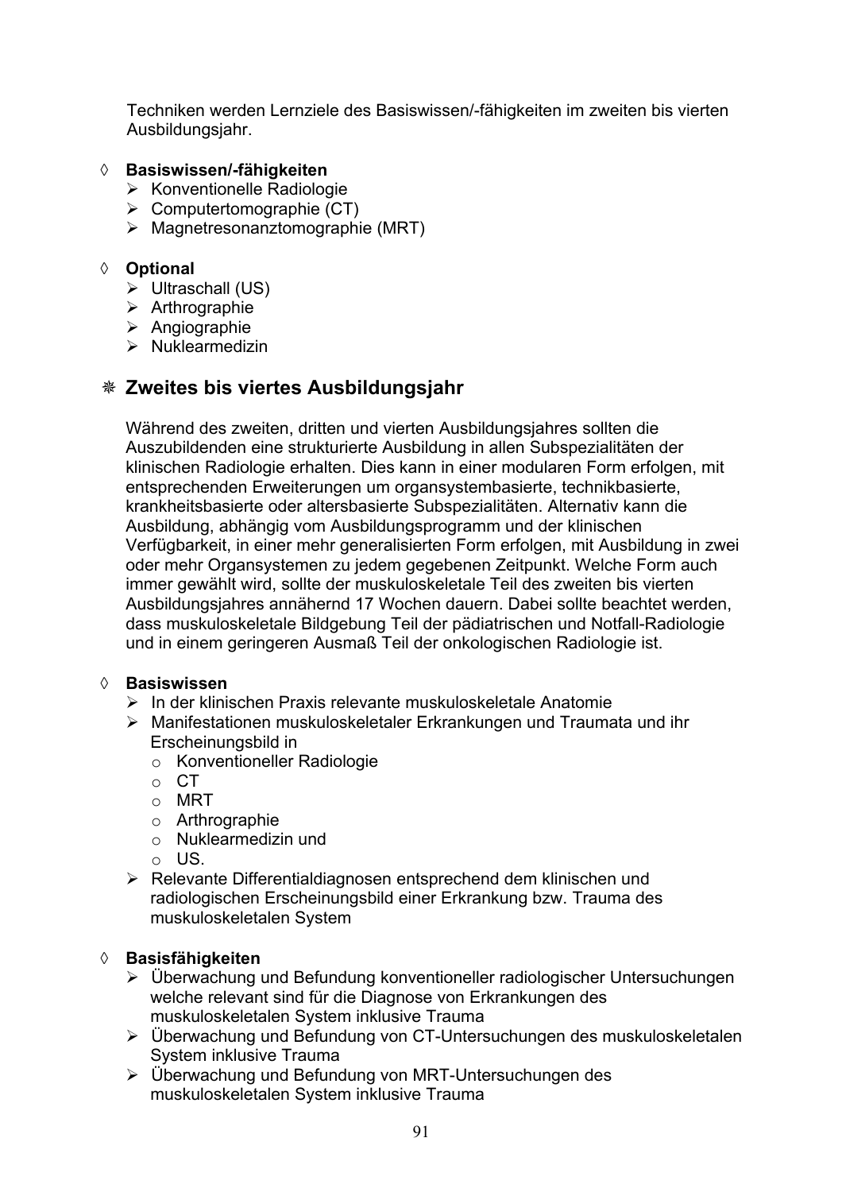Techniken werden Lernziele des Basiswissen/-fähigkeiten im zweiten bis vierten Ausbildungsjahr.

◊ **Basiswissen/-fähigkeiten**
- Konventionelle Radiologie
- Computertomographie (CT)
- Magnetresonanztomographie (MRT)

◊ **Optional**
- Ultraschall (US)
- Arthrographie
- Angiographie
- Nuklearmedizin

## ❈ Zweites bis viertes Ausbildungsjahr

Während des zweiten, dritten und vierten Ausbildungsjahres sollten die Auszubildenden eine strukturierte Ausbildung in allen Subspezialitäten der klinischen Radiologie erhalten. Dies kann in einer modularen Form erfolgen, mit entsprechenden Erweiterungen um organsystembasierte, technikbasierte, krankheitsbasierte oder altersbasierte Subspezialitäten. Alternativ kann die Ausbildung, abhängig vom Ausbildungsprogramm und der klinischen Verfügbarkeit, in einer mehr generalisierten Form erfolgen, mit Ausbildung in zwei oder mehr Organsystemen zu jedem gegebenen Zeitpunkt. Welche Form auch immer gewählt wird, sollte der muskuloskeletale Teil des zweiten bis vierten Ausbildungsjahres annähernd 17 Wochen dauern. Dabei sollte beachtet werden, dass muskuloskeletale Bildgebung Teil der pädiatrischen und Notfall-Radiologie und in einem geringeren Ausmaß Teil der onkologischen Radiologie ist.

◊ **Basiswissen**
- In der klinischen Praxis relevante muskuloskeletale Anatomie
- Manifestationen muskuloskeletaler Erkrankungen und Traumata und ihr Erscheinungsbild in
  - Konventioneller Radiologie
  - CT
  - MRT
  - Arthrographie
  - Nuklearmedizin und
  - US.
- Relevante Differentialdiagnosen entsprechend dem klinischen und radiologischen Erscheinungsbild einer Erkrankung bzw. Trauma des muskuloskeletalen System

◊ **Basisfähigkeiten**
- Überwachung und Befundung konventioneller radiologischer Untersuchungen welche relevant sind für die Diagnose von Erkrankungen des muskuloskeletalen System inklusive Trauma
- Überwachung und Befundung von CT-Untersuchungen des muskuloskeletalen System inklusive Trauma
- Überwachung und Befundung von MRT-Untersuchungen des muskuloskeletalen System inklusive Trauma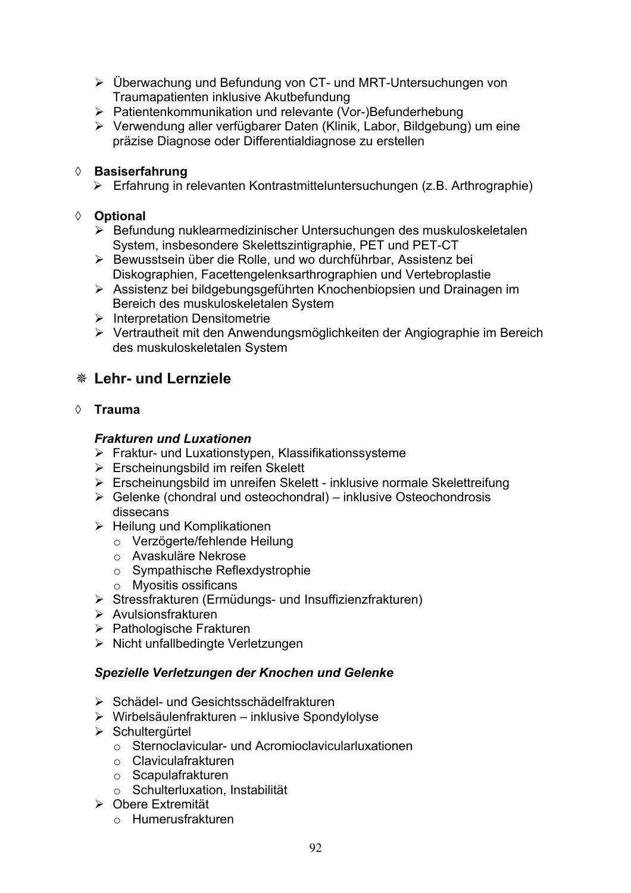- Überwachung und Befundung von CT- und MRT-Untersuchungen von Traumapatienten inklusive Akutbefundung
- Patientenkommunikation und relevante (Vor-)Befunderhebung
- Verwendung aller verfügbarer Daten (Klinik, Labor, Bildgebung) um eine präzise Diagnose oder Differentialdiagnose zu erstellen

◊ **Basiserfahrung**

- Erfahrung in relevanten Kontrastmitteluntersuchungen (z.B. Arthrographie)

◊ **Optional**

- Befundung nuklearmedizinischer Untersuchungen des muskuloskeletalen System, insbesondere Skelettszintigraphie, PET und PET-CT
- Bewusstsein über die Rolle, und wo durchführbar, Assistenz bei Diskographien, Facettengelenksarthrographien und Vertebroplastie
- Assistenz bei bildgebungsgeführten Knochenbiopsien und Drainagen im Bereich des muskuloskeletalen System
- Interpretation Densitometrie
- Vertrautheit mit den Anwendungsmöglichkeiten der Angiographie im Bereich des muskuloskeletalen System

## ❋ Lehr- und Lernziele

◊ **Trauma**

***Frakturen und Luxationen***

- Fraktur- und Luxationstypen, Klassifikationssysteme
- Erscheinungsbild im reifen Skelett
- Erscheinungsbild im unreifen Skelett - inklusive normale Skelettreifung
- Gelenke (chondral und osteochondral) – inklusive Osteochondrosis dissecans
- Heilung und Komplikationen
  - Verzögerte/fehlende Heilung
  - Avaskuläre Nekrose
  - Sympathische Reflexdystrophie
  - Myositis ossificans
- Stressfrakturen (Ermüdungs- und Insuffizienzfrakturen)
- Avulsionsfrakturen
- Pathologische Frakturen
- Nicht unfallbedingte Verletzungen

***Spezielle Verletzungen der Knochen und Gelenke***

- Schädel- und Gesichtsschädelfrakturen
- Wirbelsäulenfrakturen – inklusive Spondylolyse
- Schultergürtel
  - Sternoclavicular- und Acromioclavicularluxationen
  - Claviculafrakturen
  - Scapulafrakturen
  - Schulterluxation, Instabilität
- Obere Extremität
  - Humerusfrakturen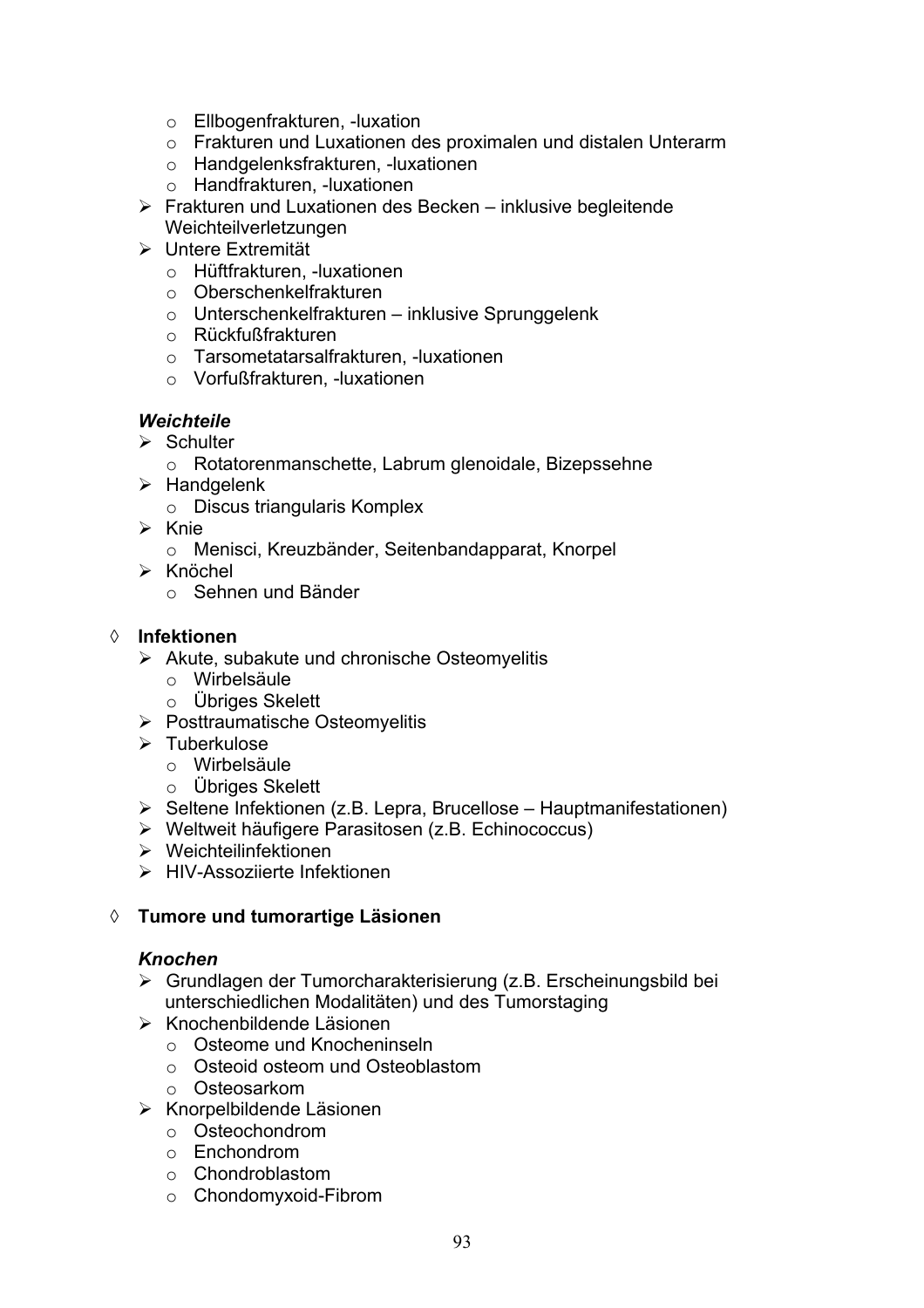- Ellbogenfrakturen, -luxation
    - Frakturen und Luxationen des proximalen und distalen Unterarm
    - Handgelenksfrakturen, -luxationen
    - Handfrakturen, -luxationen
  - Frakturen und Luxationen des Becken – inklusive begleitende Weichteilverletzungen
  - Untere Extremität
    - Hüftfrakturen, -luxationen
    - Oberschenkelfrakturen
    - Unterschenkelfrakturen – inklusive Sprunggelenk
    - Rückfußfrakturen
    - Tarsometatarsalfrakturen, -luxationen
    - Vorfußfrakturen, -luxationen

  ***Weichteile***

  - Schulter
    - Rotatorenmanschette, Labrum glenoidale, Bizepssehne
  - Handgelenk
    - Discus triangularis Komplex
  - Knie
    - Menisci, Kreuzbänder, Seitenbandapparat, Knorpel
  - Knöchel
    - Sehnen und Bänder

- **Infektionen**
  - Akute, subakute und chronische Osteomyelitis
    - Wirbelsäule
    - Übriges Skelett
  - Posttraumatische Osteomyelitis
  - Tuberkulose
    - Wirbelsäule
    - Übriges Skelett
  - Seltene Infektionen (z.B. Lepra, Brucellose – Hauptmanifestationen)
  - Weltweit häufigere Parasitosen (z.B. Echinococcus)
  - Weichteilinfektionen
  - HIV-Assoziierte Infektionen

- **Tumore und tumorartige Läsionen**

  ***Knochen***

  - Grundlagen der Tumorcharakterisierung (z.B. Erscheinungsbild bei unterschiedlichen Modalitäten) und des Tumorstaging
  - Knochenbildende Läsionen
    - Osteome und Knocheninseln
    - Osteoid osteom und Osteoblastom
    - Osteosarkom
  - Knorpelbildende Läsionen
    - Osteochondrom
    - Enchondrom
    - Chondroblastom
    - Chondomyxoid-Fibrom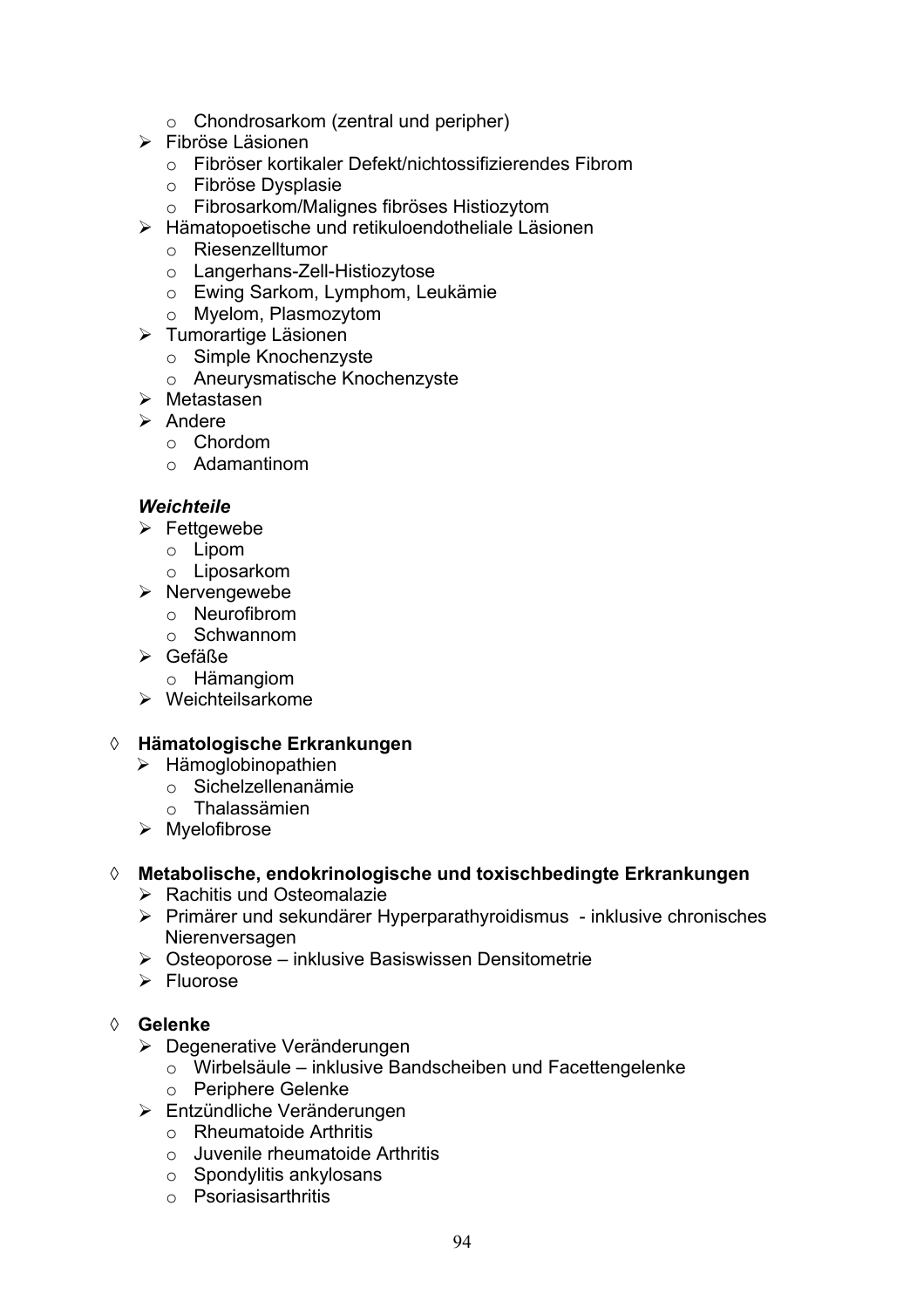- Chondrosarkom (zentral und peripher)
- Fibröse Läsionen
  - Fibröser kortikaler Defekt/nichtossifizierendes Fibrom
  - Fibröse Dysplasie
  - Fibrosarkom/Malignes fibröses Histiozytom
- Hämatopoetische und retikuloendotheliale Läsionen
  - Riesenzelltumor
  - Langerhans-Zell-Histiozytose
  - Ewing Sarkom, Lymphom, Leukämie
  - Myelom, Plasmozytom
- Tumorartige Läsionen
  - Simple Knochenzyste
  - Aneurysmatische Knochenzyste
- Metastasen
- Andere
  - Chordom
  - Adamantinom

***Weichteile***

- Fettgewebe
  - Lipom
  - Liposarkom
- Nervengewebe
  - Neurofibrom
  - Schwannom
- Gefäße
  - Hämangiom
- Weichteilsarkome

◊ **Hämatologische Erkrankungen**

- Hämoglobinopathien
  - Sichelzellenanämie
  - Thalassämien
- Myelofibrose

◊ **Metabolische, endokrinologische und toxischbedingte Erkrankungen**

- Rachitis und Osteomalazie
- Primärer und sekundärer Hyperparathyroidismus - inklusive chronisches Nierenversagen
- Osteoporose – inklusive Basiswissen Densitometrie
- Fluorose

◊ **Gelenke**

- Degenerative Veränderungen
  - Wirbelsäule – inklusive Bandscheiben und Facettengelenke
  - Periphere Gelenke
- Entzündliche Veränderungen
  - Rheumatoide Arthritis
  - Juvenile rheumatoide Arthritis
  - Spondylitis ankylosans
  - Psoriasisarthritis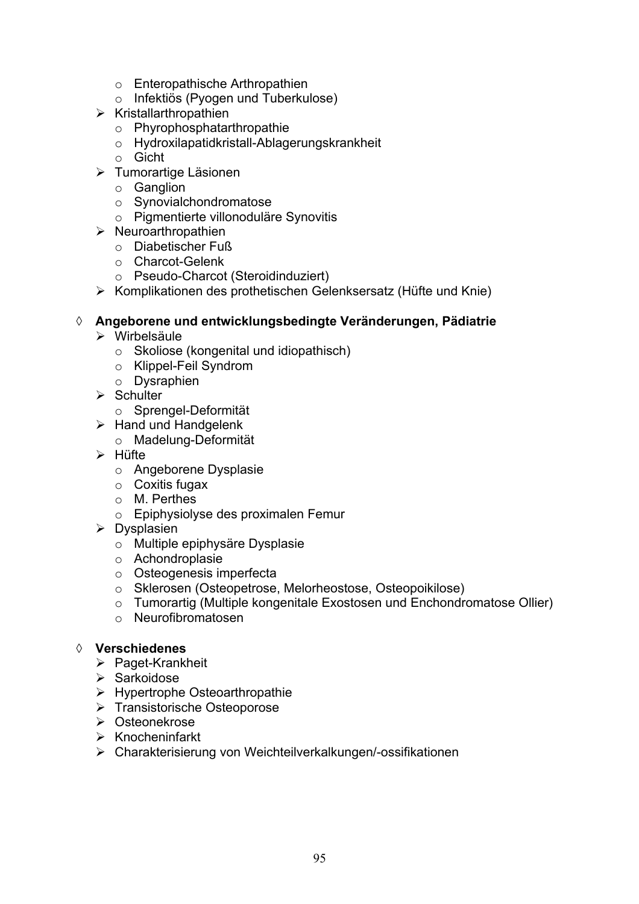- Enteropathische Arthropathien
- Infektiös (Pyogen und Tuberkulose)

- Kristallarthropathien
  - Phyrophosphatarthropathie
  - Hydroxilapatidkristall-Ablagerungskrankheit
  - Gicht
- Tumorartige Läsionen
  - Ganglion
  - Synovialchondromatose
  - Pigmentierte villonoduläre Synovitis
- Neuroarthropathien
  - Diabetischer Fuß
  - Charcot-Gelenk
  - Pseudo-Charcot (Steroidinduziert)
- Komplikationen des prothetischen Gelenksersatz (Hüfte und Knie)

◊ **Angeborene und entwicklungsbedingte Veränderungen, Pädiatrie**

- Wirbelsäule
  - Skoliose (kongenital und idiopathisch)
  - Klippel-Feil Syndrom
  - Dysraphien
- Schulter
  - Sprengel-Deformität
- Hand und Handgelenk
  - Madelung-Deformität
- Hüfte
  - Angeborene Dysplasie
  - Coxitis fugax
  - M. Perthes
  - Epiphysiolyse des proximalen Femur
- Dysplasien
  - Multiple epiphysäre Dysplasie
  - Achondroplasie
  - Osteogenesis imperfecta
  - Sklerosen (Osteopetrose, Melorheostose, Osteopoikilose)
  - Tumorartig (Multiple kongenitale Exostosen und Enchondromatose Ollier)
  - Neurofibromatosen

◊ **Verschiedenes**

- Paget-Krankheit
- Sarkoidose
- Hypertrophe Osteoarthropathie
- Transistorische Osteoporose
- Osteonekrose
- Knocheninfarkt
- Charakterisierung von Weichteilverkalkungen/-ossifikationen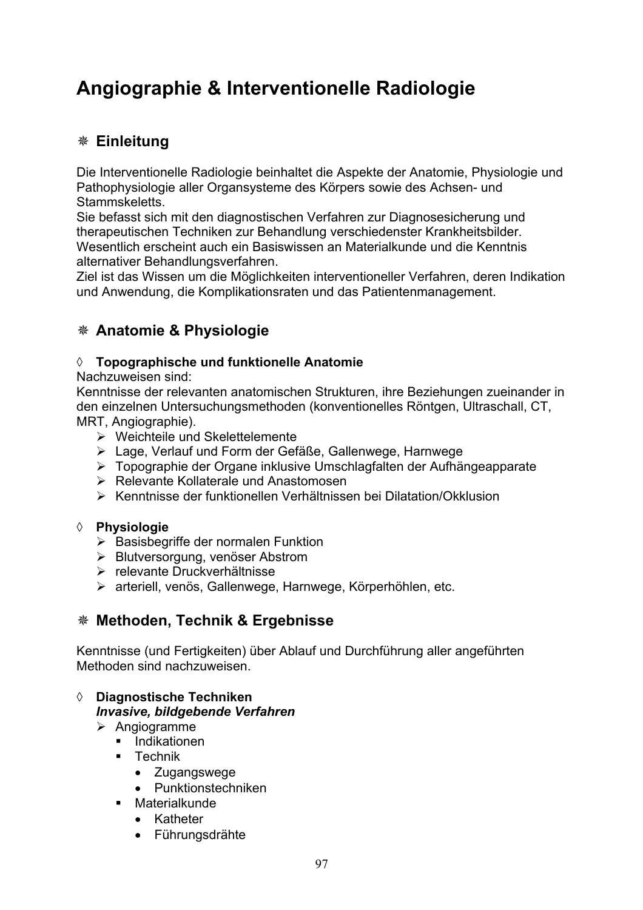# Angiographie & Interventionelle Radiologie

## ❋ Einleitung

Die Interventionelle Radiologie beinhaltet die Aspekte der Anatomie, Physiologie und Pathophysiologie aller Organsysteme des Körpers sowie des Achsen- und Stammskeletts.
Sie befasst sich mit den diagnostischen Verfahren zur Diagnosesicherung und therapeutischen Techniken zur Behandlung verschiedenster Krankheitsbilder.
Wesentlich erscheint auch ein Basiswissen an Materialkunde und die Kenntnis alternativer Behandlungsverfahren.
Ziel ist das Wissen um die Möglichkeiten interventioneller Verfahren, deren Indikation und Anwendung, die Komplikationsraten und das Patientenmanagement.

## ❋ Anatomie & Physiologie

◊ **Topographische und funktionelle Anatomie**
Nachzuweisen sind:
Kenntnisse der relevanten anatomischen Strukturen, ihre Beziehungen zueinander in den einzelnen Untersuchungsmethoden (konventionelles Röntgen, Ultraschall, CT, MRT, Angiographie).

- Weichteile und Skelettelemente
- Lage, Verlauf und Form der Gefäße, Gallenwege, Harnwege
- Topographie der Organe inklusive Umschlagfalten der Aufhängeapparate
- Relevante Kollaterale und Anastomosen
- Kenntnisse der funktionellen Verhältnissen bei Dilatation/Okklusion

◊ **Physiologie**

- Basisbegriffe der normalen Funktion
- Blutversorgung, venöser Abstrom
- relevante Druckverhältnisse
- arteriell, venös, Gallenwege, Harnwege, Körperhöhlen, etc.

## ❋ Methoden, Technik & Ergebnisse

Kenntnisse (und Fertigkeiten) über Ablauf und Durchführung aller angeführten Methoden sind nachzuweisen.

◊ **Diagnostische Techniken**
***Invasive, bildgebende Verfahren***

- Angiogramme
  - Indikationen
  - Technik
    - Zugangswege
    - Punktionstechniken
  - Materialkunde
    - Katheter
    - Führungsdrähte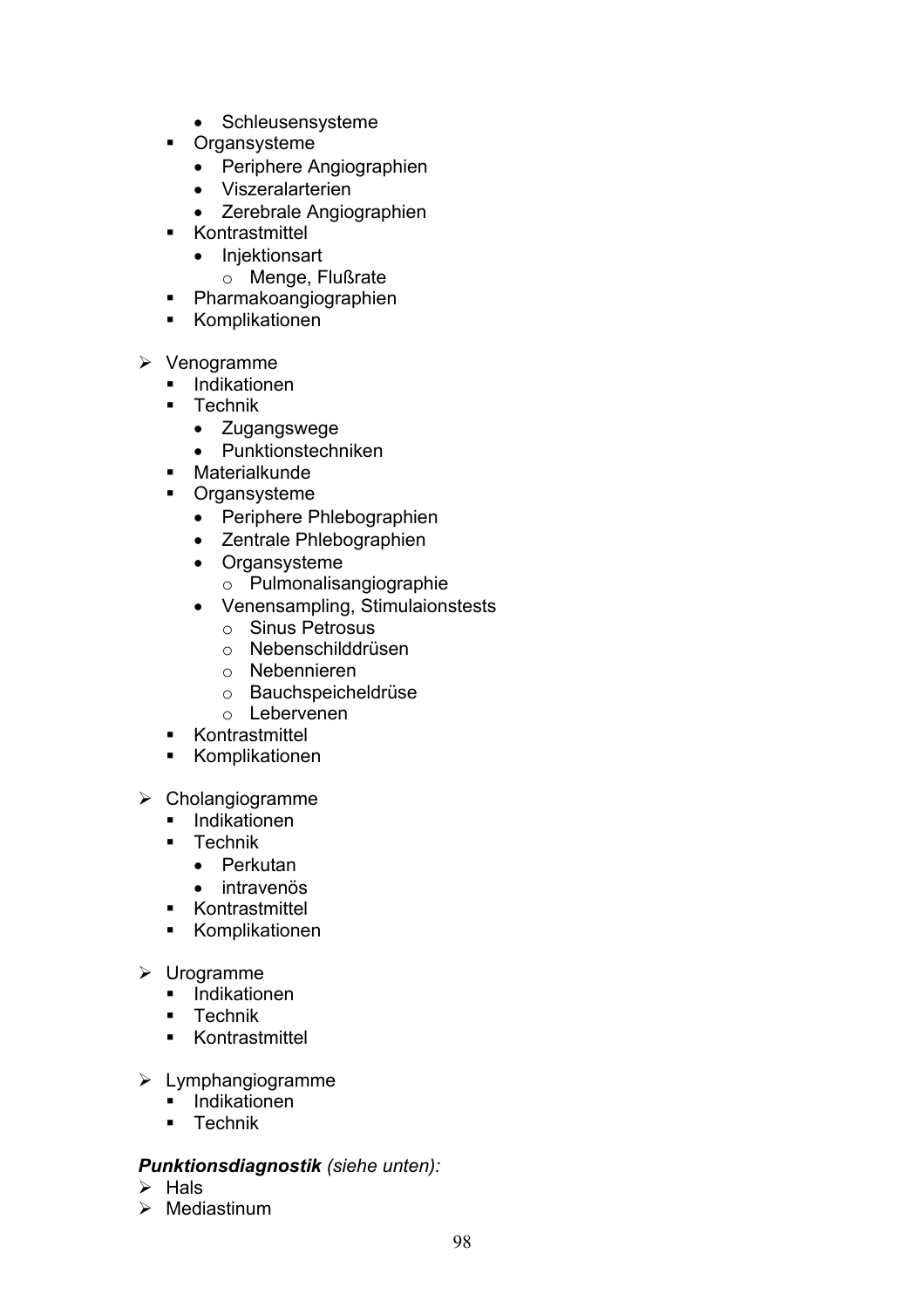- Schleusensysteme
  - Organsysteme
    - Periphere Angiographien
    - Viszeralarterien
    - Zerebrale Angiographien
  - Kontrastmittel
    - Injektionsart
      - Menge, Flußrate
  - Pharmakoangiographien
  - Komplikationen

- Venogramme
  - Indikationen
  - Technik
    - Zugangswege
    - Punktionstechniken
  - Materialkunde
  - Organsysteme
    - Periphere Phlebographien
    - Zentrale Phlebographien
    - Organsysteme
      - Pulmonalisangiographie
    - Venensampling, Stimulaionstests
      - Sinus Petrosus
      - Nebenschilddrüsen
      - Nebennieren
      - Bauchspeicheldrüse
      - Lebervenen
  - Kontrastmittel
  - Komplikationen

- Cholangiogramme
  - Indikationen
  - Technik
    - Perkutan
    - intravenös
  - Kontrastmittel
  - Komplikationen

- Urogramme
  - Indikationen
  - Technik
  - Kontrastmittel

- Lymphangiogramme
  - Indikationen
  - Technik

***Punktionsdiagnostik*** *(siehe unten):*

- Hals
- Mediastinum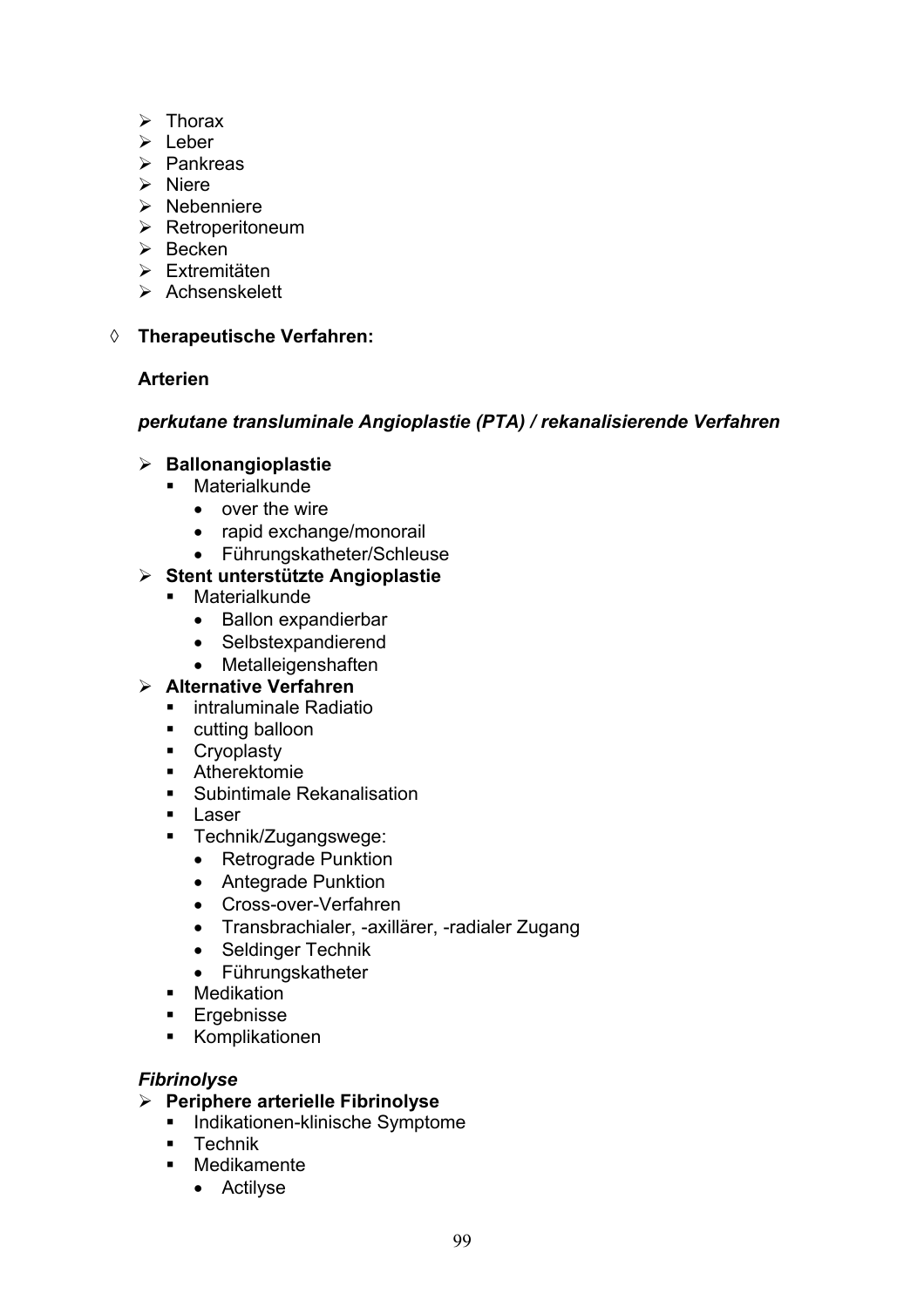- Thorax
- Leber
- Pankreas
- Niere
- Nebenniere
- Retroperitoneum
- Becken
- Extremitäten
- Achsenskelett

◊ **Therapeutische Verfahren:**

**Arterien**

***perkutane transluminale Angioplastie (PTA) / rekanalisierende Verfahren***

- **Ballonangioplastie**
  - Materialkunde
    - over the wire
    - rapid exchange/monorail
    - Führungskatheter/Schleuse
- **Stent unterstützte Angioplastie**
  - Materialkunde
    - Ballon expandierbar
    - Selbstexpandierend
    - Metalleigenshaften
- **Alternative Verfahren**
  - intraluminale Radiatio
  - cutting balloon
  - Cryoplasty
  - Atherektomie
  - Subintimale Rekanalisation
  - Laser
  - Technik/Zugangswege:
    - Retrograde Punktion
    - Antegrade Punktion
    - Cross-over-Verfahren
    - Transbrachialer, -axillärer, -radialer Zugang
    - Seldinger Technik
    - Führungskatheter
  - Medikation
  - Ergebnisse
  - Komplikationen

***Fibrinolyse***

- **Periphere arterielle Fibrinolyse**
  - Indikationen-klinische Symptome
  - Technik
  - Medikamente
    - Actilyse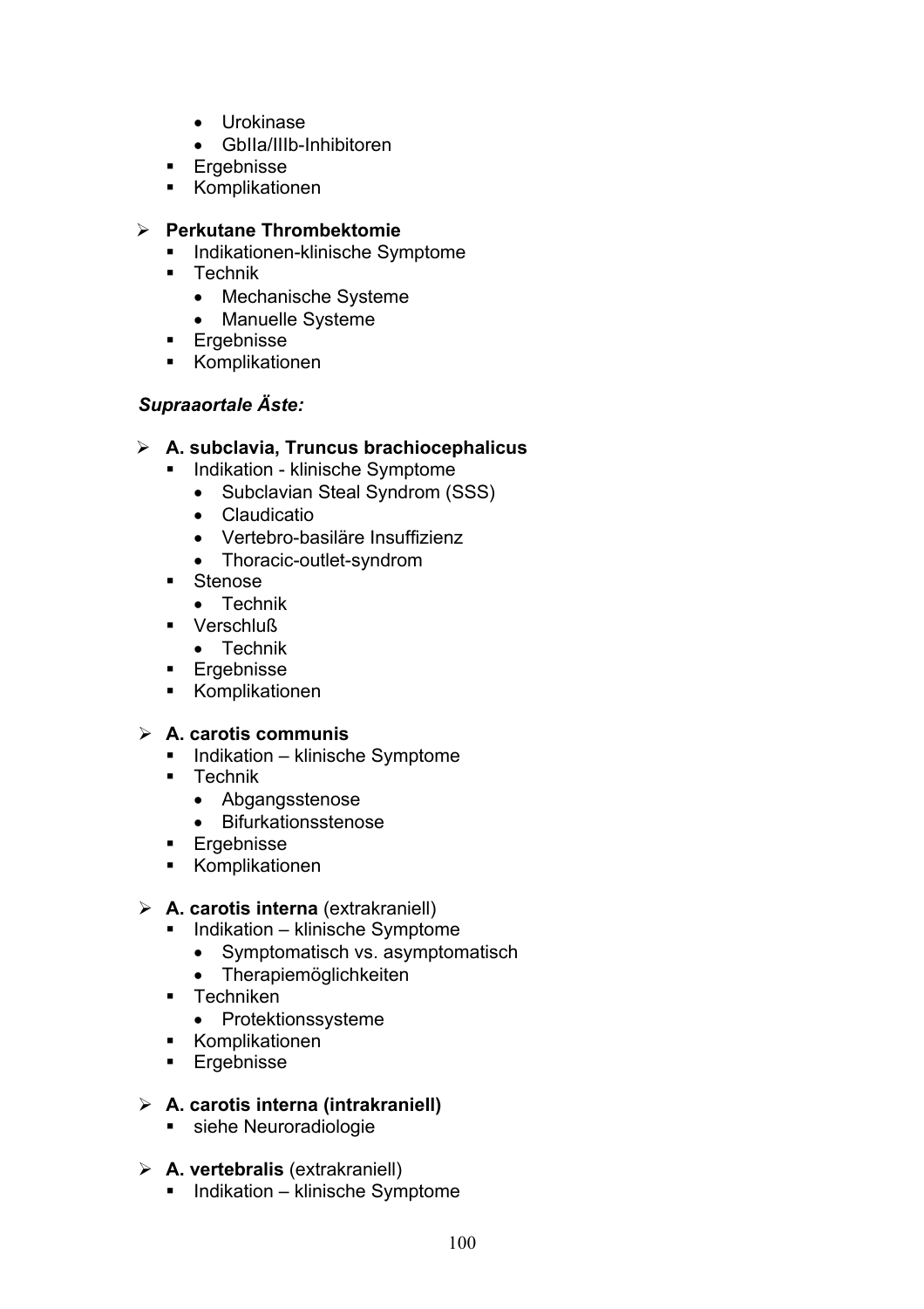- Urokinase
        - GbIIa/IIIb-Inhibitoren
    - Ergebnisse
    - Komplikationen

- **Perkutane Thrombektomie**
    - Indikationen-klinische Symptome
    - Technik
        - Mechanische Systeme
        - Manuelle Systeme
    - Ergebnisse
    - Komplikationen

***Supraaortale Äste:***

- **A. subclavia, Truncus brachiocephalicus**
    - Indikation - klinische Symptome
        - Subclavian Steal Syndrom (SSS)
        - Claudicatio
        - Vertebro-basiläre Insuffizienz
        - Thoracic-outlet-syndrom
    - Stenose
        - Technik
    - Verschluß
        - Technik
    - Ergebnisse
    - Komplikationen

- **A. carotis communis**
    - Indikation – klinische Symptome
    - Technik
        - Abgangsstenose
        - Bifurkationsstenose
    - Ergebnisse
    - Komplikationen

- **A. carotis interna** (extrakraniell)
    - Indikation – klinische Symptome
        - Symptomatisch vs. asymptomatisch
        - Therapiemöglichkeiten
    - Techniken
        - Protektionssysteme
    - Komplikationen
    - Ergebnisse

- **A. carotis interna (intrakraniell)**
    - siehe Neuroradiologie

- **A. vertebralis** (extrakraniell)
    - Indikation – klinische Symptome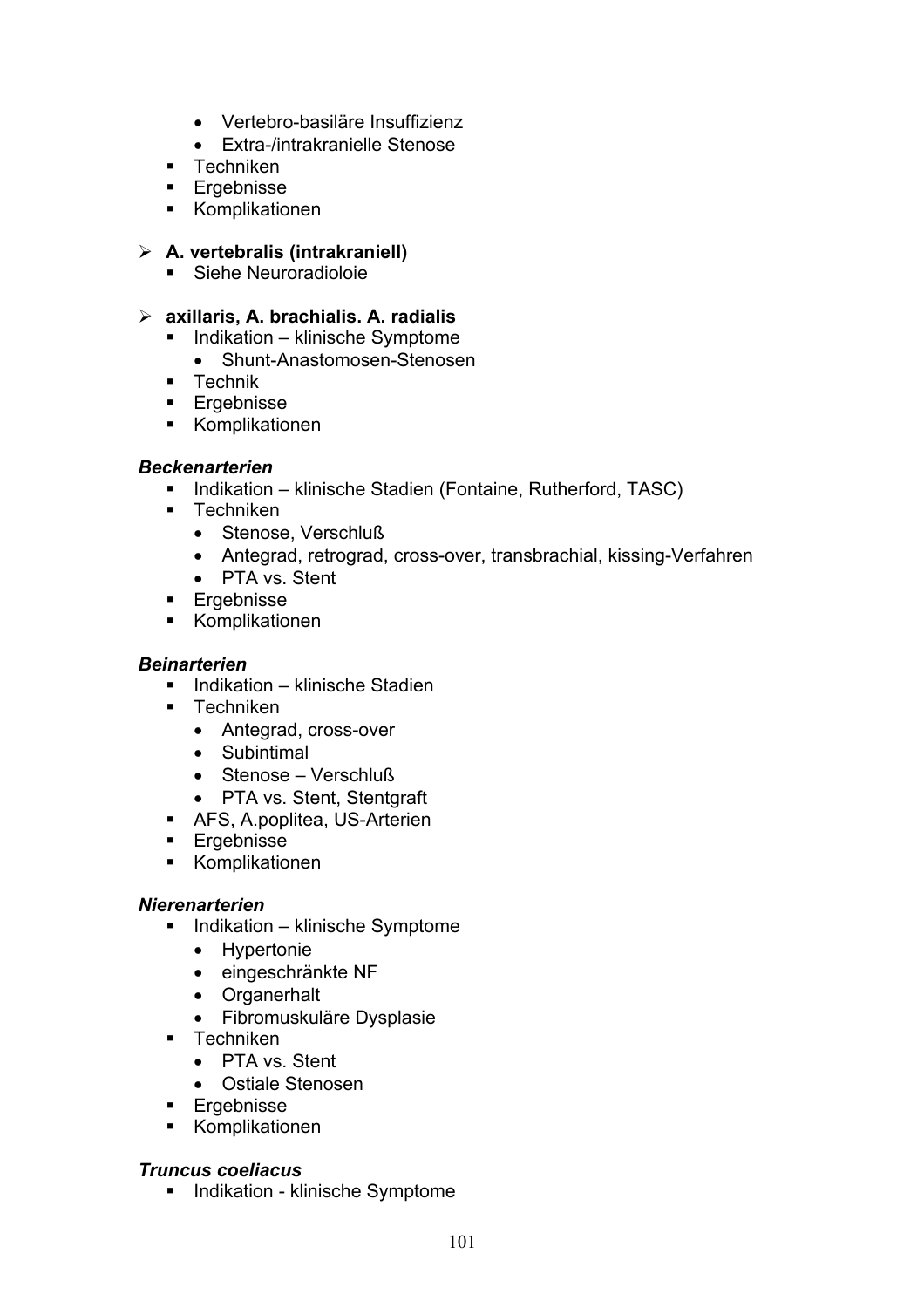- Vertebro-basiläre Insuffizienz
        - Extra-/intrakranielle Stenose
    - Techniken
    - Ergebnisse
    - Komplikationen

- **A. vertebralis (intrakraniell)**
    - Siehe Neuroradioloie

- **axillaris, A. brachialis. A. radialis**
    - Indikation – klinische Symptome
        - Shunt-Anastomosen-Stenosen
    - Technik
    - Ergebnisse
    - Komplikationen

***Beckenarterien***

- Indikation – klinische Stadien (Fontaine, Rutherford, TASC)
- Techniken
    - Stenose, Verschluß
    - Antegrad, retrograd, cross-over, transbrachial, kissing-Verfahren
    - PTA vs. Stent
- Ergebnisse
- Komplikationen

***Beinarterien***

- Indikation – klinische Stadien
- Techniken
    - Antegrad, cross-over
    - Subintimal
    - Stenose – Verschluß
    - PTA vs. Stent, Stentgraft
- AFS, A.poplitea, US-Arterien
- Ergebnisse
- Komplikationen

***Nierenarterien***

- Indikation – klinische Symptome
    - Hypertonie
    - eingeschränkte NF
    - Organerhalt
    - Fibromuskuläre Dysplasie
- Techniken
    - PTA vs. Stent
    - Ostiale Stenosen
- Ergebnisse
- Komplikationen

***Truncus coeliacus***

- Indikation - klinische Symptome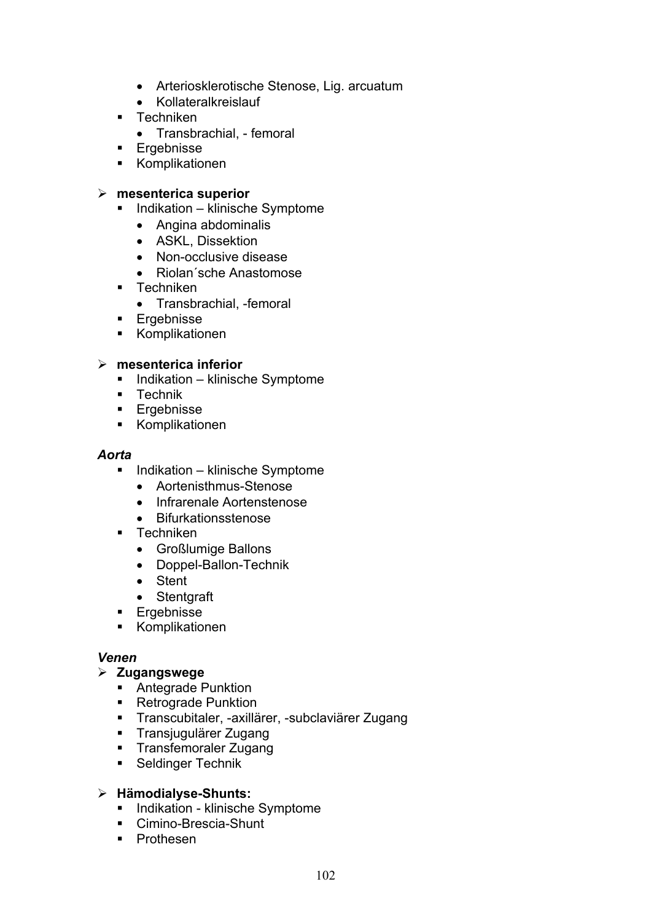- Arteriosklerotische Stenose, Lig. arcuatum
- Kollateralkreislauf
- Techniken
  - Transbrachial, - femoral
- Ergebnisse
- Komplikationen

- **mesenterica superior**
  - Indikation – klinische Symptome
    - Angina abdominalis
    - ASKL, Dissektion
    - Non-occlusive disease
    - Riolan´sche Anastomose
  - Techniken
    - Transbrachial, -femoral
  - Ergebnisse
  - Komplikationen

- **mesenterica inferior**
  - Indikation – klinische Symptome
  - Technik
  - Ergebnisse
  - Komplikationen

***Aorta***

- Indikation – klinische Symptome
  - Aortenisthmus-Stenose
  - Infrarenale Aortenstenose
  - Bifurkationsstenose
- Techniken
  - Großlumige Ballons
  - Doppel-Ballon-Technik
  - Stent
  - Stentgraft
- Ergebnisse
- Komplikationen

***Venen***

- **Zugangswege**
  - Antegrade Punktion
  - Retrograde Punktion
  - Transcubitaler, -axillärer, -subclaviärer Zugang
  - Transjugulärer Zugang
  - Transfemoraler Zugang
  - Seldinger Technik

- **Hämodialyse-Shunts:**
  - Indikation - klinische Symptome
  - Cimino-Brescia-Shunt
  - Prothesen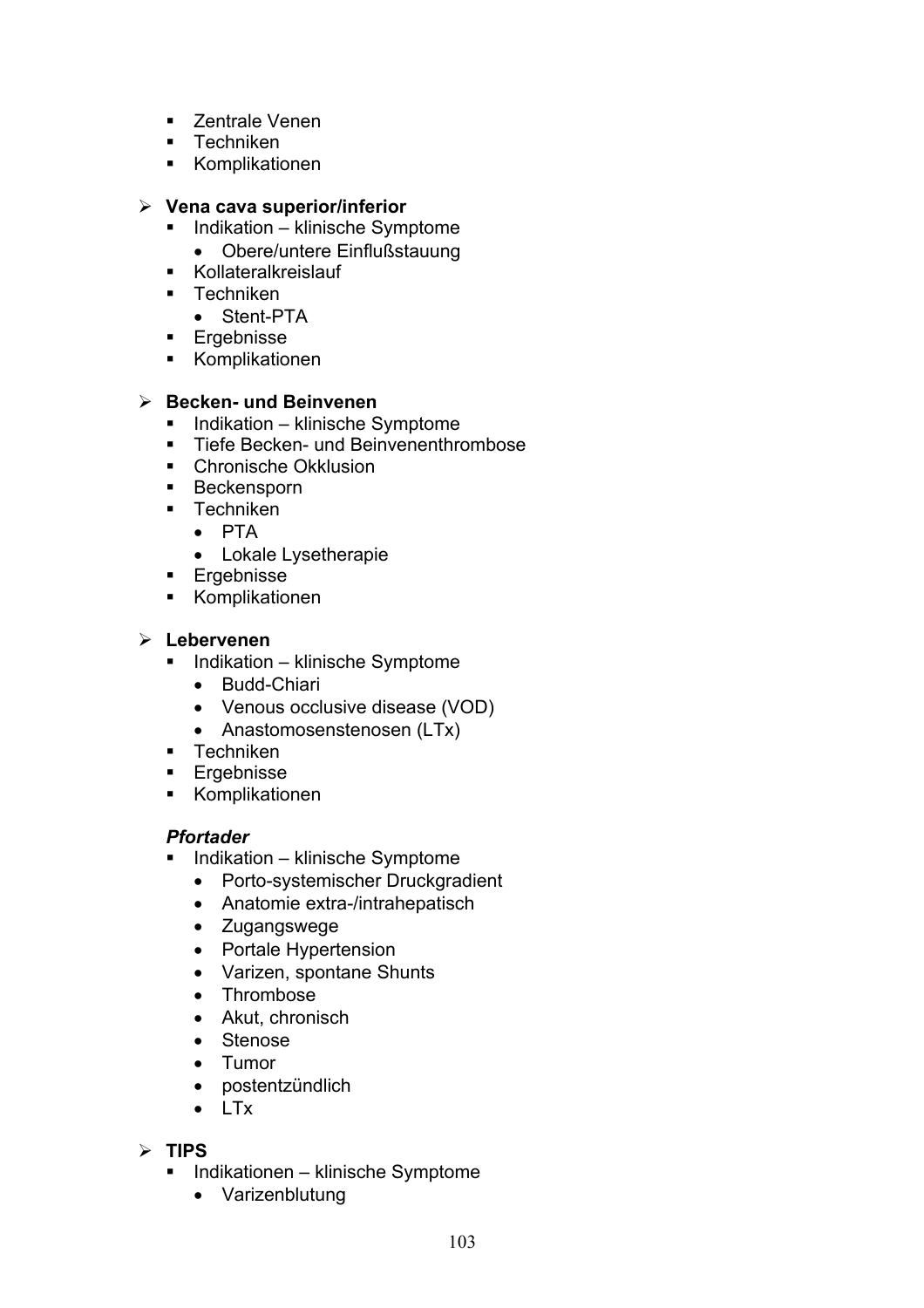- Zentrale Venen
  - Techniken
  - Komplikationen

- **Vena cava superior/inferior**
  - Indikation – klinische Symptome
    - Obere/untere Einflußstauung
  - Kollateralkreislauf
  - Techniken
    - Stent-PTA
  - Ergebnisse
  - Komplikationen

- **Becken- und Beinvenen**
  - Indikation – klinische Symptome
  - Tiefe Becken- und Beinvenenthrombose
  - Chronische Okklusion
  - Beckensporn
  - Techniken
    - PTA
    - Lokale Lysetherapie
  - Ergebnisse
  - Komplikationen

- **Lebervenen**
  - Indikation – klinische Symptome
    - Budd-Chiari
    - Venous occlusive disease (VOD)
    - Anastomosenstenosen (LTx)
  - Techniken
  - Ergebnisse
  - Komplikationen

  ***Pfortader***
  - Indikation – klinische Symptome
    - Porto-systemischer Druckgradient
    - Anatomie extra-/intrahepatisch
    - Zugangswege
    - Portale Hypertension
    - Varizen, spontane Shunts
    - Thrombose
    - Akut, chronisch
    - Stenose
    - Tumor
    - postentzündlich
    - LTx

- **TIPS**
  - Indikationen – klinische Symptome
    - Varizenblutung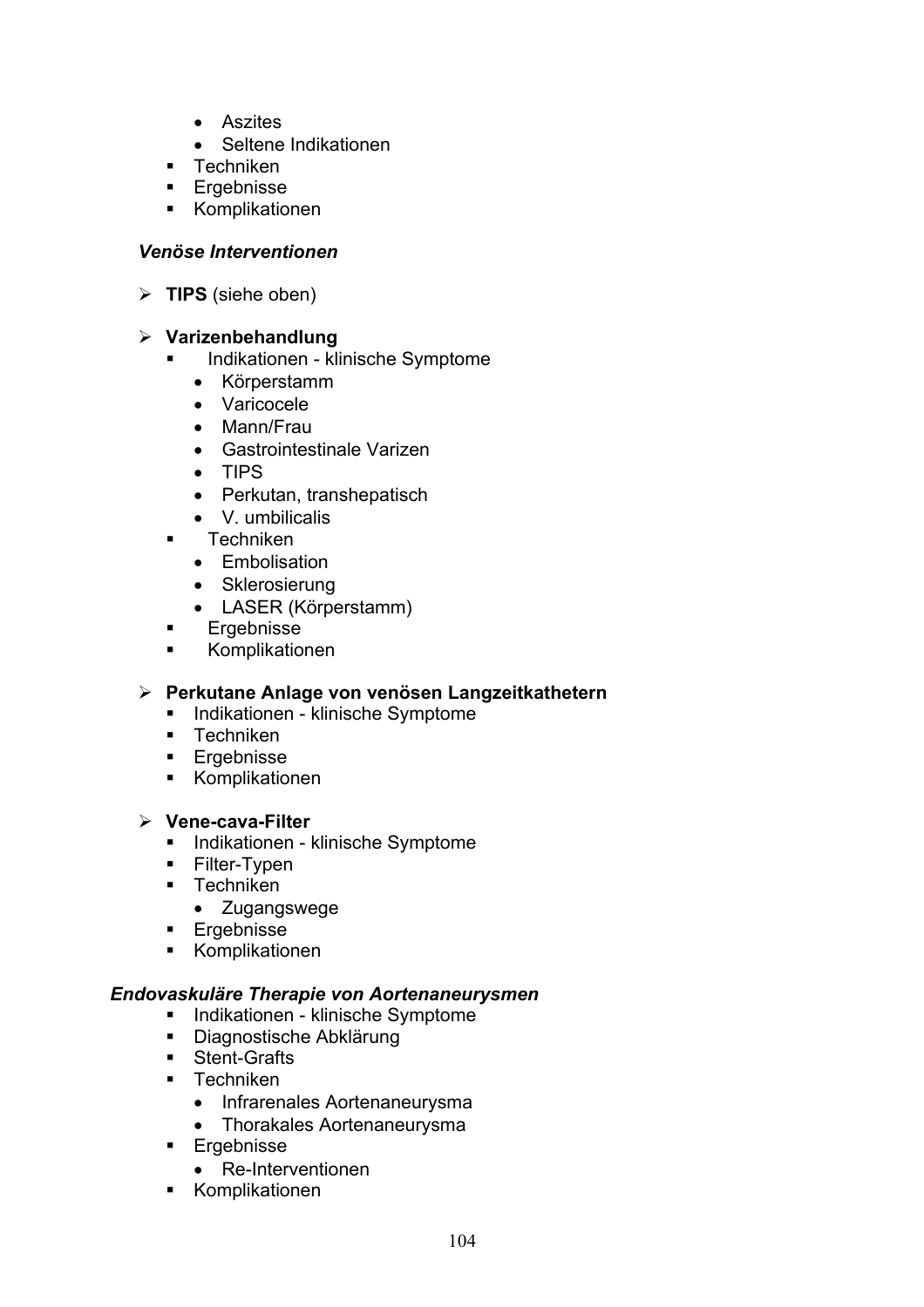- Aszites
    - Seltene Indikationen
  - Techniken
  - Ergebnisse
  - Komplikationen

*__Venöse Interventionen__*

- **TIPS** (siehe oben)

- **Varizenbehandlung**
  - Indikationen - klinische Symptome
    - Körperstamm
    - Varicocele
    - Mann/Frau
    - Gastrointestinale Varizen
    - TIPS
    - Perkutan, transhepatisch
    - V. umbilicalis
  - Techniken
    - Embolisation
    - Sklerosierung
    - LASER (Körperstamm)
  - Ergebnisse
  - Komplikationen

- **Perkutane Anlage von venösen Langzeitkathetern**
  - Indikationen - klinische Symptome
  - Techniken
  - Ergebnisse
  - Komplikationen

- **Vene-cava-Filter**
  - Indikationen - klinische Symptome
  - Filter-Typen
  - Techniken
    - Zugangswege
  - Ergebnisse
  - Komplikationen

*__Endovaskuläre Therapie von Aortenaneurysmen__*

- Indikationen - klinische Symptome
- Diagnostische Abklärung
- Stent-Grafts
- Techniken
  - Infrarenales Aortenaneurysma
  - Thorakales Aortenaneurysma
- Ergebnisse
  - Re-Interventionen
- Komplikationen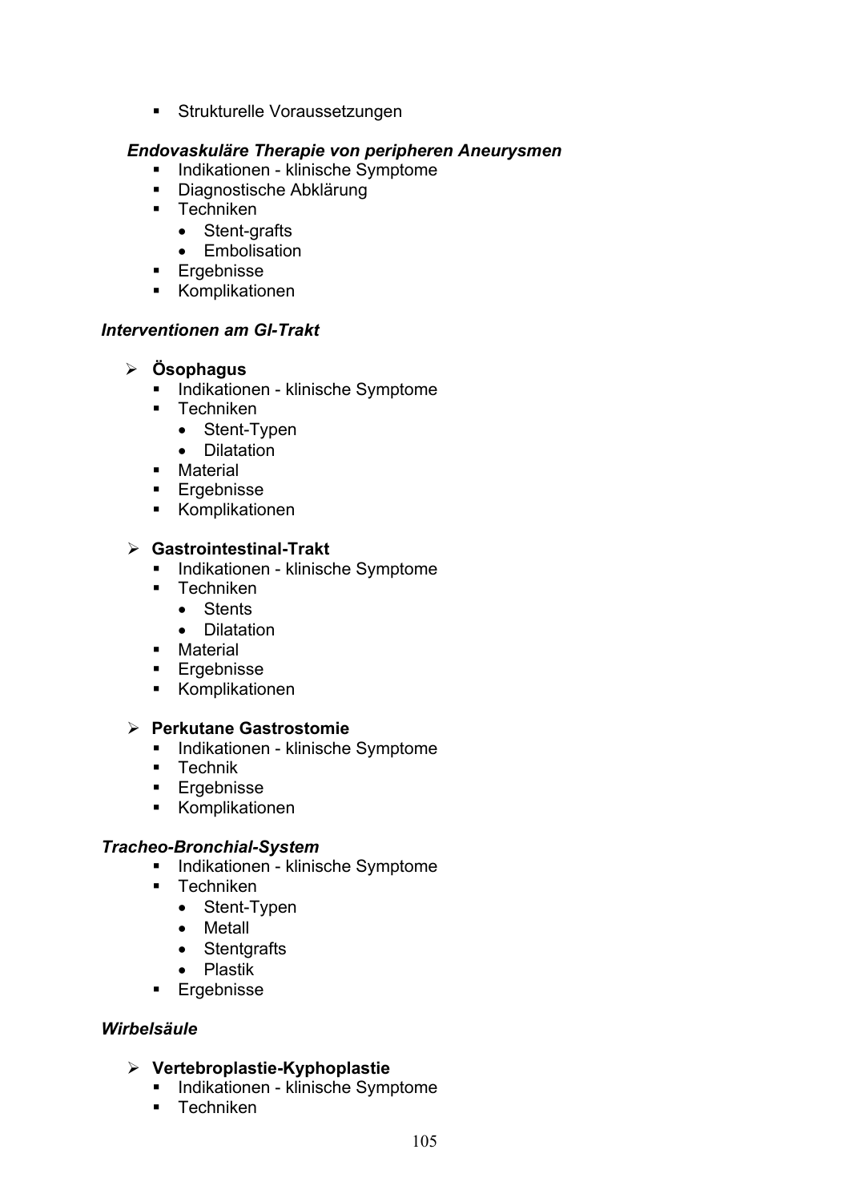- Strukturelle Voraussetzungen

***Endovaskuläre Therapie von peripheren Aneurysmen***

- Indikationen - klinische Symptome
- Diagnostische Abklärung
- Techniken
  - Stent-grafts
  - Embolisation
- Ergebnisse
- Komplikationen

***Interventionen am GI-Trakt***

- **Ösophagus**
  - Indikationen - klinische Symptome
  - Techniken
    - Stent-Typen
    - Dilatation
  - Material
  - Ergebnisse
  - Komplikationen

- **Gastrointestinal-Trakt**
  - Indikationen - klinische Symptome
  - Techniken
    - Stents
    - Dilatation
  - Material
  - Ergebnisse
  - Komplikationen

- **Perkutane Gastrostomie**
  - Indikationen - klinische Symptome
  - Technik
  - Ergebnisse
  - Komplikationen

***Tracheo-Bronchial-System***

- Indikationen - klinische Symptome
- Techniken
  - Stent-Typen
  - Metall
  - Stentgrafts
  - Plastik
- Ergebnisse

***Wirbelsäule***

- **Vertebroplastie-Kyphoplastie**
  - Indikationen - klinische Symptome
  - Techniken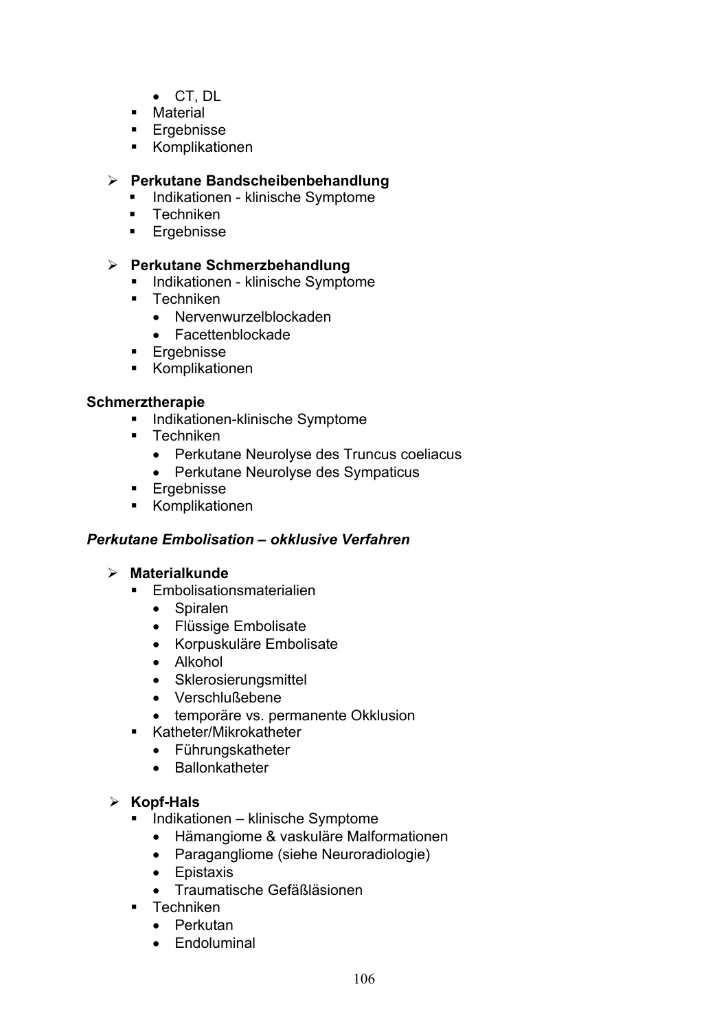- CT, DL
    - Material
    - Ergebnisse
    - Komplikationen

- **Perkutane Bandscheibenbehandlung**
    - Indikationen - klinische Symptome
    - Techniken
    - Ergebnisse

- **Perkutane Schmerzbehandlung**
    - Indikationen - klinische Symptome
    - Techniken
        - Nervenwurzelblockaden
        - Facettenblockade
    - Ergebnisse
    - Komplikationen

**Schmerztherapie**

- Indikationen-klinische Symptome
- Techniken
    - Perkutane Neurolyse des Truncus coeliacus
    - Perkutane Neurolyse des Sympaticus
- Ergebnisse
- Komplikationen

***Perkutane Embolisation – okklusive Verfahren***

- **Materialkunde**
    - Embolisationsmaterialien
        - Spiralen
        - Flüssige Embolisate
        - Korpuskuläre Embolisate
        - Alkohol
        - Sklerosierungsmittel
        - Verschlußebene
        - temporäre vs. permanente Okklusion
    - Katheter/Mikrokatheter
        - Führungskatheter
        - Ballonkatheter

- **Kopf-Hals**
    - Indikationen – klinische Symptome
        - Hämangiome & vaskuläre Malformationen
        - Paragangliome (siehe Neuroradiologie)
        - Epistaxis
        - Traumatische Gefäßläsionen
    - Techniken
        - Perkutan
        - Endoluminal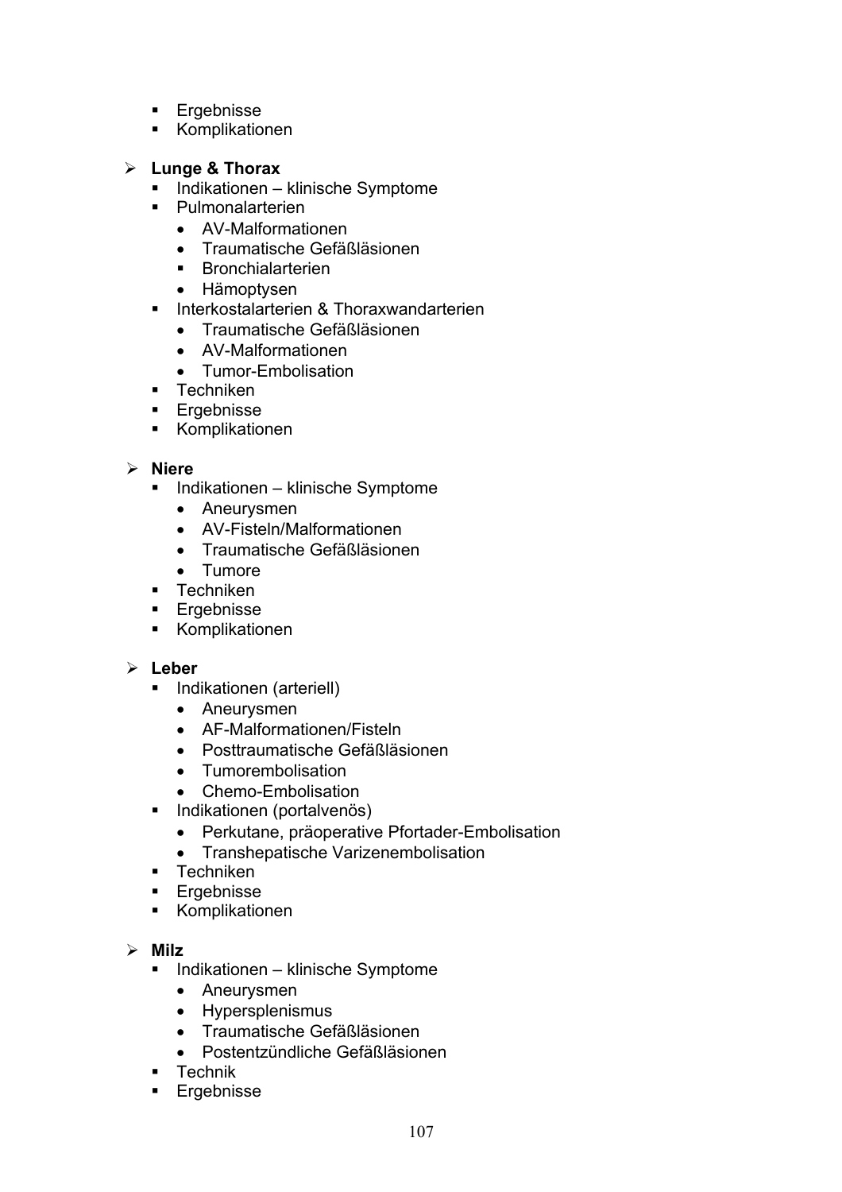- Ergebnisse
- Komplikationen

- **Lunge & Thorax**
  - Indikationen – klinische Symptome
  - Pulmonalarterien
    - AV-Malformationen
    - Traumatische Gefäßläsionen
    - Bronchialarterien
    - Hämoptysen
  - Interkostalarterien & Thoraxwandarterien
    - Traumatische Gefäßläsionen
    - AV-Malformationen
    - Tumor-Embolisation
  - Techniken
  - Ergebnisse
  - Komplikationen

- **Niere**
  - Indikationen – klinische Symptome
    - Aneurysmen
    - AV-Fisteln/Malformationen
    - Traumatische Gefäßläsionen
    - Tumore
  - Techniken
  - Ergebnisse
  - Komplikationen

- **Leber**
  - Indikationen (arteriell)
    - Aneurysmen
    - AF-Malformationen/Fisteln
    - Posttraumatische Gefäßläsionen
    - Tumorembolisation
    - Chemo-Embolisation
  - Indikationen (portalvenös)
    - Perkutane, präoperative Pfortader-Embolisation
    - Transhepatische Varizenembolisation
  - Techniken
  - Ergebnisse
  - Komplikationen

- **Milz**
  - Indikationen – klinische Symptome
    - Aneurysmen
    - Hypersplenismus
    - Traumatische Gefäßläsionen
    - Postentzündliche Gefäßläsionen
  - Technik
  - Ergebnisse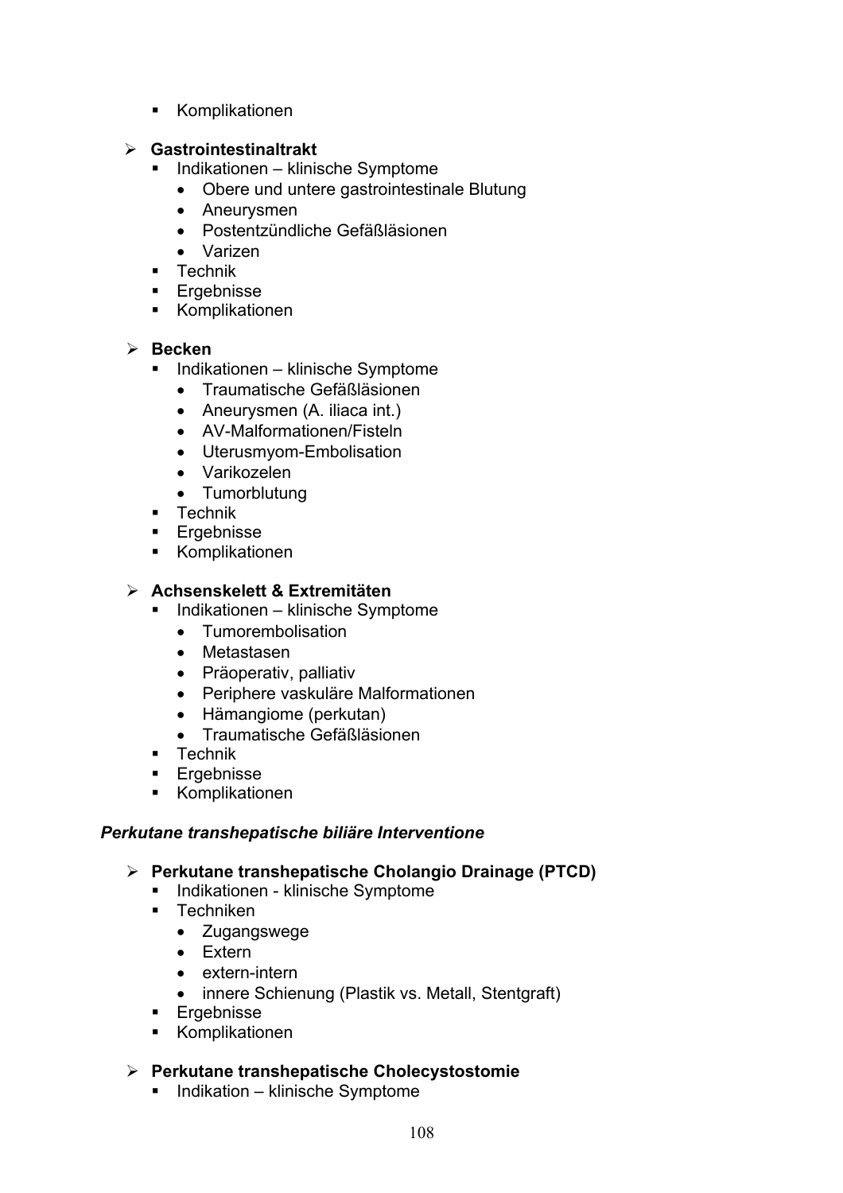- Komplikationen

- **Gastrointestinaltrakt**
  - Indikationen – klinische Symptome
    - Obere und untere gastrointestinale Blutung
    - Aneurysmen
    - Postentzündliche Gefäßläsionen
    - Varizen
  - Technik
  - Ergebnisse
  - Komplikationen

- **Becken**
  - Indikationen – klinische Symptome
    - Traumatische Gefäßläsionen
    - Aneurysmen (A. iliaca int.)
    - AV-Malformationen/Fisteln
    - Uterusmyom-Embolisation
    - Varikozelen
    - Tumorblutung
  - Technik
  - Ergebnisse
  - Komplikationen

- **Achsenskelett & Extremitäten**
  - Indikationen – klinische Symptome
    - Tumorembolisation
    - Metastasen
    - Präoperativ, palliativ
    - Periphere vaskuläre Malformationen
    - Hämangiome (perkutan)
    - Traumatische Gefäßläsionen
  - Technik
  - Ergebnisse
  - Komplikationen

***Perkutane transhepatische biliäre Interventione***

- **Perkutane transhepatische Cholangio Drainage (PTCD)**
  - Indikationen - klinische Symptome
  - Techniken
    - Zugangswege
    - Extern
    - extern-intern
    - innere Schienung (Plastik vs. Metall, Stentgraft)
  - Ergebnisse
  - Komplikationen

- **Perkutane transhepatische Cholecystostomie**
  - Indikation – klinische Symptome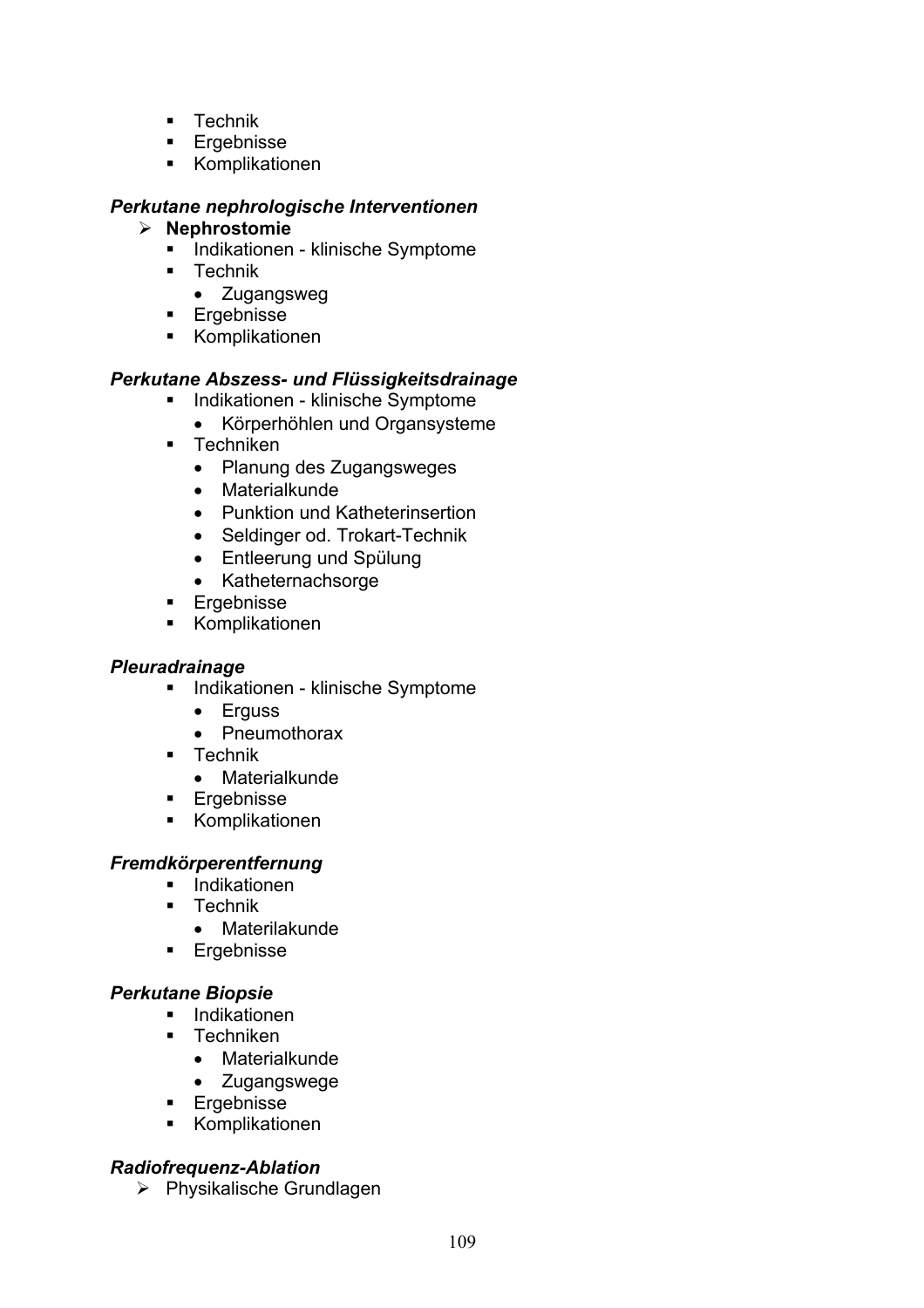- Technik
- Ergebnisse
- Komplikationen

***Perkutane nephrologische Interventionen***

- **Nephrostomie**
  - Indikationen - klinische Symptome
  - Technik
    - Zugangsweg
  - Ergebnisse
  - Komplikationen

***Perkutane Abszess- und Flüssigkeitsdrainage***

- Indikationen - klinische Symptome
  - Körperhöhlen und Organsysteme
- Techniken
  - Planung des Zugangsweges
  - Materialkunde
  - Punktion und Katheterinsertion
  - Seldinger od. Trokart-Technik
  - Entleerung und Spülung
  - Katheternachsorge
- Ergebnisse
- Komplikationen

***Pleuradrainage***

- Indikationen - klinische Symptome
  - Erguss
  - Pneumothorax
- Technik
  - Materialkunde
- Ergebnisse
- Komplikationen

***Fremdkörperentfernung***

- Indikationen
- Technik
  - Materilakunde
- Ergebnisse

***Perkutane Biopsie***

- Indikationen
- Techniken
  - Materialkunde
  - Zugangswege
- Ergebnisse
- Komplikationen

***Radiofrequenz-Ablation***

- Physikalische Grundlagen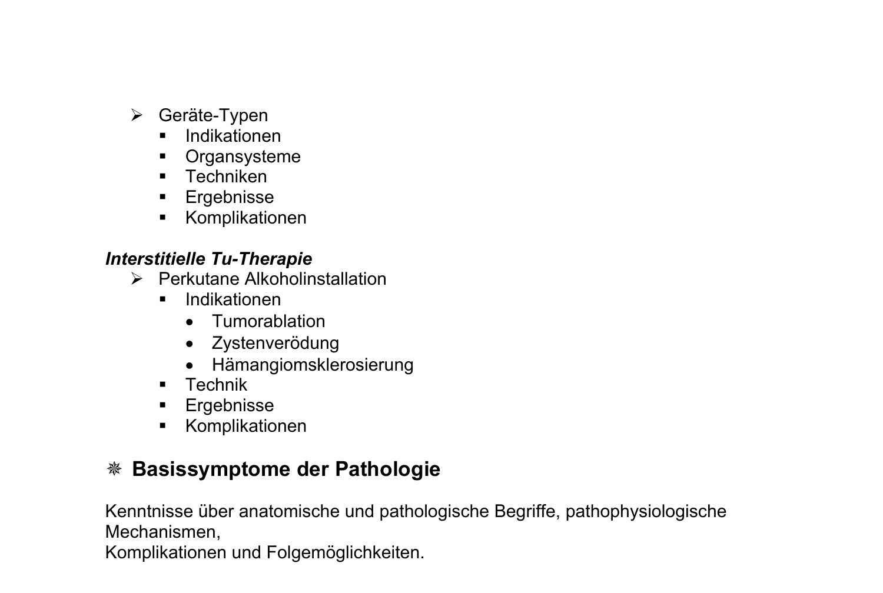- Geräte-Typen
  - Indikationen
  - Organsysteme
  - Techniken
  - Ergebnisse
  - Komplikationen

***Interstitielle Tu-Therapie***

- Perkutane Alkoholinstallation
  - Indikationen
    - Tumorablation
    - Zystenverödung
    - Hämangiomsklerosierung
  - Technik
  - Ergebnisse
  - Komplikationen

## ❋ Basissymptome der Pathologie

Kenntnisse über anatomische und pathologische Begriffe, pathophysiologische Mechanismen,
Komplikationen und Folgemöglichkeiten.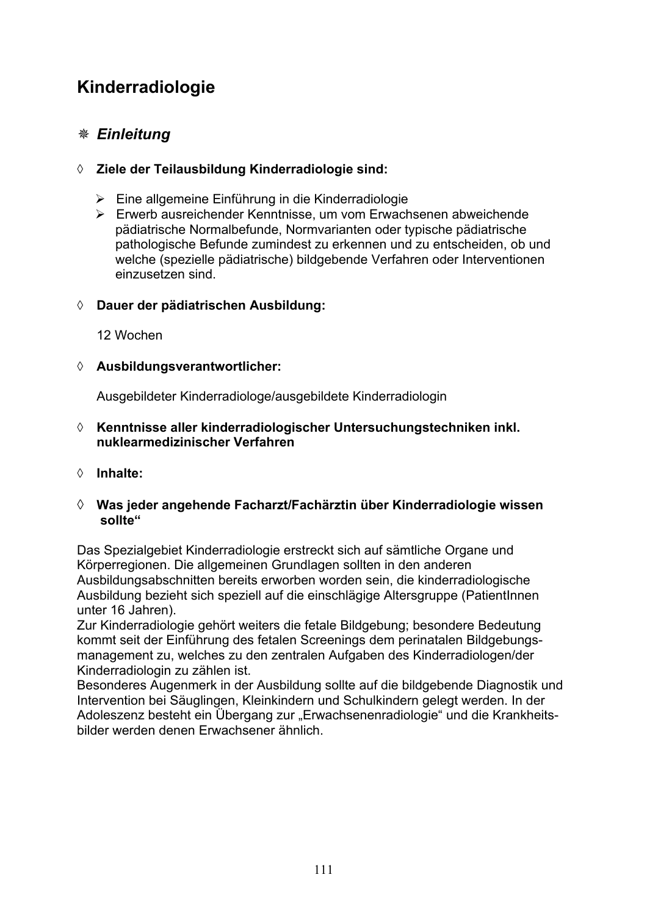# Kinderradiologie

## ❋ *Einleitung*

◊ **Ziele der Teilausbildung Kinderradiologie sind:**

- Eine allgemeine Einführung in die Kinderradiologie
- Erwerb ausreichender Kenntnisse, um vom Erwachsenen abweichende pädiatrische Normalbefunde, Normvarianten oder typische pädiatrische pathologische Befunde zumindest zu erkennen und zu entscheiden, ob und welche (spezielle pädiatrische) bildgebende Verfahren oder Interventionen einzusetzen sind.

◊ **Dauer der pädiatrischen Ausbildung:**

12 Wochen

◊ **Ausbildungsverantwortlicher:**

Ausgebildeter Kinderradiologe/ausgebildete Kinderradiologin

◊ **Kenntnisse aller kinderradiologischer Untersuchungstechniken inkl. nuklearmedizinischer Verfahren**

◊ **Inhalte:**

◊ **Was jeder angehende Facharzt/Fachärztin über Kinderradiologie wissen sollte“**

Das Spezialgebiet Kinderradiologie erstreckt sich auf sämtliche Organe und Körperregionen. Die allgemeinen Grundlagen sollten in den anderen Ausbildungsabschnitten bereits erworben worden sein, die kinderradiologische Ausbildung bezieht sich speziell auf die einschlägige Altersgruppe (PatientInnen unter 16 Jahren).
Zur Kinderradiologie gehört weiters die fetale Bildgebung; besondere Bedeutung kommt seit der Einführung des fetalen Screenings dem perinatalen Bildgebungsmanagement zu, welches zu den zentralen Aufgaben des Kinderradiologen/der Kinderradiologin zu zählen ist.
Besonderes Augenmerk in der Ausbildung sollte auf die bildgebende Diagnostik und Intervention bei Säuglingen, Kleinkindern und Schulkindern gelegt werden. In der Adoleszenz besteht ein Übergang zur „Erwachsenenradiologie“ und die Krankheitsbilder werden denen Erwachsener ähnlich.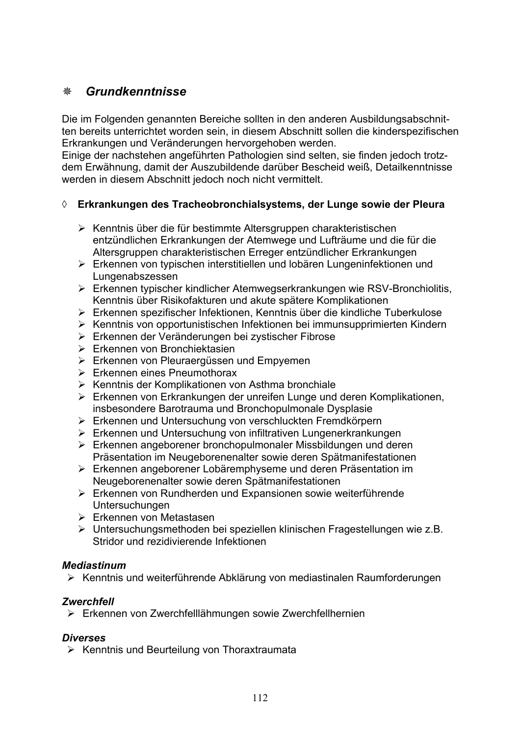## ❋ *Grundkenntnisse*

Die im Folgenden genannten Bereiche sollten in den anderen Ausbildungsabschnitten bereits unterrichtet worden sein, in diesem Abschnitt sollen die kinderspezifischen Erkrankungen und Veränderungen hervorgehoben werden.
Einige der nachstehen angeführten Pathologien sind selten, sie finden jedoch trotzdem Erwähnung, damit der Auszubildende darüber Bescheid weiß, Detailkenntnisse werden in diesem Abschnitt jedoch noch nicht vermittelt.

### ◊ Erkrankungen des Tracheobronchialsystems, der Lunge sowie der Pleura

- Kenntnis über die für bestimmte Altersgruppen charakteristischen entzündlichen Erkrankungen der Atemwege und Lufträume und die für die Altersgruppen charakteristischen Erreger entzündlicher Erkrankungen
- Erkennen von typischen interstitiellen und lobären Lungeninfektionen und Lungenabszessen
- Erkennen typischer kindlicher Atemwegserkrankungen wie RSV-Bronchiolitis, Kenntnis über Risikofakturen und akute spätere Komplikationen
- Erkennen spezifischer Infektionen, Kenntnis über die kindliche Tuberkulose
- Kenntnis von opportunistischen Infektionen bei immunsupprimierten Kindern
- Erkennen der Veränderungen bei zystischer Fibrose
- Erkennen von Bronchiektasien
- Erkennen von Pleuraergüssen und Empyemen
- Erkennen eines Pneumothorax
- Kenntnis der Komplikationen von Asthma bronchiale
- Erkennen von Erkrankungen der unreifen Lunge und deren Komplikationen, insbesondere Barotrauma und Bronchopulmonale Dysplasie
- Erkennen und Untersuchung von verschluckten Fremdkörpern
- Erkennen und Untersuchung von infiltrativen Lungenerkrankungen
- Erkennen angeborener bronchopulmonaler Missbildungen und deren Präsentation im Neugeborenenalter sowie deren Spätmanifestationen
- Erkennen angeborener Lobäremphyseme und deren Präsentation im Neugeborenenalter sowie deren Spätmanifestationen
- Erkennen von Rundherden und Expansionen sowie weiterführende Untersuchungen
- Erkennen von Metastasen
- Untersuchungsmethoden bei speziellen klinischen Fragestellungen wie z.B. Stridor und rezidivierende Infektionen

#### *Mediastinum*

- Kenntnis und weiterführende Abklärung von mediastinalen Raumforderungen

#### *Zwerchfell*

- Erkennen von Zwerchfelllähmungen sowie Zwerchfellhernien

#### *Diverses*

- Kenntnis und Beurteilung von Thoraxtraumata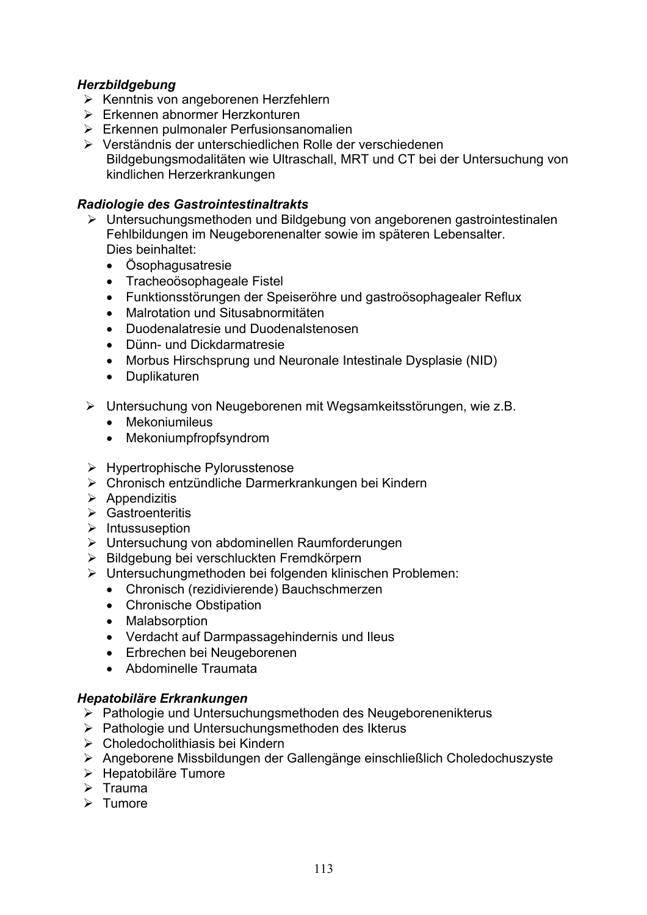***Herzbildgebung***

- Kenntnis von angeborenen Herzfehlern
- Erkennen abnormer Herzkonturen
- Erkennen pulmonaler Perfusionsanomalien
- Verständnis der unterschiedlichen Rolle der verschiedenen Bildgebungsmodalitäten wie Ultraschall, MRT und CT bei der Untersuchung von kindlichen Herzerkrankungen

***Radiologie des Gastrointestinaltrakts***

- Untersuchungsmethoden und Bildgebung von angeborenen gastrointestinalen Fehlbildungen im Neugeborenenalter sowie im späteren Lebensalter. Dies beinhaltet:
  - Ösophagusatresie
  - Tracheoösophageale Fistel
  - Funktionsstörungen der Speiseröhre und gastroösophagealer Reflux
  - Malrotation und Situsabnormitäten
  - Duodenalatresie und Duodenalstenosen
  - Dünn- und Dickdarmatresie
  - Morbus Hirschsprung und Neuronale Intestinale Dysplasie (NID)
  - Duplikaturen

- Untersuchung von Neugeborenen mit Wegsamkeitsstörungen, wie z.B.
  - Mekoniumileus
  - Mekoniumpfropfsyndrom

- Hypertrophische Pylorusstenose
- Chronisch entzündliche Darmerkrankungen bei Kindern
- Appendizitis
- Gastroenteritis
- Intussuseption
- Untersuchung von abdominellen Raumforderungen
- Bildgebung bei verschluckten Fremdkörpern
- Untersuchungmethoden bei folgenden klinischen Problemen:
  - Chronisch (rezidivierende) Bauchschmerzen
  - Chronische Obstipation
  - Malabsorption
  - Verdacht auf Darmpassagehindernis und Ileus
  - Erbrechen bei Neugeborenen
  - Abdominelle Traumata

***Hepatobiläre Erkrankungen***

- Pathologie und Untersuchungsmethoden des Neugeborenenikterus
- Pathologie und Untersuchungsmethoden des Ikterus
- Choledocholithiasis bei Kindern
- Angeborene Missbildungen der Gallengänge einschließlich Choledochuszyste
- Hepatobiläre Tumore
- Trauma
- Tumore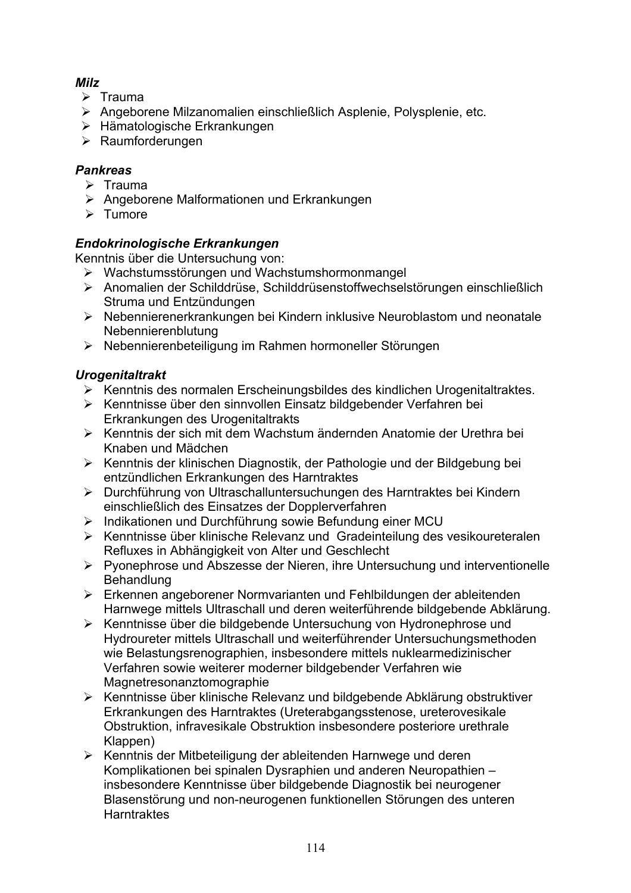***Milz***

- Trauma
- Angeborene Milzanomalien einschließlich Asplenie, Polysplenie, etc.
- Hämatologische Erkrankungen
- Raumforderungen

***Pankreas***

- Trauma
- Angeborene Malformationen und Erkrankungen
- Tumore

***Endokrinologische Erkrankungen***

Kenntnis über die Untersuchung von:

- Wachstumsstörungen und Wachstumshormonmangel
- Anomalien der Schilddrüse, Schilddrüsenstoffwechselstörungen einschließlich Struma und Entzündungen
- Nebennierenerkrankungen bei Kindern inklusive Neuroblastom und neonatale Nebennierenblutung
- Nebennierenbeteiligung im Rahmen hormoneller Störungen

***Urogenitaltrakt***

- Kenntnis des normalen Erscheinungsbildes des kindlichen Urogenitaltraktes.
- Kenntnisse über den sinnvollen Einsatz bildgebender Verfahren bei Erkrankungen des Urogenitaltrakts
- Kenntnis der sich mit dem Wachstum ändernden Anatomie der Urethra bei Knaben und Mädchen
- Kenntnis der klinischen Diagnostik, der Pathologie und der Bildgebung bei entzündlichen Erkrankungen des Harntraktes
- Durchführung von Ultraschalluntersuchungen des Harntraktes bei Kindern einschließlich des Einsatzes der Dopplerverfahren
- Indikationen und Durchführung sowie Befundung einer MCU
- Kenntnisse über klinische Relevanz und Gradeinteilung des vesikoureteralen Refluxes in Abhängigkeit von Alter und Geschlecht
- Pyonephrose und Abszesse der Nieren, ihre Untersuchung und interventionelle Behandlung
- Erkennen angeborener Normvarianten und Fehlbildungen der ableitenden Harnwege mittels Ultraschall und deren weiterführende bildgebende Abklärung.
- Kenntnisse über die bildgebende Untersuchung von Hydronephrose und Hydroureter mittels Ultraschall und weiterführender Untersuchungsmethoden wie Belastungsrenographien, insbesondere mittels nuklearmedizinischer Verfahren sowie weiterer moderner bildgebender Verfahren wie Magnetresonanztomographie
- Kenntnisse über klinische Relevanz und bildgebende Abklärung obstruktiver Erkrankungen des Harntraktes (Ureterabgangsstenose, ureterovesikale Obstruktion, infravesikale Obstruktion insbesondere posteriore urethrale Klappen)
- Kenntnis der Mitbeteiligung der ableitenden Harnwege und deren Komplikationen bei spinalen Dysraphien und anderen Neuropathien – insbesondere Kenntnisse über bildgebende Diagnostik bei neurogener Blasenstörung und non-neurogenen funktionellen Störungen des unteren Harntraktes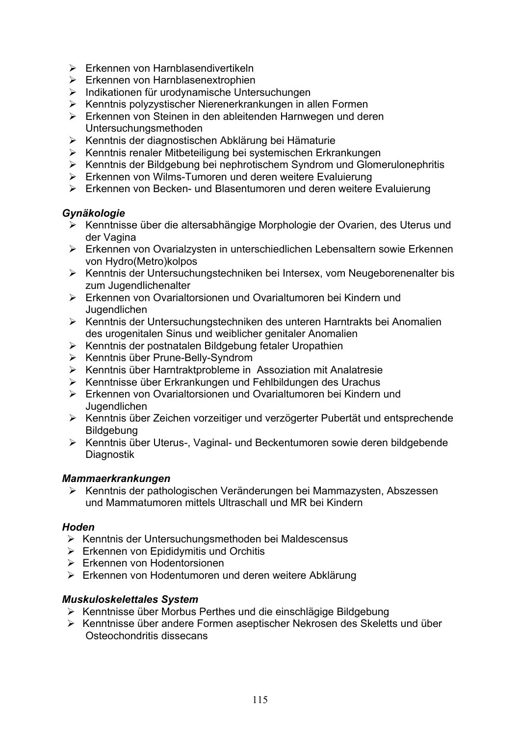- Erkennen von Harnblasendivertikeln
- Erkennen von Harnblasenextrophien
- Indikationen für urodynamische Untersuchungen
- Kenntnis polyzystischer Nierenerkrankungen in allen Formen
- Erkennen von Steinen in den ableitenden Harnwegen und deren Untersuchungsmethoden
- Kenntnis der diagnostischen Abklärung bei Hämaturie
- Kenntnis renaler Mitbeteiligung bei systemischen Erkrankungen
- Kenntnis der Bildgebung bei nephrotischem Syndrom und Glomerulonephritis
- Erkennen von Wilms-Tumoren und deren weitere Evaluierung
- Erkennen von Becken- und Blasentumoren und deren weitere Evaluierung

***Gynäkologie***

- Kenntnisse über die altersabhängige Morphologie der Ovarien, des Uterus und der Vagina
- Erkennen von Ovarialzysten in unterschiedlichen Lebensaltern sowie Erkennen von Hydro(Metro)kolpos
- Kenntnis der Untersuchungstechniken bei Intersex, vom Neugeborenenalter bis zum Jugendlichenalter
- Erkennen von Ovarialtorsionen und Ovarialtumoren bei Kindern und Jugendlichen
- Kenntnis der Untersuchungstechniken des unteren Harntrakts bei Anomalien des urogenitalen Sinus und weiblicher genitaler Anomalien
- Kenntnis der postnatalen Bildgebung fetaler Uropathien
- Kenntnis über Prune-Belly-Syndrom
- Kenntnis über Harntraktprobleme in Assoziation mit Analatresie
- Kenntnisse über Erkrankungen und Fehlbildungen des Urachus
- Erkennen von Ovarialtorsionen und Ovarialtumoren bei Kindern und Jugendlichen
- Kenntnis über Zeichen vorzeitiger und verzögerter Pubertät und entsprechende Bildgebung
- Kenntnis über Uterus-, Vaginal- und Beckentumoren sowie deren bildgebende Diagnostik

***Mammaerkrankungen***

- Kenntnis der pathologischen Veränderungen bei Mammazysten, Abszessen und Mammatumoren mittels Ultraschall und MR bei Kindern

***Hoden***

- Kenntnis der Untersuchungsmethoden bei Maldescensus
- Erkennen von Epididymitis und Orchitis
- Erkennen von Hodentorsionen
- Erkennen von Hodentumoren und deren weitere Abklärung

***Muskuloskelettales System***

- Kenntnisse über Morbus Perthes und die einschlägige Bildgebung
- Kenntnisse über andere Formen aseptischer Nekrosen des Skeletts und über Osteochondritis dissecans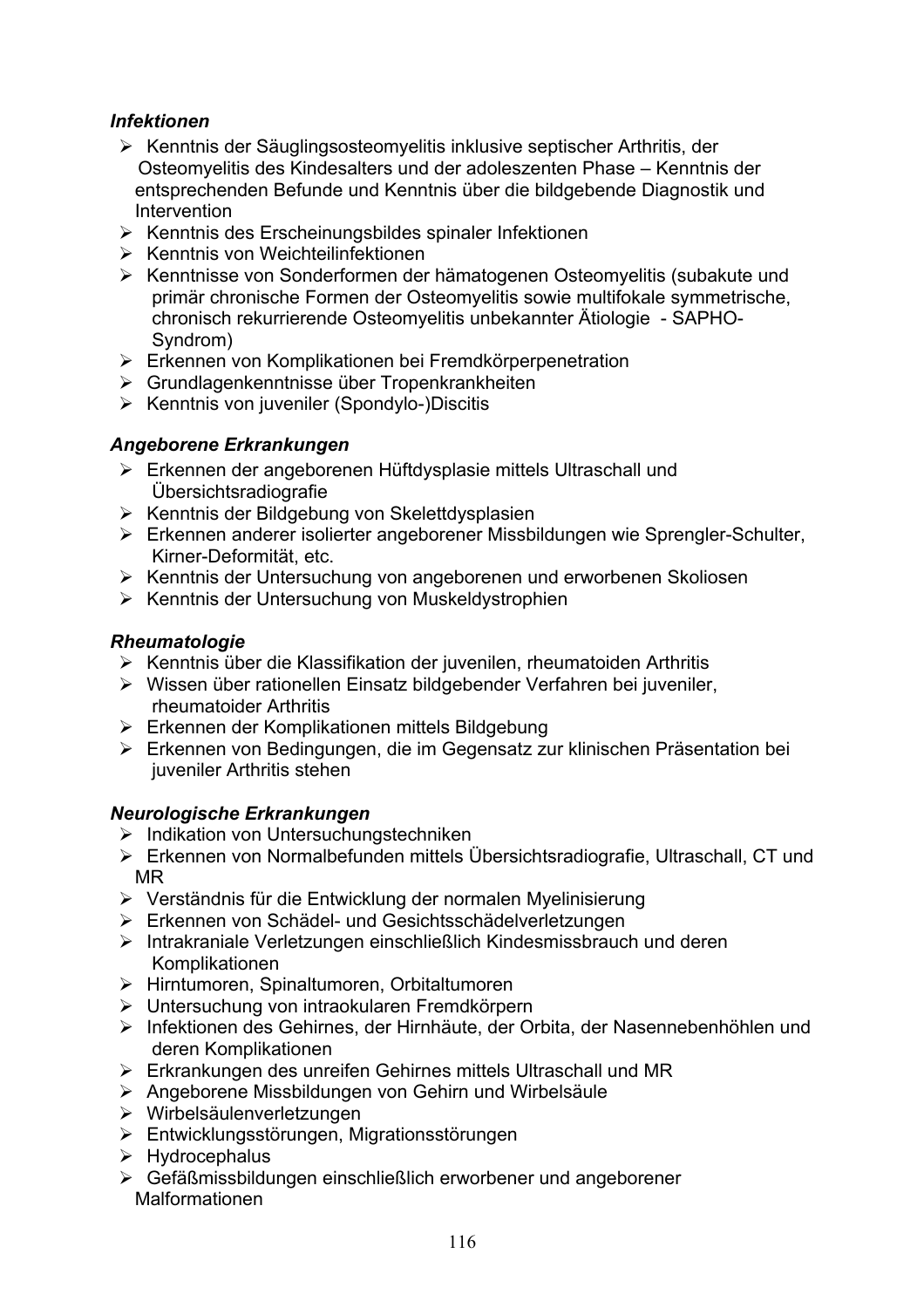***Infektionen***

- Kenntnis der Säuglingsosteomyelitis inklusive septischer Arthritis, der Osteomyelitis des Kindesalters und der adoleszenten Phase – Kenntnis der entsprechenden Befunde und Kenntnis über die bildgebende Diagnostik und Intervention
- Kenntnis des Erscheinungsbildes spinaler Infektionen
- Kenntnis von Weichteilinfektionen
- Kenntnisse von Sonderformen der hämatogenen Osteomyelitis (subakute und primär chronische Formen der Osteomyelitis sowie multifokale symmetrische, chronisch rekurrierende Osteomyelitis unbekannter Ätiologie - SAPHO-Syndrom)
- Erkennen von Komplikationen bei Fremdkörperpenetration
- Grundlagenkenntnisse über Tropenkrankheiten
- Kenntnis von juveniler (Spondylo-)Discitis

***Angeborene Erkrankungen***

- Erkennen der angeborenen Hüftdysplasie mittels Ultraschall und Übersichtsradiografie
- Kenntnis der Bildgebung von Skelettdysplasien
- Erkennen anderer isolierter angeborener Missbildungen wie Sprengler-Schulter, Kirner-Deformität, etc.
- Kenntnis der Untersuchung von angeborenen und erworbenen Skoliosen
- Kenntnis der Untersuchung von Muskeldystrophien

***Rheumatologie***

- Kenntnis über die Klassifikation der juvenilen, rheumatoiden Arthritis
- Wissen über rationellen Einsatz bildgebender Verfahren bei juveniler, rheumatoider Arthritis
- Erkennen der Komplikationen mittels Bildgebung
- Erkennen von Bedingungen, die im Gegensatz zur klinischen Präsentation bei juveniler Arthritis stehen

***Neurologische Erkrankungen***

- Indikation von Untersuchungstechniken
- Erkennen von Normalbefunden mittels Übersichtsradiografie, Ultraschall, CT und MR
- Verständnis für die Entwicklung der normalen Myelinisierung
- Erkennen von Schädel- und Gesichtsschädelverletzungen
- Intrakraniale Verletzungen einschließlich Kindesmissbrauch und deren Komplikationen
- Hirntumoren, Spinaltumoren, Orbitaltumoren
- Untersuchung von intraokularen Fremdkörpern
- Infektionen des Gehirnes, der Hirnhäute, der Orbita, der Nasennebenhöhlen und deren Komplikationen
- Erkrankungen des unreifen Gehirnes mittels Ultraschall und MR
- Angeborene Missbildungen von Gehirn und Wirbelsäule
- Wirbelsäulenverletzungen
- Entwicklungsstörungen, Migrationsstörungen
- Hydrocephalus
- Gefäßmissbildungen einschließlich erworbener und angeborener Malformationen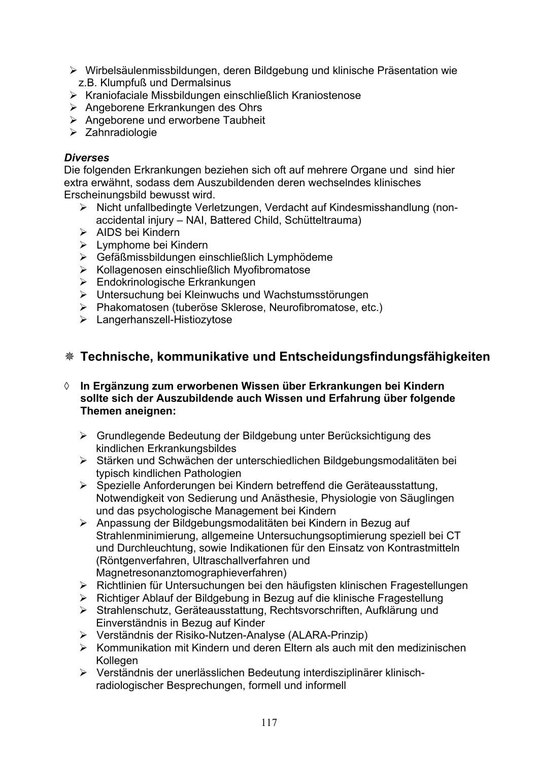- Wirbelsäulenmissbildungen, deren Bildgebung und klinische Präsentation wie z.B. Klumpfuß und Dermalsinus
- Kraniofaciale Missbildungen einschließlich Kraniostenose
- Angeborene Erkrankungen des Ohrs
- Angeborene und erworbene Taubheit
- Zahnradiologie

***Diverses***

Die folgenden Erkrankungen beziehen sich oft auf mehrere Organe und sind hier extra erwähnt, sodass dem Auszubildenden deren wechselndes klinisches Erscheinungsbild bewusst wird.

- Nicht unfallbedingte Verletzungen, Verdacht auf Kindesmisshandlung (non-accidental injury – NAI, Battered Child, Schütteltrauma)
- AIDS bei Kindern
- Lymphome bei Kindern
- Gefäßmissbildungen einschließlich Lymphödeme
- Kollagenosen einschließlich Myofibromatose
- Endokrinologische Erkrankungen
- Untersuchung bei Kleinwuchs und Wachstumsstörungen
- Phakomatosen (tuberöse Sklerose, Neurofibromatose, etc.)
- Langerhanszell-Histiozytose

## ❋ Technische, kommunikative und Entscheidungsfindungsfähigkeiten

◊ **In Ergänzung zum erworbenen Wissen über Erkrankungen bei Kindern sollte sich der Auszubildende auch Wissen und Erfahrung über folgende Themen aneignen:**

- Grundlegende Bedeutung der Bildgebung unter Berücksichtigung des kindlichen Erkrankungsbildes
- Stärken und Schwächen der unterschiedlichen Bildgebungsmodalitäten bei typisch kindlichen Pathologien
- Spezielle Anforderungen bei Kindern betreffend die Geräteausstattung, Notwendigkeit von Sedierung und Anästhesie, Physiologie von Säuglingen und das psychologische Management bei Kindern
- Anpassung der Bildgebungsmodalitäten bei Kindern in Bezug auf Strahlenminimierung, allgemeine Untersuchungsoptimierung speziell bei CT und Durchleuchtung, sowie Indikationen für den Einsatz von Kontrastmitteln (Röntgenverfahren, Ultraschallverfahren und Magnetresonanztomographieverfahren)
- Richtlinien für Untersuchungen bei den häufigsten klinischen Fragestellungen
- Richtiger Ablauf der Bildgebung in Bezug auf die klinische Fragestellung
- Strahlenschutz, Geräteausstattung, Rechtsvorschriften, Aufklärung und Einverständnis in Bezug auf Kinder
- Verständnis der Risiko-Nutzen-Analyse (ALARA-Prinzip)
- Kommunikation mit Kindern und deren Eltern als auch mit den medizinischen Kollegen
- Verständnis der unerlässlichen Bedeutung interdisziplinärer klinisch-radiologischer Besprechungen, formell und informell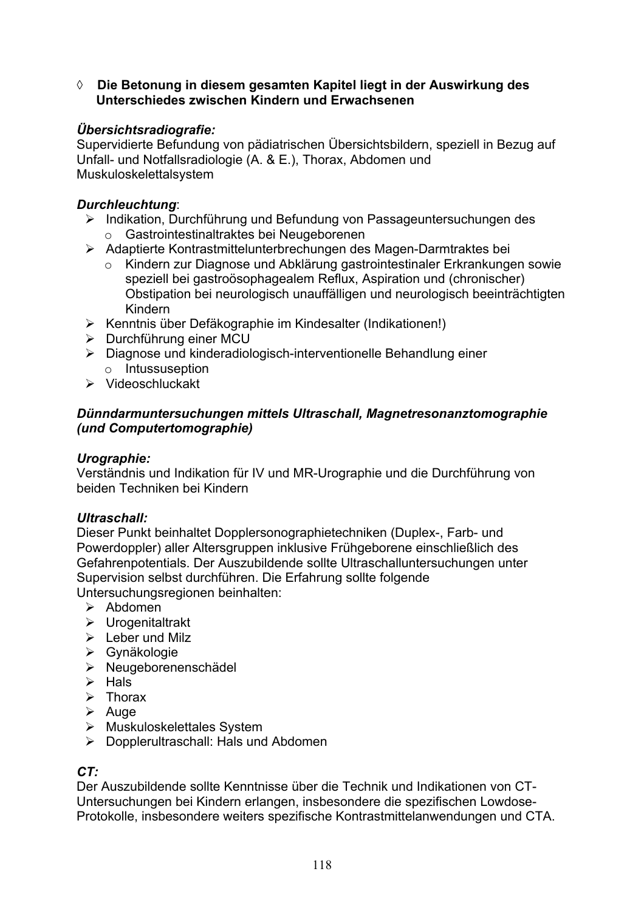◊ **Die Betonung in diesem gesamten Kapitel liegt in der Auswirkung des Unterschiedes zwischen Kindern und Erwachsenen**

***Übersichtsradiografie:***
Supervidierte Befundung von pädiatrischen Übersichtsbildern, speziell in Bezug auf Unfall- und Notfallsradiologie (A. & E.), Thorax, Abdomen und Muskuloskelettalsystem

***Durchleuchtung***:

- Indikation, Durchführung und Befundung von Passageuntersuchungen des
  - Gastrointestinaltraktes bei Neugeborenen
- Adaptierte Kontrastmittelunterbrechungen des Magen-Darmtraktes bei
  - Kindern zur Diagnose und Abklärung gastrointestinaler Erkrankungen sowie speziell bei gastroösophagealem Reflux, Aspiration und (chronischer) Obstipation bei neurologisch unauffälligen und neurologisch beeinträchtigten Kindern
- Kenntnis über Defäkographie im Kindesalter (Indikationen!)
- Durchführung einer MCU
- Diagnose und kinderadiologisch-interventionelle Behandlung einer
  - Intussuseption
- Videoschluckakt

***Dünndarmuntersuchungen mittels Ultraschall, Magnetresonanztomographie (und Computertomographie)***

***Urographie:***
Verständnis und Indikation für IV und MR-Urographie und die Durchführung von beiden Techniken bei Kindern

***Ultraschall:***
Dieser Punkt beinhaltet Dopplersonographietechniken (Duplex-, Farb- und Powerdoppler) aller Altersgruppen inklusive Frühgeborene einschließlich des Gefahrenpotentials. Der Auszubildende sollte Ultraschalluntersuchungen unter Supervision selbst durchführen. Die Erfahrung sollte folgende Untersuchungsregionen beinhalten:

- Abdomen
- Urogenitaltrakt
- Leber und Milz
- Gynäkologie
- Neugeborenenschädel
- Hals
- Thorax
- Auge
- Muskuloskelettales System
- Dopplerultraschall: Hals und Abdomen

***CT:***
Der Auszubildende sollte Kenntnisse über die Technik und Indikationen von CT-Untersuchungen bei Kindern erlangen, insbesondere die spezifischen Lowdose-Protokolle, insbesondere weiters spezifische Kontrastmittelanwendungen und CTA.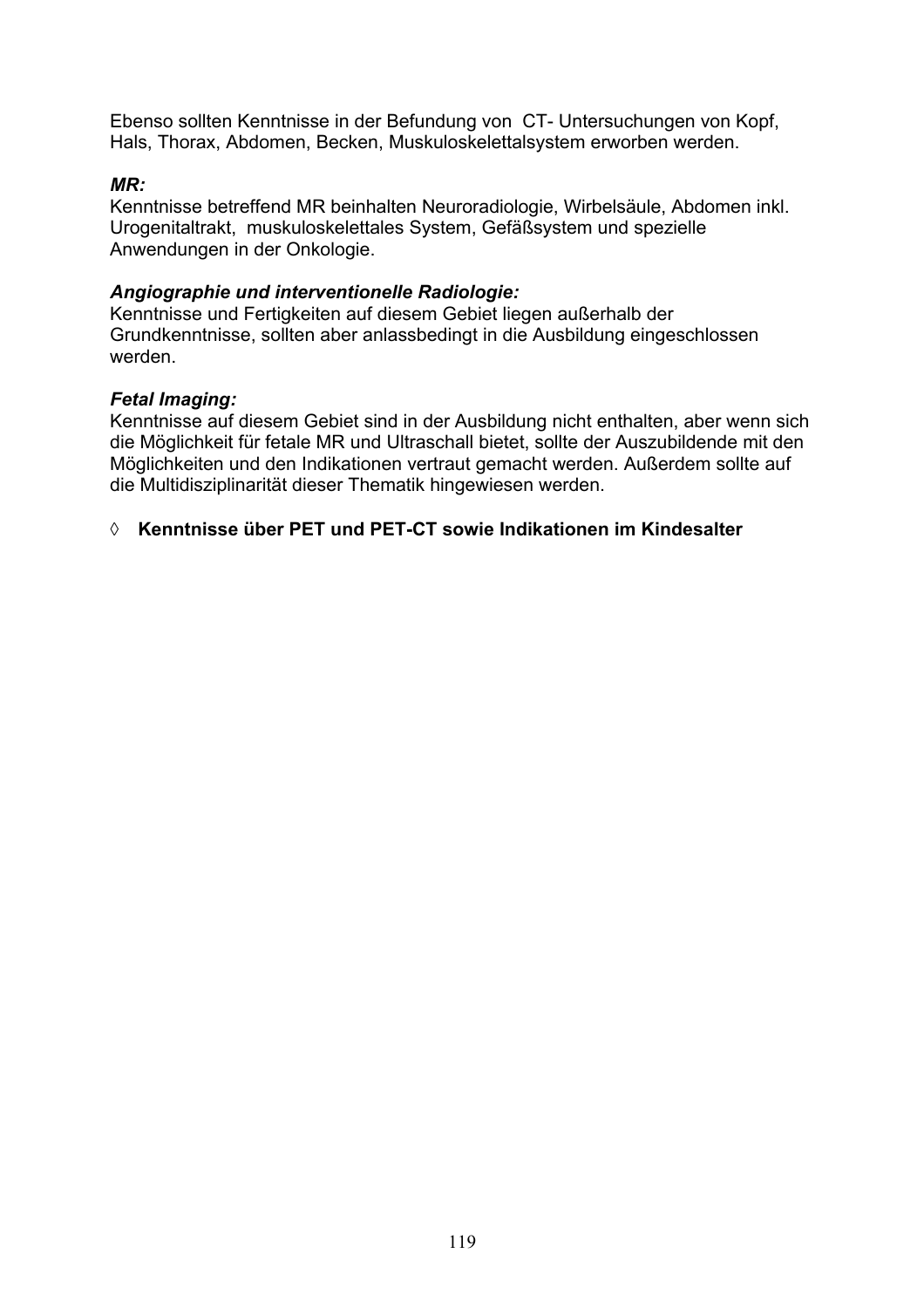Ebenso sollten Kenntnisse in der Befundung von CT- Untersuchungen von Kopf, Hals, Thorax, Abdomen, Becken, Muskuloskelettalsystem erworben werden.

***MR:***
Kenntnisse betreffend MR beinhalten Neuroradiologie, Wirbelsäule, Abdomen inkl. Urogenitaltrakt, muskuloskelettales System, Gefäßsystem und spezielle Anwendungen in der Onkologie.

***Angiographie und interventionelle Radiologie:***
Kenntnisse und Fertigkeiten auf diesem Gebiet liegen außerhalb der Grundkenntnisse, sollten aber anlassbedingt in die Ausbildung eingeschlossen werden.

***Fetal Imaging:***
Kenntnisse auf diesem Gebiet sind in der Ausbildung nicht enthalten, aber wenn sich die Möglichkeit für fetale MR und Ultraschall bietet, sollte der Auszubildende mit den Möglichkeiten und den Indikationen vertraut gemacht werden. Außerdem sollte auf die Multidisziplinarität dieser Thematik hingewiesen werden.

◊ **Kenntnisse über PET und PET-CT sowie Indikationen im Kindesalter**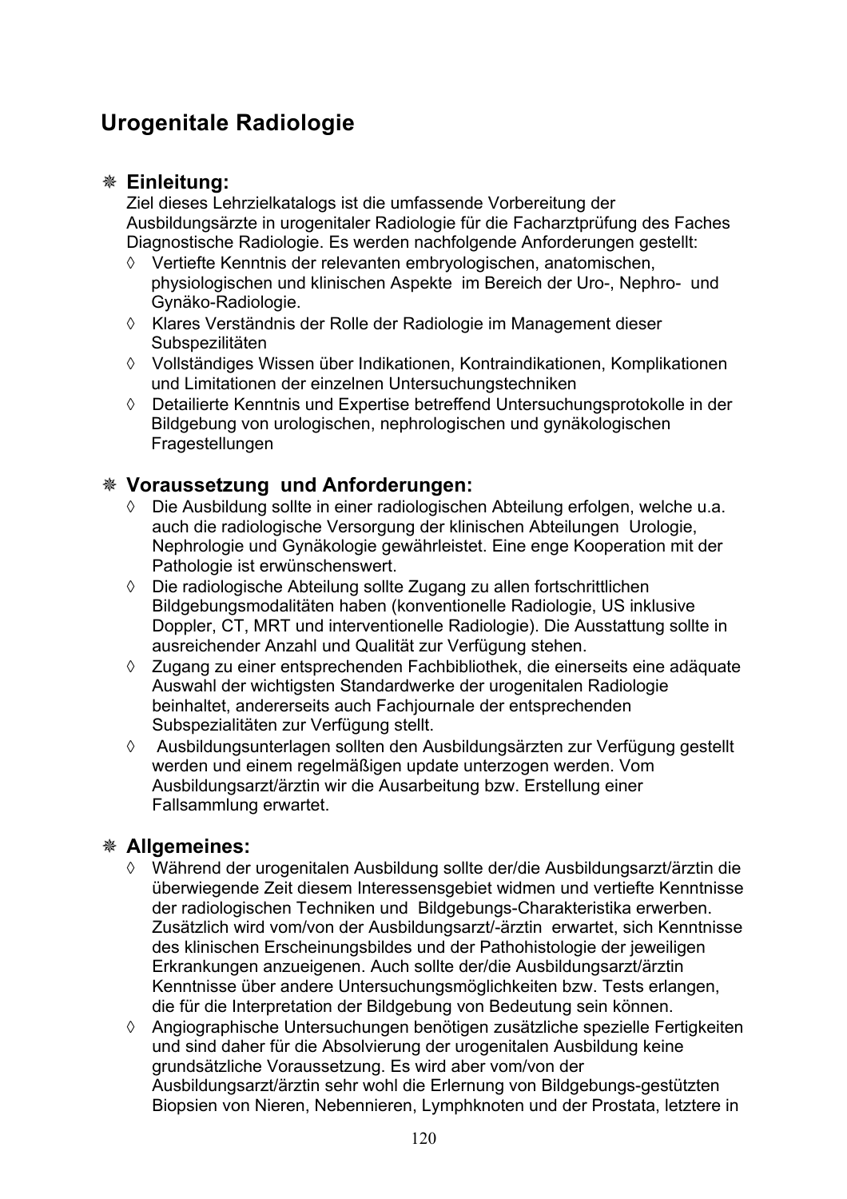## Urogenitale Radiologie

### ❋ Einleitung:

Ziel dieses Lehrzielkatalogs ist die umfassende Vorbereitung der Ausbildungsärzte in urogenitaler Radiologie für die Facharztprüfung des Faches Diagnostische Radiologie. Es werden nachfolgende Anforderungen gestellt:

- ◊ Vertiefte Kenntnis der relevanten embryologischen, anatomischen, physiologischen und klinischen Aspekte im Bereich der Uro-, Nephro- und Gynäko-Radiologie.
- ◊ Klares Verständnis der Rolle der Radiologie im Management dieser Subspezilitäten
- ◊ Vollständiges Wissen über Indikationen, Kontraindikationen, Komplikationen und Limitationen der einzelnen Untersuchungstechniken
- ◊ Detailierte Kenntnis und Expertise betreffend Untersuchungsprotokolle in der Bildgebung von urologischen, nephrologischen und gynäkologischen Fragestellungen

### ❋ Voraussetzung und Anforderungen:

- ◊ Die Ausbildung sollte in einer radiologischen Abteilung erfolgen, welche u.a. auch die radiologische Versorgung der klinischen Abteilungen Urologie, Nephrologie und Gynäkologie gewährleistet. Eine enge Kooperation mit der Pathologie ist erwünschenswert.
- ◊ Die radiologische Abteilung sollte Zugang zu allen fortschrittlichen Bildgebungsmodalitäten haben (konventionelle Radiologie, US inklusive Doppler, CT, MRT und interventionelle Radiologie). Die Ausstattung sollte in ausreichender Anzahl und Qualität zur Verfügung stehen.
- ◊ Zugang zu einer entsprechenden Fachbibliothek, die einerseits eine adäquate Auswahl der wichtigsten Standardwerke der urogenitalen Radiologie beinhaltet, andererseits auch Fachjournale der entsprechenden Subspezialitäten zur Verfügung stellt.
- ◊ Ausbildungsunterlagen sollten den Ausbildungsärzten zur Verfügung gestellt werden und einem regelmäßigen update unterzogen werden. Vom Ausbildungsarzt/ärztin wir die Ausarbeitung bzw. Erstellung einer Fallsammlung erwartet.

### ❋ Allgemeines:

- ◊ Während der urogenitalen Ausbildung sollte der/die Ausbildungsarzt/ärztin die überwiegende Zeit diesem Interessensgebiet widmen und vertiefte Kenntnisse der radiologischen Techniken und Bildgebungs-Charakteristika erwerben. Zusätzlich wird vom/von der Ausbildungsarzt/-ärztin erwartet, sich Kenntnisse des klinischen Erscheinungsbildes und der Pathohistologie der jeweiligen Erkrankungen anzueignen. Auch sollte der/die Ausbildungsarzt/ärztin Kenntnisse über andere Untersuchungsmöglichkeiten bzw. Tests erlangen, die für die Interpretation der Bildgebung von Bedeutung sein können.
- ◊ Angiographische Untersuchungen benötigen zusätzliche spezielle Fertigkeiten und sind daher für die Absolvierung der urogenitalen Ausbildung keine grundsätzliche Voraussetzung. Es wird aber vom/von der Ausbildungsarzt/ärztin sehr wohl die Erlernung von Bildgebungs-gestützten Biopsien von Nieren, Nebennieren, Lymphknoten und der Prostata, letztere in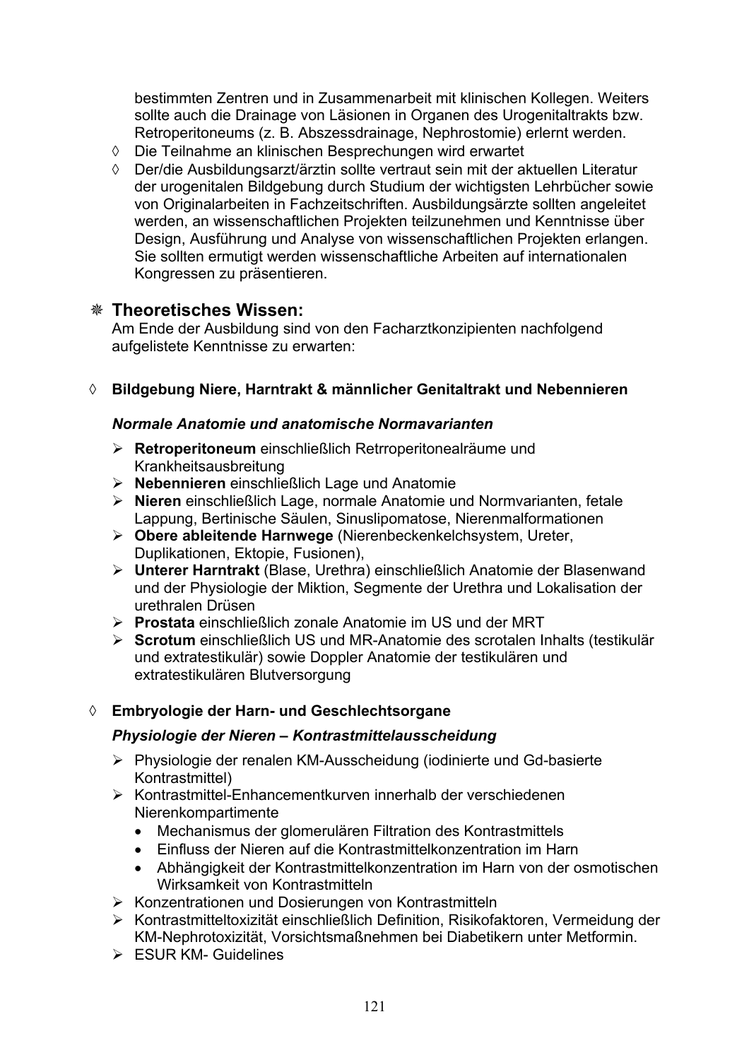bestimmten Zentren und in Zusammenarbeit mit klinischen Kollegen. Weiters sollte auch die Drainage von Läsionen in Organen des Urogenitaltrakts bzw. Retroperitoneums (z. B. Abszessdrainage, Nephrostomie) erlernt werden.

- ◊ Die Teilnahme an klinischen Besprechungen wird erwartet
- ◊ Der/die Ausbildungsarzt/ärztin sollte vertraut sein mit der aktuellen Literatur der urogenitalen Bildgebung durch Studium der wichtigsten Lehrbücher sowie von Originalarbeiten in Fachzeitschriften. Ausbildungsärzte sollten angeleitet werden, an wissenschaftlichen Projekten teilzunehmen und Kenntnisse über Design, Ausführung und Analyse von wissenschaftlichen Projekten erlangen. Sie sollten ermutigt werden wissenschaftliche Arbeiten auf internationalen Kongressen zu präsentieren.

## ❋ Theoretisches Wissen:

Am Ende der Ausbildung sind von den Facharztkonzipienten nachfolgend aufgelistete Kenntnisse zu erwarten:

### ◊ Bildgebung Niere, Harntrakt & männlicher Genitaltrakt und Nebennieren

***Normale Anatomie und anatomische Normavarianten***

- ➢ **Retroperitoneum** einschließlich Retrroperitonealräume und Krankheitsausbreitung
- ➢ **Nebennieren** einschließlich Lage und Anatomie
- ➢ **Nieren** einschließlich Lage, normale Anatomie und Normvarianten, fetale Lappung, Bertinische Säulen, Sinuslipomatose, Nierenmalformationen
- ➢ **Obere ableitende Harnwege** (Nierenbeckenkelchsystem, Ureter, Duplikationen, Ektopie, Fusionen),
- ➢ **Unterer Harntrakt** (Blase, Urethra) einschließlich Anatomie der Blasenwand und der Physiologie der Miktion, Segmente der Urethra und Lokalisation der urethralen Drüsen
- ➢ **Prostata** einschließlich zonale Anatomie im US und der MRT
- ➢ **Scrotum** einschließlich US und MR-Anatomie des scrotalen Inhalts (testikulär und extratestikulär) sowie Doppler Anatomie der testikulären und extratestikulären Blutversorgung

### ◊ Embryologie der Harn- und Geschlechtsorgane

***Physiologie der Nieren – Kontrastmittelausscheidung***

- ➢ Physiologie der renalen KM-Ausscheidung (iodinierte und Gd-basierte Kontrastmittel)
- ➢ Kontrastmittel-Enhancementkurven innerhalb der verschiedenen Nierenkompartimente
  - Mechanismus der glomerulären Filtration des Kontrastmittels
  - Einfluss der Nieren auf die Kontrastmittelkonzentration im Harn
  - Abhängigkeit der Kontrastmittelkonzentration im Harn von der osmotischen Wirksamkeit von Kontrastmitteln
- ➢ Konzentrationen und Dosierungen von Kontrastmitteln
- ➢ Kontrastmitteltoxizität einschließlich Definition, Risikofaktoren, Vermeidung der KM-Nephrotoxizität, Vorsichtsmaßnehmen bei Diabetikern unter Metformin.
- ➢ ESUR KM- Guidelines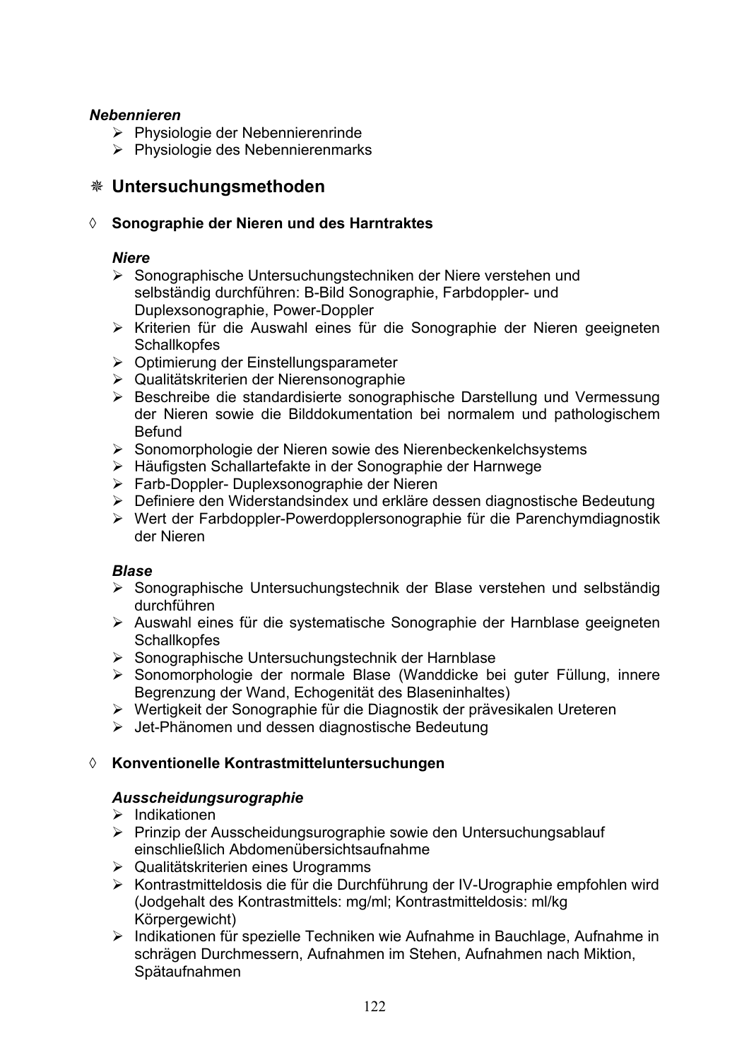*Nebennieren*

- Physiologie der Nebennierenrinde
- Physiologie des Nebennierenmarks

## ❋ Untersuchungsmethoden

### ◊ Sonographie der Nieren und des Harntraktes

*Niere*

- Sonographische Untersuchungstechniken der Niere verstehen und selbständig durchführen: B-Bild Sonographie, Farbdoppler- und Duplexsonographie, Power-Doppler
- Kriterien für die Auswahl eines für die Sonographie der Nieren geeigneten Schallkopfes
- Optimierung der Einstellungsparameter
- Qualitätskriterien der Nierensonographie
- Beschreibe die standardisierte sonographische Darstellung und Vermessung der Nieren sowie die Bilddokumentation bei normalem und pathologischem Befund
- Sonomorphologie der Nieren sowie des Nierenbeckenkelchsystems
- Häufigsten Schallartefakte in der Sonographie der Harnwege
- Farb-Doppler- Duplexsonographie der Nieren
- Definiere den Widerstandsindex und erkläre dessen diagnostische Bedeutung
- Wert der Farbdoppler-Powerdopplersonographie für die Parenchymdiagnostik der Nieren

*Blase*

- Sonographische Untersuchungstechnik der Blase verstehen und selbständig durchführen
- Auswahl eines für die systematische Sonographie der Harnblase geeigneten Schallkopfes
- Sonographische Untersuchungstechnik der Harnblase
- Sonomorphologie der normale Blase (Wanddicke bei guter Füllung, innere Begrenzung der Wand, Echogenität des Blaseninhaltes)
- Wertigkeit der Sonographie für die Diagnostik der prävesikalen Ureteren
- Jet-Phänomen und dessen diagnostische Bedeutung

### ◊ Konventionelle Kontrastmitteluntersuchungen

*Ausscheidungsurographie*

- Indikationen
- Prinzip der Ausscheidungsurographie sowie den Untersuchungsablauf einschließlich Abdomenübersichtsaufnahme
- Qualitätskriterien eines Urogramms
- Kontrastmitteldosis die für die Durchführung der IV-Urographie empfohlen wird (Jodgehalt des Kontrastmittels: mg/ml; Kontrastmitteldosis: ml/kg Körpergewicht)
- Indikationen für spezielle Techniken wie Aufnahme in Bauchlage, Aufnahme in schrägen Durchmessern, Aufnahmen im Stehen, Aufnahmen nach Miktion, Spätaufnahmen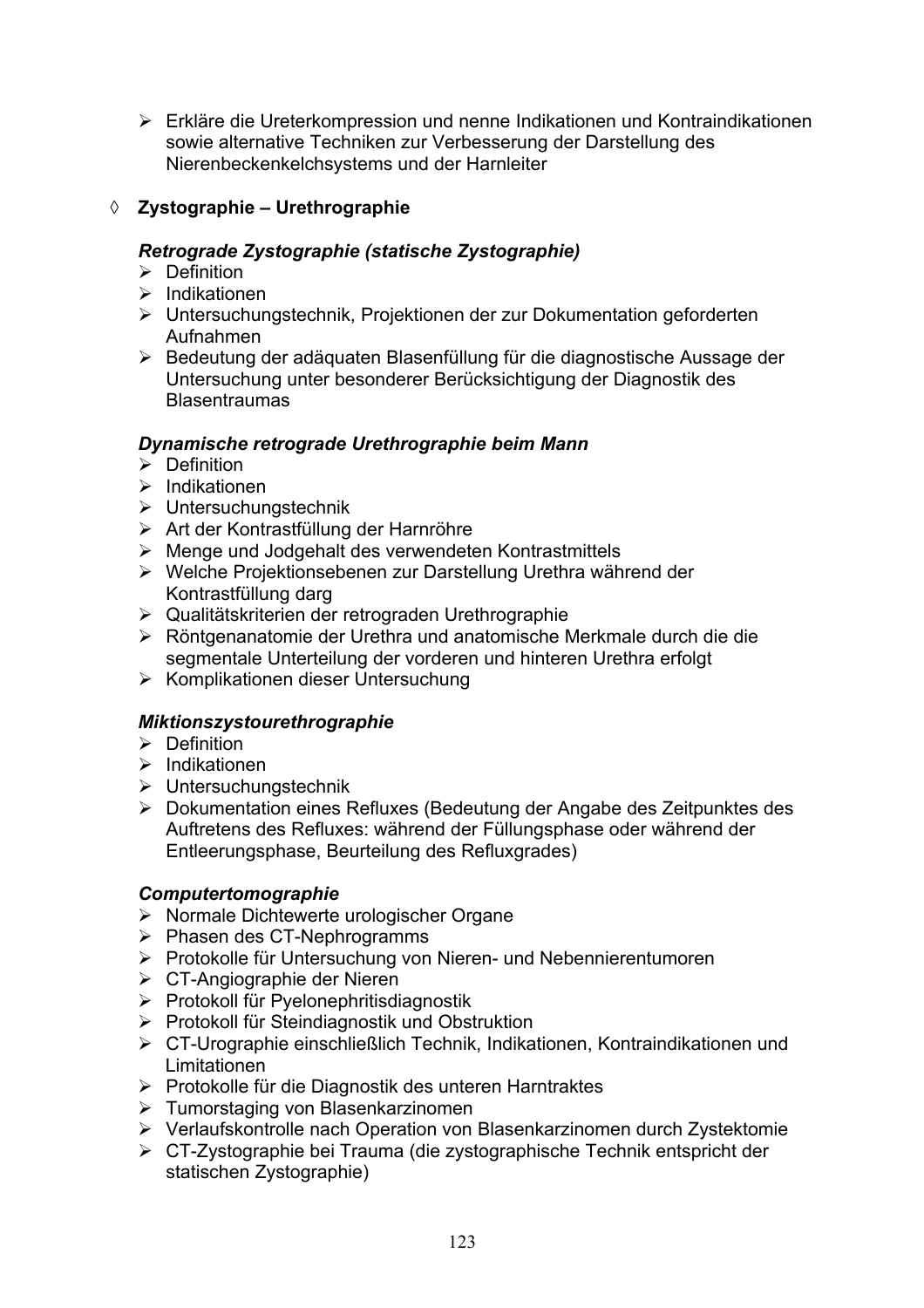- Erkläre die Ureterkompression und nenne Indikationen und Kontraindikationen sowie alternative Techniken zur Verbesserung der Darstellung des Nierenbeckenkelchsystems und der Harnleiter

◊ **Zystographie – Urethrographie**

***Retrograde Zystographie (statische Zystographie)***

- Definition
- Indikationen
- Untersuchungstechnik, Projektionen der zur Dokumentation geforderten Aufnahmen
- Bedeutung der adäquaten Blasenfüllung für die diagnostische Aussage der Untersuchung unter besonderer Berücksichtigung der Diagnostik des Blasentraumas

***Dynamische retrograde Urethrographie beim Mann***

- Definition
- Indikationen
- Untersuchungstechnik
- Art der Kontrastfüllung der Harnröhre
- Menge und Jodgehalt des verwendeten Kontrastmittels
- Welche Projektionsebenen zur Darstellung Urethra während der Kontrastfüllung darg
- Qualitätskriterien der retrograden Urethrographie
- Röntgenanatomie der Urethra und anatomische Merkmale durch die die segmentale Unterteilung der vorderen und hinteren Urethra erfolgt
- Komplikationen dieser Untersuchung

***Miktionszystourethrographie***

- Definition
- Indikationen
- Untersuchungstechnik
- Dokumentation eines Refluxes (Bedeutung der Angabe des Zeitpunktes des Auftretens des Refluxes: während der Füllungsphase oder während der Entleerungsphase, Beurteilung des Refluxgrades)

***Computertomographie***

- Normale Dichtewerte urologischer Organe
- Phasen des CT-Nephrogramms
- Protokolle für Untersuchung von Nieren- und Nebennierentumoren
- CT-Angiographie der Nieren
- Protokoll für Pyelonephritisdiagnostik
- Protokoll für Steindiagnostik und Obstruktion
- CT-Urographie einschließlich Technik, Indikationen, Kontraindikationen und Limitationen
- Protokolle für die Diagnostik des unteren Harntraktes
- Tumorstaging von Blasenkarzinomen
- Verlaufskontrolle nach Operation von Blasenkarzinomen durch Zystektomie
- CT-Zystographie bei Trauma (die zystographische Technik entspricht der statischen Zystographie)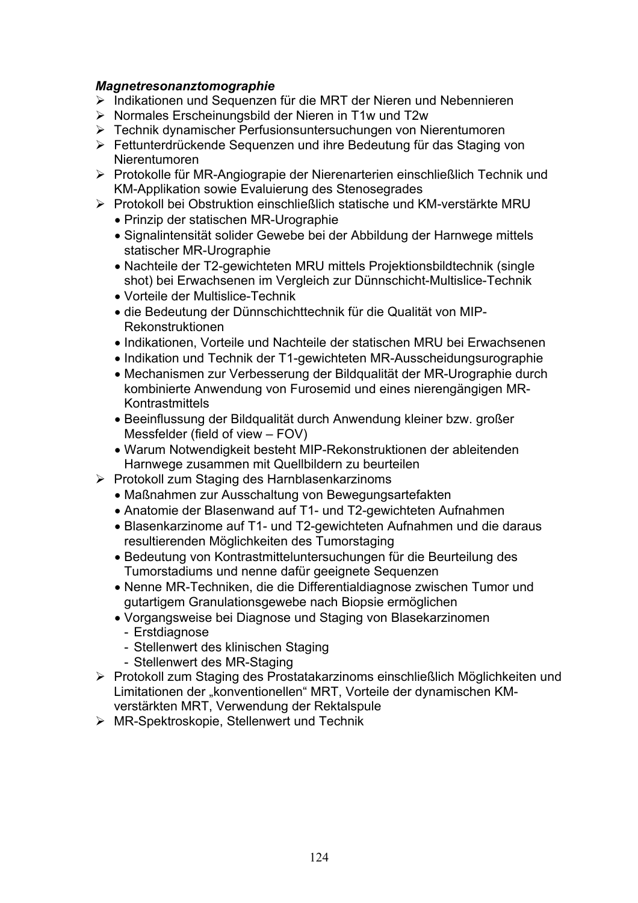***Magnetresonanztomographie***

- Indikationen und Sequenzen für die MRT der Nieren und Nebennieren
- Normales Erscheinungsbild der Nieren in T1w und T2w
- Technik dynamischer Perfusionsuntersuchungen von Nierentumoren
- Fettunterdrückende Sequenzen und ihre Bedeutung für das Staging von Nierentumoren
- Protokolle für MR-Angiograpie der Nierenarterien einschließlich Technik und KM-Applikation sowie Evaluierung des Stenosegrades
- Protokoll bei Obstruktion einschließlich statische und KM-verstärkte MRU
  - Prinzip der statischen MR-Urographie
  - Signalintensität solider Gewebe bei der Abbildung der Harnwege mittels statischer MR-Urographie
  - Nachteile der T2-gewichteten MRU mittels Projektionsbildtechnik (single shot) bei Erwachsenen im Vergleich zur Dünnschicht-Multislice-Technik
  - Vorteile der Multislice-Technik
  - die Bedeutung der Dünnschichttechnik für die Qualität von MIP-Rekonstruktionen
  - Indikationen, Vorteile und Nachteile der statischen MRU bei Erwachsenen
  - Indikation und Technik der T1-gewichteten MR-Ausscheidungsurographie
  - Mechanismen zur Verbesserung der Bildqualität der MR-Urographie durch kombinierte Anwendung von Furosemid und eines nierengängigen MR-Kontrastmittels
  - Beeinflussung der Bildqualität durch Anwendung kleiner bzw. großer Messfelder (field of view – FOV)
  - Warum Notwendigkeit besteht MIP-Rekonstruktionen der ableitenden Harnwege zusammen mit Quellbildern zu beurteilen
- Protokoll zum Staging des Harnblasenkarzinoms
  - Maßnahmen zur Ausschaltung von Bewegungsartefakten
  - Anatomie der Blasenwand auf T1- und T2-gewichteten Aufnahmen
  - Blasenkarzinome auf T1- und T2-gewichteten Aufnahmen und die daraus resultierenden Möglichkeiten des Tumorstaging
  - Bedeutung von Kontrastmitteluntersuchungen für die Beurteilung des Tumorstadiums und nenne dafür geeignete Sequenzen
  - Nenne MR-Techniken, die die Differentialdiagnose zwischen Tumor und gutartigem Granulationsgewebe nach Biopsie ermöglichen
  - Vorgangsweise bei Diagnose und Staging von Blasekarzinomen
    - Erstdiagnose
    - Stellenwert des klinischen Staging
    - Stellenwert des MR-Staging
- Protokoll zum Staging des Prostatakarzinoms einschließlich Möglichkeiten und Limitationen der „konventionellen" MRT, Vorteile der dynamischen KM-verstärkten MRT, Verwendung der Rektalspule
- MR-Spektroskopie, Stellenwert und Technik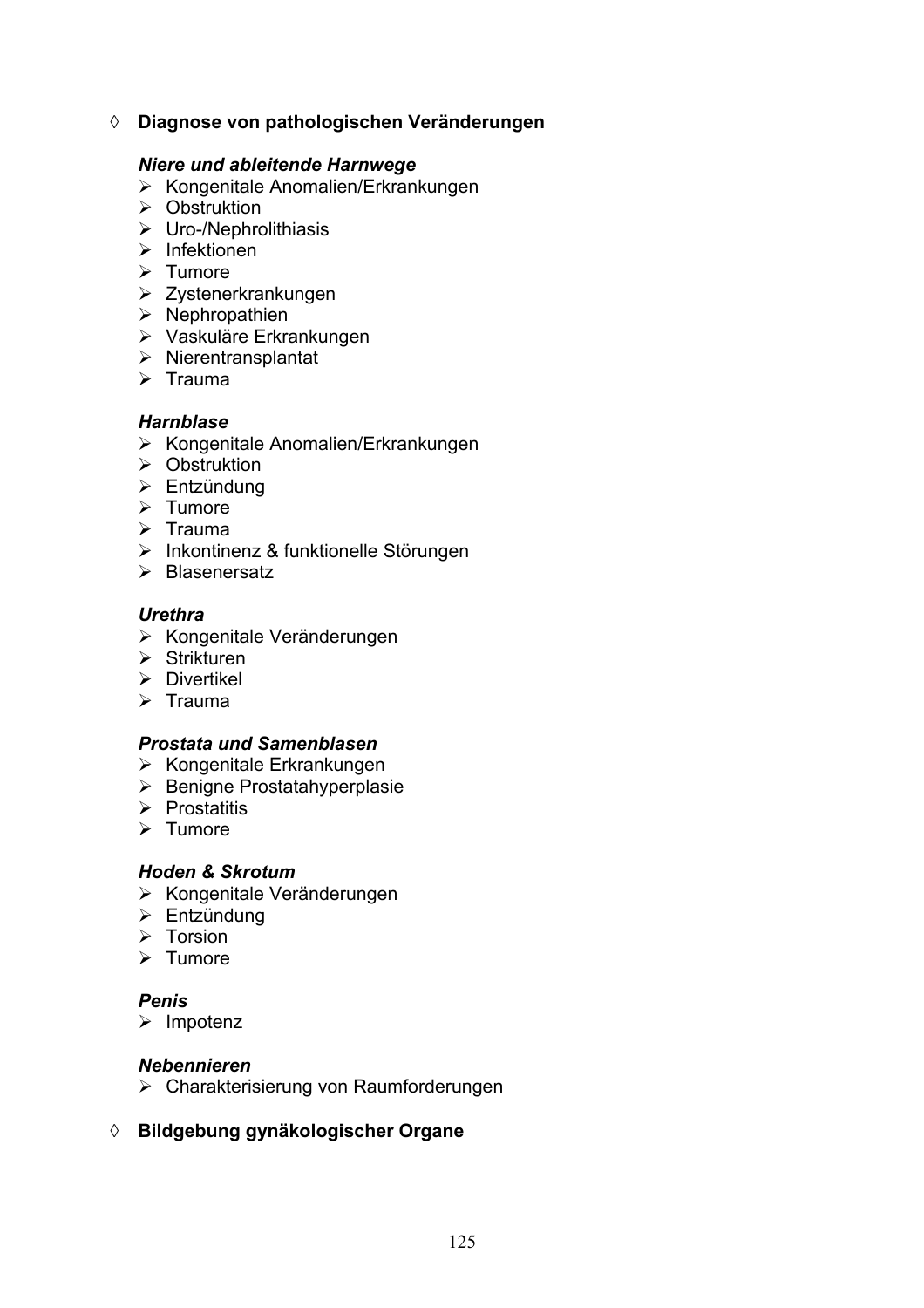◊ **Diagnose von pathologischen Veränderungen**

***Niere und ableitende Harnwege***

- Kongenitale Anomalien/Erkrankungen
- Obstruktion
- Uro-/Nephrolithiasis
- Infektionen
- Tumore
- Zystenerkrankungen
- Nephropathien
- Vaskuläre Erkrankungen
- Nierentransplantat
- Trauma

***Harnblase***

- Kongenitale Anomalien/Erkrankungen
- Obstruktion
- Entzündung
- Tumore
- Trauma
- Inkontinenz & funktionelle Störungen
- Blasenersatz

***Urethra***

- Kongenitale Veränderungen
- Strikturen
- Divertikel
- Trauma

***Prostata und Samenblasen***

- Kongenitale Erkrankungen
- Benigne Prostatahyperplasie
- Prostatitis
- Tumore

***Hoden & Skrotum***

- Kongenitale Veränderungen
- Entzündung
- Torsion
- Tumore

***Penis***

- Impotenz

***Nebennieren***

- Charakterisierung von Raumforderungen

◊ **Bildgebung gynäkologischer Organe**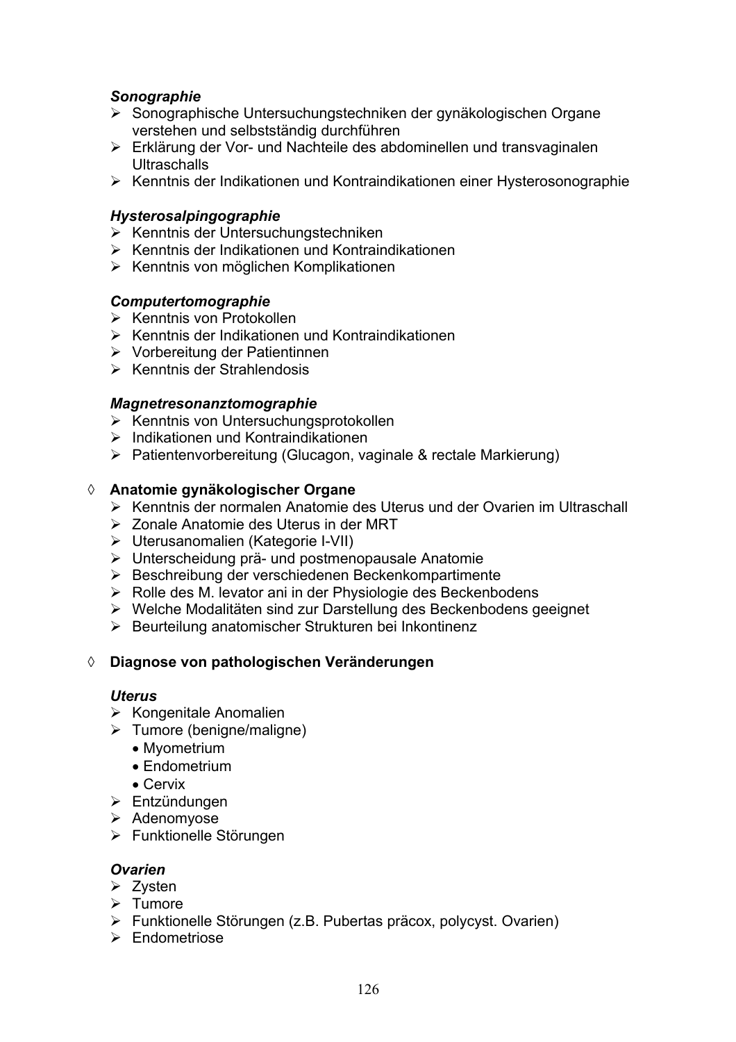***Sonographie***

- Sonographische Untersuchungstechniken der gynäkologischen Organe verstehen und selbstständig durchführen
- Erklärung der Vor- und Nachteile des abdominellen und transvaginalen Ultraschalls
- Kenntnis der Indikationen und Kontraindikationen einer Hysterosonographie

***Hysterosalpingographie***

- Kenntnis der Untersuchungstechniken
- Kenntnis der Indikationen und Kontraindikationen
- Kenntnis von möglichen Komplikationen

***Computertomographie***

- Kenntnis von Protokollen
- Kenntnis der Indikationen und Kontraindikationen
- Vorbereitung der Patientinnen
- Kenntnis der Strahlendosis

***Magnetresonanztomographie***

- Kenntnis von Untersuchungsprotokollen
- Indikationen und Kontraindikationen
- Patientenvorbereitung (Glucagon, vaginale & rectale Markierung)

◊ **Anatomie gynäkologischer Organe**

- Kenntnis der normalen Anatomie des Uterus und der Ovarien im Ultraschall
- Zonale Anatomie des Uterus in der MRT
- Uterusanomalien (Kategorie I-VII)
- Unterscheidung prä- und postmenopausale Anatomie
- Beschreibung der verschiedenen Beckenkompartimente
- Rolle des M. levator ani in der Physiologie des Beckenbodens
- Welche Modalitäten sind zur Darstellung des Beckenbodens geeignet
- Beurteilung anatomischer Strukturen bei Inkontinenz

◊ **Diagnose von pathologischen Veränderungen**

***Uterus***

- Kongenitale Anomalien
- Tumore (benigne/maligne)
  - Myometrium
  - Endometrium
  - Cervix
- Entzündungen
- Adenomyose
- Funktionelle Störungen

***Ovarien***

- Zysten
- Tumore
- Funktionelle Störungen (z.B. Pubertas präcox, polycyst. Ovarien)
- Endometriose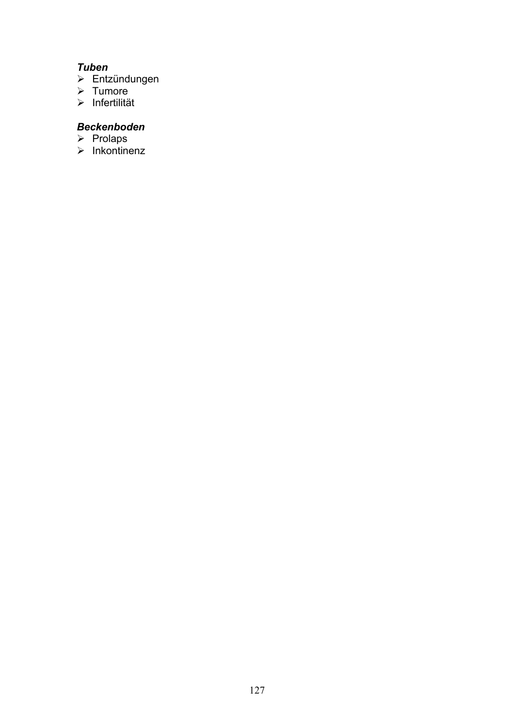***Tuben***

- Entzündungen
- Tumore
- Infertilität

***Beckenboden***

- Prolaps
- Inkontinenz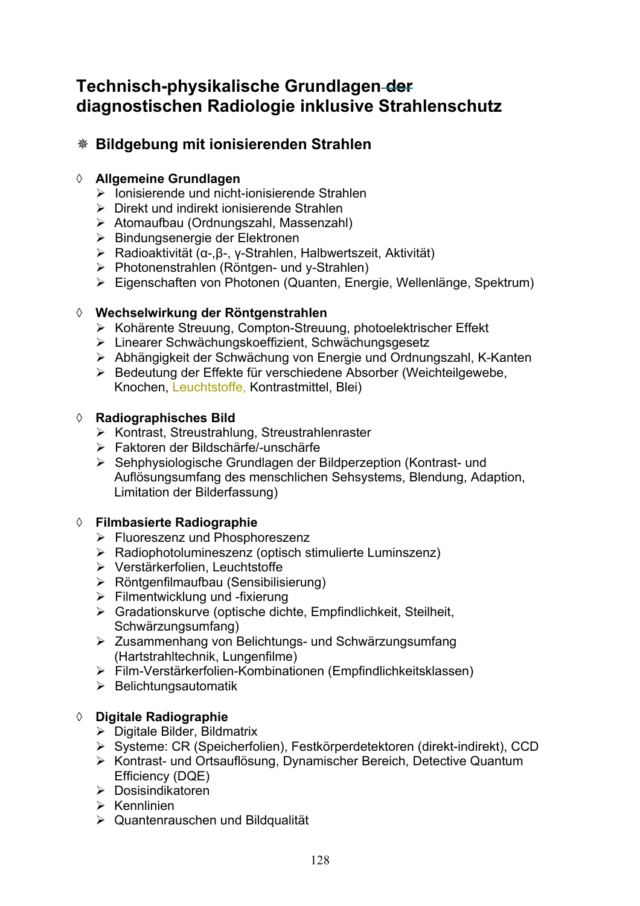# Technisch-physikalische Grundlagen der diagnostischen Radiologie inklusive Strahlenschutz

## ❈ Bildgebung mit ionisierenden Strahlen

### ◊ Allgemeine Grundlagen

- Ionisierende und nicht-ionisierende Strahlen
- Direkt und indirekt ionisierende Strahlen
- Atomaufbau (Ordnungszahl, Massenzahl)
- Bindungsenergie der Elektronen
- Radioaktivität (α-,β-, γ-Strahlen, Halbwertszeit, Aktivität)
- Photonenstrahlen (Röntgen- und γ-Strahlen)
- Eigenschaften von Photonen (Quanten, Energie, Wellenlänge, Spektrum)

### ◊ Wechselwirkung der Röntgenstrahlen

- Kohärente Streuung, Compton-Streuung, photoelektrischer Effekt
- Linearer Schwächungskoeffizient, Schwächungsgesetz
- Abhängigkeit der Schwächung von Energie und Ordnungszahl, K-Kanten
- Bedeutung der Effekte für verschiedene Absorber (Weichteilgewebe, Knochen, Leuchtstoffe, Kontrastmittel, Blei)

### ◊ Radiographisches Bild

- Kontrast, Streustrahlung, Streustrahlenraster
- Faktoren der Bildschärfe/-unschärfe
- Sehphysiologische Grundlagen der Bildperzeption (Kontrast- und Auflösungsumfang des menschlichen Sehsystems, Blendung, Adaption, Limitation der Bilderfassung)

### ◊ Filmbasierte Radiographie

- Fluoreszenz und Phosphoreszenz
- Radiophotolumineszenz (optisch stimulierte Luminszenz)
- Verstärkerfolien, Leuchtstoffe
- Röntgenfilmaufbau (Sensibilisierung)
- Filmentwicklung und -fixierung
- Gradationskurve (optische dichte, Empfindlichkeit, Steilheit, Schwärzungsumfang)
- Zusammenhang von Belichtungs- und Schwärzungsumfang (Hartstrahltechnik, Lungenfilme)
- Film-Verstärkerfolien-Kombinationen (Empfindlichkeitsklassen)
- Belichtungsautomatik

### ◊ Digitale Radiographie

- Digitale Bilder, Bildmatrix
- Systeme: CR (Speicherfolien), Festkörperdetektoren (direkt-indirekt), CCD
- Kontrast- und Ortsauflösung, Dynamischer Bereich, Detective Quantum Efficiency (DQE)
- Dosisindikatoren
- Kennlinien
- Quantenrauschen und Bildqualität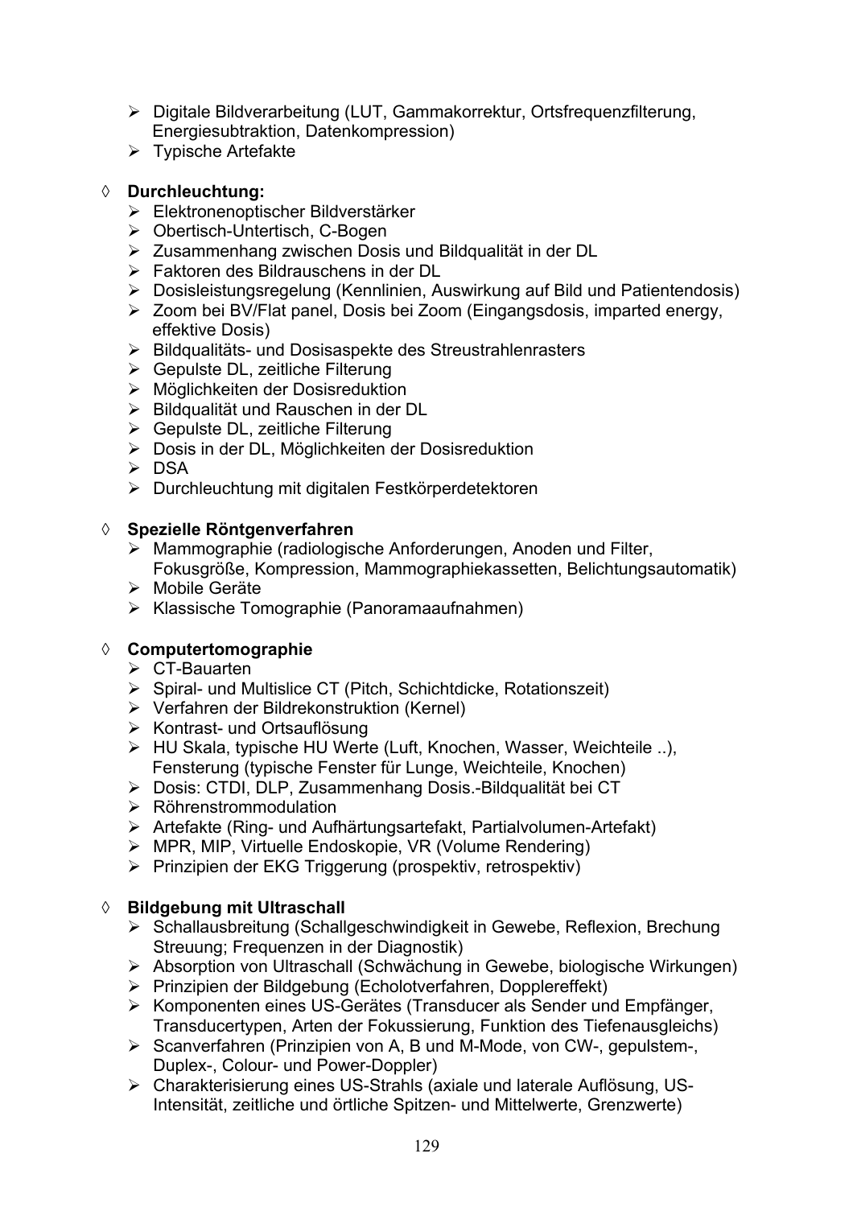- Digitale Bildverarbeitung (LUT, Gammakorrektur, Ortsfrequenzfilterung, Energiesubtraktion, Datenkompression)
- Typische Artefakte

◊ **Durchleuchtung:**
- Elektronenoptischer Bildverstärker
- Obertisch-Untertisch, C-Bogen
- Zusammenhang zwischen Dosis und Bildqualität in der DL
- Faktoren des Bildrauschens in der DL
- Dosisleistungsregelung (Kennlinien, Auswirkung auf Bild und Patientendosis)
- Zoom bei BV/Flat panel, Dosis bei Zoom (Eingangsdosis, imparted energy, effektive Dosis)
- Bildqualitäts- und Dosisaspekte des Streustrahlenrasters
- Gepulste DL, zeitliche Filterung
- Möglichkeiten der Dosisreduktion
- Bildqualität und Rauschen in der DL
- Gepulste DL, zeitliche Filterung
- Dosis in der DL, Möglichkeiten der Dosisreduktion
- DSA
- Durchleuchtung mit digitalen Festkörperdetektoren

◊ **Spezielle Röntgenverfahren**
- Mammographie (radiologische Anforderungen, Anoden und Filter, Fokusgröße, Kompression, Mammographiekassetten, Belichtungsautomatik)
- Mobile Geräte
- Klassische Tomographie (Panoramaaufnahmen)

◊ **Computertomographie**
- CT-Bauarten
- Spiral- und Multislice CT (Pitch, Schichtdicke, Rotationszeit)
- Verfahren der Bildrekonstruktion (Kernel)
- Kontrast- und Ortsauflösung
- HU Skala, typische HU Werte (Luft, Knochen, Wasser, Weichteile ..), Fensterung (typische Fenster für Lunge, Weichteile, Knochen)
- Dosis: CTDI, DLP, Zusammenhang Dosis.-Bildqualität bei CT
- Röhrenstrommodulation
- Artefakte (Ring- und Aufhärtungsartefakt, Partialvolumen-Artefakt)
- MPR, MIP, Virtuelle Endoskopie, VR (Volume Rendering)
- Prinzipien der EKG Triggerung (prospektiv, retrospektiv)

◊ **Bildgebung mit Ultraschall**
- Schallausbreitung (Schallgeschwindigkeit in Gewebe, Reflexion, Brechung Streuung; Frequenzen in der Diagnostik)
- Absorption von Ultraschall (Schwächung in Gewebe, biologische Wirkungen)
- Prinzipien der Bildgebung (Echolotverfahren, Dopplereffekt)
- Komponenten eines US-Gerätes (Transducer als Sender und Empfänger, Transducertypen, Arten der Fokussierung, Funktion des Tiefenausgleichs)
- Scanverfahren (Prinzipien von A, B und M-Mode, von CW-, gepulstem-, Duplex-, Colour- und Power-Doppler)
- Charakterisierung eines US-Strahls (axiale und laterale Auflösung, US-Intensität, zeitliche und örtliche Spitzen- und Mittelwerte, Grenzwerte)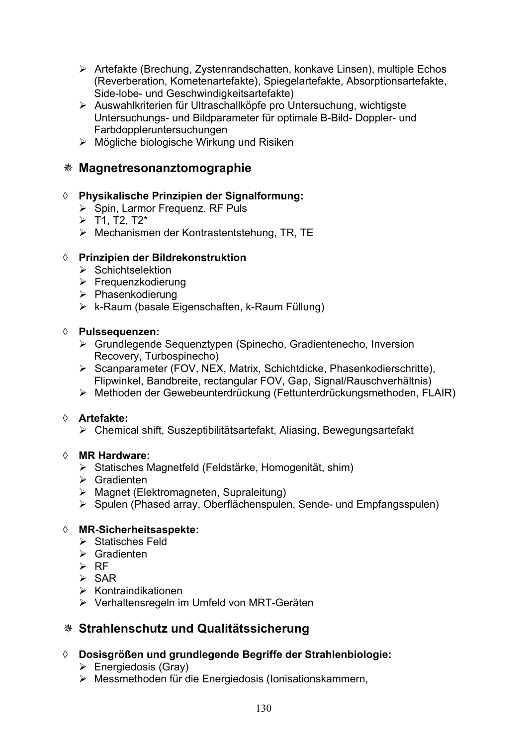- Artefakte (Brechung, Zystenrandschatten, konkave Linsen), multiple Echos (Reverberation, Kometenartefakte), Spiegelartefakte, Absorptionsartefakte, Side-lobe- und Geschwindigkeitsartefakte)
- Auswahlkriterien für Ultraschallköpfe pro Untersuchung, wichtigste Untersuchungs- und Bildparameter für optimale B-Bild- Doppler- und Farbdoppleruntersuchungen
- Mögliche biologische Wirkung und Risiken

## ❋ Magnetresonanztomographie

### ◊ Physikalische Prinzipien der Signalformung:

- Spin, Larmor Frequenz. RF Puls
- T1, T2, T2*
- Mechanismen der Kontrastentstehung, TR, TE

### ◊ Prinzipien der Bildrekonstruktion

- Schichtselektion
- Frequenzkodierung
- Phasenkodierung
- k-Raum (basale Eigenschaften, k-Raum Füllung)

### ◊ Pulssequenzen:

- Grundlegende Sequenztypen (Spinecho, Gradientenecho, Inversion Recovery, Turbospinecho)
- Scanparameter (FOV, NEX, Matrix, Schichtdicke, Phasenkodierschritte), Flipwinkel, Bandbreite, rectangular FOV, Gap, Signal/Rauschverhältnis)
- Methoden der Gewebeunterdrückung (Fettunterdrückungsmethoden, FLAIR)

### ◊ Artefakte:

- Chemical shift, Suszeptibilitätsartefakt, Aliasing, Bewegungsartefakt

### ◊ MR Hardware:

- Statisches Magnetfeld (Feldstärke, Homogenität, shim)
- Gradienten
- Magnet (Elektromagneten, Supraleitung)
- Spulen (Phased array, Oberflächenspulen, Sende- und Empfangsspulen)

### ◊ MR-Sicherheitsaspekte:

- Statisches Feld
- Gradienten
- RF
- SAR
- Kontraindikationen
- Verhaltensregeln im Umfeld von MRT-Geräten

## ❋ Strahlenschutz und Qualitätssicherung

### ◊ Dosisgrößen und grundlegende Begriffe der Strahlenbiologie:

- Energiedosis (Gray)
- Messmethoden für die Energiedosis (Ionisationskammern,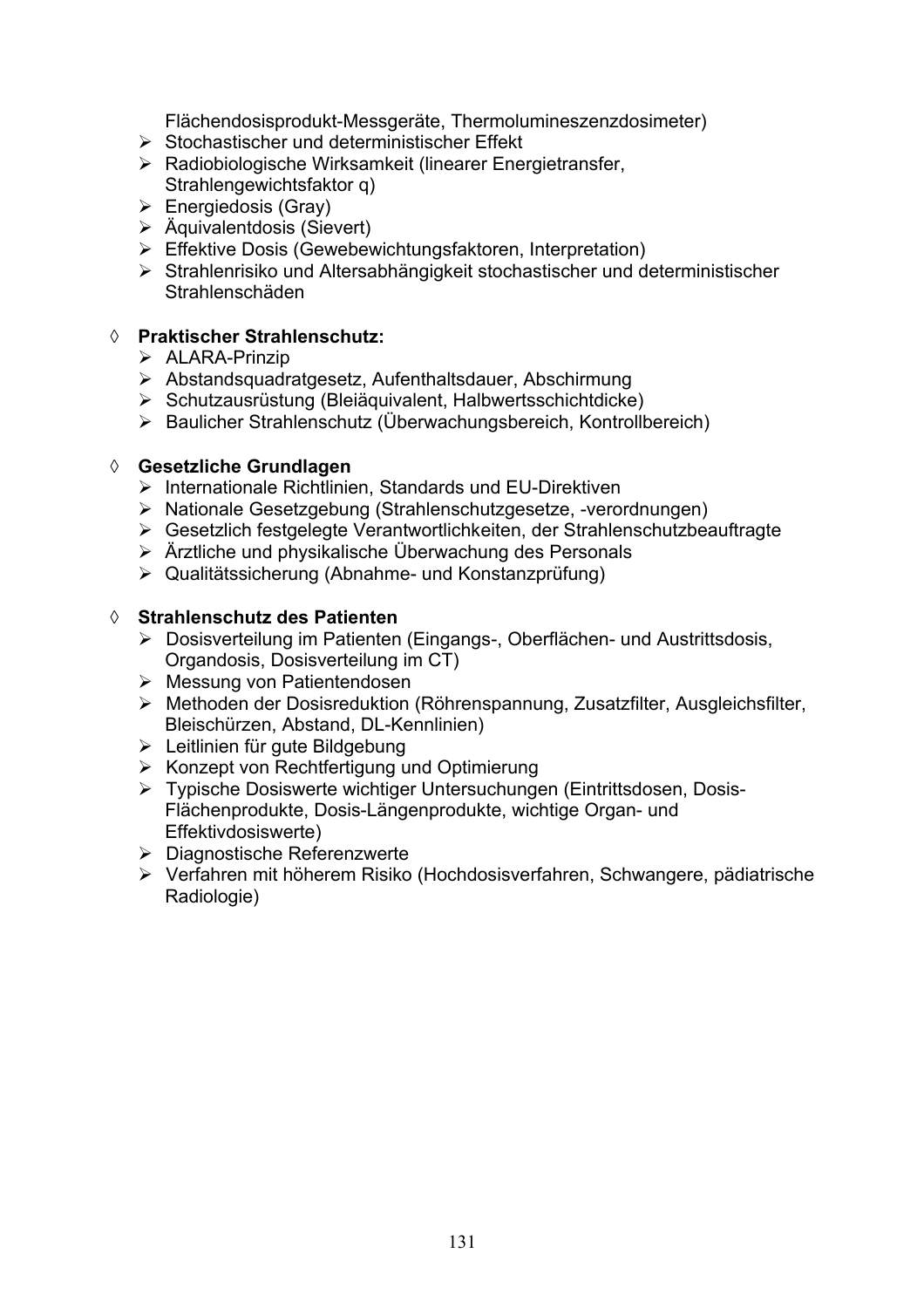Flächendosisprodukt-Messgeräte, Thermolumineszenzdosimeter)

- Stochastischer und deterministischer Effekt
- Radiobiologische Wirksamkeit (linearer Energietransfer, Strahlengewichtsfaktor q)
- Energiedosis (Gray)
- Äquivalentdosis (Sievert)
- Effektive Dosis (Gewebewichtungsfaktoren, Interpretation)
- Strahlenrisiko und Altersabhängigkeit stochastischer und deterministischer Strahlenschäden

◊ **Praktischer Strahlenschutz:**

- ALARA-Prinzip
- Abstandsquadratgesetz, Aufenthaltsdauer, Abschirmung
- Schutzausrüstung (Bleiäquivalent, Halbwertsschichtdicke)
- Baulicher Strahlenschutz (Überwachungsbereich, Kontrollbereich)

◊ **Gesetzliche Grundlagen**

- Internationale Richtlinien, Standards und EU-Direktiven
- Nationale Gesetzgebung (Strahlenschutzgesetze, -verordnungen)
- Gesetzlich festgelegte Verantwortlichkeiten, der Strahlenschutzbeauftragte
- Ärztliche und physikalische Überwachung des Personals
- Qualitätssicherung (Abnahme- und Konstanzprüfung)

◊ **Strahlenschutz des Patienten**

- Dosisverteilung im Patienten (Eingangs-, Oberflächen- und Austrittsdosis, Organdosis, Dosisverteilung im CT)
- Messung von Patientendosen
- Methoden der Dosisreduktion (Röhrenspannung, Zusatzfilter, Ausgleichsfilter, Bleischürzen, Abstand, DL-Kennlinien)
- Leitlinien für gute Bildgebung
- Konzept von Rechtfertigung und Optimierung
- Typische Dosiswerte wichtiger Untersuchungen (Eintrittsdosen, Dosis-Flächenprodukte, Dosis-Längenprodukte, wichtige Organ- und Effektivdosiswerte)
- Diagnostische Referenzwerte
- Verfahren mit höherem Risiko (Hochdosisverfahren, Schwangere, pädiatrische Radiologie)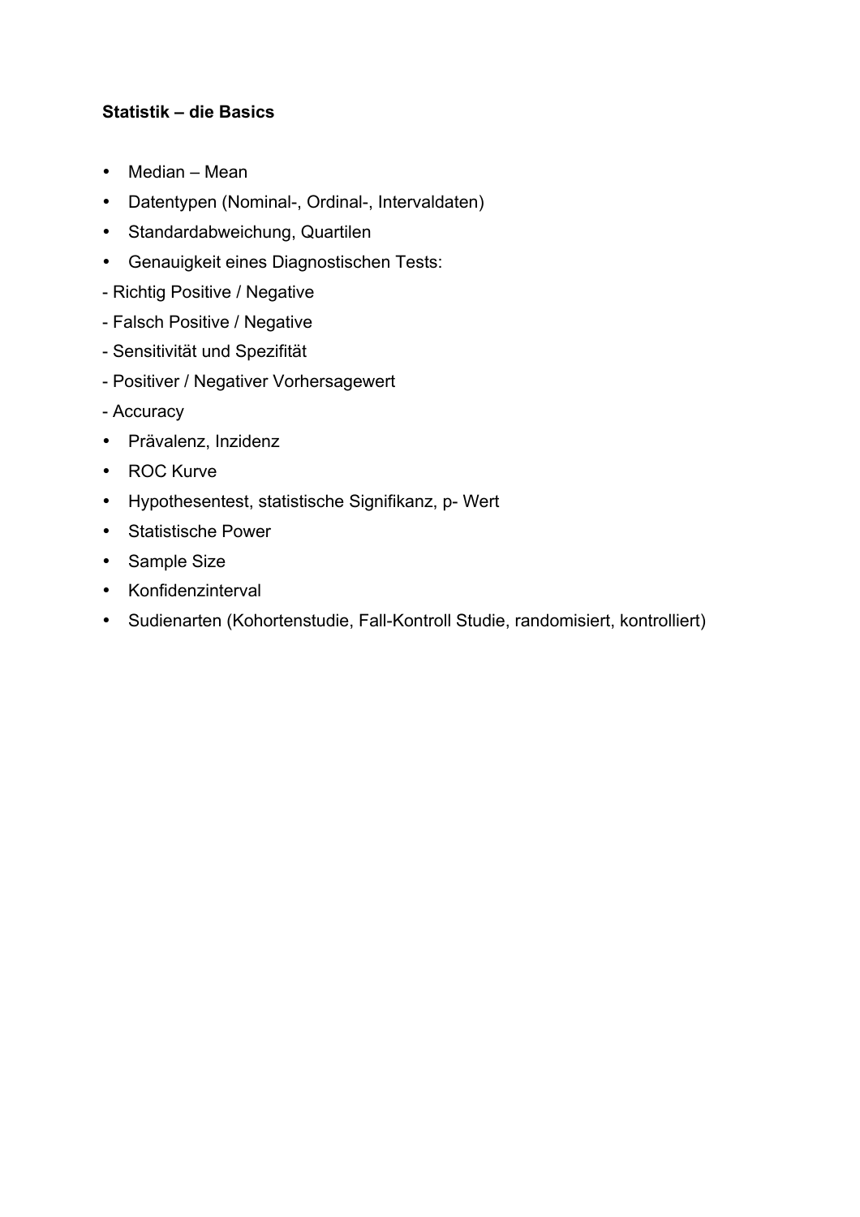**Statistik – die Basics**

- Median – Mean
- Datentypen (Nominal-, Ordinal-, Intervaldaten)
- Standardabweichung, Quartilen
- Genauigkeit eines Diagnostischen Tests:

- Richtig Positive / Negative
- Falsch Positive / Negative
- Sensitivität und Spezifität
- Positiver / Negativer Vorhersagewert
- Accuracy

- Prävalenz, Inzidenz
- ROC Kurve
- Hypothesentest, statistische Signifikanz, p- Wert
- Statistische Power
- Sample Size
- Konfidenzinterval
- Sudienarten (Kohortenstudie, Fall-Kontroll Studie, randomisiert, kontrolliert)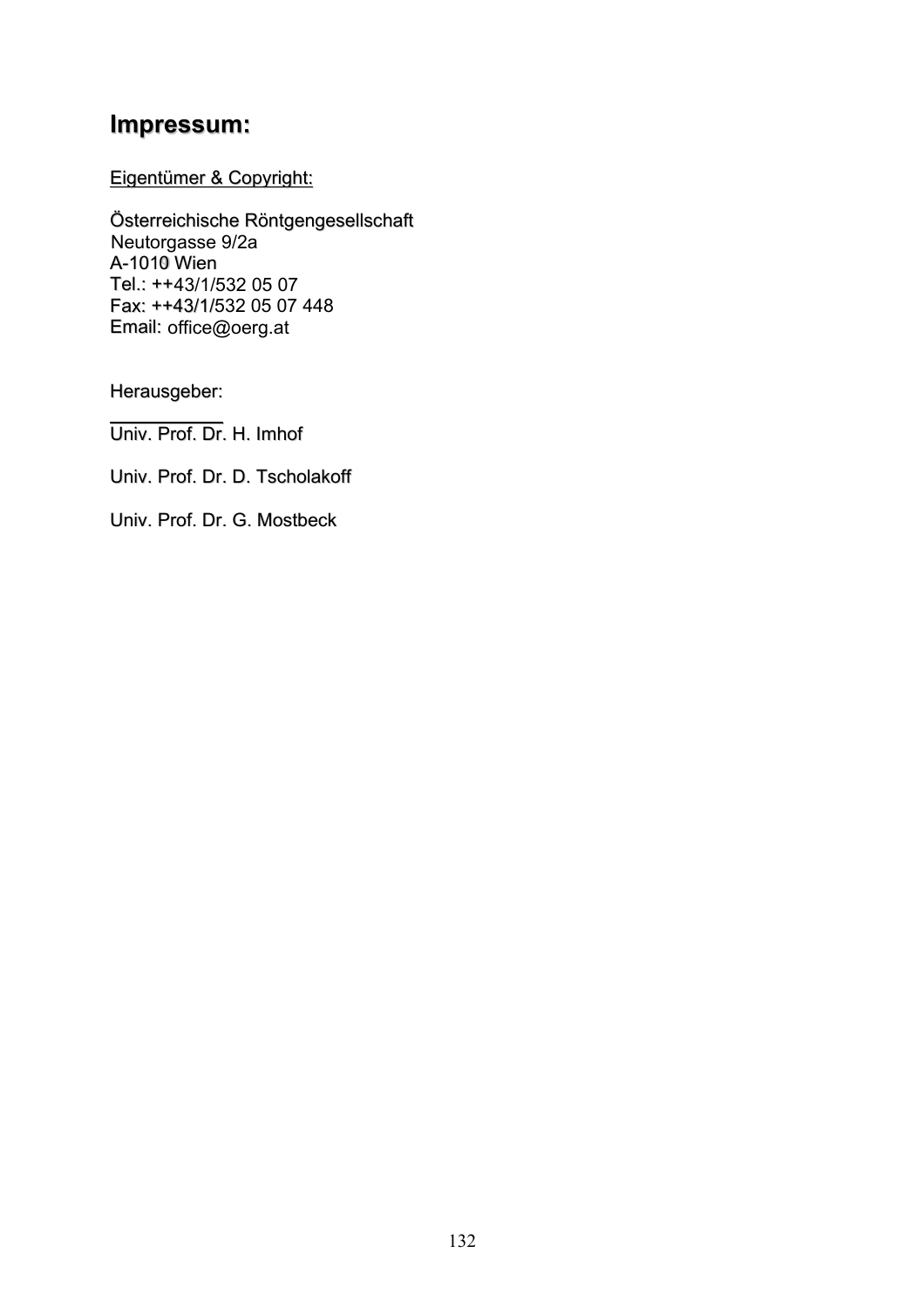# Impressum:

Eigentümer & Copyright:

Österreichische Röntgengesellschaft
Neutorgasse 9/2a
A-1010 Wien
Tel.: ++43/1/532 05 07
Fax: ++43/1/532 05 07 448
Email: office@oerg.at

Herausgeber:

Univ. Prof. Dr. H. Imhof

Univ. Prof. Dr. D. Tscholakoff

Univ. Prof. Dr. G. Mostbeck